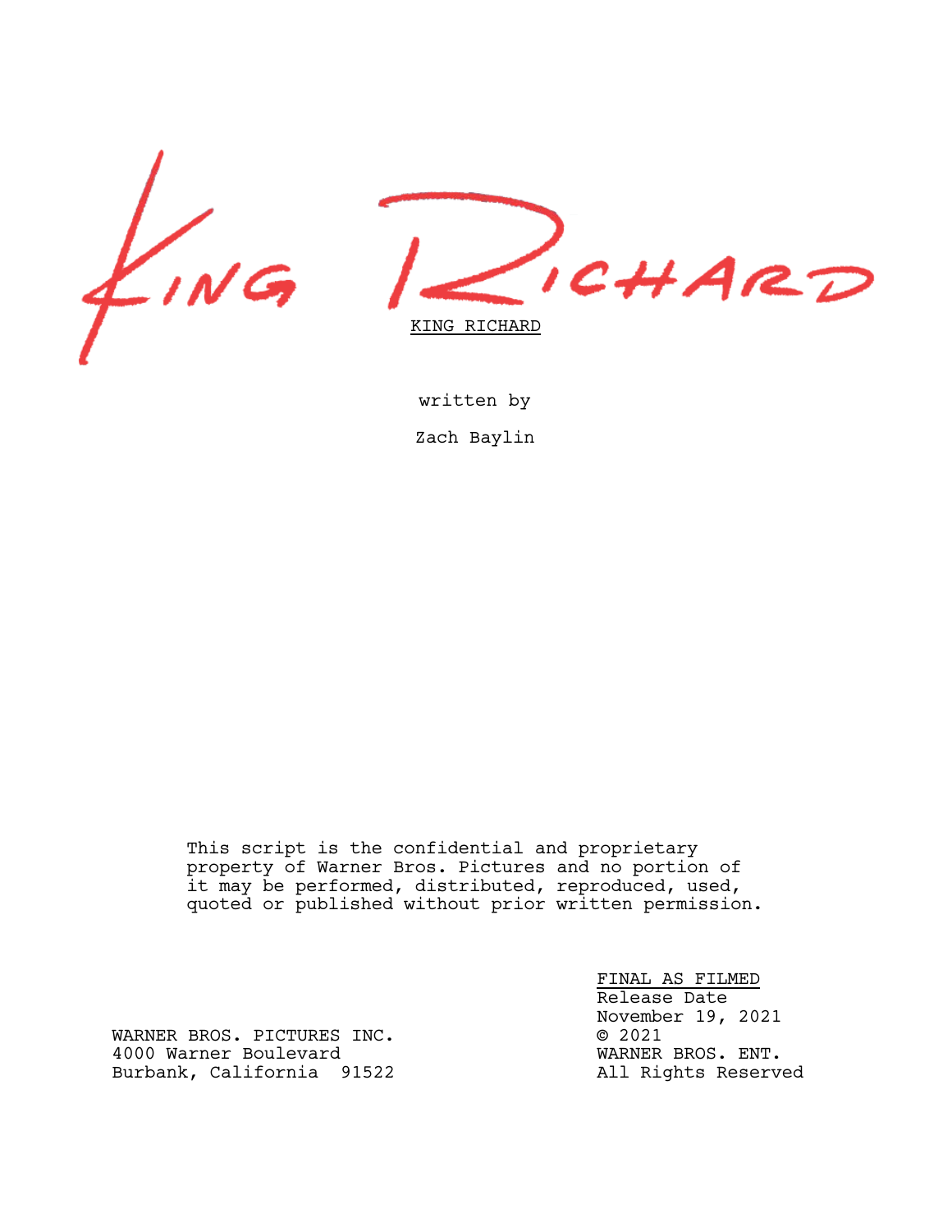# KING RICHARD

written by

Zach Baylin

This script is the confidential and proprietary property of Warner Bros. Pictures and no portion of it may be performed, distributed, reproduced, used, quoted or published without prior written permission.

WARNER BROS. PICTURES INC.
4000 Warner Boulevard
Burbank, California 91522

FINAL AS FILMED
Release Date
November 19, 2021
© 2021
WARNER BROS. ENT.
All Rights Reserved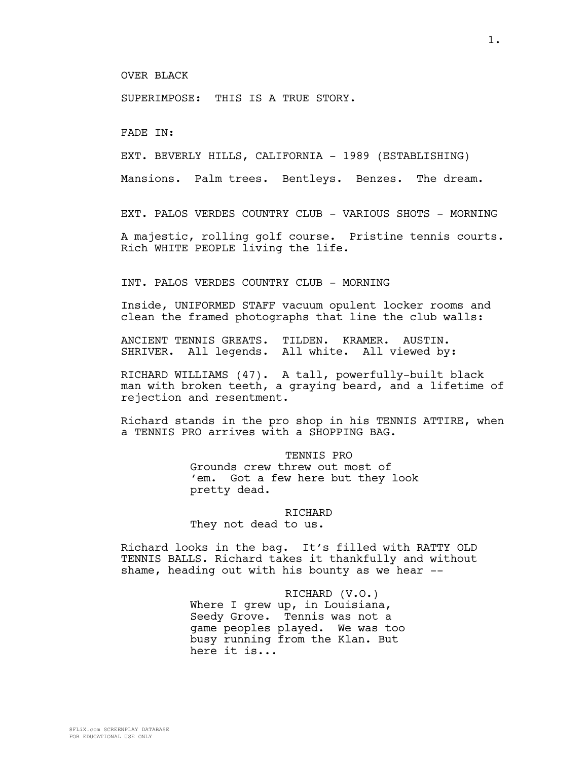OVER BLACK

SUPERIMPOSE: THIS IS A TRUE STORY.

FADE IN:

EXT. BEVERLY HILLS, CALIFORNIA - 1989 (ESTABLISHING)

Mansions. Palm trees. Bentleys. Benzes. The dream.

EXT. PALOS VERDES COUNTRY CLUB - VARIOUS SHOTS - MORNING

A majestic, rolling golf course. Pristine tennis courts. Rich WHITE PEOPLE living the life.

INT. PALOS VERDES COUNTRY CLUB - MORNING

Inside, UNIFORMED STAFF vacuum opulent locker rooms and clean the framed photographs that line the club walls:

ANCIENT TENNIS GREATS. TILDEN. KRAMER. AUSTIN. SHRIVER. All legends. All white. All viewed by:

RICHARD WILLIAMS (47). A tall, powerfully-built black man with broken teeth, a graying beard, and a lifetime of rejection and resentment.

Richard stands in the pro shop in his TENNIS ATTIRE, when a TENNIS PRO arrives with a SHOPPING BAG.

TENNIS PRO
Grounds crew threw out most of 'em. Got a few here but they look pretty dead.

RICHARD
They not dead to us.

Richard looks in the bag. It's filled with RATTY OLD TENNIS BALLS. Richard takes it thankfully and without shame, heading out with his bounty as we hear --

RICHARD (V.O.)
Where I grew up, in Louisiana, Seedy Grove. Tennis was not a game peoples played. We was too busy running from the Klan. But here it is...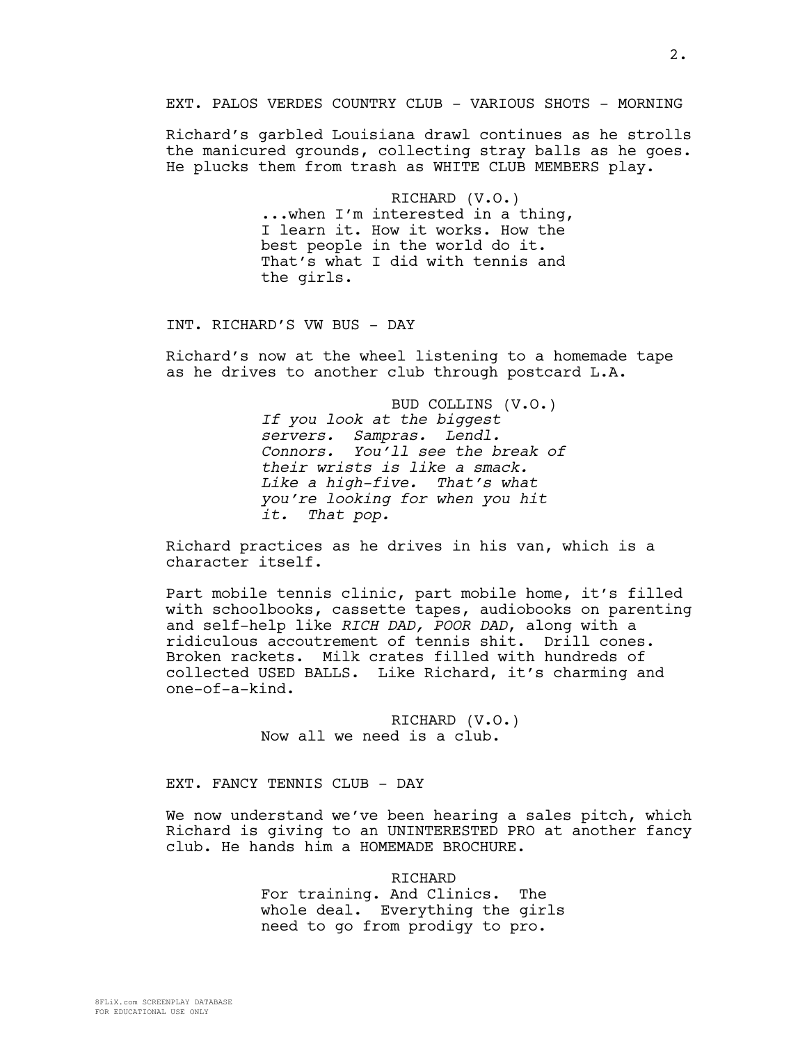EXT. PALOS VERDES COUNTRY CLUB - VARIOUS SHOTS - MORNING

Richard's garbled Louisiana drawl continues as he strolls the manicured grounds, collecting stray balls as he goes. He plucks them from trash as WHITE CLUB MEMBERS play.

RICHARD (V.O.)
...when I'm interested in a thing, I learn it. How it works. How the best people in the world do it. That's what I did with tennis and the girls.

INT. RICHARD'S VW BUS - DAY

Richard's now at the wheel listening to a homemade tape as he drives to another club through postcard L.A.

BUD COLLINS (V.O.)
*If you look at the biggest servers. Sampras. Lendl. Connors. You'll see the break of their wrists is like a smack. Like a high-five. That's what you're looking for when you hit it. That pop.*

Richard practices as he drives in his van, which is a character itself.

Part mobile tennis clinic, part mobile home, it's filled with schoolbooks, cassette tapes, audiobooks on parenting and self-help like *RICH DAD, POOR DAD*, along with a ridiculous accoutrement of tennis shit. Drill cones. Broken rackets. Milk crates filled with hundreds of collected USED BALLS. Like Richard, it's charming and one-of-a-kind.

RICHARD (V.O.)
Now all we need is a club.

EXT. FANCY TENNIS CLUB - DAY

We now understand we've been hearing a sales pitch, which Richard is giving to an UNINTERESTED PRO at another fancy club. He hands him a HOMEMADE BROCHURE.

RICHARD
For training. And Clinics. The whole deal. Everything the girls need to go from prodigy to pro.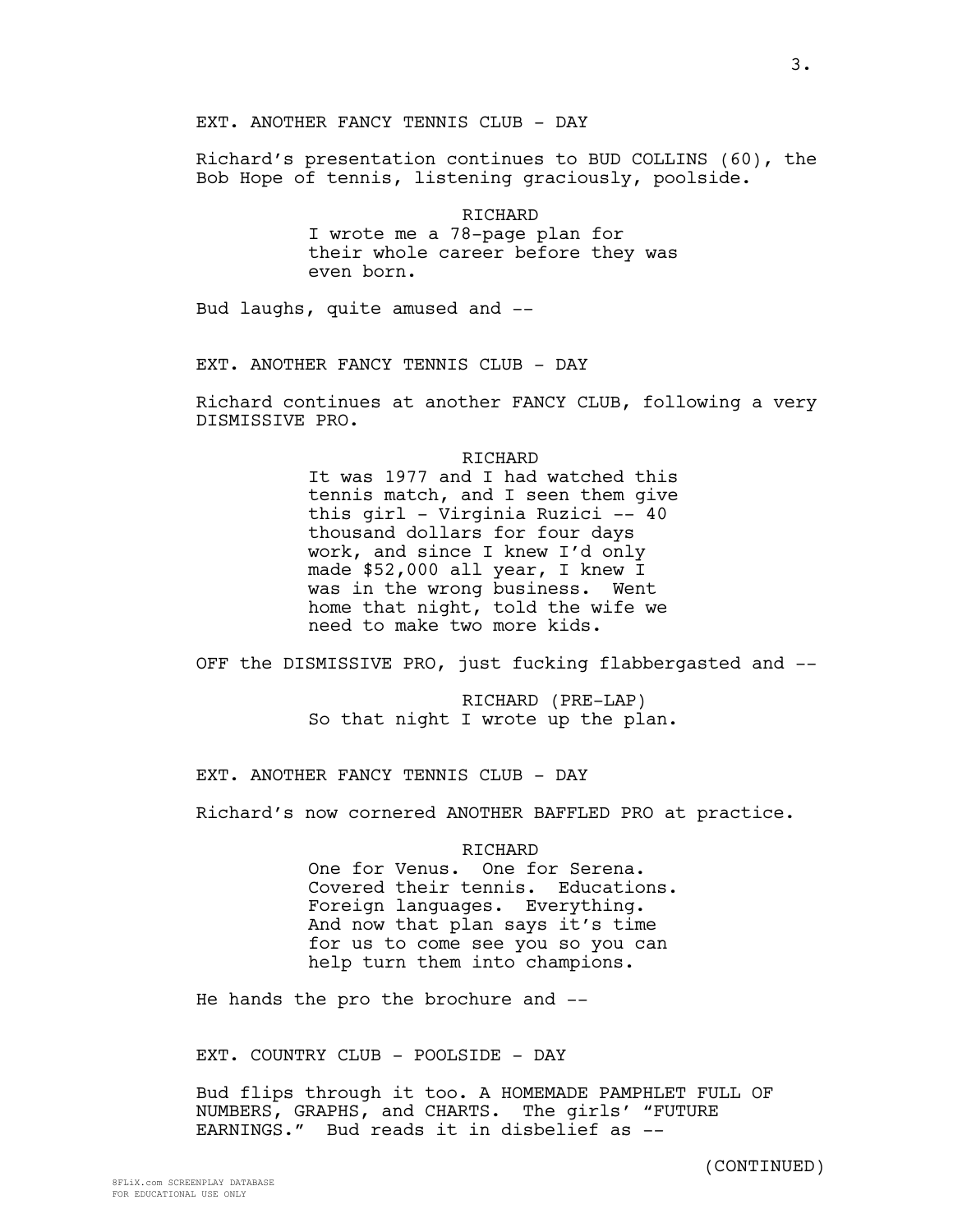EXT. ANOTHER FANCY TENNIS CLUB - DAY

Richard's presentation continues to BUD COLLINS (60), the Bob Hope of tennis, listening graciously, poolside.

RICHARD
I wrote me a 78-page plan for their whole career before they was even born.

Bud laughs, quite amused and --

EXT. ANOTHER FANCY TENNIS CLUB - DAY

Richard continues at another FANCY CLUB, following a very DISMISSIVE PRO.

RICHARD
It was 1977 and I had watched this tennis match, and I seen them give this girl - Virginia Ruzici -- 40 thousand dollars for four days work, and since I knew I'd only made $52,000 all year, I knew I was in the wrong business. Went home that night, told the wife we need to make two more kids.

OFF the DISMISSIVE PRO, just fucking flabbergasted and --

RICHARD (PRE-LAP)
So that night I wrote up the plan.

EXT. ANOTHER FANCY TENNIS CLUB - DAY

Richard's now cornered ANOTHER BAFFLED PRO at practice.

RICHARD
One for Venus. One for Serena. Covered their tennis. Educations. Foreign languages. Everything. And now that plan says it's time for us to come see you so you can help turn them into champions.

He hands the pro the brochure and --

EXT. COUNTRY CLUB - POOLSIDE - DAY

Bud flips through it too. A HOMEMADE PAMPHLET FULL OF NUMBERS, GRAPHS, and CHARTS. The girls' "FUTURE EARNINGS." Bud reads it in disbelief as --

(CONTINUED)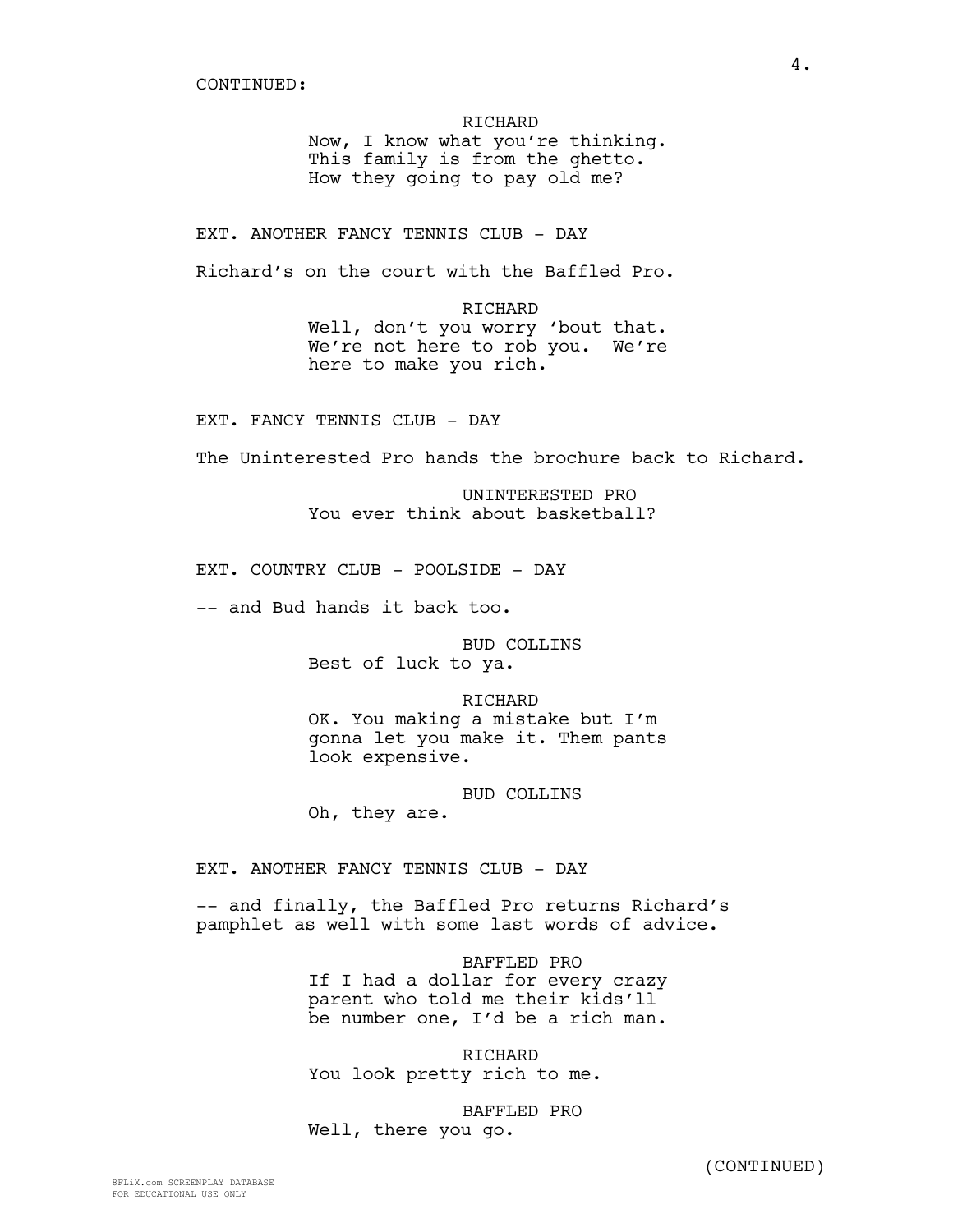CONTINUED:

RICHARD
Now, I know what you're thinking.
This family is from the ghetto.
How they going to pay old me?

EXT. ANOTHER FANCY TENNIS CLUB - DAY

Richard's on the court with the Baffled Pro.

RICHARD
Well, don't you worry 'bout that.
We're not here to rob you. We're
here to make you rich.

EXT. FANCY TENNIS CLUB - DAY

The Uninterested Pro hands the brochure back to Richard.

UNINTERESTED PRO
You ever think about basketball?

EXT. COUNTRY CLUB - POOLSIDE - DAY

-- and Bud hands it back too.

BUD COLLINS
Best of luck to ya.

RICHARD
OK. You making a mistake but I'm
gonna let you make it. Them pants
look expensive.

BUD COLLINS
Oh, they are.

EXT. ANOTHER FANCY TENNIS CLUB - DAY

-- and finally, the Baffled Pro returns Richard's
pamphlet as well with some last words of advice.

BAFFLED PRO
If I had a dollar for every crazy
parent who told me their kids'll
be number one, I'd be a rich man.

RICHARD
You look pretty rich to me.

BAFFLED PRO
Well, there you go.

(CONTINUED)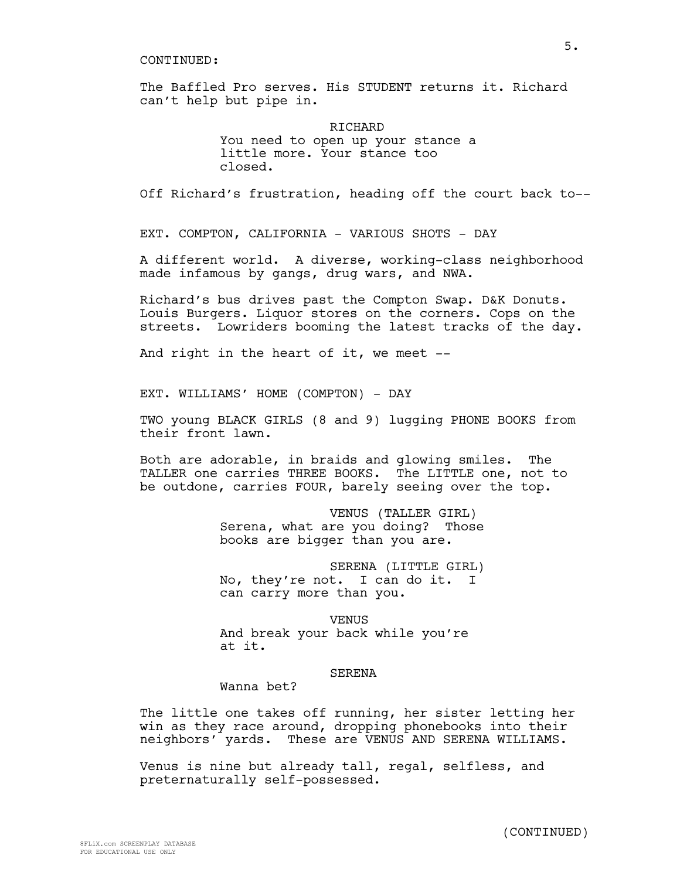CONTINUED:

The Baffled Pro serves. His STUDENT returns it. Richard can't help but pipe in.

RICHARD
You need to open up your stance a little more. Your stance too closed.

Off Richard's frustration, heading off the court back to--

EXT. COMPTON, CALIFORNIA - VARIOUS SHOTS - DAY

A different world. A diverse, working-class neighborhood made infamous by gangs, drug wars, and NWA.

Richard's bus drives past the Compton Swap. D&K Donuts. Louis Burgers. Liquor stores on the corners. Cops on the streets. Lowriders booming the latest tracks of the day.

And right in the heart of it, we meet --

EXT. WILLIAMS' HOME (COMPTON) - DAY

TWO young BLACK GIRLS (8 and 9) lugging PHONE BOOKS from their front lawn.

Both are adorable, in braids and glowing smiles. The TALLER one carries THREE BOOKS. The LITTLE one, not to be outdone, carries FOUR, barely seeing over the top.

VENUS (TALLER GIRL)
Serena, what are you doing? Those books are bigger than you are.

SERENA (LITTLE GIRL)
No, they're not. I can do it. I can carry more than you.

VENUS
And break your back while you're at it.

SERENA
Wanna bet?

The little one takes off running, her sister letting her win as they race around, dropping phonebooks into their neighbors' yards. These are VENUS AND SERENA WILLIAMS.

Venus is nine but already tall, regal, selfless, and preternaturally self-possessed.

(CONTINUED)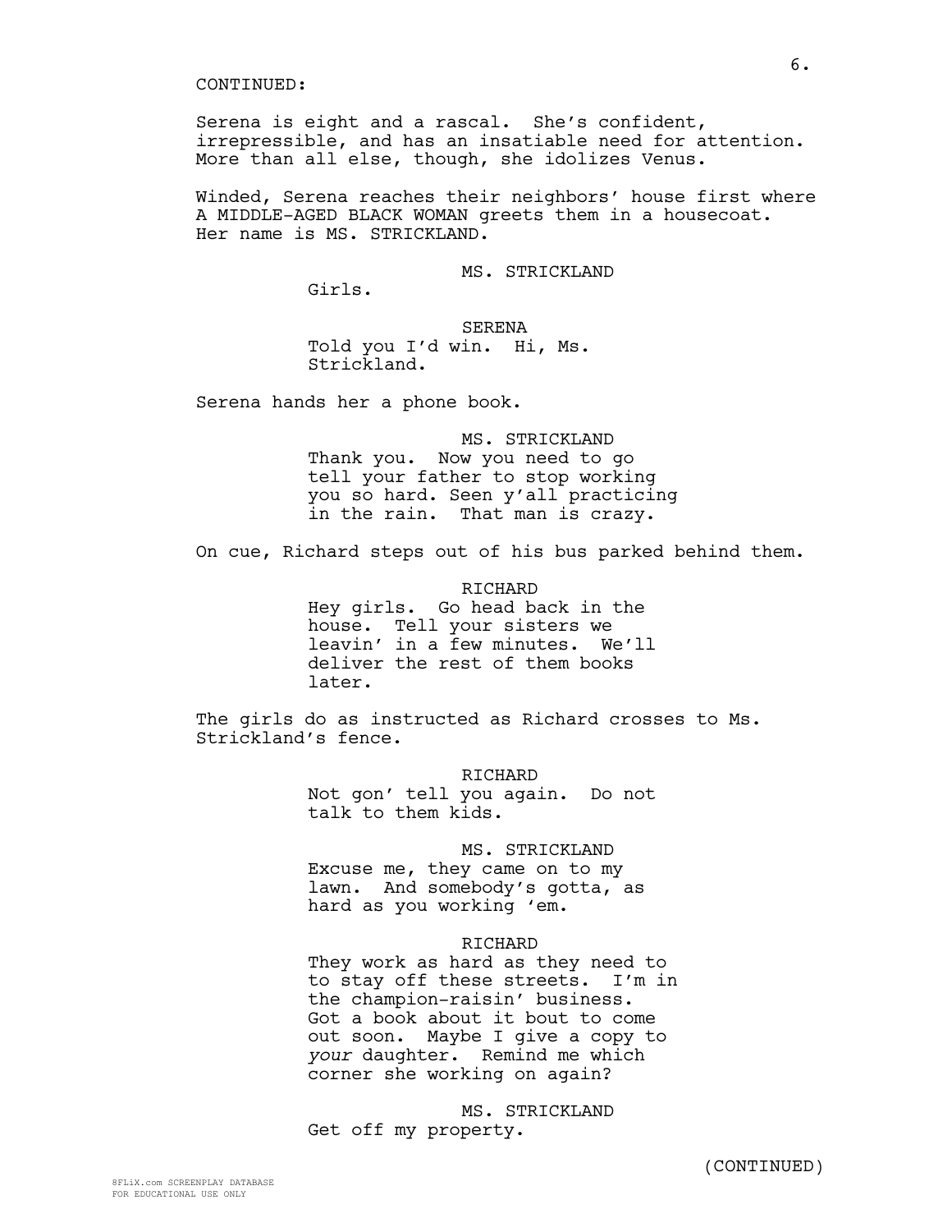CONTINUED:

Serena is eight and a rascal. She's confident, irrepressible, and has an insatiable need for attention. More than all else, though, she idolizes Venus.

Winded, Serena reaches their neighbors' house first where A MIDDLE-AGED BLACK WOMAN greets them in a housecoat. Her name is MS. STRICKLAND.

MS. STRICKLAND
Girls.

SERENA
Told you I'd win. Hi, Ms. Strickland.

Serena hands her a phone book.

MS. STRICKLAND
Thank you. Now you need to go tell your father to stop working you so hard. Seen y'all practicing in the rain. That man is crazy.

On cue, Richard steps out of his bus parked behind them.

RICHARD
Hey girls. Go head back in the house. Tell your sisters we leavin' in a few minutes. We'll deliver the rest of them books later.

The girls do as instructed as Richard crosses to Ms. Strickland's fence.

RICHARD
Not gon' tell you again. Do not talk to them kids.

MS. STRICKLAND
Excuse me, they came on to my lawn. And somebody's gotta, as hard as you working 'em.

RICHARD
They work as hard as they need to to stay off these streets. I'm in the champion-raisin' business. Got a book about it bout to come out soon. Maybe I give a copy to *your* daughter. Remind me which corner she working on again?

MS. STRICKLAND
Get off my property.

(CONTINUED)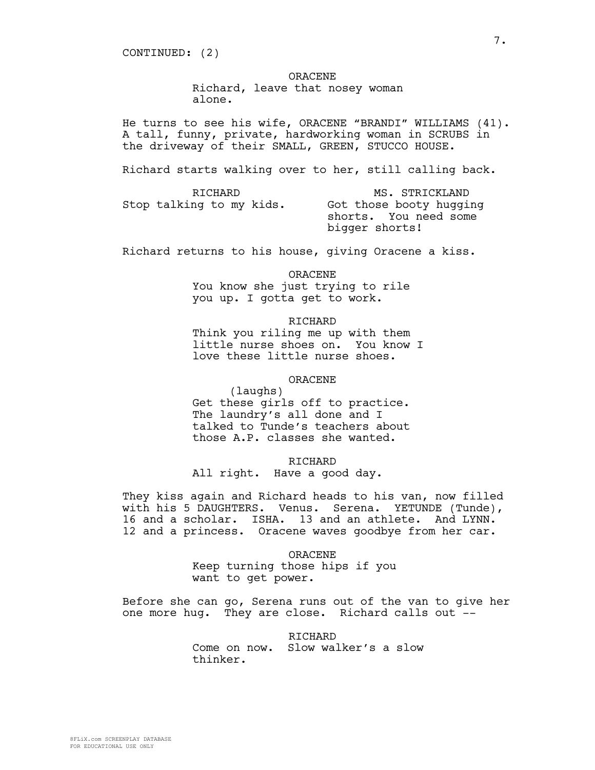CONTINUED: (2)

ORACENE
Richard, leave that nosey woman alone.

He turns to see his wife, ORACENE "BRANDI" WILLIAMS (41). A tall, funny, private, hardworking woman in SCRUBS in the driveway of their SMALL, GREEN, STUCCO HOUSE.

Richard starts walking over to her, still calling back.

RICHARD
Stop talking to my kids.

MS. STRICKLAND
Got those booty hugging shorts. You need some bigger shorts!

Richard returns to his house, giving Oracene a kiss.

ORACENE
You know she just trying to rile you up. I gotta get to work.

RICHARD
Think you riling me up with them little nurse shoes on. You know I love these little nurse shoes.

ORACENE
(laughs)
Get these girls off to practice. The laundry's all done and I talked to Tunde's teachers about those A.P. classes she wanted.

RICHARD
All right. Have a good day.

They kiss again and Richard heads to his van, now filled with his 5 DAUGHTERS. Venus. Serena. YETUNDE (Tunde), 16 and a scholar. ISHA. 13 and an athlete. And LYNN. 12 and a princess. Oracene waves goodbye from her car.

ORACENE
Keep turning those hips if you want to get power.

Before she can go, Serena runs out of the van to give her one more hug. They are close. Richard calls out --

RICHARD
Come on now. Slow walker's a slow thinker.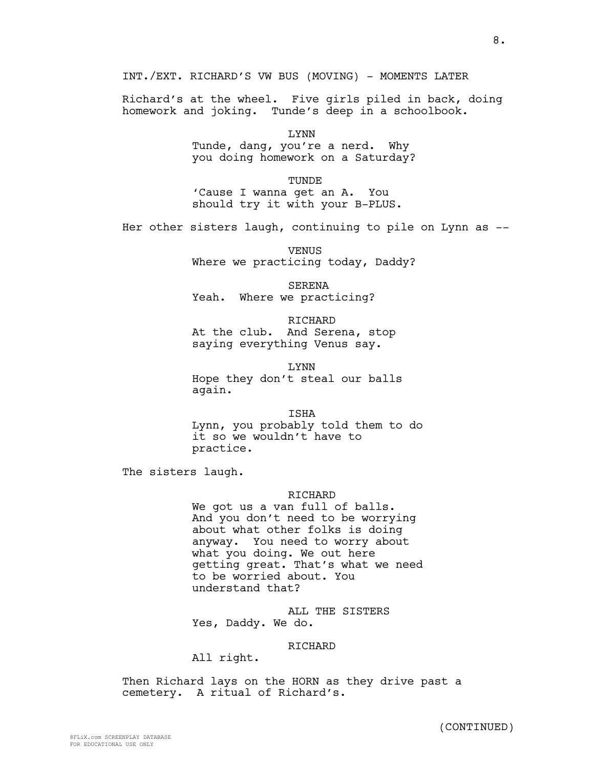INT./EXT. RICHARD'S VW BUS (MOVING) - MOMENTS LATER

Richard's at the wheel. Five girls piled in back, doing homework and joking. Tunde's deep in a schoolbook.

LYNN
Tunde, dang, you're a nerd. Why you doing homework on a Saturday?

TUNDE
'Cause I wanna get an A. You should try it with your B-PLUS.

Her other sisters laugh, continuing to pile on Lynn as --

VENUS
Where we practicing today, Daddy?

SERENA
Yeah. Where we practicing?

RICHARD
At the club. And Serena, stop saying everything Venus say.

LYNN
Hope they don't steal our balls again.

ISHA
Lynn, you probably told them to do it so we wouldn't have to practice.

The sisters laugh.

RICHARD
We got us a van full of balls. And you don't need to be worrying about what other folks is doing anyway. You need to worry about what you doing. We out here getting great. That's what we need to be worried about. You understand that?

ALL THE SISTERS
Yes, Daddy. We do.

RICHARD
All right.

Then Richard lays on the HORN as they drive past a cemetery. A ritual of Richard's.

(CONTINUED)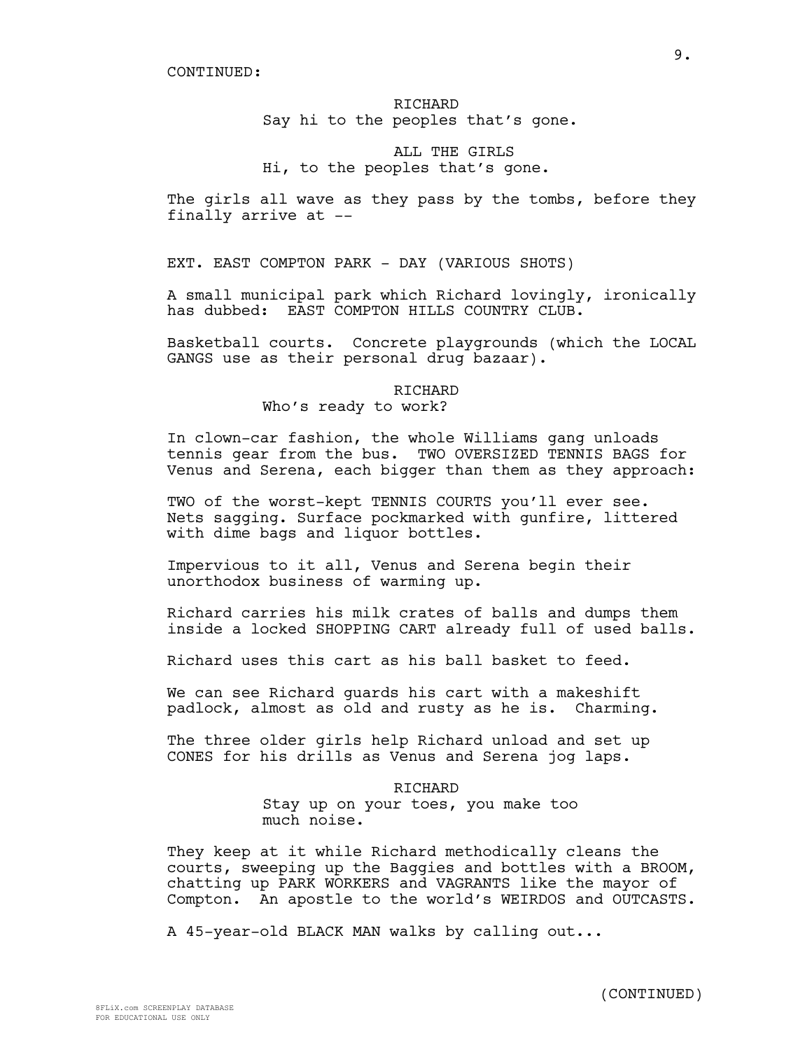CONTINUED:

RICHARD
Say hi to the peoples that's gone.

ALL THE GIRLS
Hi, to the peoples that's gone.

The girls all wave as they pass by the tombs, before they finally arrive at --

EXT. EAST COMPTON PARK - DAY (VARIOUS SHOTS)

A small municipal park which Richard lovingly, ironically has dubbed: EAST COMPTON HILLS COUNTRY CLUB.

Basketball courts. Concrete playgrounds (which the LOCAL GANGS use as their personal drug bazaar).

RICHARD
Who's ready to work?

In clown-car fashion, the whole Williams gang unloads tennis gear from the bus. TWO OVERSIZED TENNIS BAGS for Venus and Serena, each bigger than them as they approach:

TWO of the worst-kept TENNIS COURTS you'll ever see. Nets sagging. Surface pockmarked with gunfire, littered with dime bags and liquor bottles.

Impervious to it all, Venus and Serena begin their unorthodox business of warming up.

Richard carries his milk crates of balls and dumps them inside a locked SHOPPING CART already full of used balls.

Richard uses this cart as his ball basket to feed.

We can see Richard guards his cart with a makeshift padlock, almost as old and rusty as he is. Charming.

The three older girls help Richard unload and set up CONES for his drills as Venus and Serena jog laps.

RICHARD
Stay up on your toes, you make too much noise.

They keep at it while Richard methodically cleans the courts, sweeping up the Baggies and bottles with a BROOM, chatting up PARK WORKERS and VAGRANTS like the mayor of Compton. An apostle to the world's WEIRDOS and OUTCASTS.

A 45-year-old BLACK MAN walks by calling out...

(CONTINUED)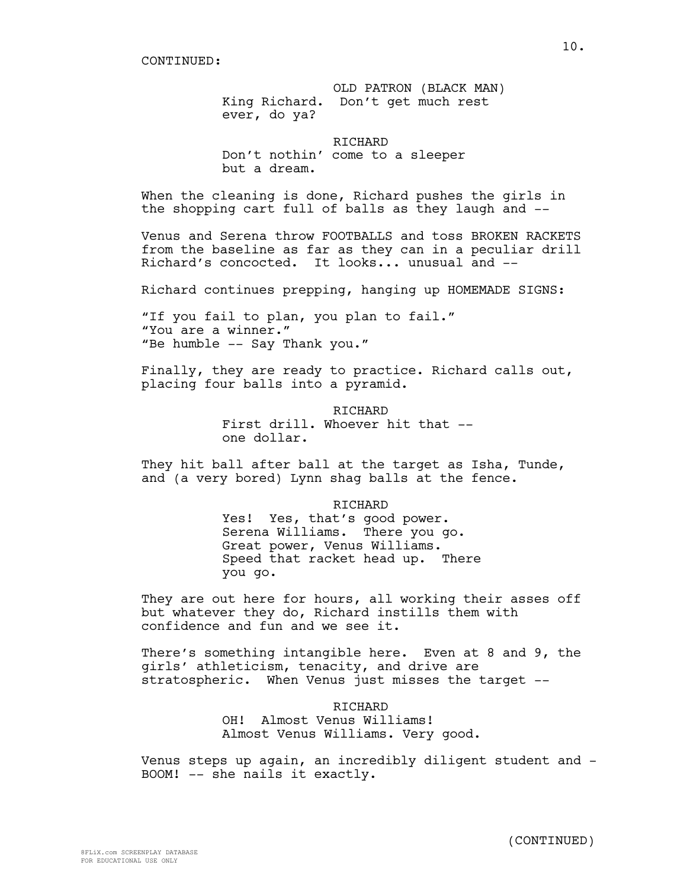CONTINUED:

OLD PATRON (BLACK MAN)
King Richard. Don't get much rest ever, do ya?

RICHARD
Don't nothin' come to a sleeper but a dream.

When the cleaning is done, Richard pushes the girls in the shopping cart full of balls as they laugh and --

Venus and Serena throw FOOTBALLS and toss BROKEN RACKETS from the baseline as far as they can in a peculiar drill Richard's concocted. It looks... unusual and --

Richard continues prepping, hanging up HOMEMADE SIGNS:

"If you fail to plan, you plan to fail."
"You are a winner."
"Be humble -- Say Thank you."

Finally, they are ready to practice. Richard calls out, placing four balls into a pyramid.

RICHARD
First drill. Whoever hit that -- one dollar.

They hit ball after ball at the target as Isha, Tunde, and (a very bored) Lynn shag balls at the fence.

RICHARD
Yes! Yes, that's good power. Serena Williams. There you go. Great power, Venus Williams. Speed that racket head up. There you go.

They are out here for hours, all working their asses off but whatever they do, Richard instills them with confidence and fun and we see it.

There's something intangible here. Even at 8 and 9, the girls' athleticism, tenacity, and drive are stratospheric. When Venus just misses the target --

RICHARD
OH! Almost Venus Williams! Almost Venus Williams. Very good.

Venus steps up again, an incredibly diligent student and - BOOM! -- she nails it exactly.

(CONTINUED)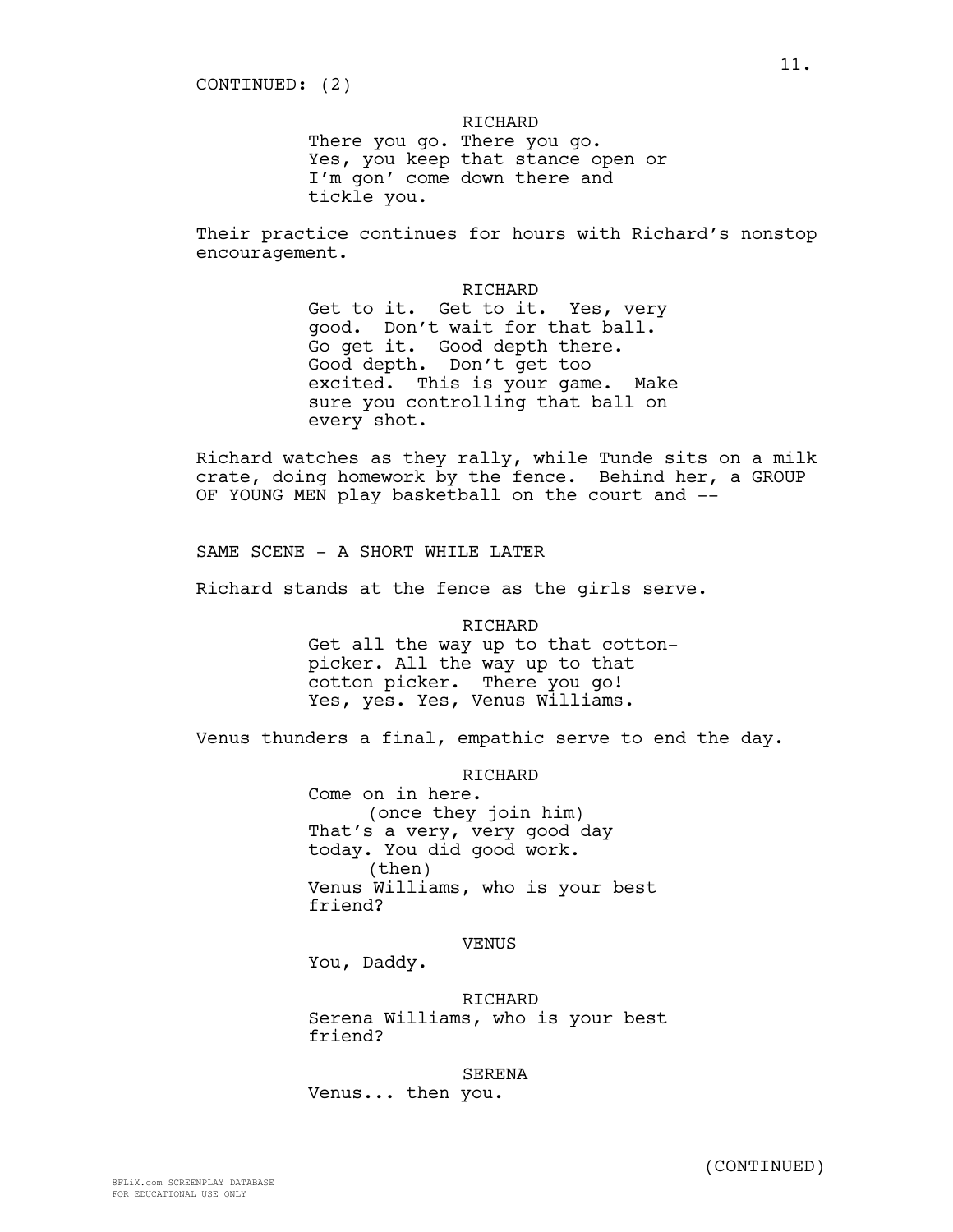CONTINUED: (2)

RICHARD
There you go. There you go. Yes, you keep that stance open or I'm gon' come down there and tickle you.

Their practice continues for hours with Richard's nonstop encouragement.

RICHARD
Get to it. Get to it. Yes, very good. Don't wait for that ball. Go get it. Good depth there. Good depth. Don't get too excited. This is your game. Make sure you controlling that ball on every shot.

Richard watches as they rally, while Tunde sits on a milk crate, doing homework by the fence. Behind her, a GROUP OF YOUNG MEN play basketball on the court and --

SAME SCENE - A SHORT WHILE LATER

Richard stands at the fence as the girls serve.

RICHARD
Get all the way up to that cotton-picker. All the way up to that cotton picker. There you go! Yes, yes. Yes, Venus Williams.

Venus thunders a final, empathic serve to end the day.

RICHARD
Come on in here.
(once they join him)
That's a very, very good day today. You did good work.
(then)
Venus Williams, who is your best friend?

VENUS
You, Daddy.

RICHARD
Serena Williams, who is your best friend?

SERENA
Venus... then you.

(CONTINUED)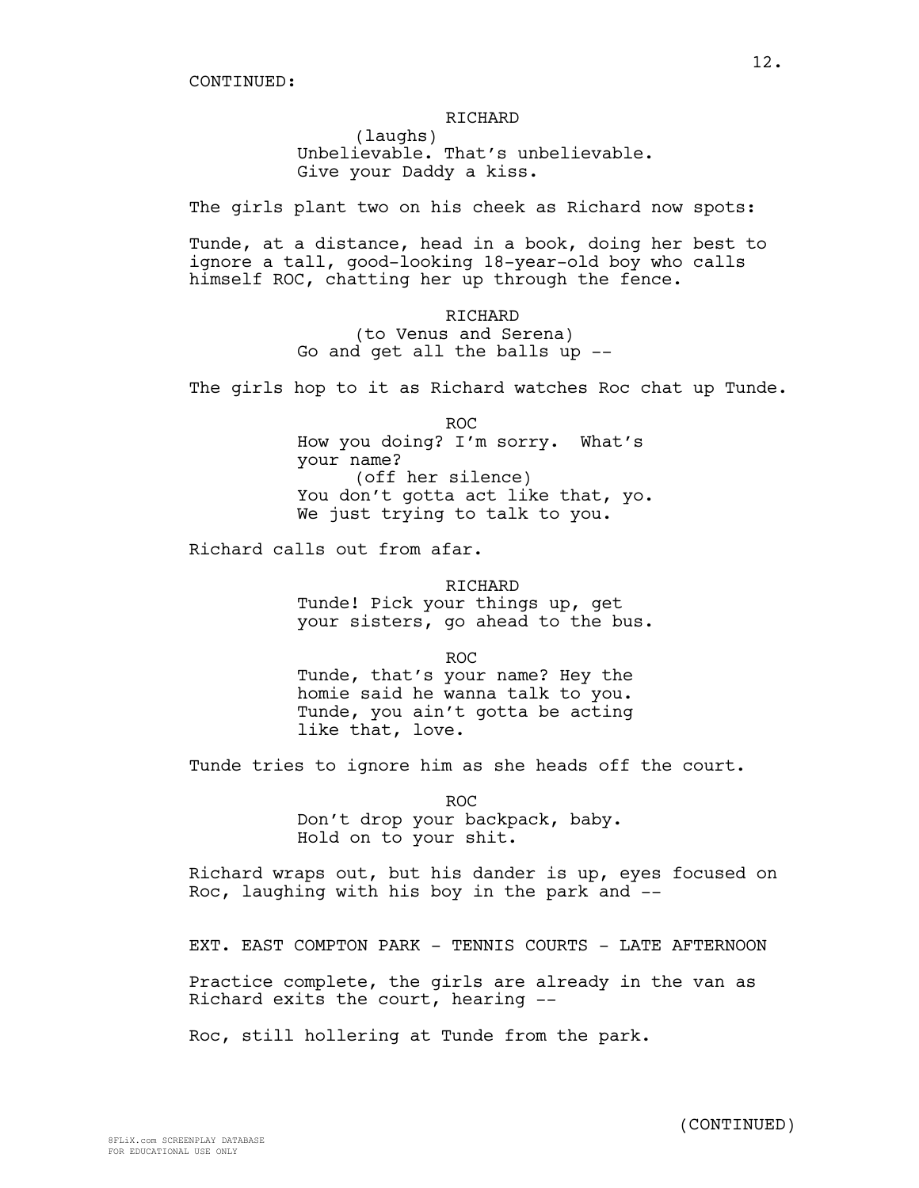CONTINUED:

RICHARD
(laughs)
Unbelievable. That's unbelievable.
Give your Daddy a kiss.

The girls plant two on his cheek as Richard now spots:

Tunde, at a distance, head in a book, doing her best to ignore a tall, good-looking 18-year-old boy who calls himself ROC, chatting her up through the fence.

RICHARD
(to Venus and Serena)
Go and get all the balls up --

The girls hop to it as Richard watches Roc chat up Tunde.

ROC
How you doing? I'm sorry. What's your name?
(off her silence)
You don't gotta act like that, yo.
We just trying to talk to you.

Richard calls out from afar.

RICHARD
Tunde! Pick your things up, get your sisters, go ahead to the bus.

ROC
Tunde, that's your name? Hey the homie said he wanna talk to you.
Tunde, you ain't gotta be acting like that, love.

Tunde tries to ignore him as she heads off the court.

ROC
Don't drop your backpack, baby.
Hold on to your shit.

Richard wraps out, but his dander is up, eyes focused on Roc, laughing with his boy in the park and --

EXT. EAST COMPTON PARK - TENNIS COURTS - LATE AFTERNOON

Practice complete, the girls are already in the van as Richard exits the court, hearing --

Roc, still hollering at Tunde from the park.

(CONTINUED)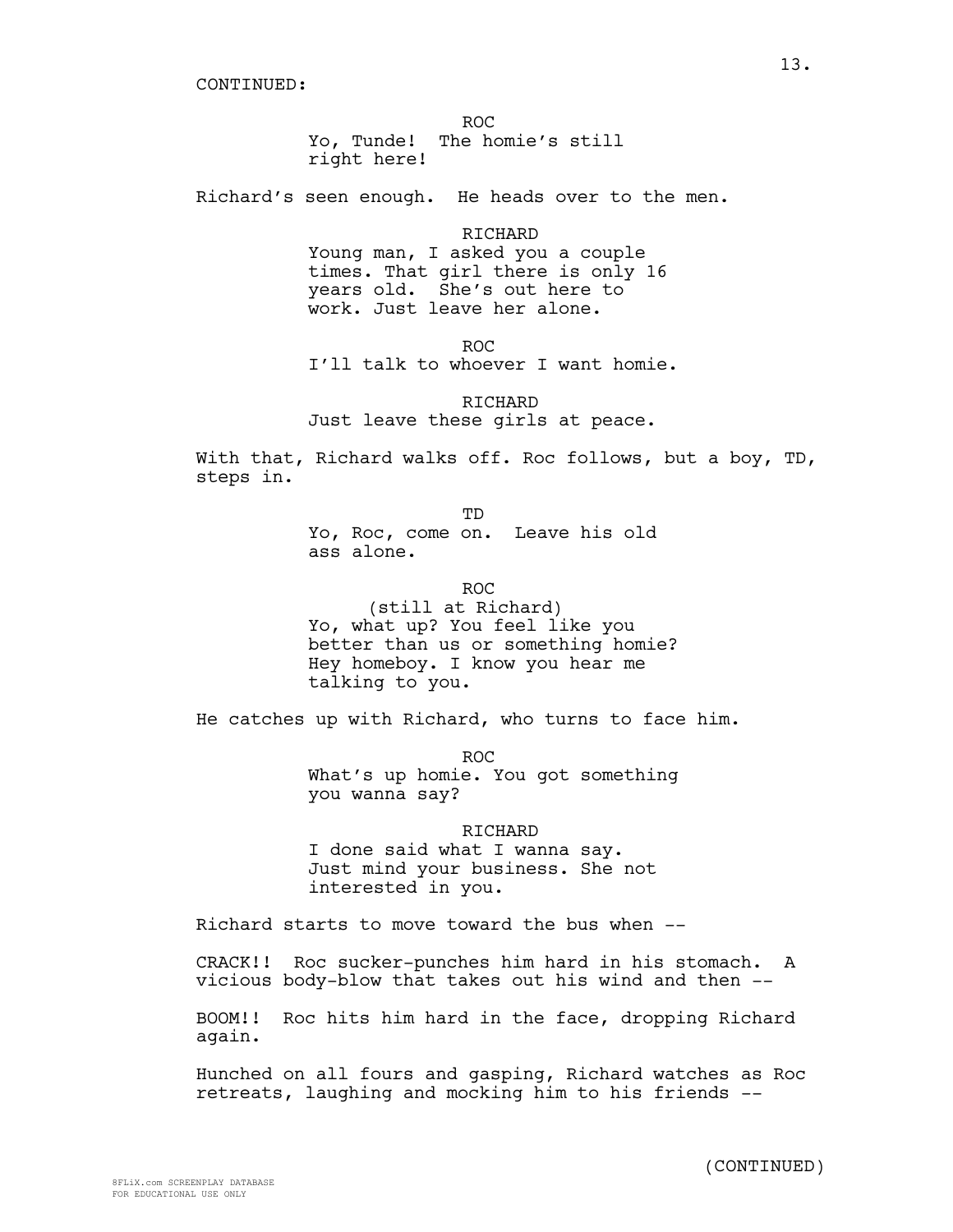CONTINUED:

ROC
Yo, Tunde!  The homie's still right here!

Richard's seen enough.  He heads over to the men.

RICHARD
Young man, I asked you a couple times. That girl there is only 16 years old.  She's out here to work. Just leave her alone.

ROC
I'll talk to whoever I want homie.

RICHARD
Just leave these girls at peace.

With that, Richard walks off. Roc follows, but a boy, TD, steps in.

TD
Yo, Roc, come on.  Leave his old ass alone.

ROC
(still at Richard)
Yo, what up? You feel like you better than us or something homie? Hey homeboy. I know you hear me talking to you.

He catches up with Richard, who turns to face him.

ROC
What's up homie. You got something you wanna say?

RICHARD
I done said what I wanna say. Just mind your business. She not interested in you.

Richard starts to move toward the bus when --

CRACK!!  Roc sucker-punches him hard in his stomach.  A vicious body-blow that takes out his wind and then --

BOOM!!  Roc hits him hard in the face, dropping Richard again.

Hunched on all fours and gasping, Richard watches as Roc retreats, laughing and mocking him to his friends --

(CONTINUED)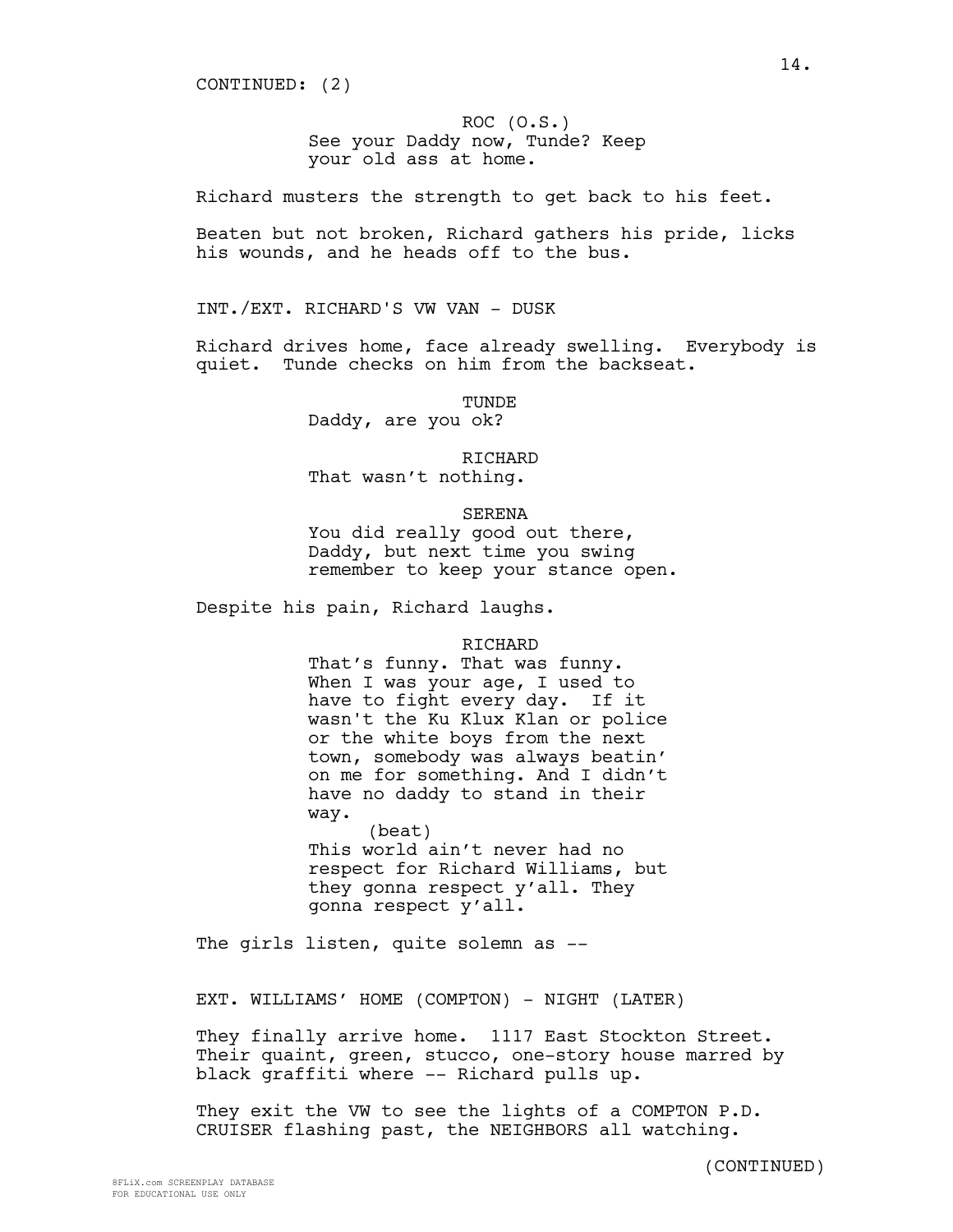CONTINUED: (2)

ROC (O.S.)
See your Daddy now, Tunde? Keep your old ass at home.

Richard musters the strength to get back to his feet.

Beaten but not broken, Richard gathers his pride, licks his wounds, and he heads off to the bus.

INT./EXT. RICHARD'S VW VAN - DUSK

Richard drives home, face already swelling. Everybody is quiet. Tunde checks on him from the backseat.

TUNDE
Daddy, are you ok?

RICHARD
That wasn't nothing.

SERENA
You did really good out there, Daddy, but next time you swing remember to keep your stance open.

Despite his pain, Richard laughs.

RICHARD
That's funny. That was funny. When I was your age, I used to have to fight every day. If it wasn't the Ku Klux Klan or police or the white boys from the next town, somebody was always beatin' on me for something. And I didn't have no daddy to stand in their way.
(beat)
This world ain't never had no respect for Richard Williams, but they gonna respect y'all. They gonna respect y'all.

The girls listen, quite solemn as --

EXT. WILLIAMS' HOME (COMPTON) - NIGHT (LATER)

They finally arrive home. 1117 East Stockton Street. Their quaint, green, stucco, one-story house marred by black graffiti where -- Richard pulls up.

They exit the VW to see the lights of a COMPTON P.D. CRUISER flashing past, the NEIGHBORS all watching.

(CONTINUED)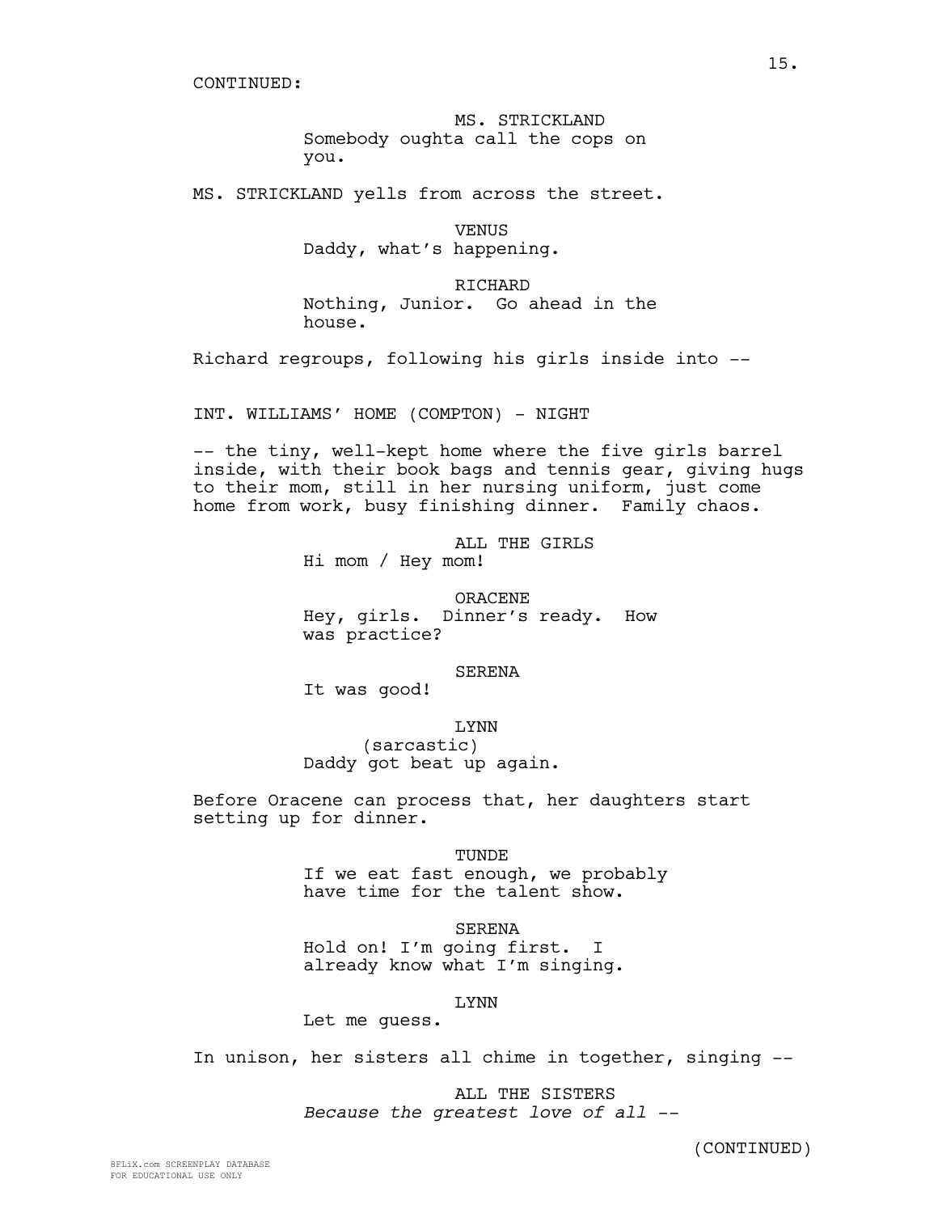CONTINUED:

MS. STRICKLAND
Somebody oughta call the cops on you.

MS. STRICKLAND yells from across the street.

VENUS
Daddy, what's happening.

RICHARD
Nothing, Junior. Go ahead in the house.

Richard regroups, following his girls inside into --

INT. WILLIAMS' HOME (COMPTON) - NIGHT

-- the tiny, well-kept home where the five girls barrel inside, with their book bags and tennis gear, giving hugs to their mom, still in her nursing uniform, just come home from work, busy finishing dinner. Family chaos.

ALL THE GIRLS
Hi mom / Hey mom!

ORACENE
Hey, girls. Dinner's ready. How was practice?

SERENA
It was good!

LYNN
(sarcastic)
Daddy got beat up again.

Before Oracene can process that, her daughters start setting up for dinner.

TUNDE
If we eat fast enough, we probably have time for the talent show.

SERENA
Hold on! I'm going first. I already know what I'm singing.

LYNN
Let me guess.

In unison, her sisters all chime in together, singing --

ALL THE SISTERS
*Because the greatest love of all* --

(CONTINUED)

8FLiX.com SCREENPLAY DATABASE
FOR EDUCATIONAL USE ONLY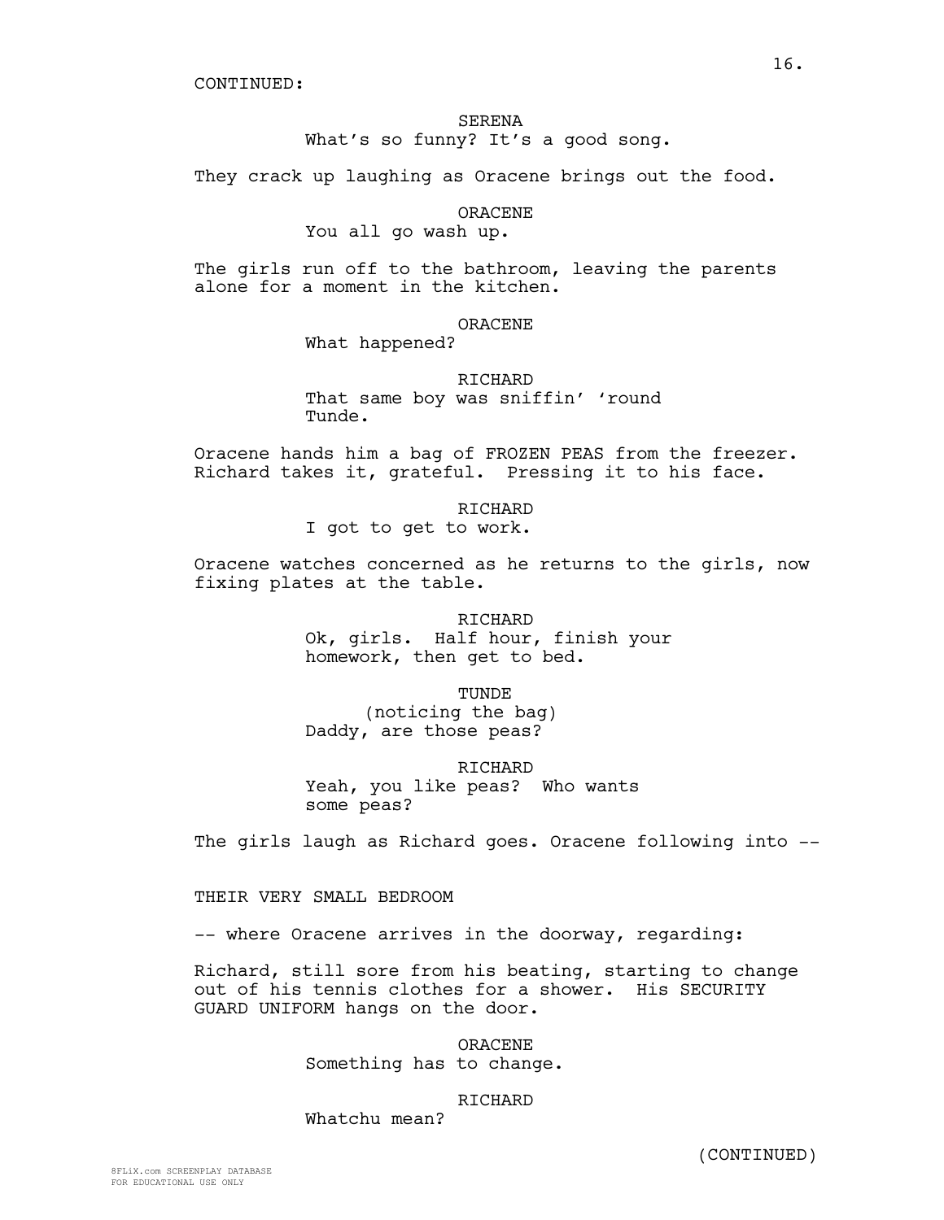CONTINUED:

SERENA
What's so funny? It's a good song.

They crack up laughing as Oracene brings out the food.

ORACENE
You all go wash up.

The girls run off to the bathroom, leaving the parents alone for a moment in the kitchen.

ORACENE
What happened?

RICHARD
That same boy was sniffin' 'round Tunde.

Oracene hands him a bag of FROZEN PEAS from the freezer. Richard takes it, grateful. Pressing it to his face.

RICHARD
I got to get to work.

Oracene watches concerned as he returns to the girls, now fixing plates at the table.

RICHARD
Ok, girls. Half hour, finish your homework, then get to bed.

TUNDE
(noticing the bag)
Daddy, are those peas?

RICHARD
Yeah, you like peas? Who wants some peas?

The girls laugh as Richard goes. Oracene following into --

THEIR VERY SMALL BEDROOM

-- where Oracene arrives in the doorway, regarding:

Richard, still sore from his beating, starting to change out of his tennis clothes for a shower. His SECURITY GUARD UNIFORM hangs on the door.

ORACENE
Something has to change.

RICHARD
Whatchu mean?

(CONTINUED)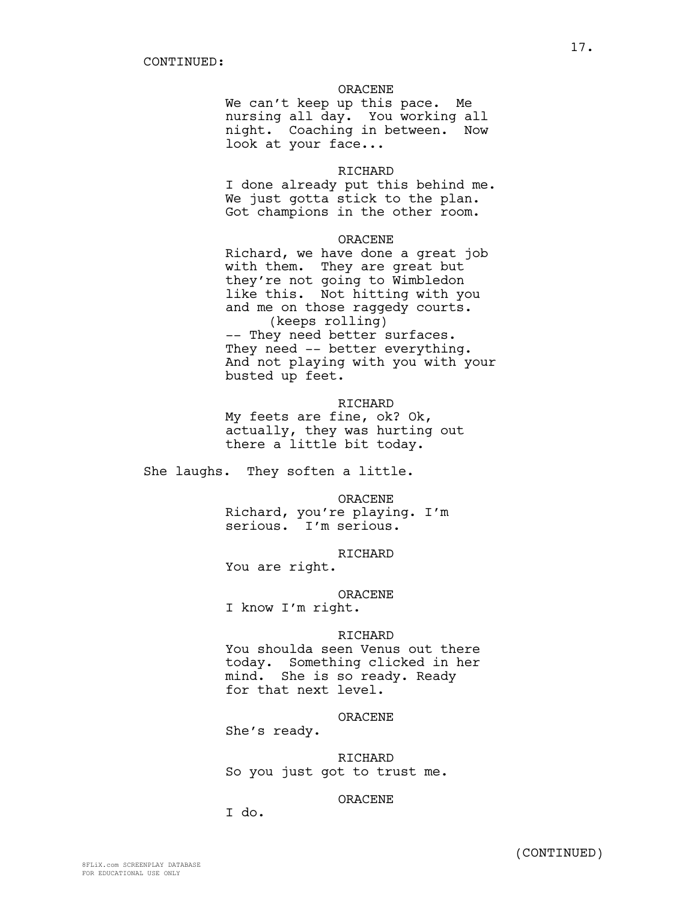CONTINUED:

ORACENE
We can't keep up this pace. Me nursing all day. You working all night. Coaching in between. Now look at your face...

RICHARD
I done already put this behind me. We just gotta stick to the plan. Got champions in the other room.

ORACENE
Richard, we have done a great job with them. They are great but they're not going to Wimbledon like this. Not hitting with you and me on those raggedy courts.
(keeps rolling)
-- They need better surfaces. They need -- better everything. And not playing with you with your busted up feet.

RICHARD
My feets are fine, ok? Ok, actually, they was hurting out there a little bit today.

She laughs. They soften a little.

ORACENE
Richard, you're playing. I'm serious. I'm serious.

RICHARD
You are right.

ORACENE
I know I'm right.

RICHARD
You shoulda seen Venus out there today. Something clicked in her mind. She is so ready. Ready for that next level.

ORACENE
She's ready.

RICHARD
So you just got to trust me.

ORACENE
I do.

(CONTINUED)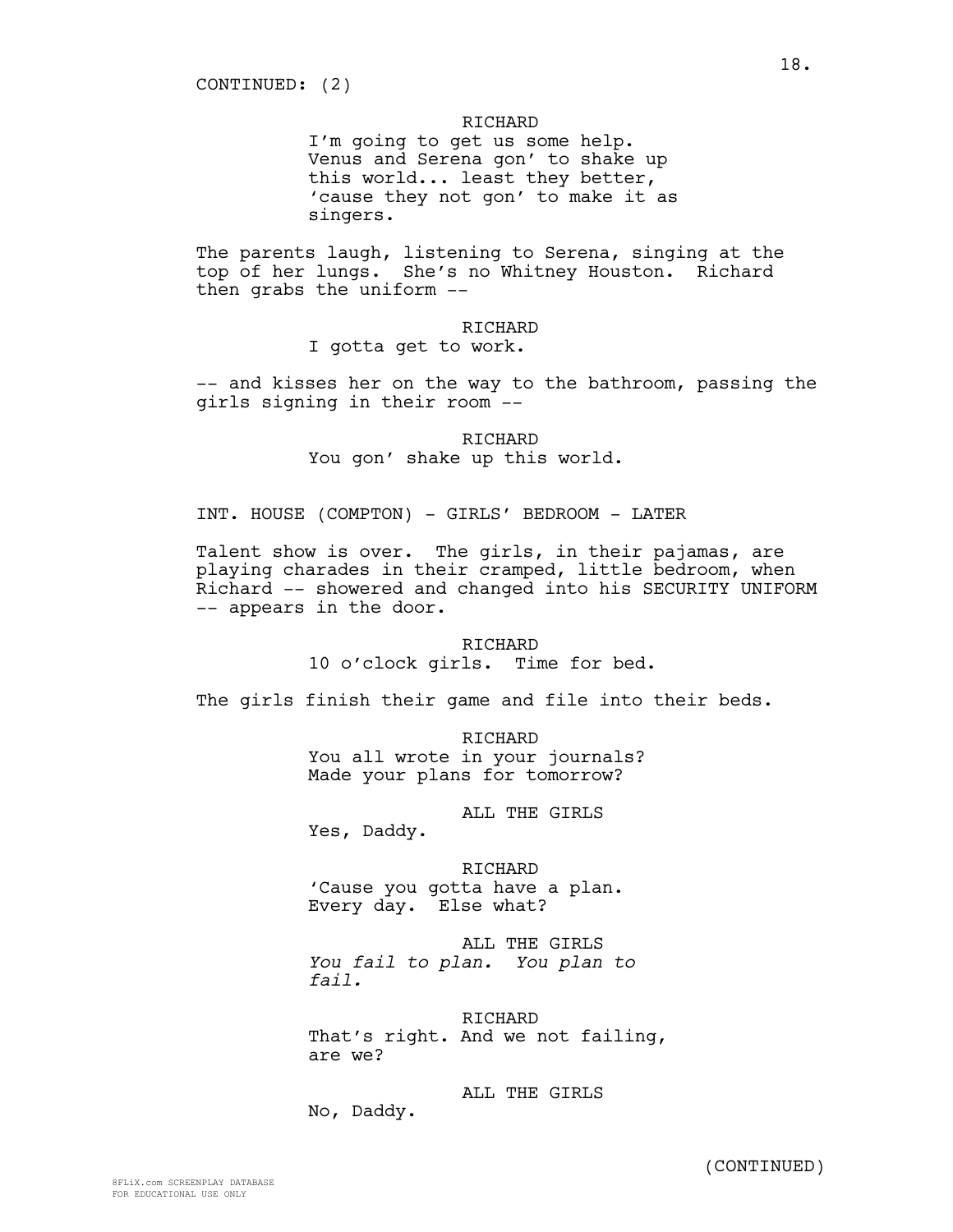CONTINUED: (2)

RICHARD
I'm going to get us some help. Venus and Serena gon' to shake up this world... least they better, 'cause they not gon' to make it as singers.

The parents laugh, listening to Serena, singing at the top of her lungs. She's no Whitney Houston. Richard then grabs the uniform --

RICHARD
I gotta get to work.

-- and kisses her on the way to the bathroom, passing the girls signing in their room --

RICHARD
You gon' shake up this world.

INT. HOUSE (COMPTON) - GIRLS' BEDROOM - LATER

Talent show is over. The girls, in their pajamas, are playing charades in their cramped, little bedroom, when Richard -- showered and changed into his SECURITY UNIFORM -- appears in the door.

RICHARD
10 o'clock girls. Time for bed.

The girls finish their game and file into their beds.

RICHARD
You all wrote in your journals? Made your plans for tomorrow?

ALL THE GIRLS
Yes, Daddy.

RICHARD
'Cause you gotta have a plan. Every day. Else what?

ALL THE GIRLS
*You fail to plan. You plan to fail.*

RICHARD
That's right. And we not failing, are we?

ALL THE GIRLS
No, Daddy.

(CONTINUED)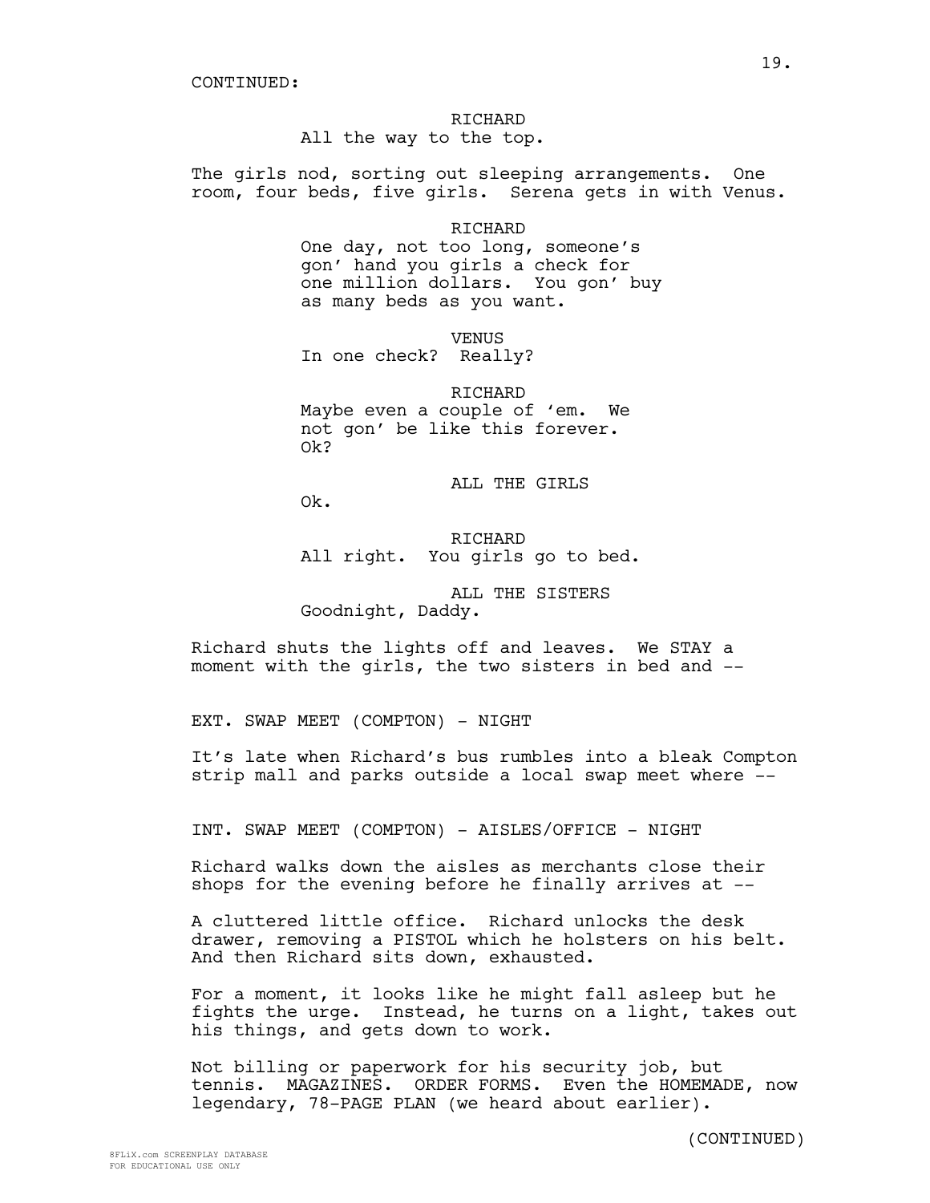CONTINUED:

RICHARD
All the way to the top.

The girls nod, sorting out sleeping arrangements. One room, four beds, five girls. Serena gets in with Venus.

RICHARD
One day, not too long, someone's gon' hand you girls a check for one million dollars. You gon' buy as many beds as you want.

VENUS
In one check? Really?

RICHARD
Maybe even a couple of 'em. We not gon' be like this forever. Ok?

ALL THE GIRLS
Ok.

RICHARD
All right. You girls go to bed.

ALL THE SISTERS
Goodnight, Daddy.

Richard shuts the lights off and leaves. We STAY a moment with the girls, the two sisters in bed and --

EXT. SWAP MEET (COMPTON) - NIGHT

It's late when Richard's bus rumbles into a bleak Compton strip mall and parks outside a local swap meet where --

INT. SWAP MEET (COMPTON) - AISLES/OFFICE - NIGHT

Richard walks down the aisles as merchants close their shops for the evening before he finally arrives at --

A cluttered little office. Richard unlocks the desk drawer, removing a PISTOL which he holsters on his belt. And then Richard sits down, exhausted.

For a moment, it looks like he might fall asleep but he fights the urge. Instead, he turns on a light, takes out his things, and gets down to work.

Not billing or paperwork for his security job, but tennis. MAGAZINES. ORDER FORMS. Even the HOMEMADE, now legendary, 78-PAGE PLAN (we heard about earlier).

(CONTINUED)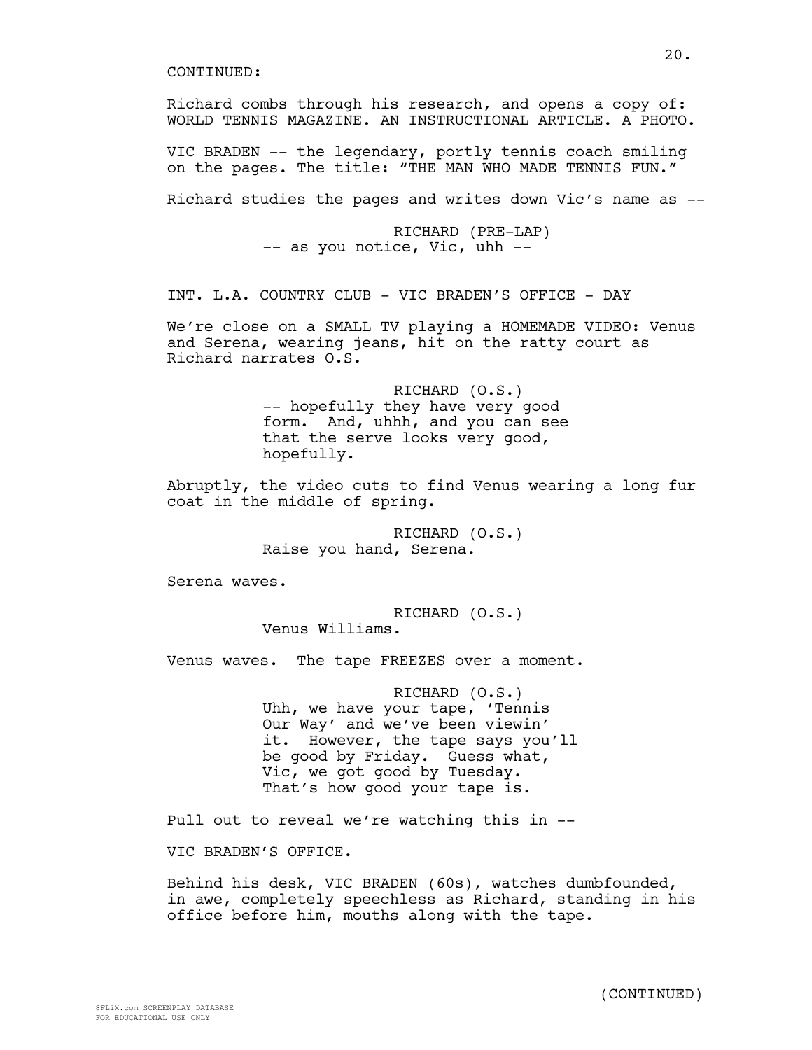CONTINUED:

Richard combs through his research, and opens a copy of: WORLD TENNIS MAGAZINE. AN INSTRUCTIONAL ARTICLE. A PHOTO.

VIC BRADEN -- the legendary, portly tennis coach smiling on the pages. The title: "THE MAN WHO MADE TENNIS FUN."

Richard studies the pages and writes down Vic's name as --

RICHARD (PRE-LAP)
-- as you notice, Vic, uhh --

INT. L.A. COUNTRY CLUB - VIC BRADEN'S OFFICE - DAY

We're close on a SMALL TV playing a HOMEMADE VIDEO: Venus and Serena, wearing jeans, hit on the ratty court as Richard narrates O.S.

RICHARD (O.S.)
-- hopefully they have very good form. And, uhhh, and you can see that the serve looks very good, hopefully.

Abruptly, the video cuts to find Venus wearing a long fur coat in the middle of spring.

RICHARD (O.S.)
Raise you hand, Serena.

Serena waves.

RICHARD (O.S.)
Venus Williams.

Venus waves. The tape FREEZES over a moment.

RICHARD (O.S.)
Uhh, we have your tape, 'Tennis Our Way' and we've been viewin' it. However, the tape says you'll be good by Friday. Guess what, Vic, we got good by Tuesday. That's how good your tape is.

Pull out to reveal we're watching this in --

VIC BRADEN'S OFFICE.

Behind his desk, VIC BRADEN (60s), watches dumbfounded, in awe, completely speechless as Richard, standing in his office before him, mouths along with the tape.

(CONTINUED)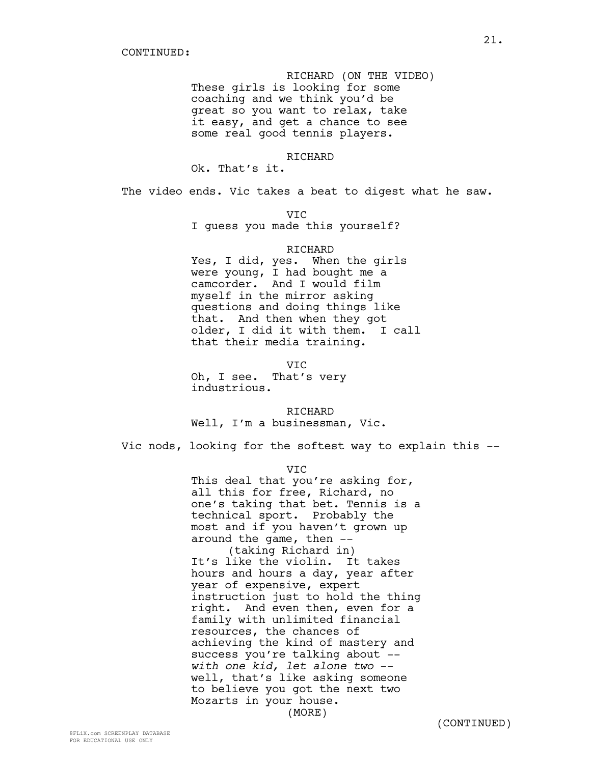CONTINUED:

RICHARD (ON THE VIDEO)
These girls is looking for some coaching and we think you'd be great so you want to relax, take it easy, and get a chance to see some real good tennis players.

RICHARD
Ok. That's it.

The video ends. Vic takes a beat to digest what he saw.

VIC
I guess you made this yourself?

RICHARD
Yes, I did, yes. When the girls were young, I had bought me a camcorder. And I would film myself in the mirror asking questions and doing things like that. And then when they got older, I did it with them. I call that their media training.

VIC
Oh, I see. That's very industrious.

RICHARD
Well, I'm a businessman, Vic.

Vic nods, looking for the softest way to explain this --

VIC
This deal that you're asking for, all this for free, Richard, no one's taking that bet. Tennis is a technical sport. Probably the most and if you haven't grown up around the game, then --
(taking Richard in)
It's like the violin. It takes hours and hours a day, year after year of expensive, expert instruction just to hold the thing right. And even then, even for a family with unlimited financial resources, the chances of achieving the kind of mastery and success you're talking about -- *with one kid, let alone two* -- well, that's like asking someone to believe you got the next two Mozarts in your house.
(MORE)

(CONTINUED)

8FLiX.com SCREENPLAY DATABASE
FOR EDUCATIONAL USE ONLY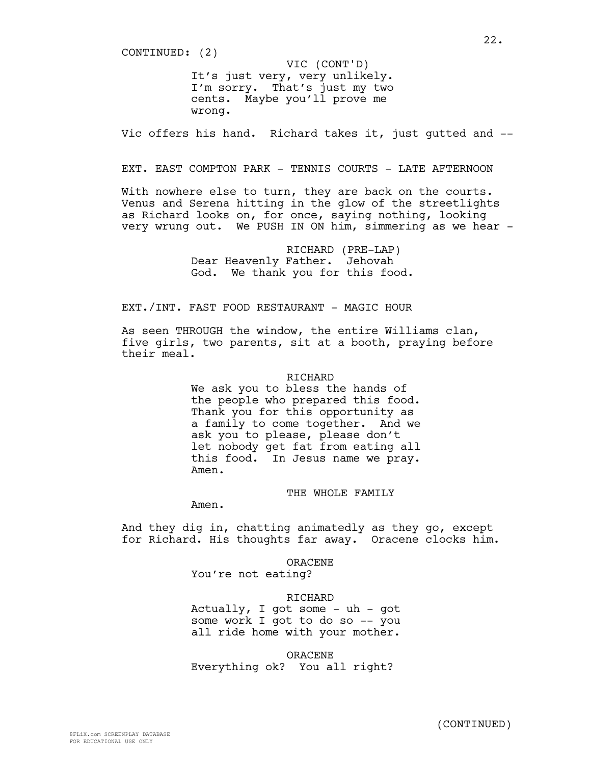CONTINUED: (2)

VIC (CONT'D)
It's just very, very unlikely. I'm sorry. That's just my two cents. Maybe you'll prove me wrong.

Vic offers his hand. Richard takes it, just gutted and --

EXT. EAST COMPTON PARK - TENNIS COURTS - LATE AFTERNOON

With nowhere else to turn, they are back on the courts. Venus and Serena hitting in the glow of the streetlights as Richard looks on, for once, saying nothing, looking very wrung out. We PUSH IN ON him, simmering as we hear -

RICHARD (PRE-LAP)
Dear Heavenly Father. Jehovah God. We thank you for this food.

EXT./INT. FAST FOOD RESTAURANT - MAGIC HOUR

As seen THROUGH the window, the entire Williams clan, five girls, two parents, sit at a booth, praying before their meal.

RICHARD
We ask you to bless the hands of the people who prepared this food. Thank you for this opportunity as a family to come together. And we ask you to please, please don't let nobody get fat from eating all this food. In Jesus name we pray. Amen.

THE WHOLE FAMILY
Amen.

And they dig in, chatting animatedly as they go, except for Richard. His thoughts far away. Oracene clocks him.

ORACENE
You're not eating?

RICHARD
Actually, I got some - uh - got some work I got to do so -- you all ride home with your mother.

ORACENE
Everything ok? You all right?

(CONTINUED)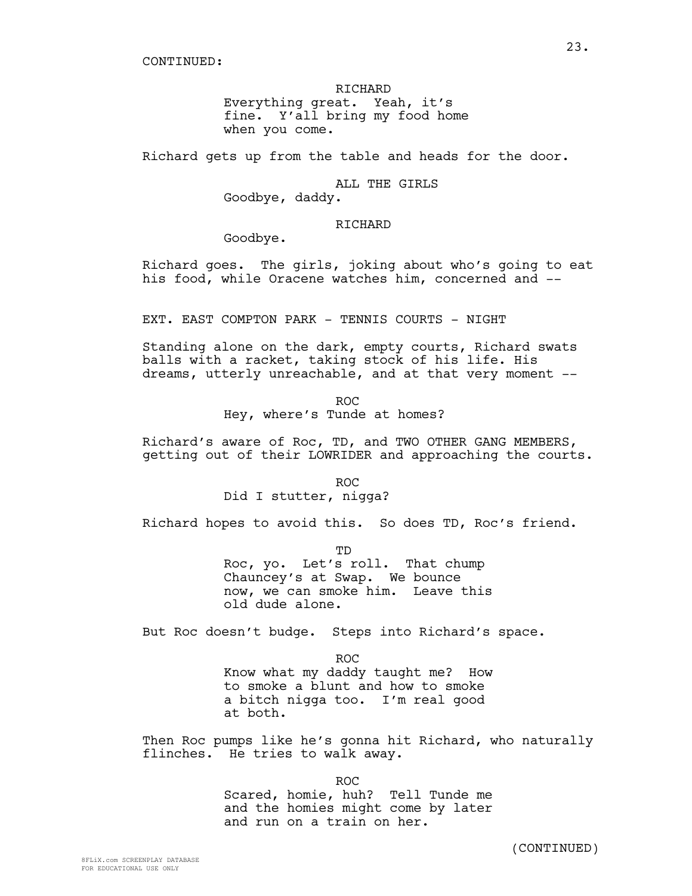CONTINUED:

RICHARD
Everything great. Yeah, it's fine. Y'all bring my food home when you come.

Richard gets up from the table and heads for the door.

ALL THE GIRLS
Goodbye, daddy.

RICHARD
Goodbye.

Richard goes. The girls, joking about who's going to eat his food, while Oracene watches him, concerned and --

EXT. EAST COMPTON PARK - TENNIS COURTS - NIGHT

Standing alone on the dark, empty courts, Richard swats balls with a racket, taking stock of his life. His dreams, utterly unreachable, and at that very moment --

ROC
Hey, where's Tunde at homes?

Richard's aware of Roc, TD, and TWO OTHER GANG MEMBERS, getting out of their LOWRIDER and approaching the courts.

ROC
Did I stutter, nigga?

Richard hopes to avoid this. So does TD, Roc's friend.

TD
Roc, yo. Let's roll. That chump Chauncey's at Swap. We bounce now, we can smoke him. Leave this old dude alone.

But Roc doesn't budge. Steps into Richard's space.

ROC
Know what my daddy taught me? How to smoke a blunt and how to smoke a bitch nigga too. I'm real good at both.

Then Roc pumps like he's gonna hit Richard, who naturally flinches. He tries to walk away.

ROC
Scared, homie, huh? Tell Tunde me and the homies might come by later and run on a train on her.

(CONTINUED)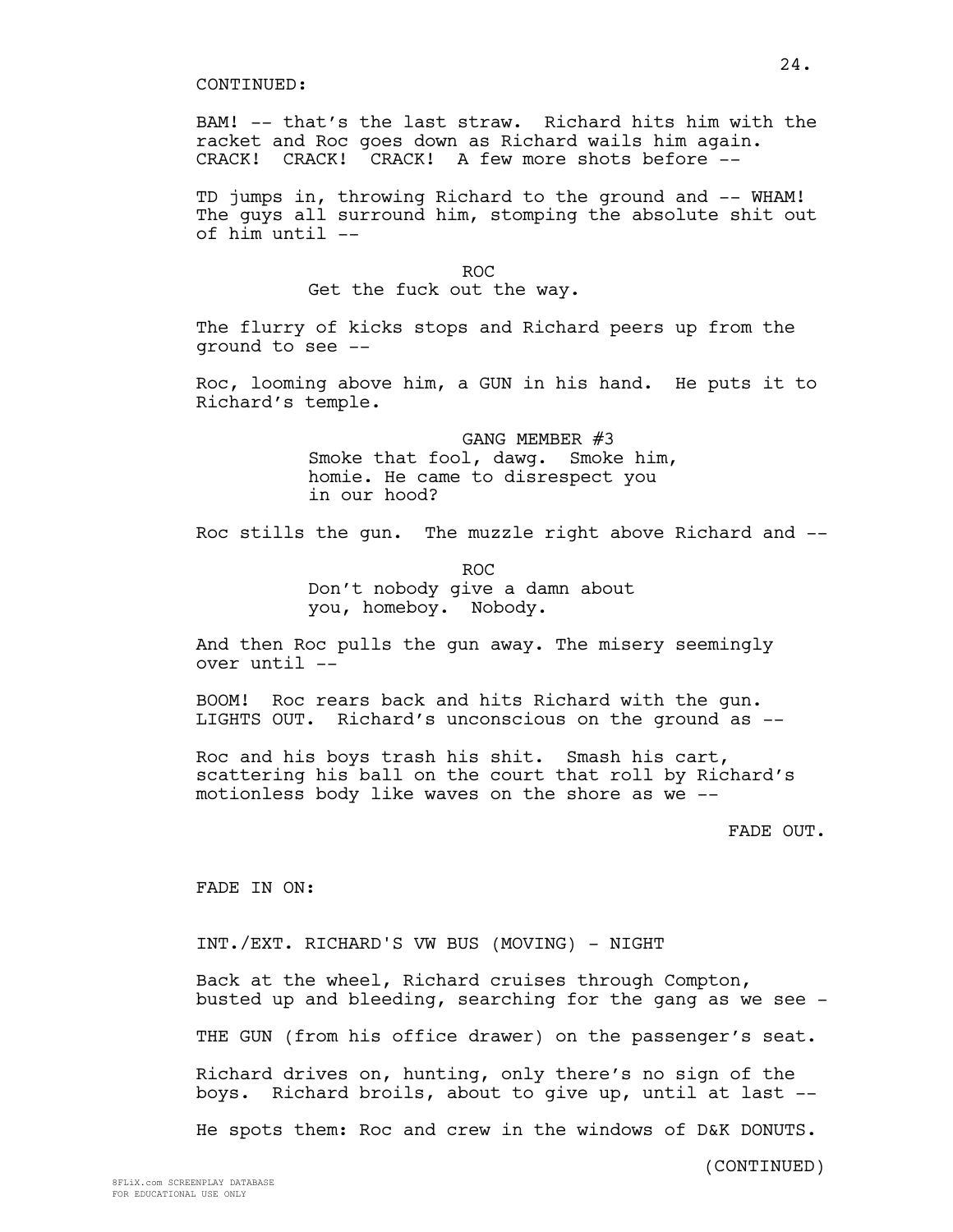CONTINUED:

BAM! -- that's the last straw. Richard hits him with the racket and Roc goes down as Richard wails him again. CRACK! CRACK! CRACK! A few more shots before --

TD jumps in, throwing Richard to the ground and -- WHAM! The guys all surround him, stomping the absolute shit out of him until --

ROC
Get the fuck out the way.

The flurry of kicks stops and Richard peers up from the ground to see --

Roc, looming above him, a GUN in his hand. He puts it to Richard's temple.

GANG MEMBER #3
Smoke that fool, dawg. Smoke him, homie. He came to disrespect you in our hood?

Roc stills the gun. The muzzle right above Richard and --

ROC
Don't nobody give a damn about you, homeboy. Nobody.

And then Roc pulls the gun away. The misery seemingly over until --

BOOM! Roc rears back and hits Richard with the gun. LIGHTS OUT. Richard's unconscious on the ground as --

Roc and his boys trash his shit. Smash his cart, scattering his ball on the court that roll by Richard's motionless body like waves on the shore as we --

FADE OUT.

FADE IN ON:

INT./EXT. RICHARD'S VW BUS (MOVING) - NIGHT

Back at the wheel, Richard cruises through Compton, busted up and bleeding, searching for the gang as we see -

THE GUN (from his office drawer) on the passenger's seat.

Richard drives on, hunting, only there's no sign of the boys. Richard broils, about to give up, until at last --

He spots them: Roc and crew in the windows of D&K DONUTS.

(CONTINUED)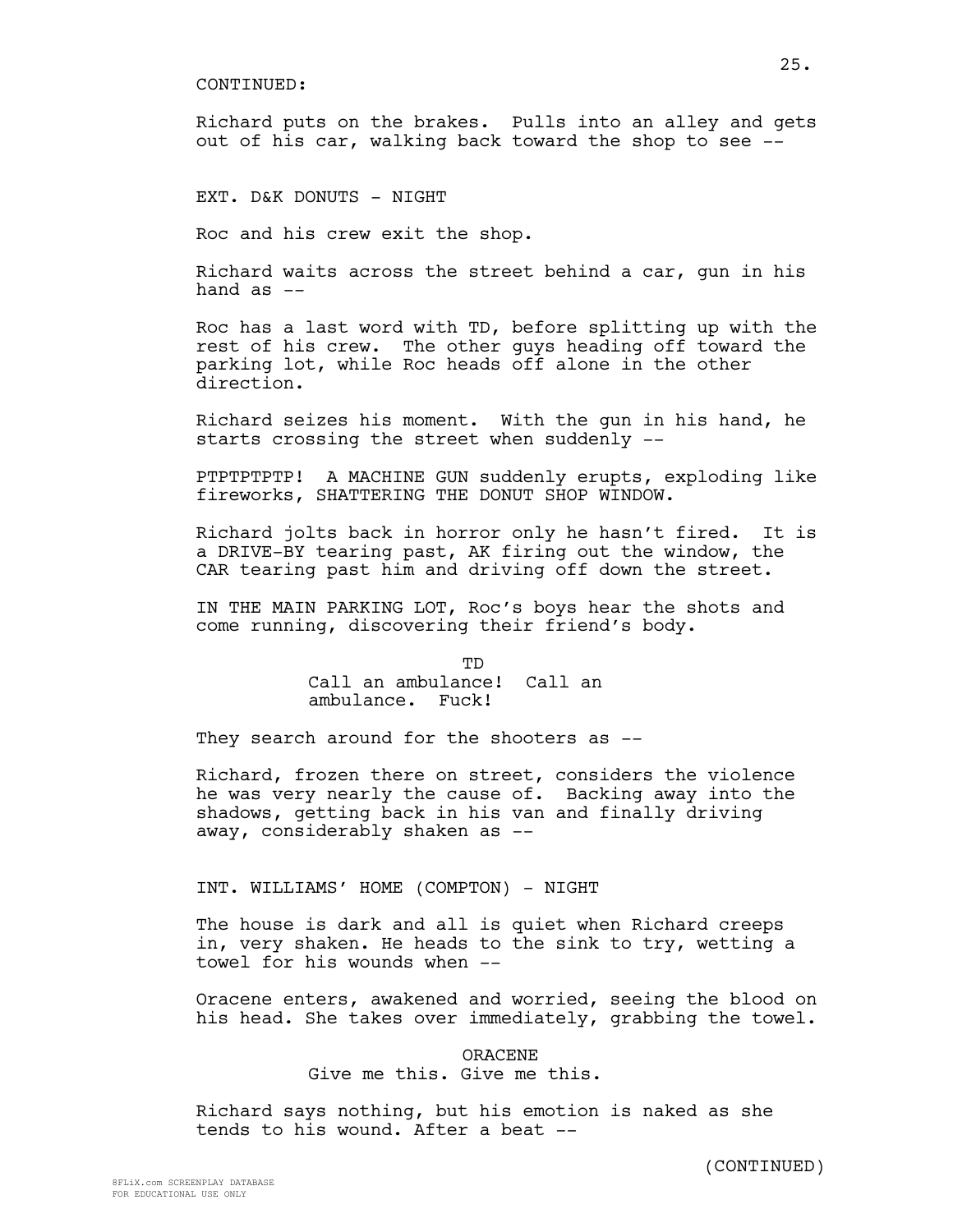CONTINUED:

Richard puts on the brakes. Pulls into an alley and gets out of his car, walking back toward the shop to see --

EXT. D&K DONUTS - NIGHT

Roc and his crew exit the shop.

Richard waits across the street behind a car, gun in his hand as --

Roc has a last word with TD, before splitting up with the rest of his crew. The other guys heading off toward the parking lot, while Roc heads off alone in the other direction.

Richard seizes his moment. With the gun in his hand, he starts crossing the street when suddenly --

PTPTPTPTPTP! A MACHINE GUN suddenly erupts, exploding like fireworks, SHATTERING THE DONUT SHOP WINDOW.

Richard jolts back in horror only he hasn't fired. It is a DRIVE-BY tearing past, AK firing out the window, the CAR tearing past him and driving off down the street.

IN THE MAIN PARKING LOT, Roc's boys hear the shots and come running, discovering their friend's body.

TD
Call an ambulance! Call an ambulance. Fuck!

They search around for the shooters as --

Richard, frozen there on street, considers the violence he was very nearly the cause of. Backing away into the shadows, getting back in his van and finally driving away, considerably shaken as --

INT. WILLIAMS' HOME (COMPTON) - NIGHT

The house is dark and all is quiet when Richard creeps in, very shaken. He heads to the sink to try, wetting a towel for his wounds when --

Oracene enters, awakened and worried, seeing the blood on his head. She takes over immediately, grabbing the towel.

ORACENE
Give me this. Give me this.

Richard says nothing, but his emotion is naked as she tends to his wound. After a beat --

(CONTINUED)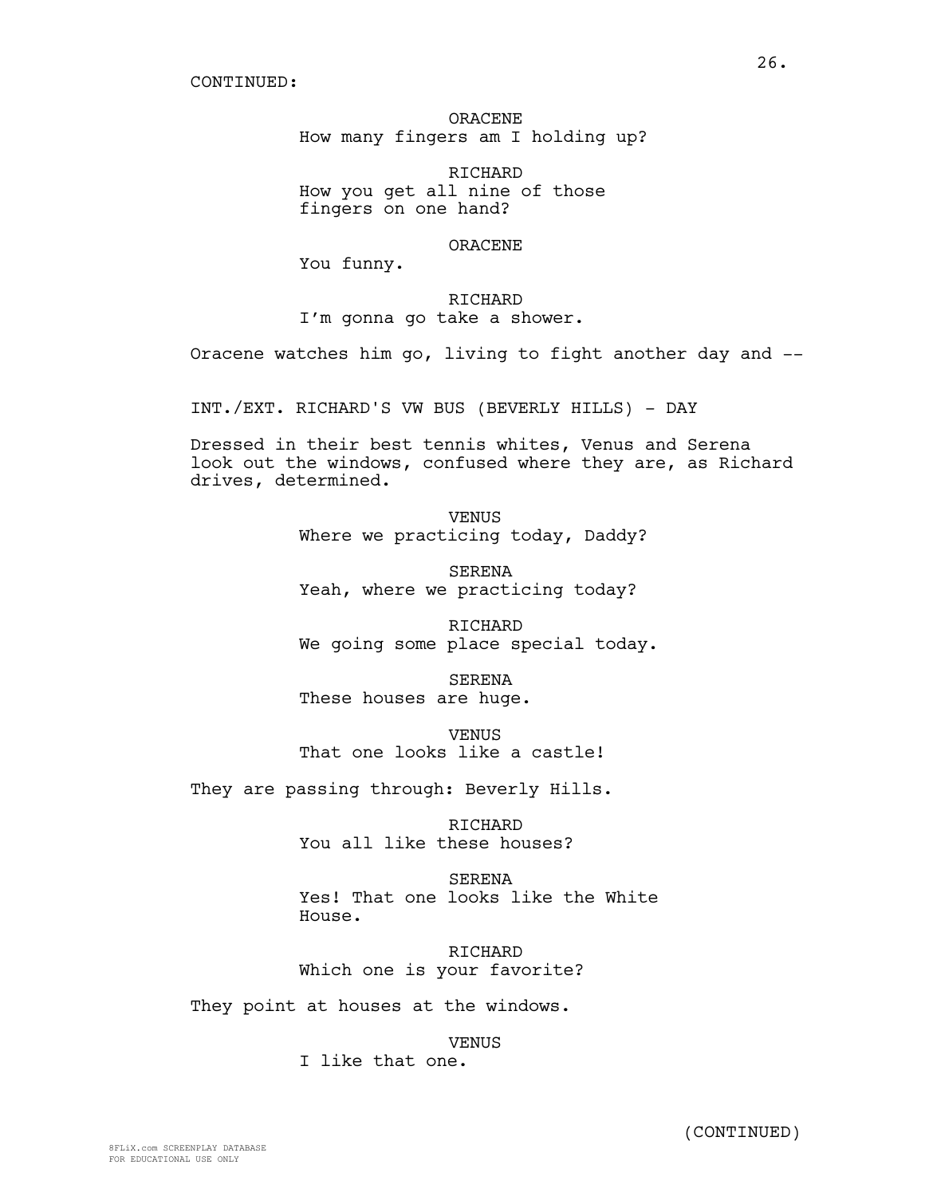CONTINUED:

ORACENE
How many fingers am I holding up?

RICHARD
How you get all nine of those fingers on one hand?

ORACENE
You funny.

RICHARD
I'm gonna go take a shower.

Oracene watches him go, living to fight another day and --

INT./EXT. RICHARD'S VW BUS (BEVERLY HILLS) - DAY

Dressed in their best tennis whites, Venus and Serena look out the windows, confused where they are, as Richard drives, determined.

VENUS
Where we practicing today, Daddy?

SERENA
Yeah, where we practicing today?

RICHARD
We going some place special today.

SERENA
These houses are huge.

VENUS
That one looks like a castle!

They are passing through: Beverly Hills.

RICHARD
You all like these houses?

SERENA
Yes! That one looks like the White House.

RICHARD
Which one is your favorite?

They point at houses at the windows.

VENUS
I like that one.

(CONTINUED)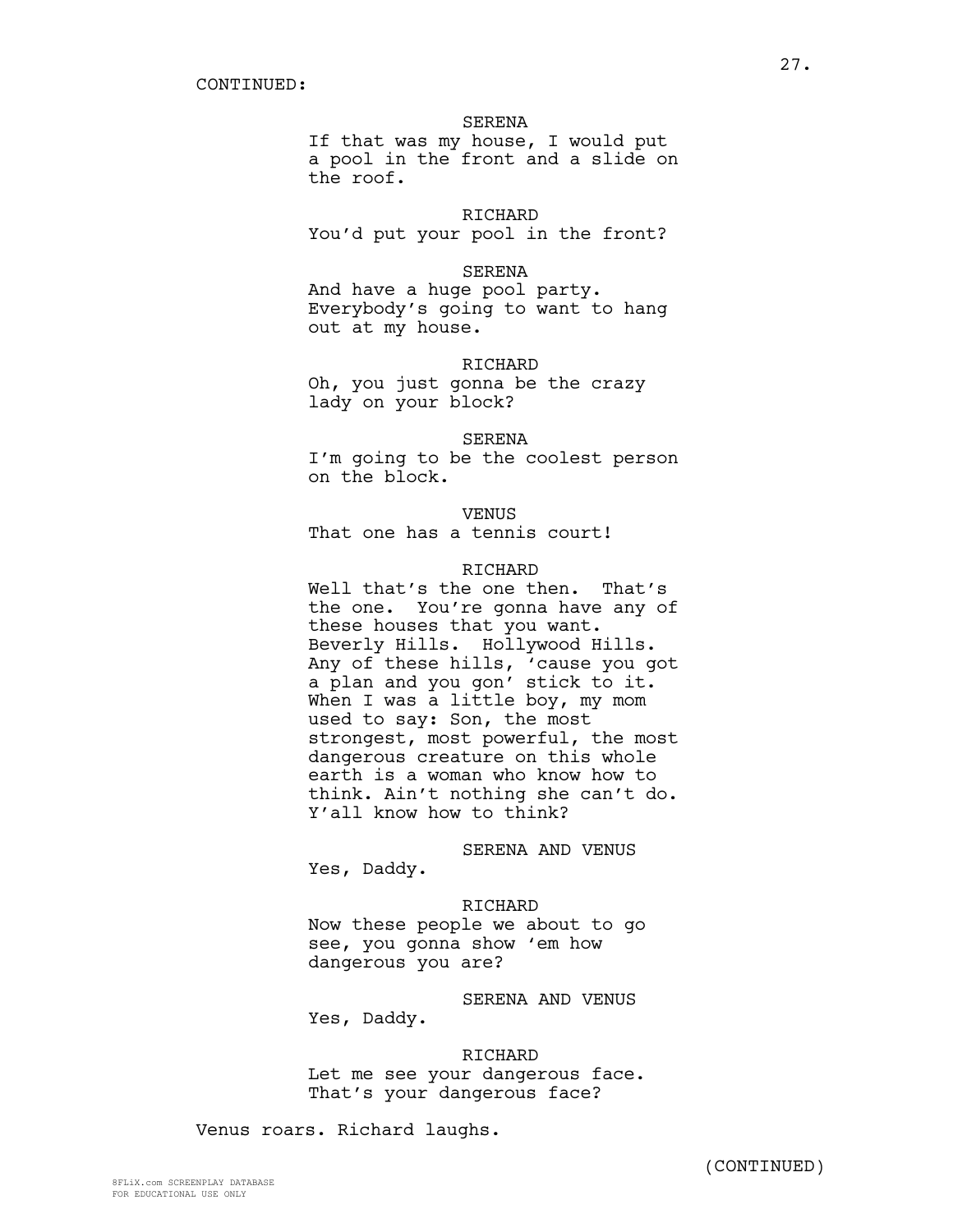CONTINUED:

SERENA
If that was my house, I would put a pool in the front and a slide on the roof.

RICHARD
You'd put your pool in the front?

SERENA
And have a huge pool party. Everybody's going to want to hang out at my house.

RICHARD
Oh, you just gonna be the crazy lady on your block?

SERENA
I'm going to be the coolest person on the block.

VENUS
That one has a tennis court!

RICHARD
Well that's the one then. That's the one. You're gonna have any of these houses that you want. Beverly Hills. Hollywood Hills. Any of these hills, 'cause you got a plan and you gon' stick to it. When I was a little boy, my mom used to say: Son, the most strongest, most powerful, the most dangerous creature on this whole earth is a woman who know how to think. Ain't nothing she can't do. Y'all know how to think?

SERENA AND VENUS
Yes, Daddy.

RICHARD
Now these people we about to go see, you gonna show 'em how dangerous you are?

SERENA AND VENUS
Yes, Daddy.

RICHARD
Let me see your dangerous face. That's your dangerous face?

Venus roars. Richard laughs.

(CONTINUED)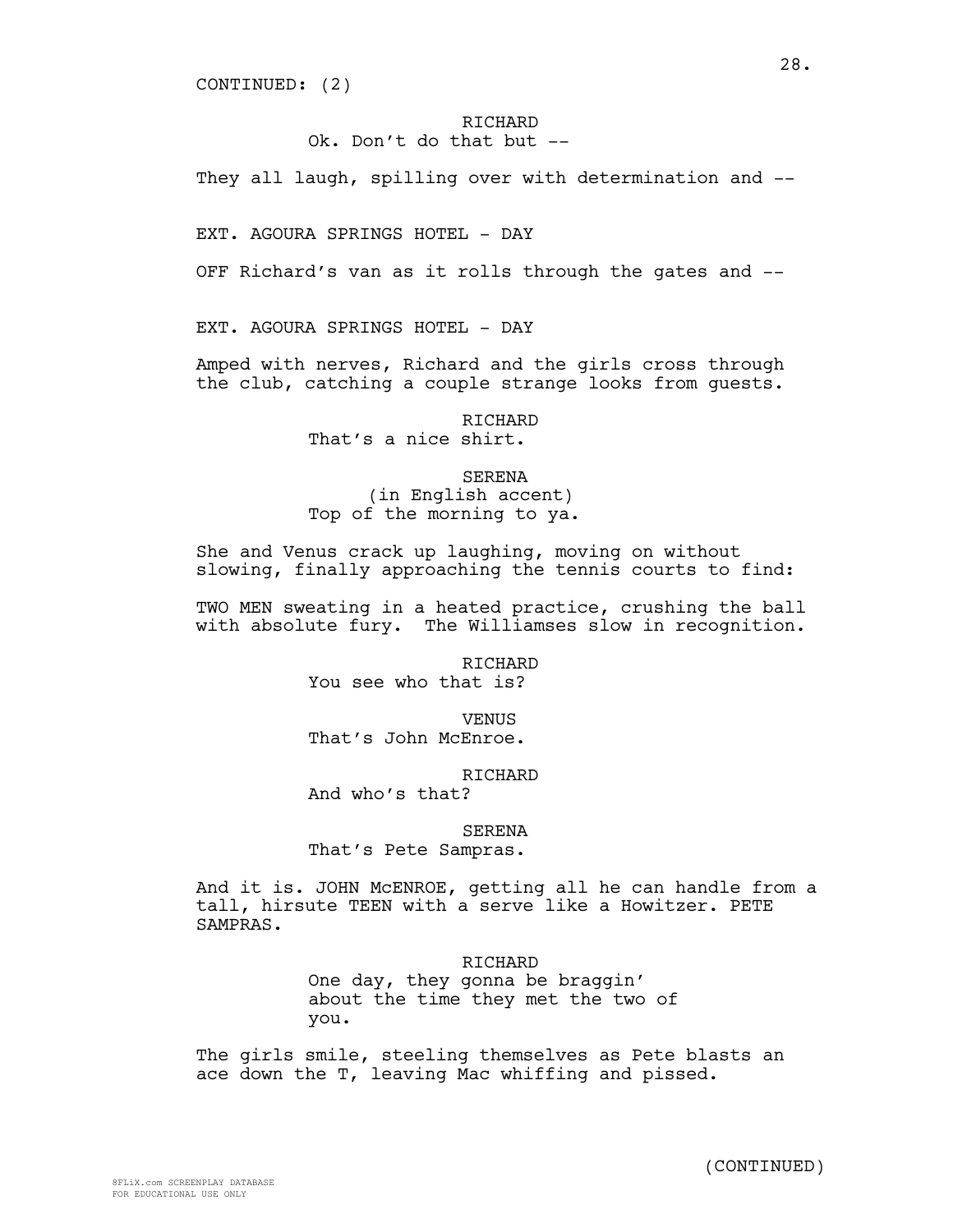CONTINUED: (2)

RICHARD
Ok. Don't do that but --

They all laugh, spilling over with determination and --

EXT. AGOURA SPRINGS HOTEL - DAY

OFF Richard's van as it rolls through the gates and --

EXT. AGOURA SPRINGS HOTEL - DAY

Amped with nerves, Richard and the girls cross through the club, catching a couple strange looks from guests.

RICHARD
That's a nice shirt.

SERENA
(in English accent)
Top of the morning to ya.

She and Venus crack up laughing, moving on without slowing, finally approaching the tennis courts to find:

TWO MEN sweating in a heated practice, crushing the ball with absolute fury. The Williamses slow in recognition.

RICHARD
You see who that is?

VENUS
That's John McEnroe.

RICHARD
And who's that?

SERENA
That's Pete Sampras.

And it is. JOHN McENROE, getting all he can handle from a tall, hirsute TEEN with a serve like a Howitzer. PETE SAMPRAS.

RICHARD
One day, they gonna be braggin' about the time they met the two of you.

The girls smile, steeling themselves as Pete blasts an ace down the T, leaving Mac whiffing and pissed.

(CONTINUED)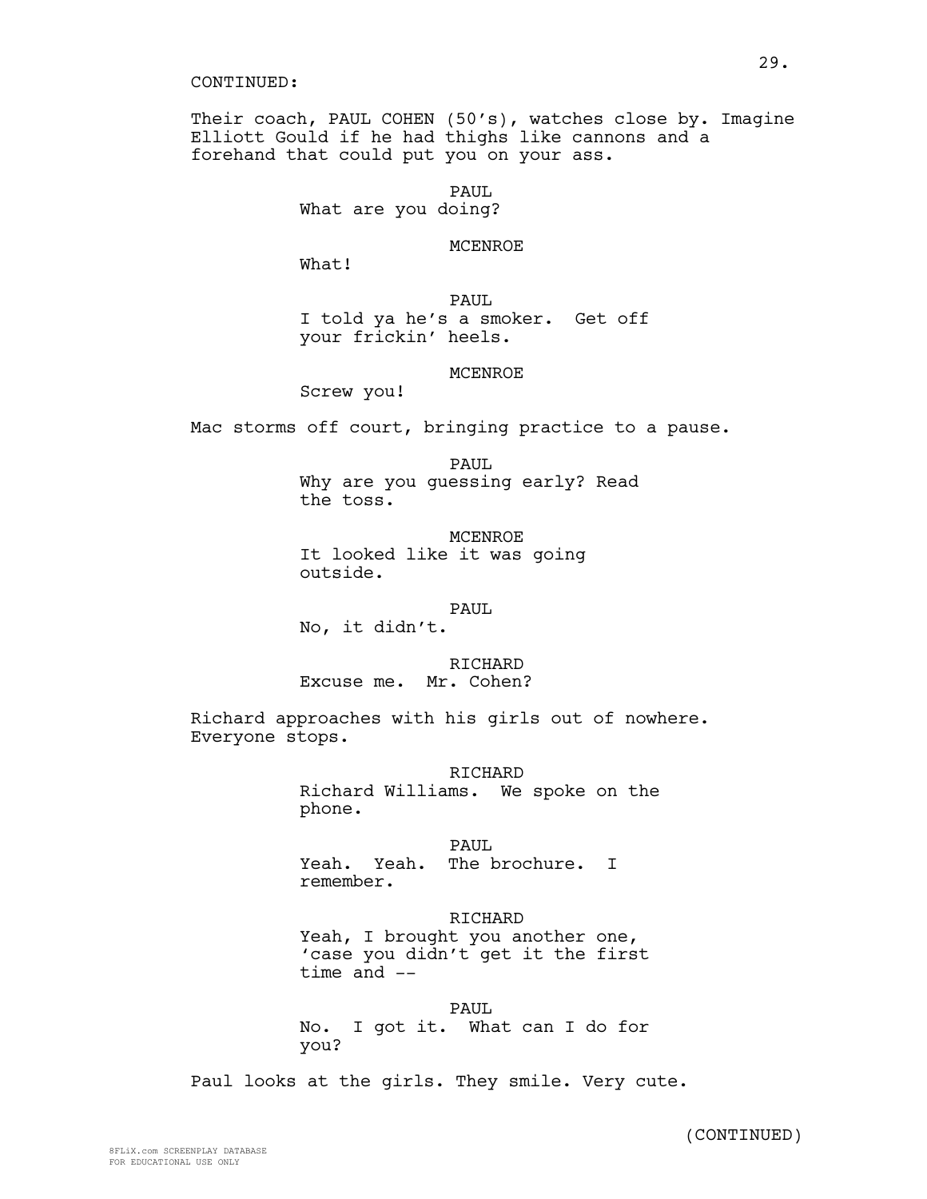CONTINUED:

Their coach, PAUL COHEN (50's), watches close by. Imagine Elliott Gould if he had thighs like cannons and a forehand that could put you on your ass.

PAUL
What are you doing?

MCENROE
What!

PAUL
I told ya he's a smoker. Get off your frickin' heels.

MCENROE
Screw you!

Mac storms off court, bringing practice to a pause.

PAUL
Why are you guessing early? Read the toss.

MCENROE
It looked like it was going outside.

PAUL
No, it didn't.

RICHARD
Excuse me. Mr. Cohen?

Richard approaches with his girls out of nowhere. Everyone stops.

RICHARD
Richard Williams. We spoke on the phone.

PAUL
Yeah. Yeah. The brochure. I remember.

RICHARD
Yeah, I brought you another one, 'case you didn't get it the first time and --

PAUL
No. I got it. What can I do for you?

Paul looks at the girls. They smile. Very cute.

(CONTINUED)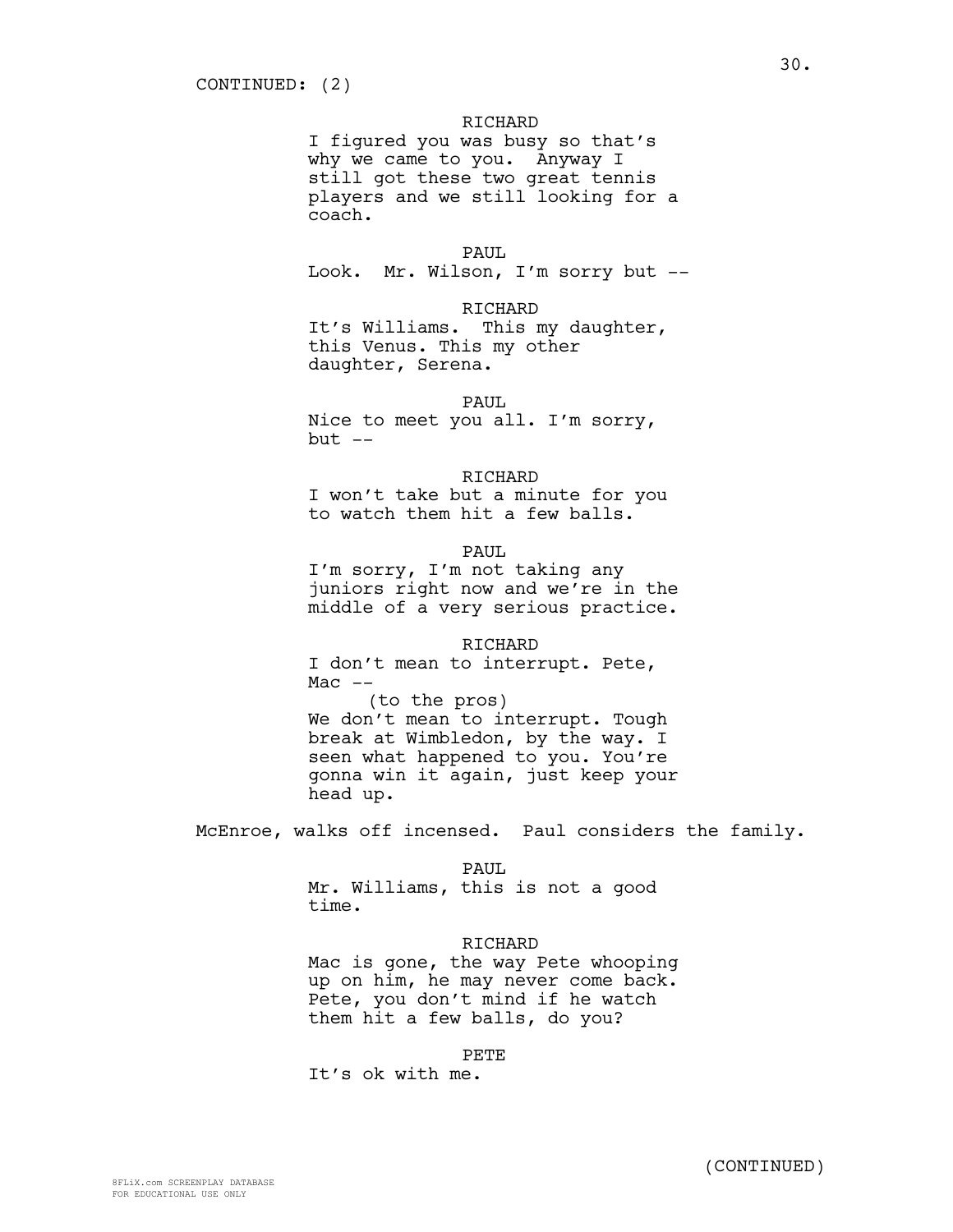CONTINUED: (2)

RICHARD
I figured you was busy so that's why we came to you. Anyway I still got these two great tennis players and we still looking for a coach.

PAUL
Look. Mr. Wilson, I'm sorry but --

RICHARD
It's Williams. This my daughter, this Venus. This my other daughter, Serena.

PAUL
Nice to meet you all. I'm sorry, but --

RICHARD
I won't take but a minute for you to watch them hit a few balls.

PAUL
I'm sorry, I'm not taking any juniors right now and we're in the middle of a very serious practice.

RICHARD
I don't mean to interrupt. Pete, Mac --
(to the pros)
We don't mean to interrupt. Tough break at Wimbledon, by the way. I seen what happened to you. You're gonna win it again, just keep your head up.

McEnroe, walks off incensed. Paul considers the family.

PAUL
Mr. Williams, this is not a good time.

RICHARD
Mac is gone, the way Pete whooping up on him, he may never come back. Pete, you don't mind if he watch them hit a few balls, do you?

PETE
It's ok with me.

(CONTINUED)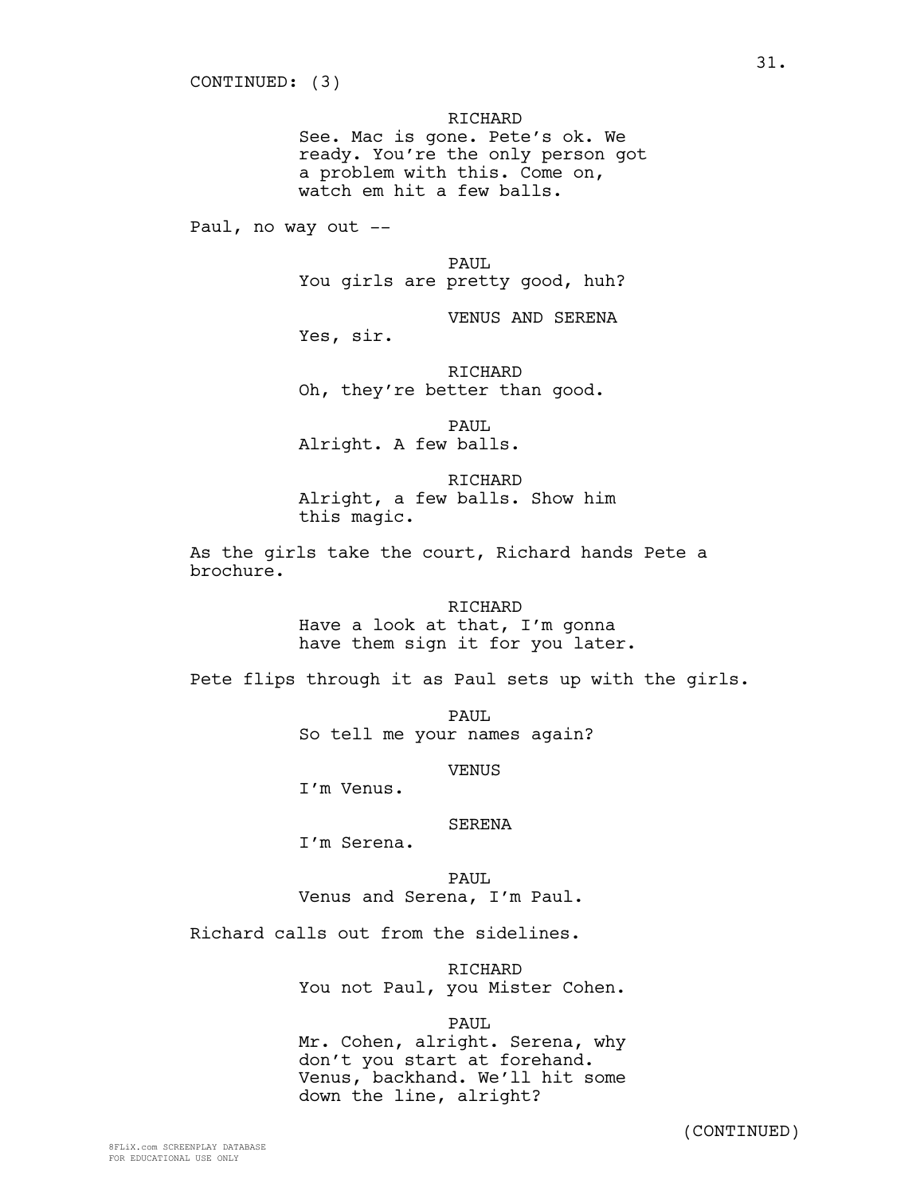CONTINUED: (3)

RICHARD
See. Mac is gone. Pete's ok. We ready. You're the only person got a problem with this. Come on, watch em hit a few balls.

Paul, no way out --

PAUL
You girls are pretty good, huh?

VENUS AND SERENA
Yes, sir.

RICHARD
Oh, they're better than good.

PAUL
Alright. A few balls.

RICHARD
Alright, a few balls. Show him this magic.

As the girls take the court, Richard hands Pete a brochure.

RICHARD
Have a look at that, I'm gonna have them sign it for you later.

Pete flips through it as Paul sets up with the girls.

PAUL
So tell me your names again?

VENUS
I'm Venus.

SERENA
I'm Serena.

PAUL
Venus and Serena, I'm Paul.

Richard calls out from the sidelines.

RICHARD
You not Paul, you Mister Cohen.

PAUL
Mr. Cohen, alright. Serena, why don't you start at forehand. Venus, backhand. We'll hit some down the line, alright?

(CONTINUED)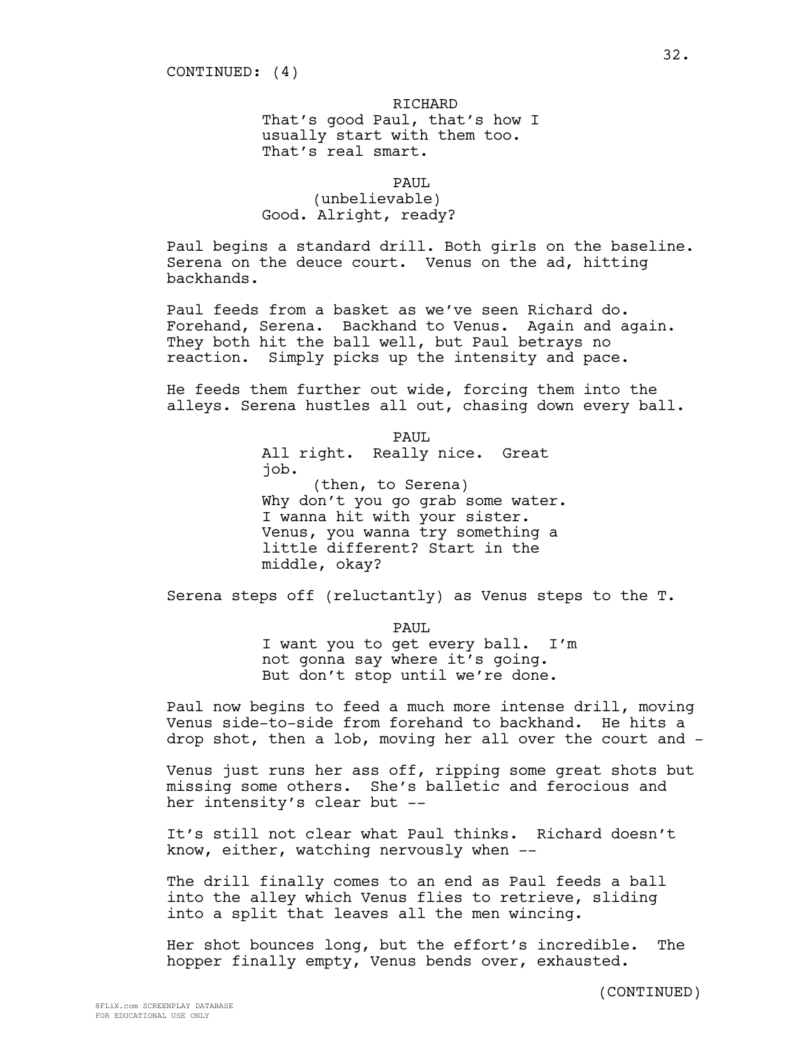CONTINUED: (4)

RICHARD
That's good Paul, that's how I usually start with them too. That's real smart.

PAUL
(unbelievable)
Good. Alright, ready?

Paul begins a standard drill. Both girls on the baseline. Serena on the deuce court. Venus on the ad, hitting backhands.

Paul feeds from a basket as we've seen Richard do. Forehand, Serena. Backhand to Venus. Again and again. They both hit the ball well, but Paul betrays no reaction. Simply picks up the intensity and pace.

He feeds them further out wide, forcing them into the alleys. Serena hustles all out, chasing down every ball.

PAUL
All right. Really nice. Great job.
(then, to Serena)
Why don't you go grab some water. I wanna hit with your sister. Venus, you wanna try something a little different? Start in the middle, okay?

Serena steps off (reluctantly) as Venus steps to the T.

PAUL
I want you to get every ball. I'm not gonna say where it's going. But don't stop until we're done.

Paul now begins to feed a much more intense drill, moving Venus side-to-side from forehand to backhand. He hits a drop shot, then a lob, moving her all over the court and -

Venus just runs her ass off, ripping some great shots but missing some others. She's balletic and ferocious and her intensity's clear but --

It's still not clear what Paul thinks. Richard doesn't know, either, watching nervously when --

The drill finally comes to an end as Paul feeds a ball into the alley which Venus flies to retrieve, sliding into a split that leaves all the men wincing.

Her shot bounces long, but the effort's incredible. The hopper finally empty, Venus bends over, exhausted.

(CONTINUED)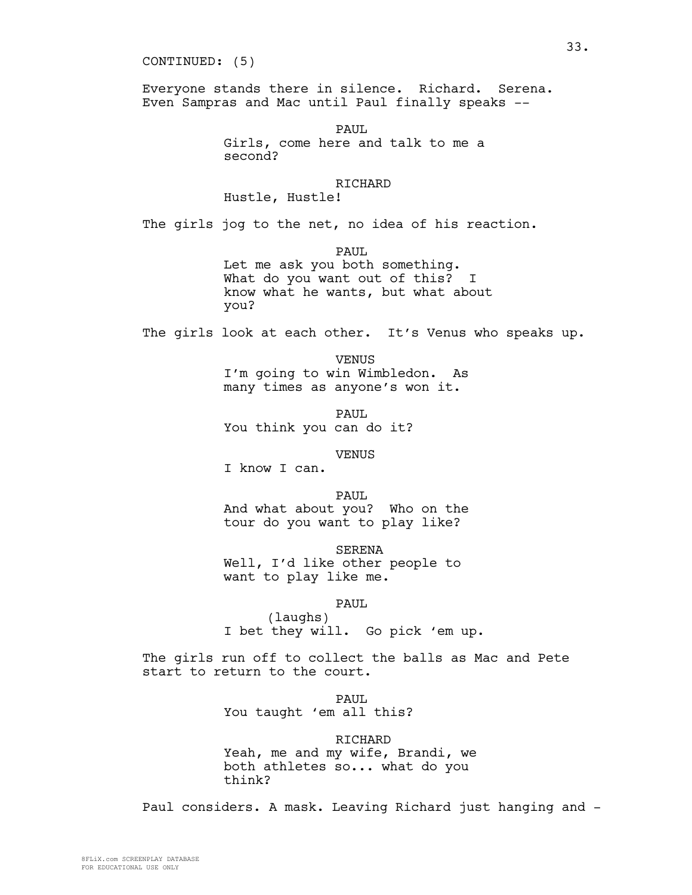CONTINUED: (5)

Everyone stands there in silence. Richard. Serena. Even Sampras and Mac until Paul finally speaks --

PAUL
Girls, come here and talk to me a second?

RICHARD
Hustle, Hustle!

The girls jog to the net, no idea of his reaction.

PAUL
Let me ask you both something. What do you want out of this? I know what he wants, but what about you?

The girls look at each other. It's Venus who speaks up.

VENUS
I'm going to win Wimbledon. As many times as anyone's won it.

PAUL
You think you can do it?

VENUS
I know I can.

PAUL
And what about you? Who on the tour do you want to play like?

SERENA
Well, I'd like other people to want to play like me.

PAUL
(laughs)
I bet they will. Go pick 'em up.

The girls run off to collect the balls as Mac and Pete start to return to the court.

PAUL
You taught 'em all this?

RICHARD
Yeah, me and my wife, Brandi, we both athletes so... what do you think?

Paul considers. A mask. Leaving Richard just hanging and -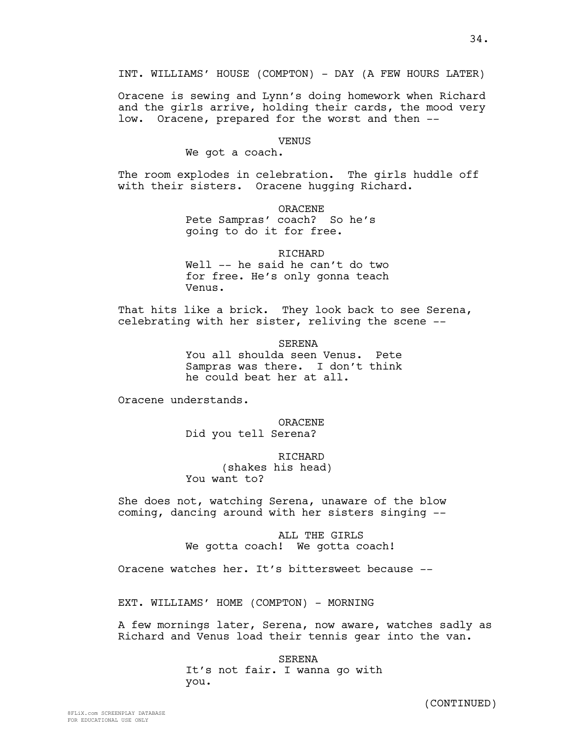INT. WILLIAMS' HOUSE (COMPTON) - DAY (A FEW HOURS LATER)

Oracene is sewing and Lynn's doing homework when Richard and the girls arrive, holding their cards, the mood very low. Oracene, prepared for the worst and then --

VENUS
We got a coach.

The room explodes in celebration. The girls huddle off with their sisters. Oracene hugging Richard.

ORACENE
Pete Sampras' coach? So he's going to do it for free.

RICHARD
Well -- he said he can't do two for free. He's only gonna teach Venus.

That hits like a brick. They look back to see Serena, celebrating with her sister, reliving the scene --

SERENA
You all shoulda seen Venus. Pete Sampras was there. I don't think he could beat her at all.

Oracene understands.

ORACENE
Did you tell Serena?

RICHARD
(shakes his head)
You want to?

She does not, watching Serena, unaware of the blow coming, dancing around with her sisters singing --

ALL THE GIRLS
We gotta coach! We gotta coach!

Oracene watches her. It's bittersweet because --

EXT. WILLIAMS' HOME (COMPTON) - MORNING

A few mornings later, Serena, now aware, watches sadly as Richard and Venus load their tennis gear into the van.

SERENA
It's not fair. I wanna go with you.

(CONTINUED)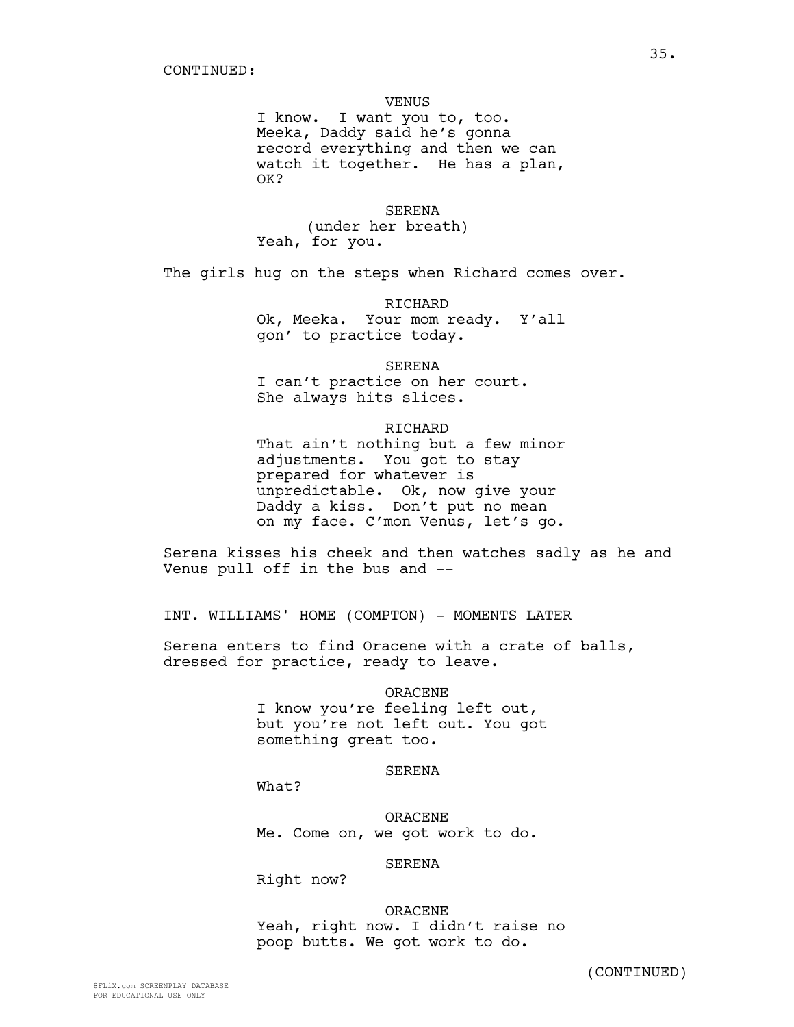CONTINUED:

VENUS
I know. I want you to, too. Meeka, Daddy said he's gonna record everything and then we can watch it together. He has a plan, OK?

SERENA
(under her breath)
Yeah, for you.

The girls hug on the steps when Richard comes over.

RICHARD
Ok, Meeka. Your mom ready. Y'all gon' to practice today.

SERENA
I can't practice on her court. She always hits slices.

RICHARD
That ain't nothing but a few minor adjustments. You got to stay prepared for whatever is unpredictable. Ok, now give your Daddy a kiss. Don't put no mean on my face. C'mon Venus, let's go.

Serena kisses his cheek and then watches sadly as he and Venus pull off in the bus and --

INT. WILLIAMS' HOME (COMPTON) - MOMENTS LATER

Serena enters to find Oracene with a crate of balls, dressed for practice, ready to leave.

ORACENE
I know you're feeling left out, but you're not left out. You got something great too.

SERENA
What?

ORACENE
Me. Come on, we got work to do.

SERENA
Right now?

ORACENE
Yeah, right now. I didn't raise no poop butts. We got work to do.

(CONTINUED)

8FLiX.com SCREENPLAY DATABASE
FOR EDUCATIONAL USE ONLY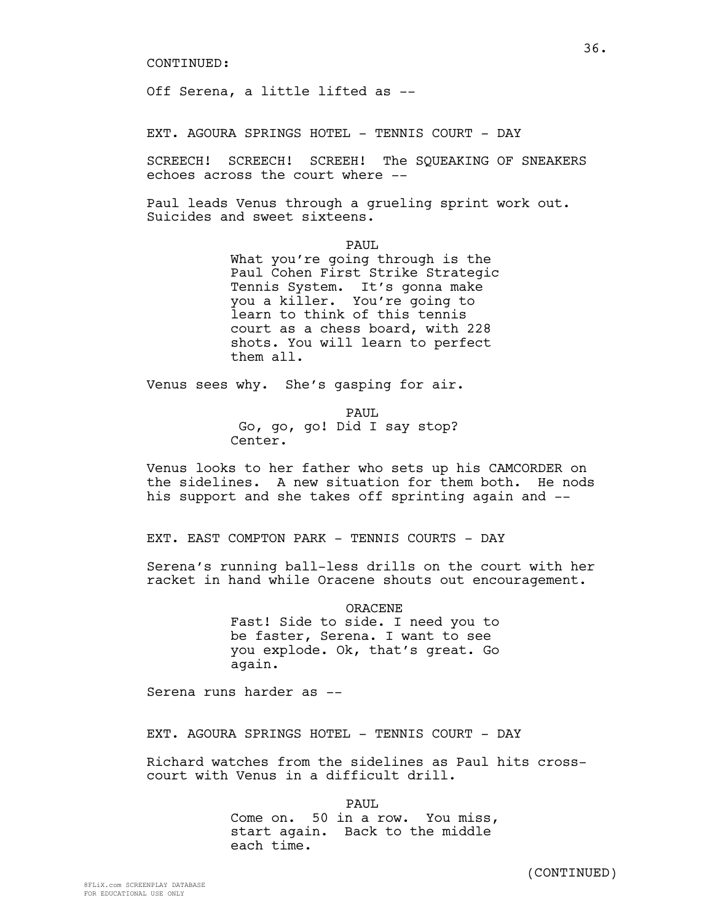CONTINUED:

Off Serena, a little lifted as --

EXT. AGOURA SPRINGS HOTEL - TENNIS COURT - DAY

SCREECH! SCREECH! SCREEH! The SQUEAKING OF SNEAKERS echoes across the court where --

Paul leads Venus through a grueling sprint work out. Suicides and sweet sixteens.

PAUL
What you're going through is the Paul Cohen First Strike Strategic Tennis System. It's gonna make you a killer. You're going to learn to think of this tennis court as a chess board, with 228 shots. You will learn to perfect them all.

Venus sees why. She's gasping for air.

PAUL
Go, go, go! Did I say stop? Center.

Venus looks to her father who sets up his CAMCORDER on the sidelines. A new situation for them both. He nods his support and she takes off sprinting again and --

EXT. EAST COMPTON PARK - TENNIS COURTS - DAY

Serena's running ball-less drills on the court with her racket in hand while Oracene shouts out encouragement.

ORACENE
Fast! Side to side. I need you to be faster, Serena. I want to see you explode. Ok, that's great. Go again.

Serena runs harder as --

EXT. AGOURA SPRINGS HOTEL - TENNIS COURT - DAY

Richard watches from the sidelines as Paul hits cross-court with Venus in a difficult drill.

PAUL
Come on. 50 in a row. You miss, start again. Back to the middle each time.

(CONTINUED)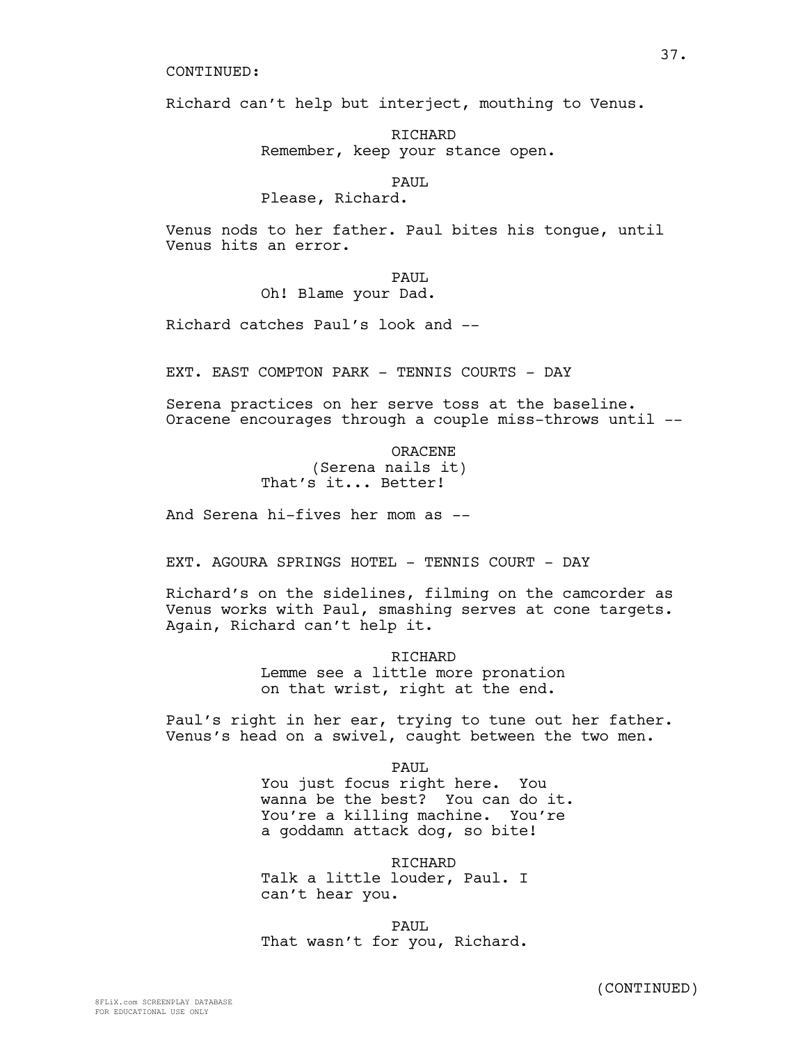CONTINUED:

Richard can't help but interject, mouthing to Venus.

RICHARD
Remember, keep your stance open.

PAUL
Please, Richard.

Venus nods to her father. Paul bites his tongue, until Venus hits an error.

PAUL
Oh! Blame your Dad.

Richard catches Paul's look and --

EXT. EAST COMPTON PARK - TENNIS COURTS - DAY

Serena practices on her serve toss at the baseline. Oracene encourages through a couple miss-throws until --

ORACENE
(Serena nails it)
That's it... Better!

And Serena hi-fives her mom as --

EXT. AGOURA SPRINGS HOTEL - TENNIS COURT - DAY

Richard's on the sidelines, filming on the camcorder as Venus works with Paul, smashing serves at cone targets. Again, Richard can't help it.

RICHARD
Lemme see a little more pronation on that wrist, right at the end.

Paul's right in her ear, trying to tune out her father. Venus's head on a swivel, caught between the two men.

PAUL
You just focus right here. You wanna be the best? You can do it. You're a killing machine. You're a goddamn attack dog, so bite!

RICHARD
Talk a little louder, Paul. I can't hear you.

PAUL
That wasn't for you, Richard.

(CONTINUED)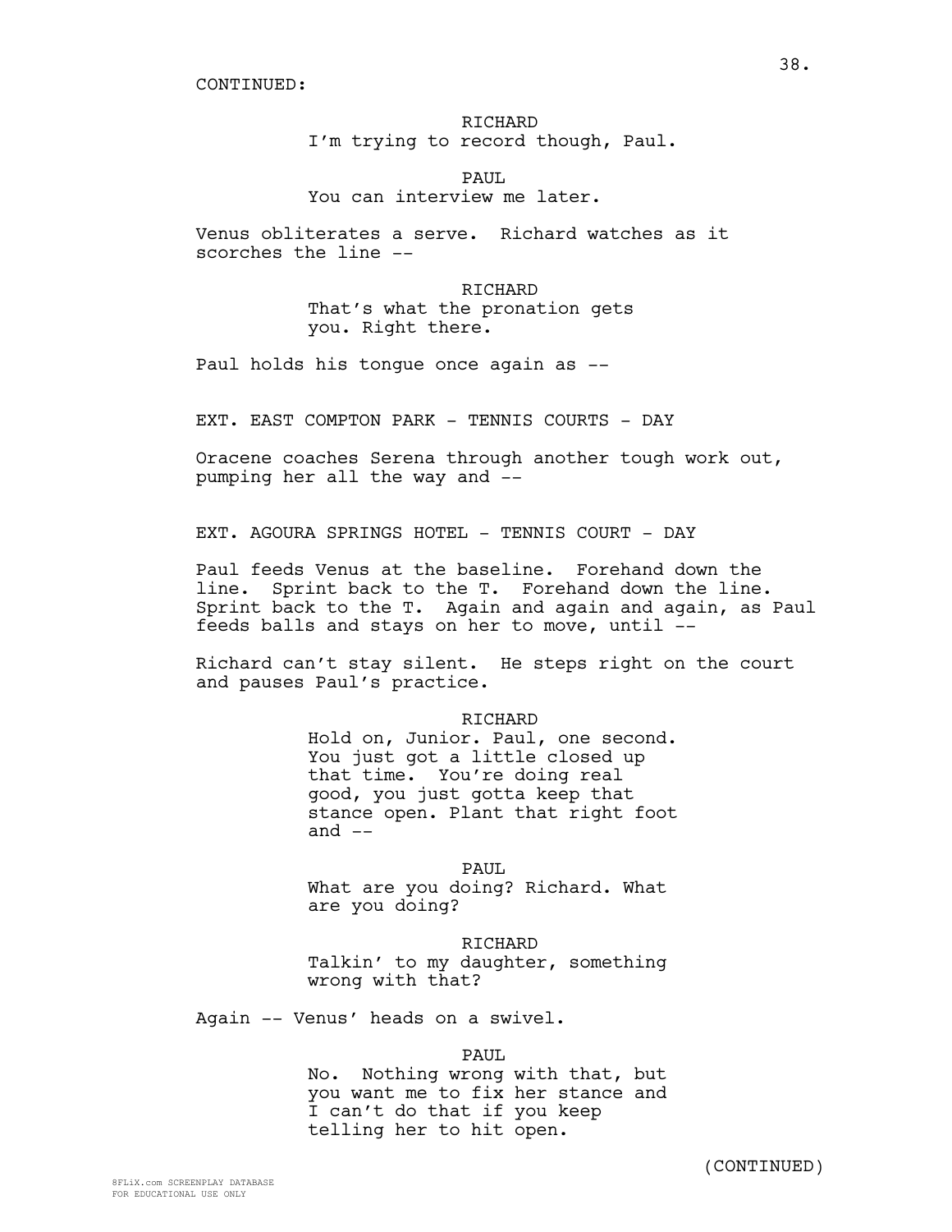CONTINUED:

RICHARD
I'm trying to record though, Paul.

PAUL
You can interview me later.

Venus obliterates a serve. Richard watches as it scorches the line --

RICHARD
That's what the pronation gets you. Right there.

Paul holds his tongue once again as --

EXT. EAST COMPTON PARK - TENNIS COURTS - DAY

Oracene coaches Serena through another tough work out, pumping her all the way and --

EXT. AGOURA SPRINGS HOTEL - TENNIS COURT - DAY

Paul feeds Venus at the baseline. Forehand down the line. Sprint back to the T. Forehand down the line. Sprint back to the T. Again and again and again, as Paul feeds balls and stays on her to move, until --

Richard can't stay silent. He steps right on the court and pauses Paul's practice.

RICHARD
Hold on, Junior. Paul, one second. You just got a little closed up that time. You're doing real good, you just gotta keep that stance open. Plant that right foot and --

PAUL
What are you doing? Richard. What are you doing?

RICHARD
Talkin' to my daughter, something wrong with that?

Again -- Venus' heads on a swivel.

PAUL
No. Nothing wrong with that, but you want me to fix her stance and I can't do that if you keep telling her to hit open.

(CONTINUED)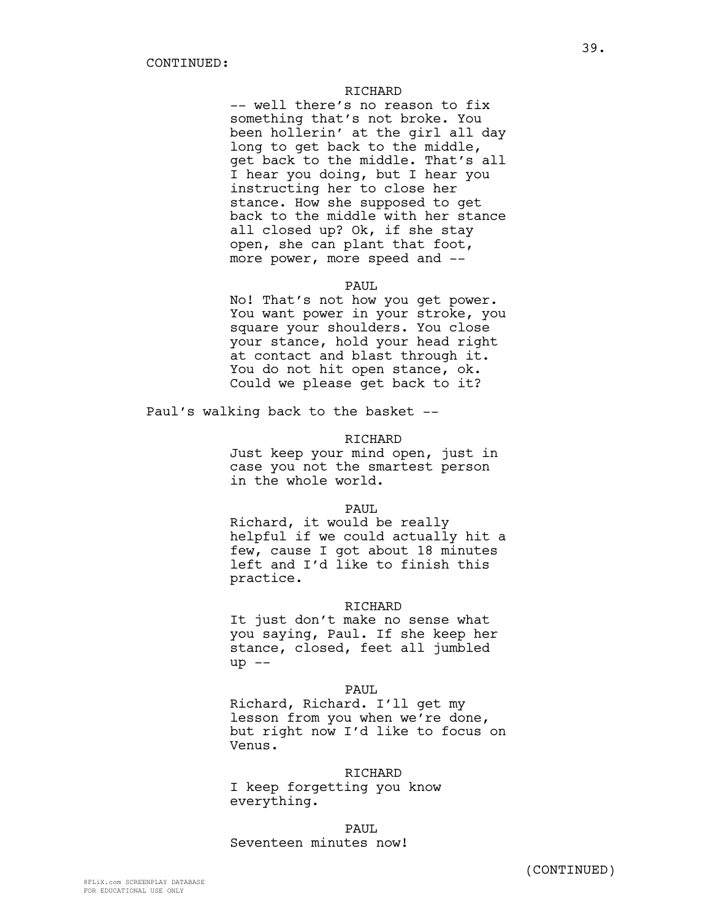CONTINUED:

RICHARD

-- well there's no reason to fix something that's not broke. You been hollerin' at the girl all day long to get back to the middle, get back to the middle. That's all I hear you doing, but I hear you instructing her to close her stance. How she supposed to get back to the middle with her stance all closed up? Ok, if she stay open, she can plant that foot, more power, more speed and --

PAUL

No! That's not how you get power. You want power in your stroke, you square your shoulders. You close your stance, hold your head right at contact and blast through it. You do not hit open stance, ok. Could we please get back to it?

Paul's walking back to the basket --

RICHARD

Just keep your mind open, just in case you not the smartest person in the whole world.

PAUL

Richard, it would be really helpful if we could actually hit a few, cause I got about 18 minutes left and I'd like to finish this practice.

RICHARD

It just don't make no sense what you saying, Paul. If she keep her stance, closed, feet all jumbled up --

PAUL

Richard, Richard. I'll get my lesson from you when we're done, but right now I'd like to focus on Venus.

RICHARD

I keep forgetting you know everything.

PAUL

Seventeen minutes now!

(CONTINUED)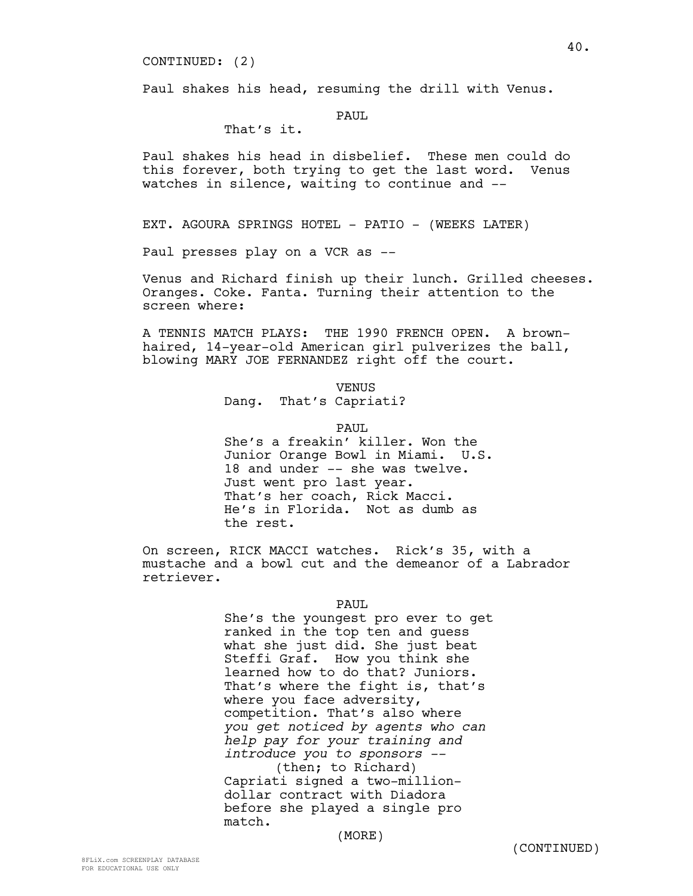CONTINUED: (2)

Paul shakes his head, resuming the drill with Venus.

PAUL

That's it.

Paul shakes his head in disbelief. These men could do this forever, both trying to get the last word. Venus watches in silence, waiting to continue and --

EXT. AGOURA SPRINGS HOTEL - PATIO - (WEEKS LATER)

Paul presses play on a VCR as --

Venus and Richard finish up their lunch. Grilled cheeses. Oranges. Coke. Fanta. Turning their attention to the screen where:

A TENNIS MATCH PLAYS: THE 1990 FRENCH OPEN. A brown-haired, 14-year-old American girl pulverizes the ball, blowing MARY JOE FERNANDEZ right off the court.

VENUS

Dang. That's Capriati?

PAUL

She's a freakin' killer. Won the Junior Orange Bowl in Miami. U.S. 18 and under -- she was twelve. Just went pro last year. That's her coach, Rick Macci. He's in Florida. Not as dumb as the rest.

On screen, RICK MACCI watches. Rick's 35, with a mustache and a bowl cut and the demeanor of a Labrador retriever.

PAUL

She's the youngest pro ever to get ranked in the top ten and guess what she just did. She just beat Steffi Graf. How you think she learned how to do that? Juniors. That's where the fight is, that's where you face adversity, competition. That's also where *you get noticed by agents who can help pay for your training and introduce you to sponsors* --

(then; to Richard)

Capriati signed a two-million-dollar contract with Diadora before she played a single pro match.

(MORE)

(CONTINUED)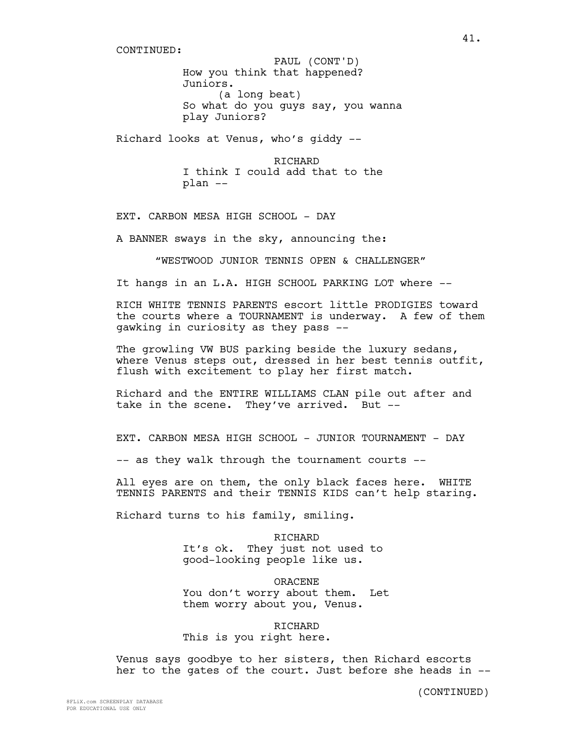CONTINUED:

PAUL (CONT'D)
How you think that happened?
Juniors.
(a long beat)
So what do you guys say, you wanna
play Juniors?

Richard looks at Venus, who's giddy --

RICHARD
I think I could add that to the
plan --

EXT. CARBON MESA HIGH SCHOOL - DAY

A BANNER sways in the sky, announcing the:

"WESTWOOD JUNIOR TENNIS OPEN & CHALLENGER"

It hangs in an L.A. HIGH SCHOOL PARKING LOT where --

RICH WHITE TENNIS PARENTS escort little PRODIGIES toward the courts where a TOURNAMENT is underway. A few of them gawking in curiosity as they pass --

The growling VW BUS parking beside the luxury sedans, where Venus steps out, dressed in her best tennis outfit, flush with excitement to play her first match.

Richard and the ENTIRE WILLIAMS CLAN pile out after and take in the scene. They've arrived. But --

EXT. CARBON MESA HIGH SCHOOL - JUNIOR TOURNAMENT - DAY

-- as they walk through the tournament courts --

All eyes are on them, the only black faces here. WHITE TENNIS PARENTS and their TENNIS KIDS can't help staring.

Richard turns to his family, smiling.

RICHARD
It's ok. They just not used to
good-looking people like us.

ORACENE
You don't worry about them. Let
them worry about you, Venus.

RICHARD
This is you right here.

Venus says goodbye to her sisters, then Richard escorts her to the gates of the court. Just before she heads in --

(CONTINUED)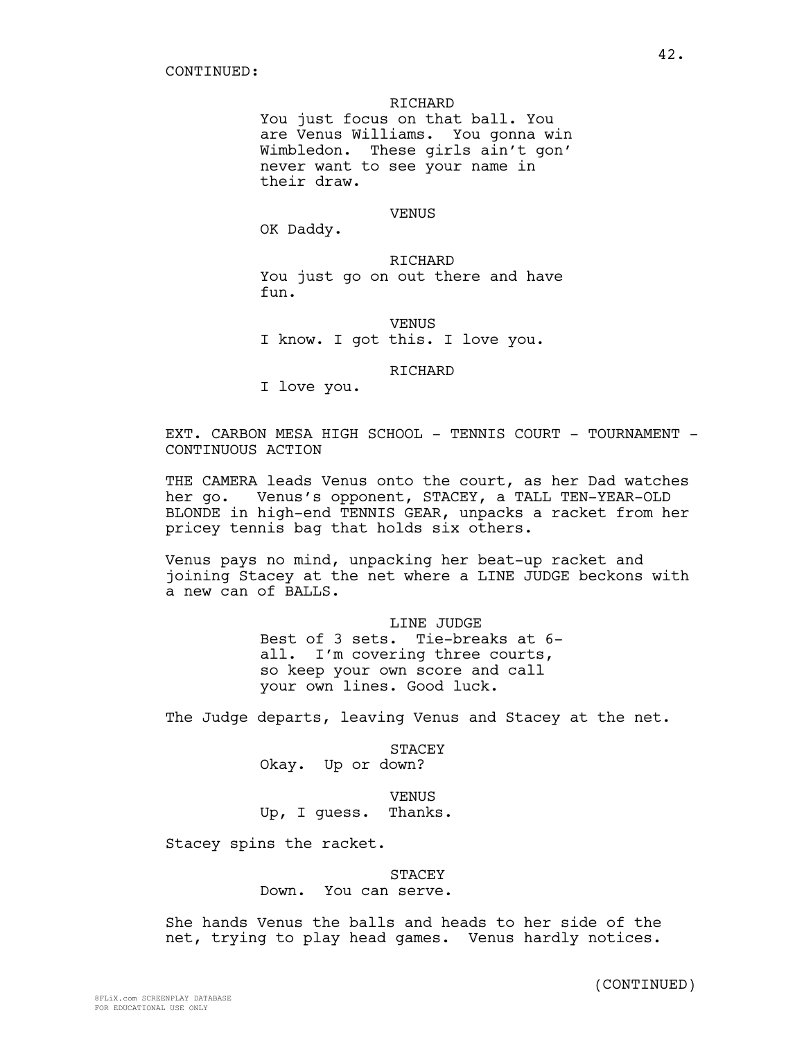CONTINUED:

RICHARD
You just focus on that ball. You are Venus Williams. You gonna win Wimbledon. These girls ain't gon' never want to see your name in their draw.

VENUS
OK Daddy.

RICHARD
You just go on out there and have fun.

VENUS
I know. I got this. I love you.

RICHARD
I love you.

EXT. CARBON MESA HIGH SCHOOL - TENNIS COURT - TOURNAMENT - CONTINUOUS ACTION

THE CAMERA leads Venus onto the court, as her Dad watches her go. Venus's opponent, STACEY, a TALL TEN-YEAR-OLD BLONDE in high-end TENNIS GEAR, unpacks a racket from her pricey tennis bag that holds six others.

Venus pays no mind, unpacking her beat-up racket and joining Stacey at the net where a LINE JUDGE beckons with a new can of BALLS.

LINE JUDGE
Best of 3 sets. Tie-breaks at 6-all. I'm covering three courts, so keep your own score and call your own lines. Good luck.

The Judge departs, leaving Venus and Stacey at the net.

STACEY
Okay. Up or down?

VENUS
Up, I guess. Thanks.

Stacey spins the racket.

STACEY
Down. You can serve.

She hands Venus the balls and heads to her side of the net, trying to play head games. Venus hardly notices.

(CONTINUED)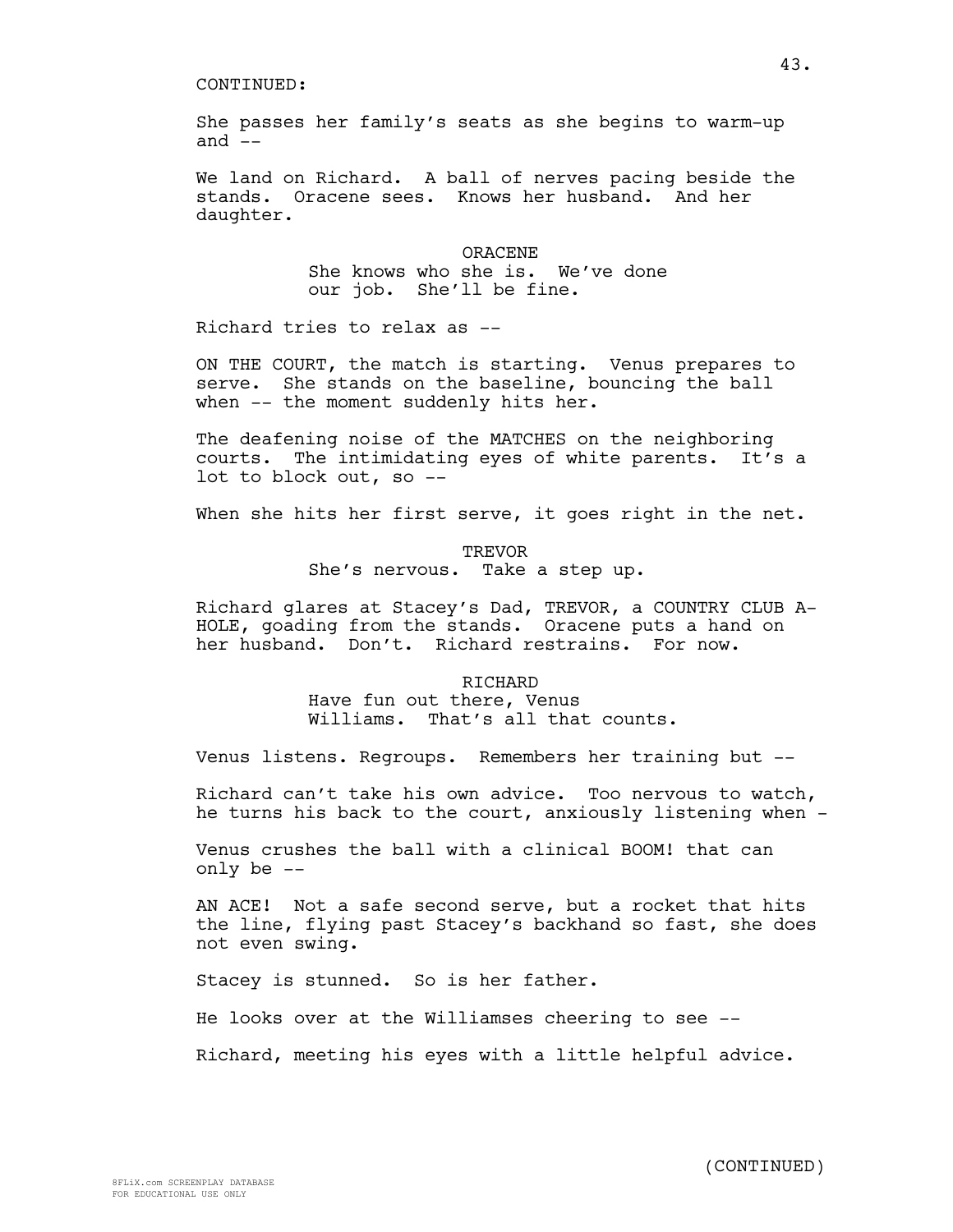CONTINUED:

She passes her family's seats as she begins to warm-up and --

We land on Richard. A ball of nerves pacing beside the stands. Oracene sees. Knows her husband. And her daughter.

ORACENE
She knows who she is. We've done our job. She'll be fine.

Richard tries to relax as --

ON THE COURT, the match is starting. Venus prepares to serve. She stands on the baseline, bouncing the ball when -- the moment suddenly hits her.

The deafening noise of the MATCHES on the neighboring courts. The intimidating eyes of white parents. It's a lot to block out, so --

When she hits her first serve, it goes right in the net.

TREVOR
She's nervous. Take a step up.

Richard glares at Stacey's Dad, TREVOR, a COUNTRY CLUB A-HOLE, goading from the stands. Oracene puts a hand on her husband. Don't. Richard restrains. For now.

RICHARD
Have fun out there, Venus Williams. That's all that counts.

Venus listens. Regroups. Remembers her training but --

Richard can't take his own advice. Too nervous to watch, he turns his back to the court, anxiously listening when -

Venus crushes the ball with a clinical BOOM! that can only be --

AN ACE! Not a safe second serve, but a rocket that hits the line, flying past Stacey's backhand so fast, she does not even swing.

Stacey is stunned. So is her father.

He looks over at the Williamses cheering to see --

Richard, meeting his eyes with a little helpful advice.

(CONTINUED)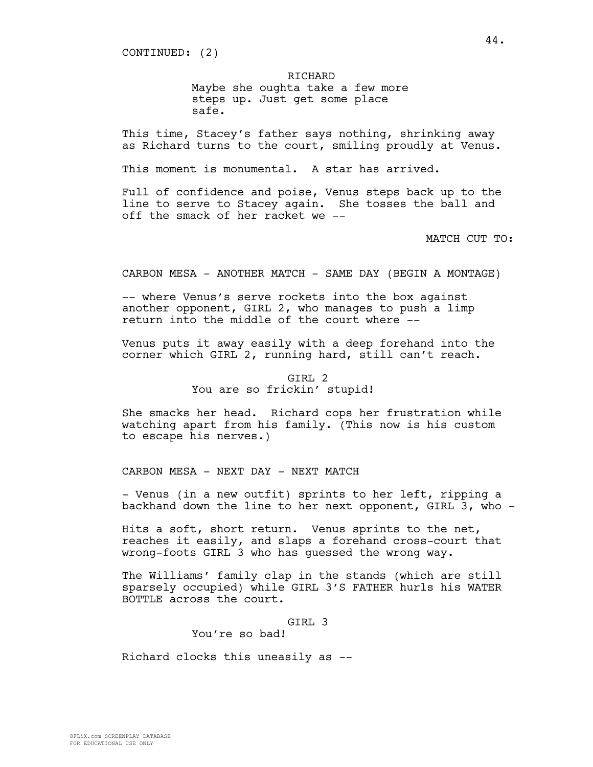CONTINUED: (2)

RICHARD
Maybe she oughta take a few more steps up. Just get some place safe.

This time, Stacey's father says nothing, shrinking away as Richard turns to the court, smiling proudly at Venus.

This moment is monumental. A star has arrived.

Full of confidence and poise, Venus steps back up to the line to serve to Stacey again. She tosses the ball and off the smack of her racket we --

MATCH CUT TO:

CARBON MESA - ANOTHER MATCH - SAME DAY (BEGIN A MONTAGE)

-- where Venus's serve rockets into the box against another opponent, GIRL 2, who manages to push a limp return into the middle of the court where --

Venus puts it away easily with a deep forehand into the corner which GIRL 2, running hard, still can't reach.

GIRL 2
You are so frickin' stupid!

She smacks her head. Richard cops her frustration while watching apart from his family. (This now is his custom to escape his nerves.)

CARBON MESA - NEXT DAY - NEXT MATCH

- Venus (in a new outfit) sprints to her left, ripping a backhand down the line to her next opponent, GIRL 3, who -

Hits a soft, short return. Venus sprints to the net, reaches it easily, and slaps a forehand cross-court that wrong-foots GIRL 3 who has guessed the wrong way.

The Williams' family clap in the stands (which are still sparsely occupied) while GIRL 3'S FATHER hurls his WATER BOTTLE across the court.

GIRL 3
You're so bad!

Richard clocks this uneasily as --

8FLiX.com SCREENPLAY DATABASE
FOR EDUCATIONAL USE ONLY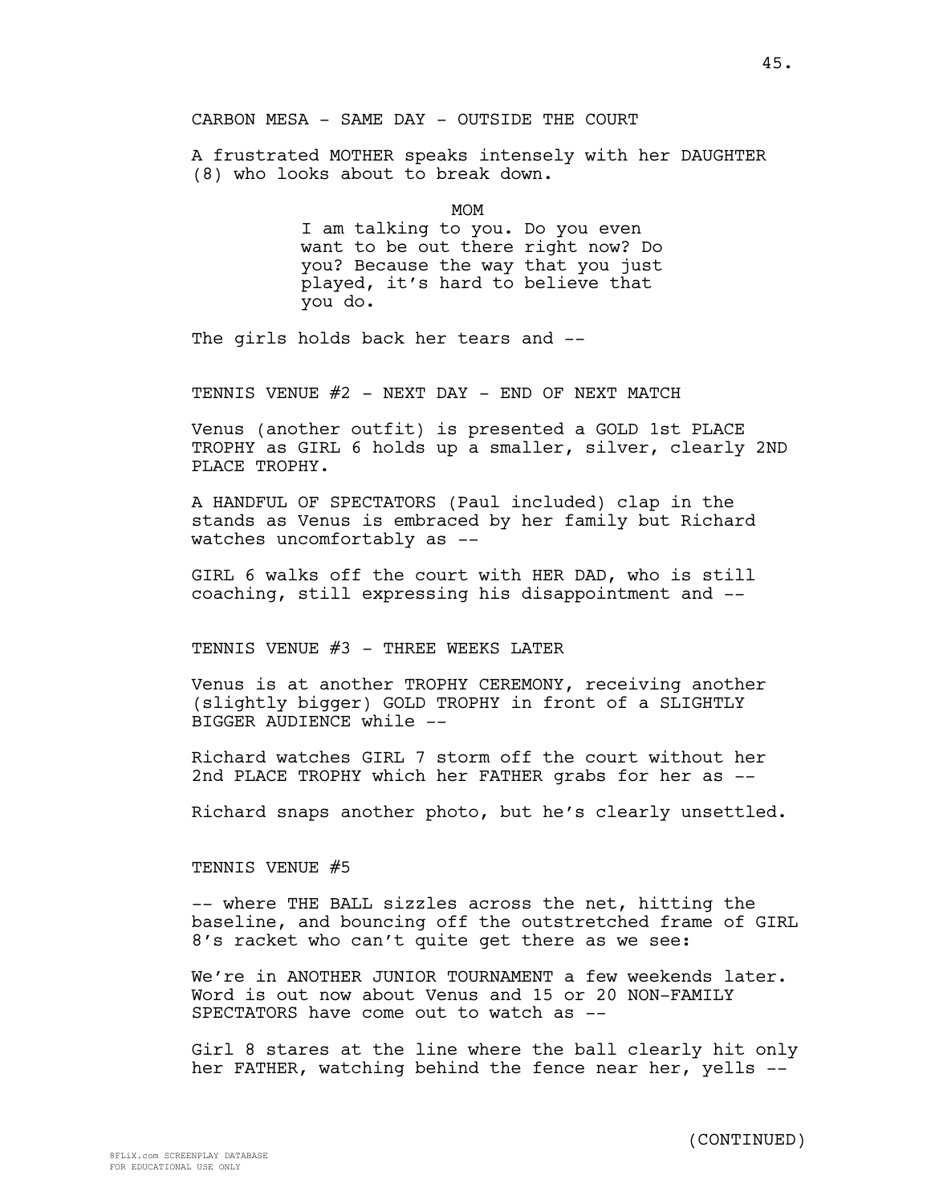CARBON MESA - SAME DAY - OUTSIDE THE COURT

A frustrated MOTHER speaks intensely with her DAUGHTER (8) who looks about to break down.

MOM

I am talking to you. Do you even want to be out there right now? Do you? Because the way that you just played, it's hard to believe that you do.

The girls holds back her tears and --

TENNIS VENUE #2 - NEXT DAY - END OF NEXT MATCH

Venus (another outfit) is presented a GOLD 1st PLACE TROPHY as GIRL 6 holds up a smaller, silver, clearly 2ND PLACE TROPHY.

A HANDFUL OF SPECTATORS (Paul included) clap in the stands as Venus is embraced by her family but Richard watches uncomfortably as --

GIRL 6 walks off the court with HER DAD, who is still coaching, still expressing his disappointment and --

TENNIS VENUE #3 - THREE WEEKS LATER

Venus is at another TROPHY CEREMONY, receiving another (slightly bigger) GOLD TROPHY in front of a SLIGHTLY BIGGER AUDIENCE while --

Richard watches GIRL 7 storm off the court without her 2nd PLACE TROPHY which her FATHER grabs for her as --

Richard snaps another photo, but he's clearly unsettled.

TENNIS VENUE #5

-- where THE BALL sizzles across the net, hitting the baseline, and bouncing off the outstretched frame of GIRL 8's racket who can't quite get there as we see:

We're in ANOTHER JUNIOR TOURNAMENT a few weekends later. Word is out now about Venus and 15 or 20 NON-FAMILY SPECTATORS have come out to watch as --

Girl 8 stares at the line where the ball clearly hit only her FATHER, watching behind the fence near her, yells --

(CONTINUED)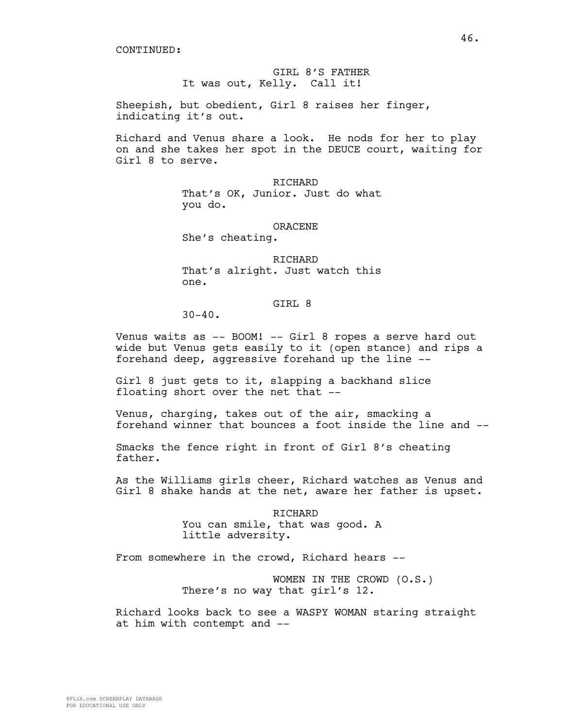CONTINUED:

GIRL 8'S FATHER
It was out, Kelly. Call it!

Sheepish, but obedient, Girl 8 raises her finger, indicating it's out.

Richard and Venus share a look. He nods for her to play on and she takes her spot in the DEUCE court, waiting for Girl 8 to serve.

RICHARD
That's OK, Junior. Just do what you do.

ORACENE
She's cheating.

RICHARD
That's alright. Just watch this one.

GIRL 8
30-40.

Venus waits as -- BOOM! -- Girl 8 ropes a serve hard out wide but Venus gets easily to it (open stance) and rips a forehand deep, aggressive forehand up the line --

Girl 8 just gets to it, slapping a backhand slice floating short over the net that --

Venus, charging, takes out of the air, smacking a forehand winner that bounces a foot inside the line and --

Smacks the fence right in front of Girl 8's cheating father.

As the Williams girls cheer, Richard watches as Venus and Girl 8 shake hands at the net, aware her father is upset.

RICHARD
You can smile, that was good. A little adversity.

From somewhere in the crowd, Richard hears --

WOMEN IN THE CROWD (O.S.)
There's no way that girl's 12.

Richard looks back to see a WASPY WOMAN staring straight at him with contempt and --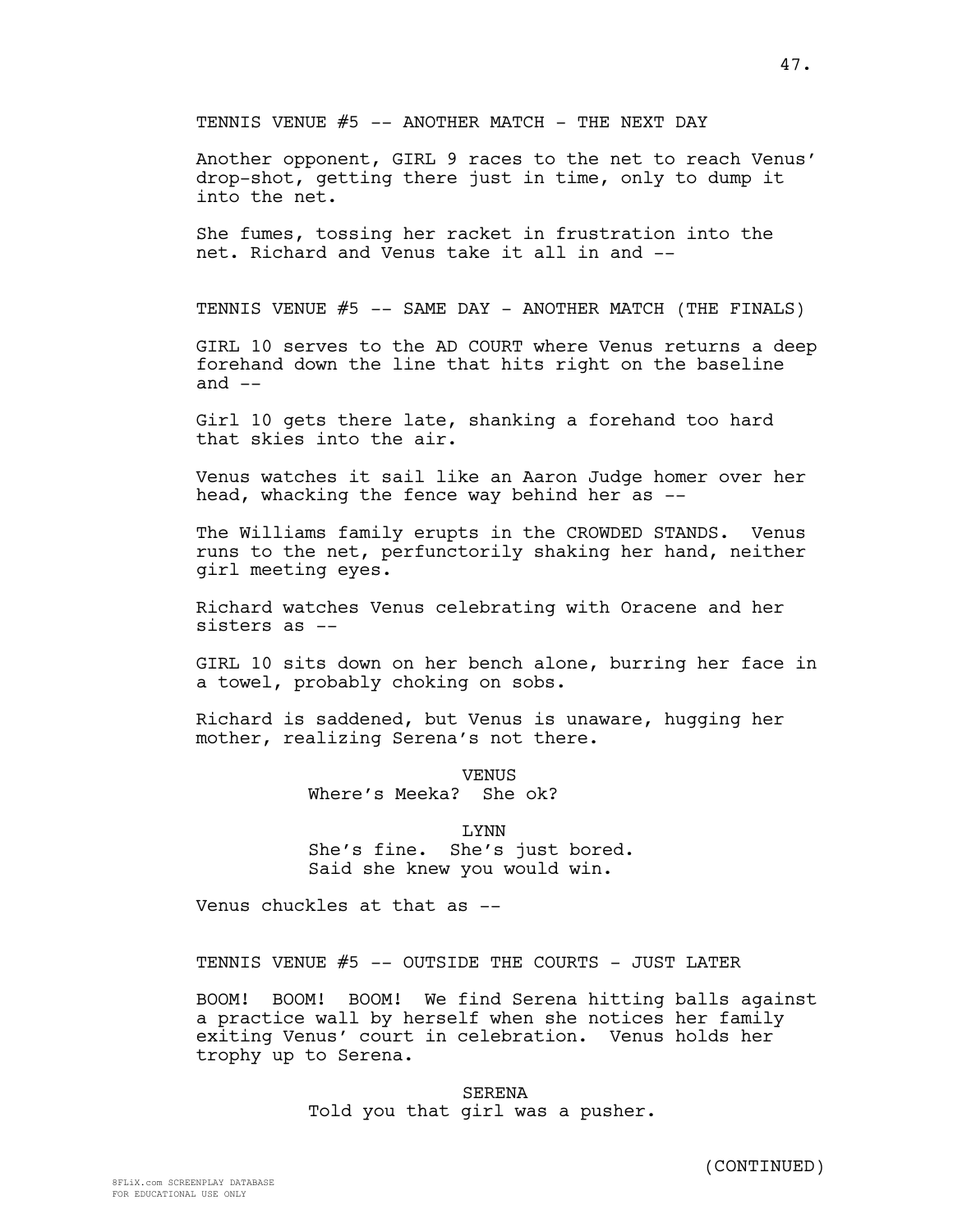TENNIS VENUE #5 -- ANOTHER MATCH - THE NEXT DAY

Another opponent, GIRL 9 races to the net to reach Venus' drop-shot, getting there just in time, only to dump it into the net.

She fumes, tossing her racket in frustration into the net. Richard and Venus take it all in and --

TENNIS VENUE #5 -- SAME DAY - ANOTHER MATCH (THE FINALS)

GIRL 10 serves to the AD COURT where Venus returns a deep forehand down the line that hits right on the baseline and --

Girl 10 gets there late, shanking a forehand too hard that skies into the air.

Venus watches it sail like an Aaron Judge homer over her head, whacking the fence way behind her as --

The Williams family erupts in the CROWDED STANDS. Venus runs to the net, perfunctorily shaking her hand, neither girl meeting eyes.

Richard watches Venus celebrating with Oracene and her sisters as --

GIRL 10 sits down on her bench alone, burring her face in a towel, probably choking on sobs.

Richard is saddened, but Venus is unaware, hugging her mother, realizing Serena's not there.

VENUS
Where's Meeka? She ok?

LYNN
She's fine. She's just bored.
Said she knew you would win.

Venus chuckles at that as --

TENNIS VENUE #5 -- OUTSIDE THE COURTS - JUST LATER

BOOM! BOOM! BOOM! We find Serena hitting balls against a practice wall by herself when she notices her family exiting Venus' court in celebration. Venus holds her trophy up to Serena.

SERENA
Told you that girl was a pusher.

(CONTINUED)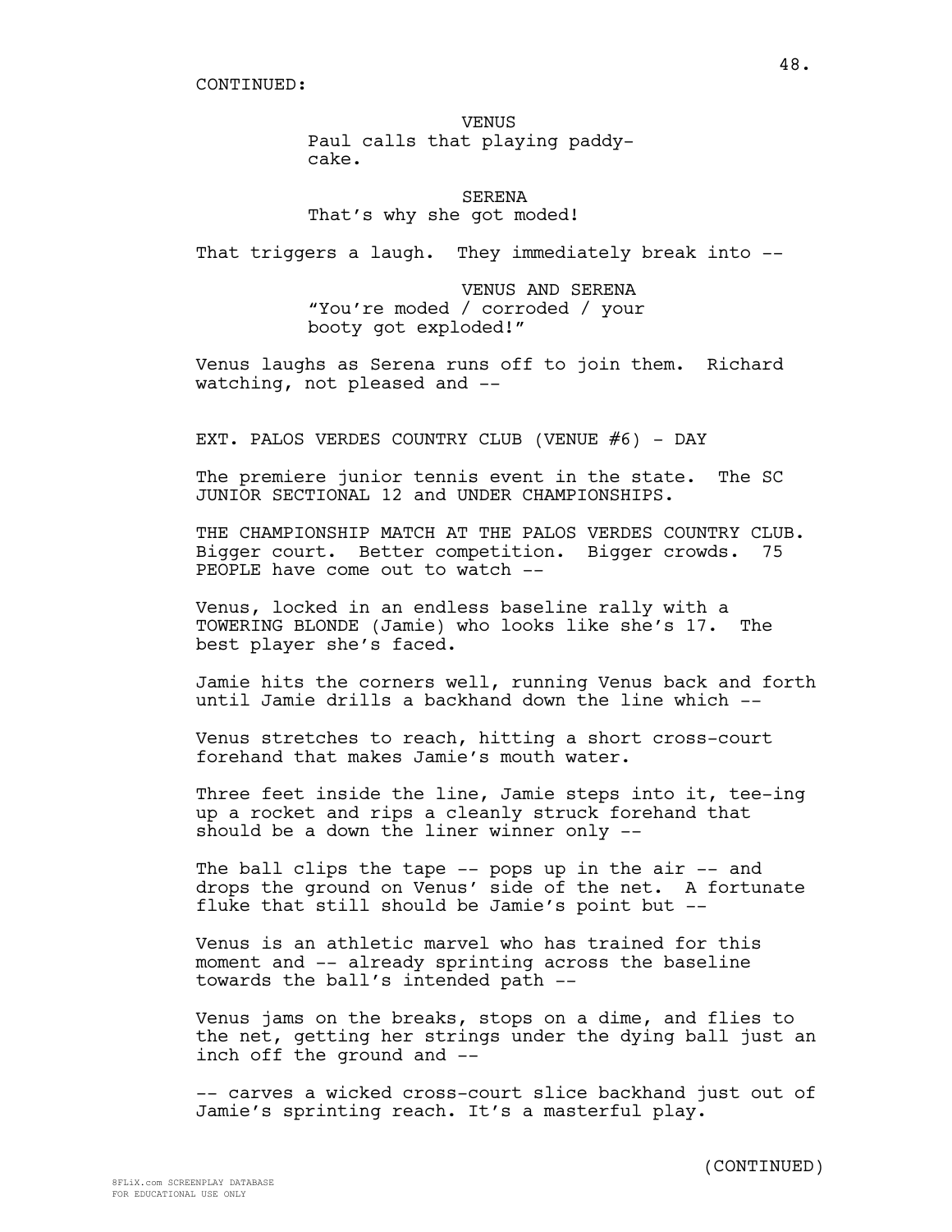CONTINUED:

VENUS
Paul calls that playing paddy-cake.

SERENA
That's why she got moded!

That triggers a laugh. They immediately break into --

VENUS AND SERENA
"You're moded / corroded / your booty got exploded!"

Venus laughs as Serena runs off to join them. Richard watching, not pleased and --

EXT. PALOS VERDES COUNTRY CLUB (VENUE #6) - DAY

The premiere junior tennis event in the state. The SC JUNIOR SECTIONAL 12 and UNDER CHAMPIONSHIPS.

THE CHAMPIONSHIP MATCH AT THE PALOS VERDES COUNTRY CLUB. Bigger court. Better competition. Bigger crowds. 75 PEOPLE have come out to watch --

Venus, locked in an endless baseline rally with a TOWERING BLONDE (Jamie) who looks like she's 17. The best player she's faced.

Jamie hits the corners well, running Venus back and forth until Jamie drills a backhand down the line which --

Venus stretches to reach, hitting a short cross-court forehand that makes Jamie's mouth water.

Three feet inside the line, Jamie steps into it, tee-ing up a rocket and rips a cleanly struck forehand that should be a down the liner winner only --

The ball clips the tape -- pops up in the air -- and drops the ground on Venus' side of the net. A fortunate fluke that still should be Jamie's point but --

Venus is an athletic marvel who has trained for this moment and -- already sprinting across the baseline towards the ball's intended path --

Venus jams on the breaks, stops on a dime, and flies to the net, getting her strings under the dying ball just an inch off the ground and --

-- carves a wicked cross-court slice backhand just out of Jamie's sprinting reach. It's a masterful play.

(CONTINUED)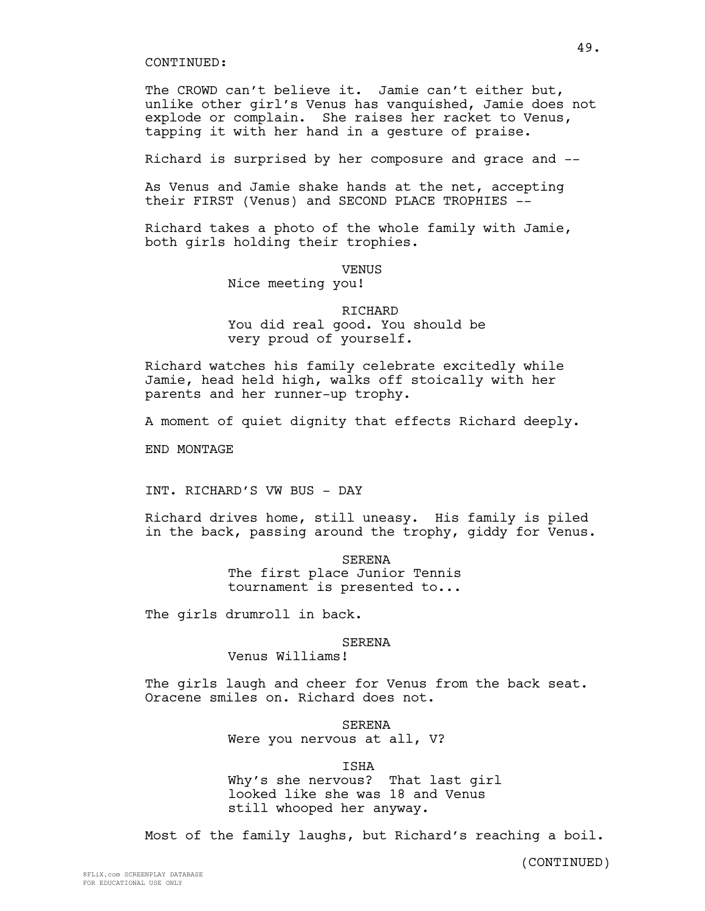CONTINUED:

The CROWD can't believe it. Jamie can't either but, unlike other girl's Venus has vanquished, Jamie does not explode or complain. She raises her racket to Venus, tapping it with her hand in a gesture of praise.

Richard is surprised by her composure and grace and --

As Venus and Jamie shake hands at the net, accepting their FIRST (Venus) and SECOND PLACE TROPHIES --

Richard takes a photo of the whole family with Jamie, both girls holding their trophies.

VENUS
Nice meeting you!

RICHARD
You did real good. You should be very proud of yourself.

Richard watches his family celebrate excitedly while Jamie, head held high, walks off stoically with her parents and her runner-up trophy.

A moment of quiet dignity that effects Richard deeply.

END MONTAGE

INT. RICHARD'S VW BUS - DAY

Richard drives home, still uneasy. His family is piled in the back, passing around the trophy, giddy for Venus.

SERENA
The first place Junior Tennis tournament is presented to...

The girls drumroll in back.

SERENA
Venus Williams!

The girls laugh and cheer for Venus from the back seat. Oracene smiles on. Richard does not.

SERENA
Were you nervous at all, V?

ISHA
Why's she nervous? That last girl looked like she was 18 and Venus still whooped her anyway.

Most of the family laughs, but Richard's reaching a boil.

(CONTINUED)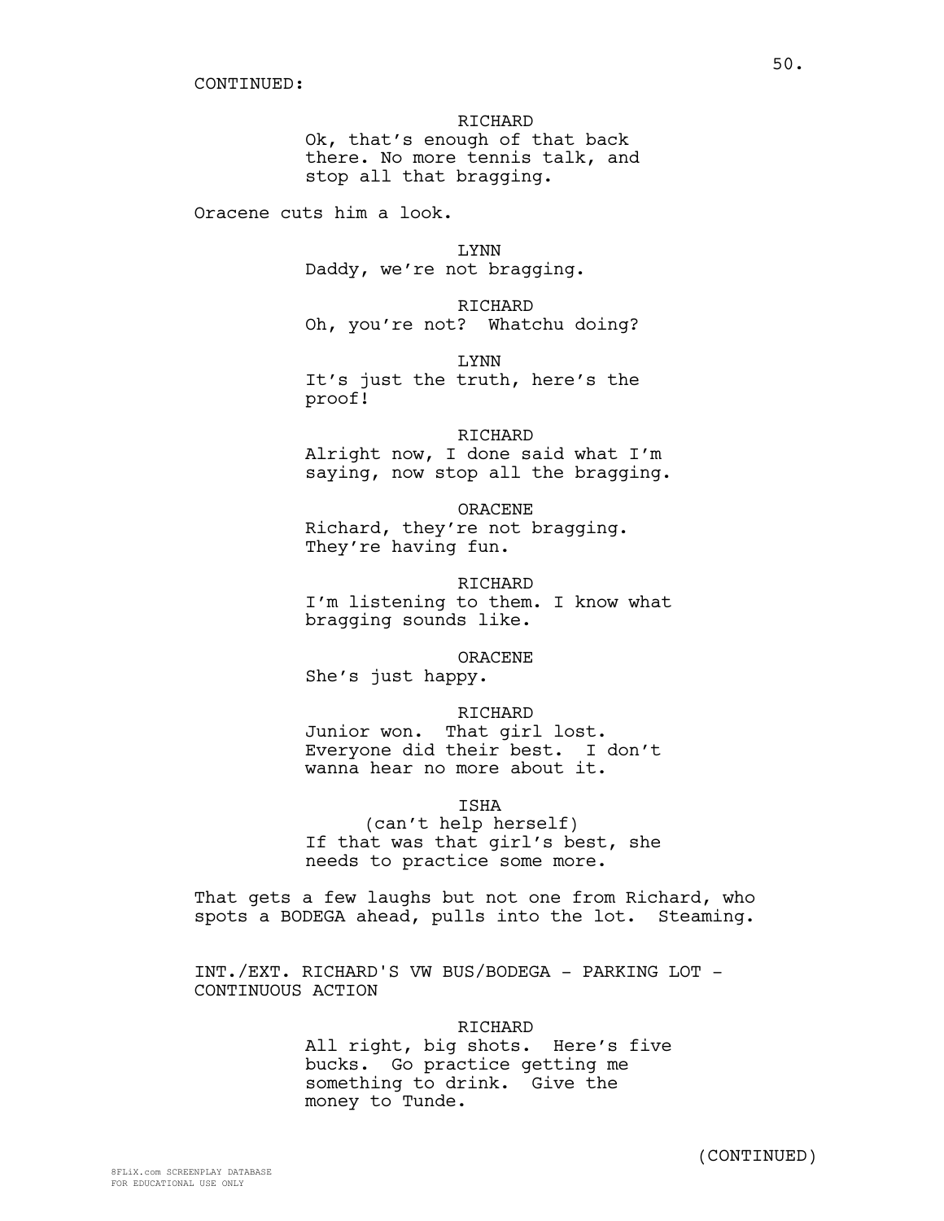CONTINUED:

RICHARD
Ok, that's enough of that back there. No more tennis talk, and stop all that bragging.

Oracene cuts him a look.

LYNN
Daddy, we're not bragging.

RICHARD
Oh, you're not? Whatchu doing?

LYNN
It's just the truth, here's the proof!

RICHARD
Alright now, I done said what I'm saying, now stop all the bragging.

ORACENE
Richard, they're not bragging. They're having fun.

RICHARD
I'm listening to them. I know what bragging sounds like.

ORACENE
She's just happy.

RICHARD
Junior won. That girl lost. Everyone did their best. I don't wanna hear no more about it.

ISHA
(can't help herself)
If that was that girl's best, she needs to practice some more.

That gets a few laughs but not one from Richard, who spots a BODEGA ahead, pulls into the lot. Steaming.

INT./EXT. RICHARD'S VW BUS/BODEGA - PARKING LOT - CONTINUOUS ACTION

RICHARD
All right, big shots. Here's five bucks. Go practice getting me something to drink. Give the money to Tunde.

(CONTINUED)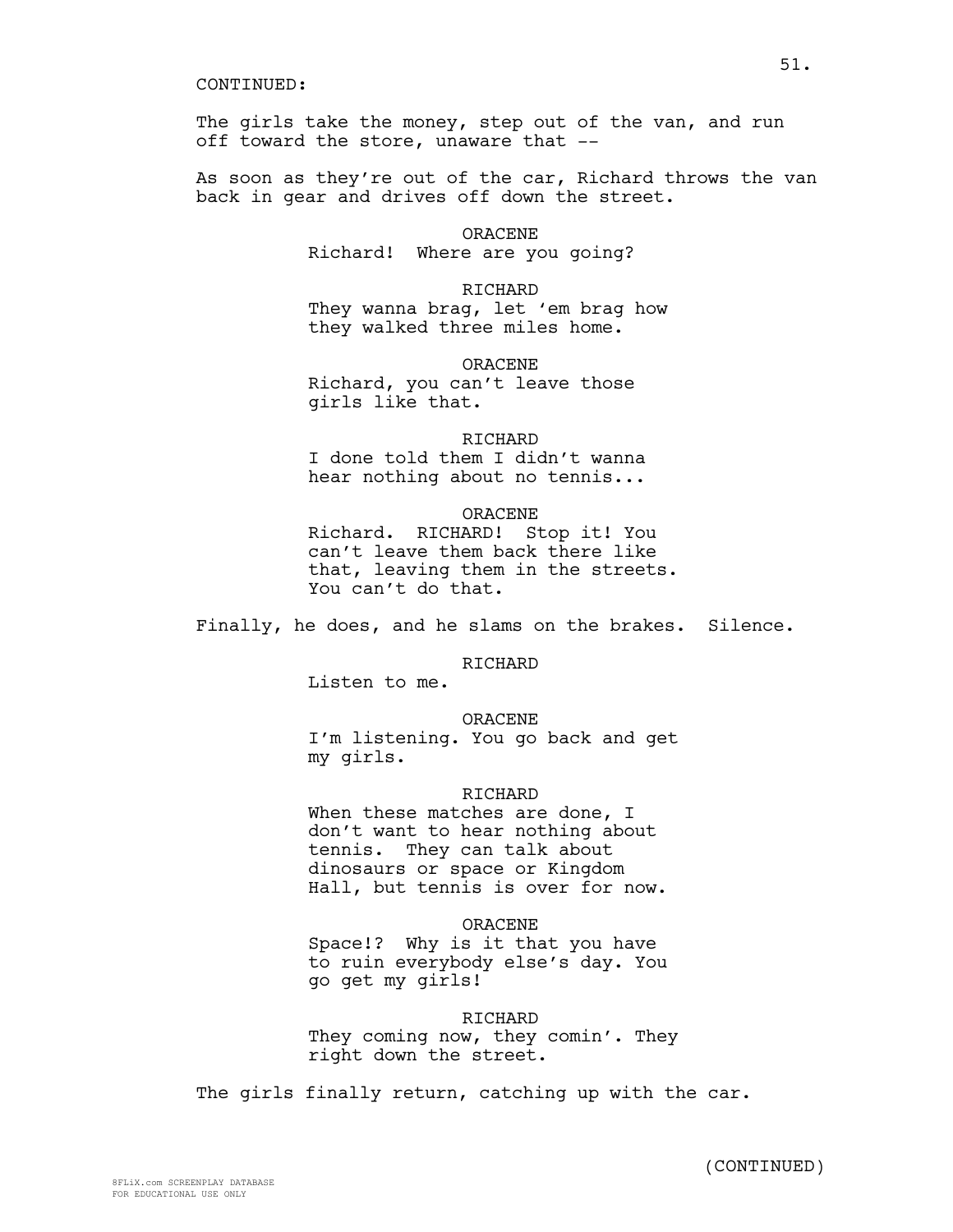CONTINUED:

The girls take the money, step out of the van, and run off toward the store, unaware that --

As soon as they're out of the car, Richard throws the van back in gear and drives off down the street.

ORACENE
Richard! Where are you going?

RICHARD
They wanna brag, let 'em brag how they walked three miles home.

ORACENE
Richard, you can't leave those girls like that.

RICHARD
I done told them I didn't wanna hear nothing about no tennis...

ORACENE
Richard. RICHARD! Stop it! You can't leave them back there like that, leaving them in the streets. You can't do that.

Finally, he does, and he slams on the brakes. Silence.

RICHARD
Listen to me.

ORACENE
I'm listening. You go back and get my girls.

RICHARD
When these matches are done, I don't want to hear nothing about tennis. They can talk about dinosaurs or space or Kingdom Hall, but tennis is over for now.

ORACENE
Space!? Why is it that you have to ruin everybody else's day. You go get my girls!

RICHARD
They coming now, they comin'. They right down the street.

The girls finally return, catching up with the car.

(CONTINUED)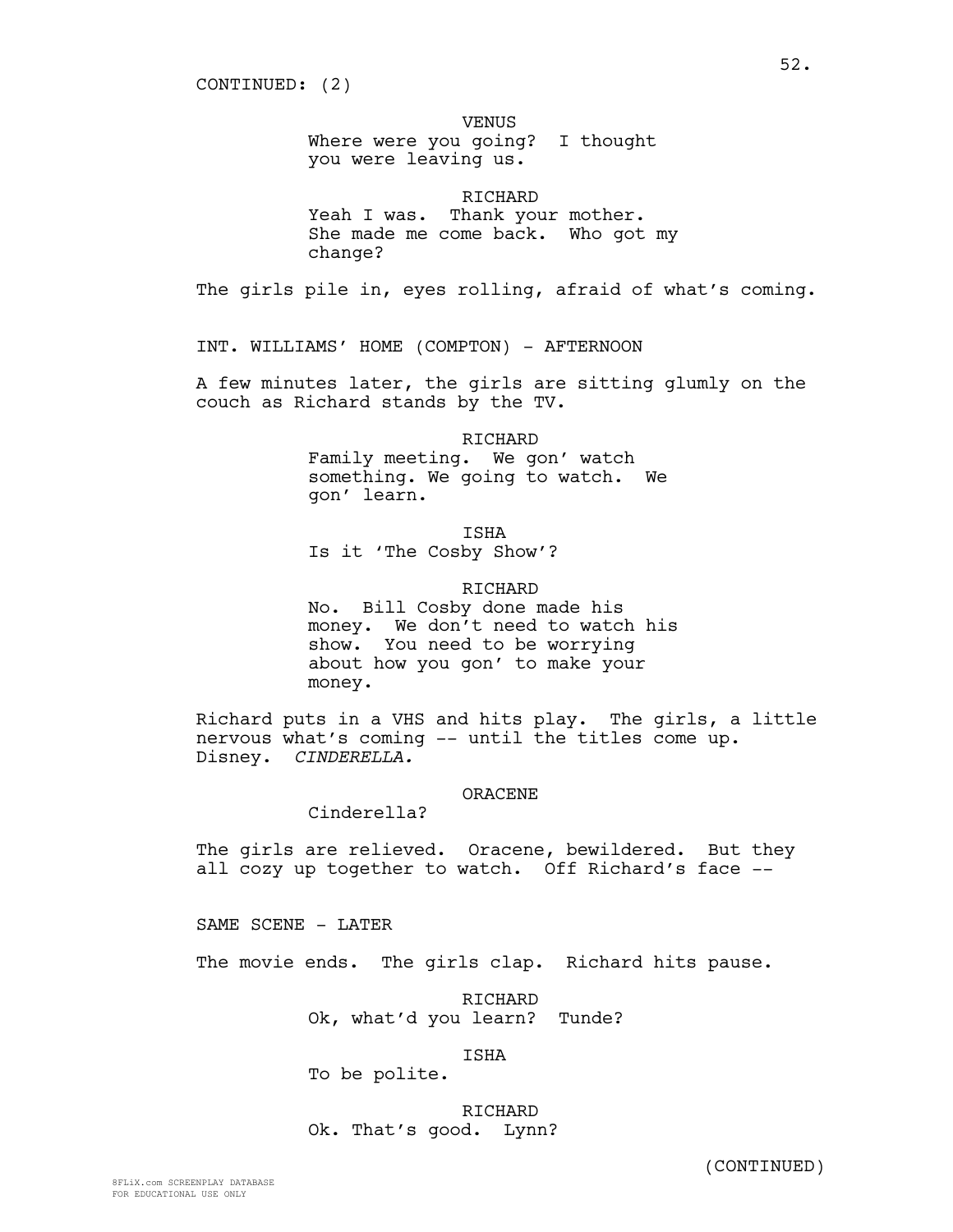CONTINUED: (2)

VENUS
Where were you going? I thought you were leaving us.

RICHARD
Yeah I was. Thank your mother. She made me come back. Who got my change?

The girls pile in, eyes rolling, afraid of what's coming.

INT. WILLIAMS' HOME (COMPTON) - AFTERNOON

A few minutes later, the girls are sitting glumly on the couch as Richard stands by the TV.

RICHARD
Family meeting. We gon' watch something. We going to watch. We gon' learn.

ISHA
Is it 'The Cosby Show'?

RICHARD
No. Bill Cosby done made his money. We don't need to watch his show. You need to be worrying about how you gon' to make your money.

Richard puts in a VHS and hits play. The girls, a little nervous what's coming -- until the titles come up. Disney. *CINDERELLA.*

ORACENE
Cinderella?

The girls are relieved. Oracene, bewildered. But they all cozy up together to watch. Off Richard's face --

SAME SCENE - LATER

The movie ends. The girls clap. Richard hits pause.

RICHARD
Ok, what'd you learn? Tunde?

ISHA
To be polite.

RICHARD
Ok. That's good. Lynn?

(CONTINUED)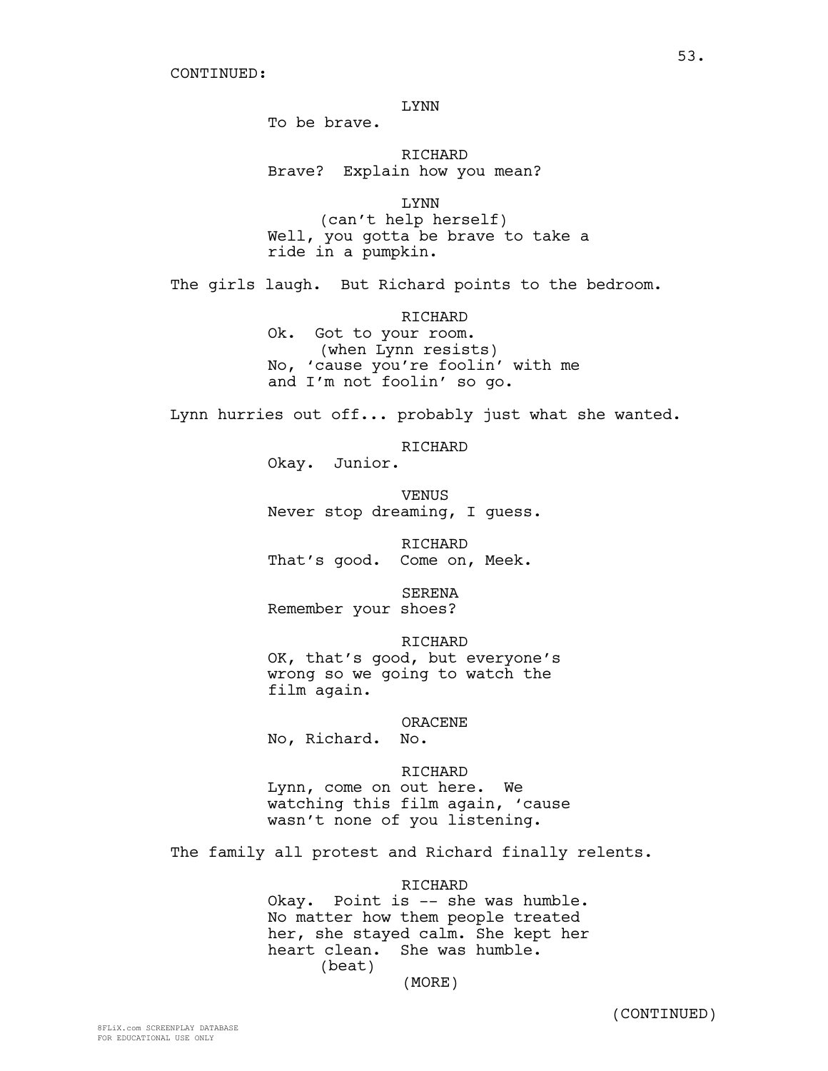CONTINUED:

LYNN
To be brave.

RICHARD
Brave? Explain how you mean?

LYNN
(can't help herself)
Well, you gotta be brave to take a ride in a pumpkin.

The girls laugh. But Richard points to the bedroom.

RICHARD
Ok. Got to your room.
(when Lynn resists)
No, 'cause you're foolin' with me and I'm not foolin' so go.

Lynn hurries out off... probably just what she wanted.

RICHARD
Okay. Junior.

VENUS
Never stop dreaming, I guess.

RICHARD
That's good. Come on, Meek.

SERENA
Remember your shoes?

RICHARD
OK, that's good, but everyone's wrong so we going to watch the film again.

ORACENE
No, Richard. No.

RICHARD
Lynn, come on out here. We watching this film again, 'cause wasn't none of you listening.

The family all protest and Richard finally relents.

RICHARD
Okay. Point is -- she was humble. No matter how them people treated her, she stayed calm. She kept her heart clean. She was humble.
(beat)
(MORE)

(CONTINUED)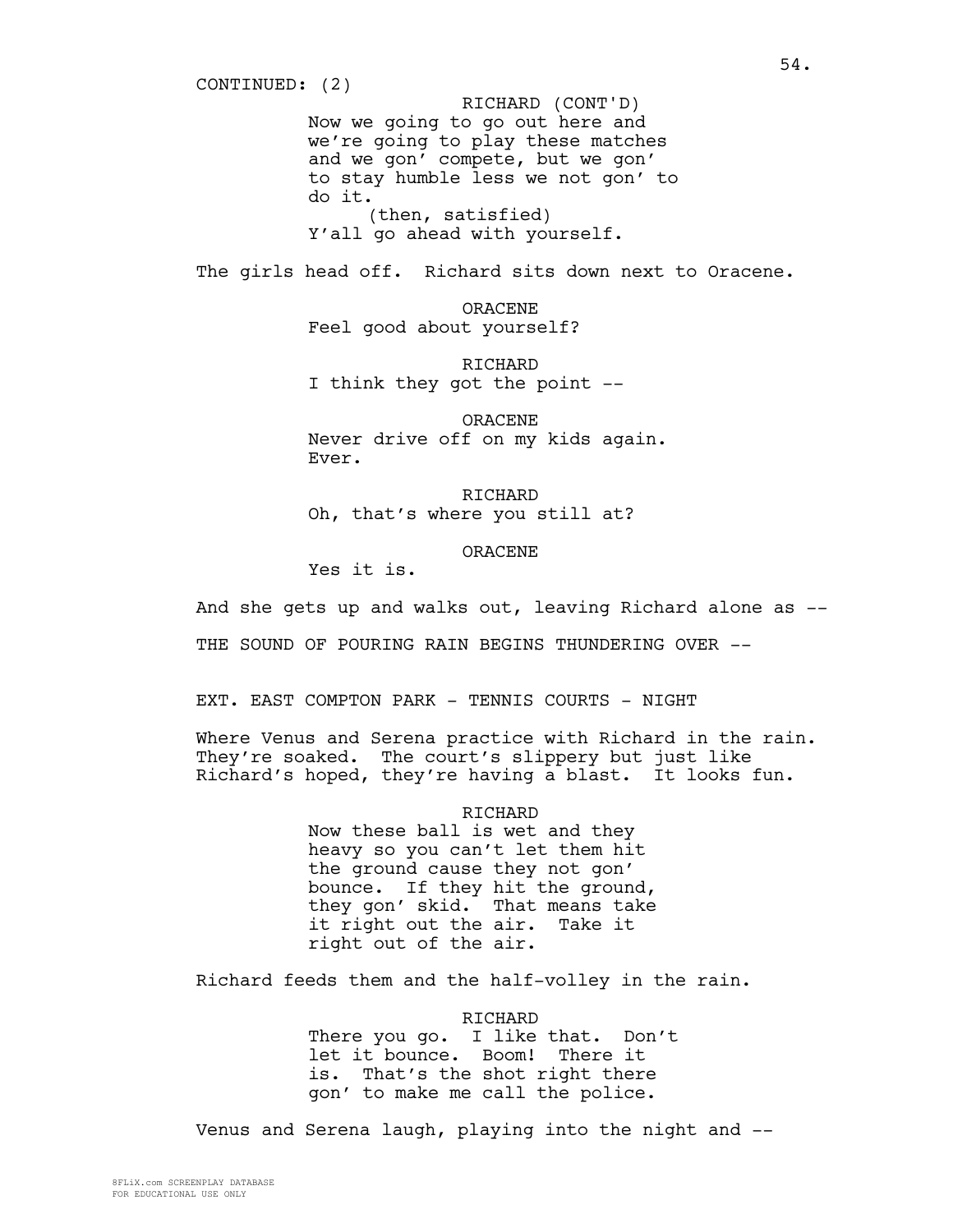CONTINUED: (2)

RICHARD (CONT'D)
Now we going to go out here and we're going to play these matches and we gon' compete, but we gon' to stay humble less we not gon' to do it.
(then, satisfied)
Y'all go ahead with yourself.

The girls head off. Richard sits down next to Oracene.

ORACENE
Feel good about yourself?

RICHARD
I think they got the point --

ORACENE
Never drive off on my kids again. Ever.

RICHARD
Oh, that's where you still at?

ORACENE
Yes it is.

And she gets up and walks out, leaving Richard alone as --

THE SOUND OF POURING RAIN BEGINS THUNDERING OVER --

EXT. EAST COMPTON PARK - TENNIS COURTS - NIGHT

Where Venus and Serena practice with Richard in the rain. They're soaked. The court's slippery but just like Richard's hoped, they're having a blast. It looks fun.

RICHARD
Now these ball is wet and they heavy so you can't let them hit the ground cause they not gon' bounce. If they hit the ground, they gon' skid. That means take it right out the air. Take it right out of the air.

Richard feeds them and the half-volley in the rain.

RICHARD
There you go. I like that. Don't let it bounce. Boom! There it is. That's the shot right there gon' to make me call the police.

Venus and Serena laugh, playing into the night and --

8FLiX.com SCREENPLAY DATABASE
FOR EDUCATIONAL USE ONLY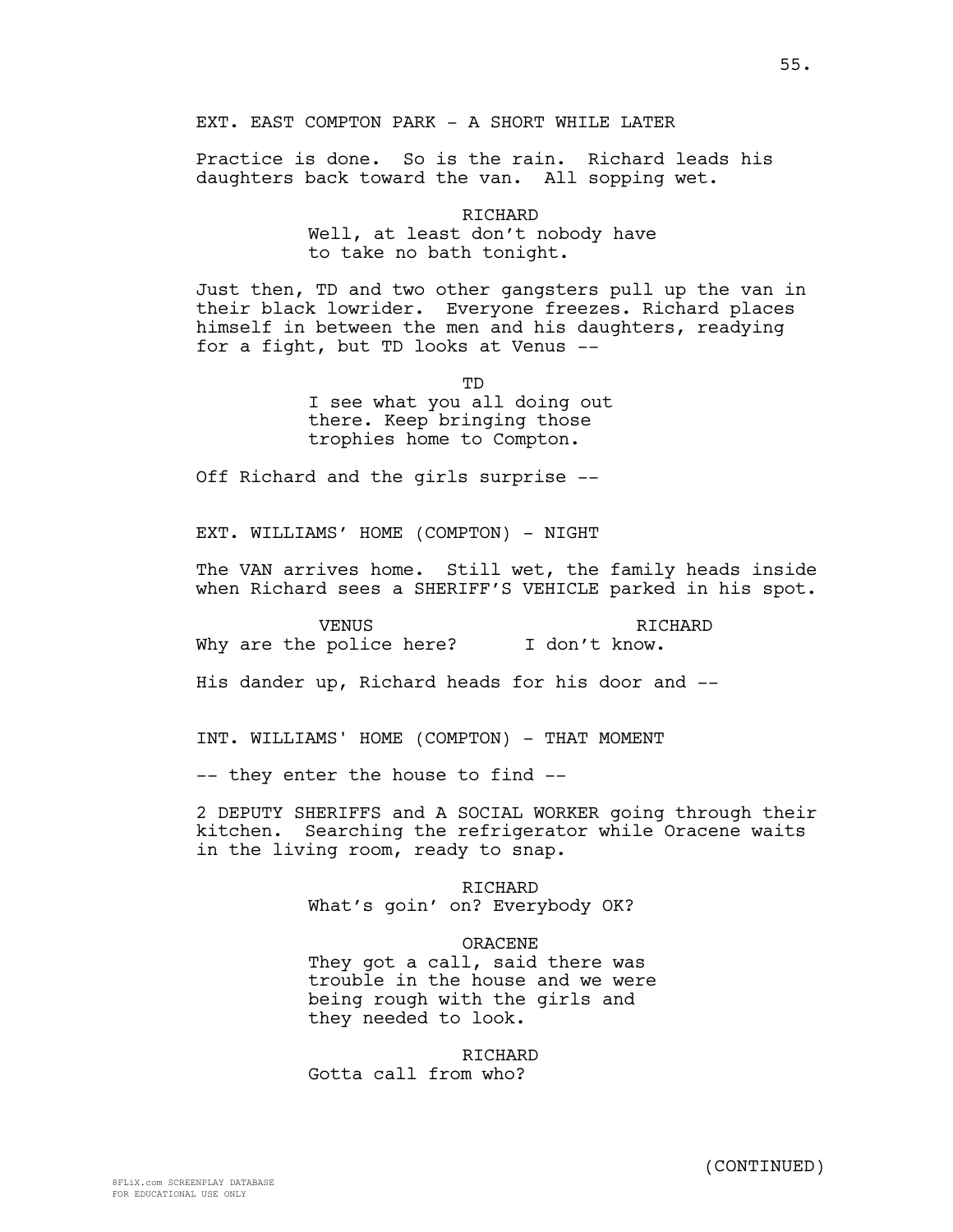EXT. EAST COMPTON PARK - A SHORT WHILE LATER

Practice is done. So is the rain. Richard leads his daughters back toward the van. All sopping wet.

RICHARD
Well, at least don't nobody have to take no bath tonight.

Just then, TD and two other gangsters pull up the van in their black lowrider. Everyone freezes. Richard places himself in between the men and his daughters, readying for a fight, but TD looks at Venus --

TD
I see what you all doing out there. Keep bringing those trophies home to Compton.

Off Richard and the girls surprise --

EXT. WILLIAMS' HOME (COMPTON) - NIGHT

The VAN arrives home. Still wet, the family heads inside when Richard sees a SHERIFF'S VEHICLE parked in his spot.

VENUS
Why are the police here?

RICHARD
I don't know.

His dander up, Richard heads for his door and --

INT. WILLIAMS' HOME (COMPTON) - THAT MOMENT

-- they enter the house to find --

2 DEPUTY SHERIFFS and A SOCIAL WORKER going through their kitchen. Searching the refrigerator while Oracene waits in the living room, ready to snap.

RICHARD
What's goin' on? Everybody OK?

ORACENE
They got a call, said there was trouble in the house and we were being rough with the girls and they needed to look.

RICHARD
Gotta call from who?

(CONTINUED)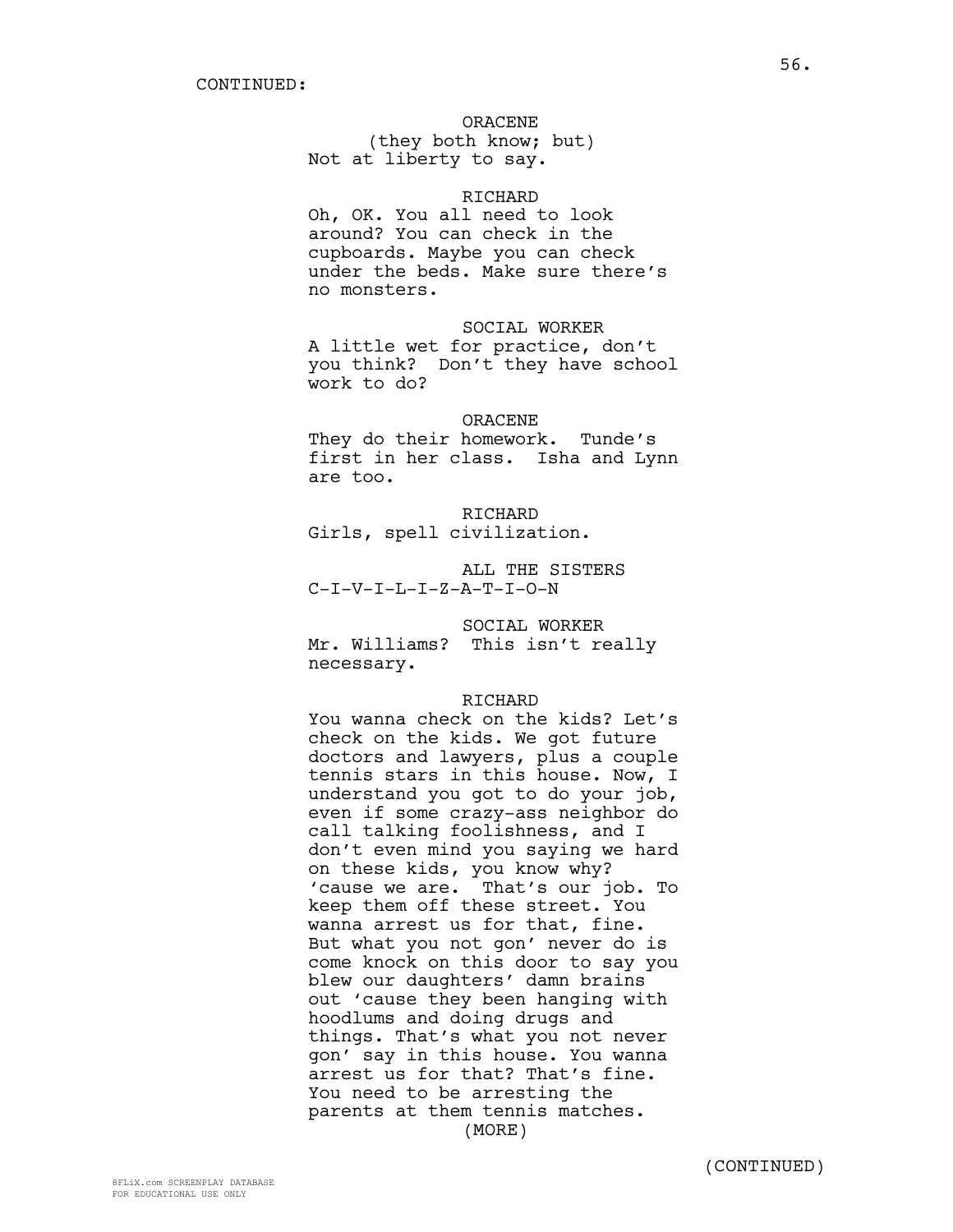CONTINUED:

ORACENE
(they both know; but)
Not at liberty to say.

RICHARD
Oh, OK. You all need to look around? You can check in the cupboards. Maybe you can check under the beds. Make sure there's no monsters.

SOCIAL WORKER
A little wet for practice, don't you think? Don't they have school work to do?

ORACENE
They do their homework. Tunde's first in her class. Isha and Lynn are too.

RICHARD
Girls, spell civilization.

ALL THE SISTERS
C-I-V-I-L-I-Z-A-T-I-O-N

SOCIAL WORKER
Mr. Williams? This isn't really necessary.

RICHARD
You wanna check on the kids? Let's check on the kids. We got future doctors and lawyers, plus a couple tennis stars in this house. Now, I understand you got to do your job, even if some crazy-ass neighbor do call talking foolishness, and I don't even mind you saying we hard on these kids, you know why? 'cause we are. That's our job. To keep them off these street. You wanna arrest us for that, fine. But what you not gon' never do is come knock on this door to say you blew our daughters' damn brains out 'cause they been hanging with hoodlums and doing drugs and things. That's what you not never gon' say in this house. You wanna arrest us for that? That's fine. You need to be arresting the parents at them tennis matches.
(MORE)

(CONTINUED)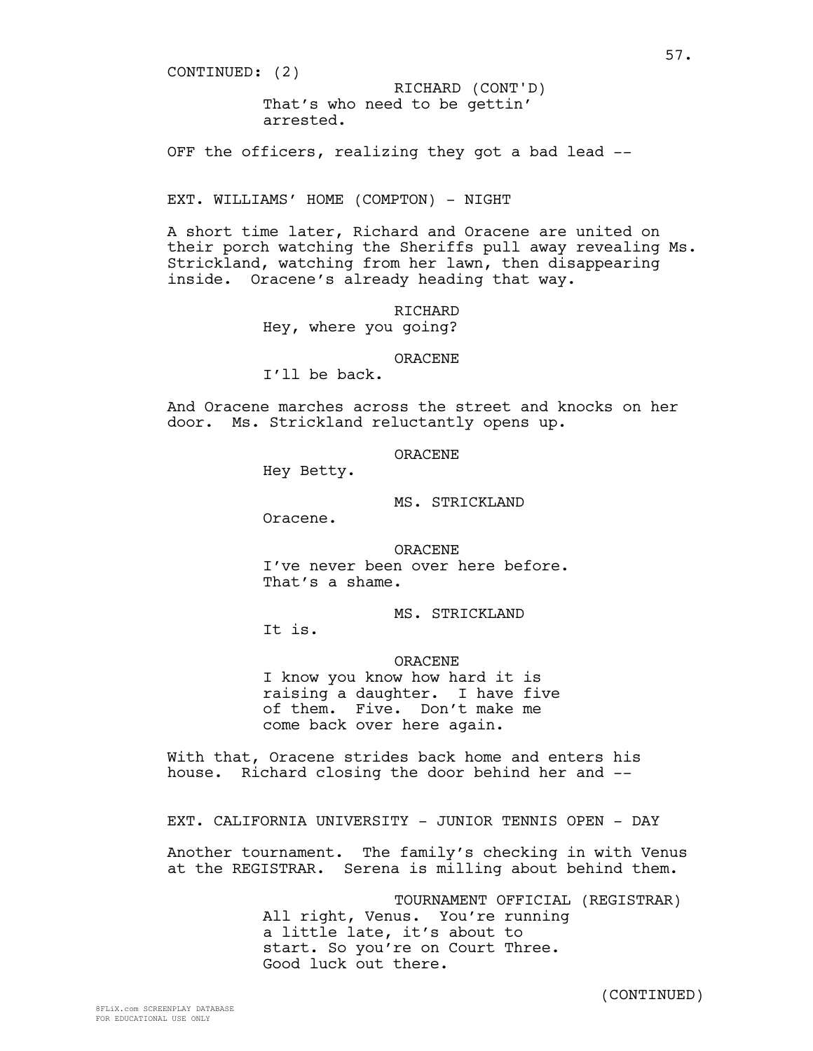CONTINUED: (2)

RICHARD (CONT'D)
That's who need to be gettin' arrested.

OFF the officers, realizing they got a bad lead --

EXT. WILLIAMS' HOME (COMPTON) - NIGHT

A short time later, Richard and Oracene are united on their porch watching the Sheriffs pull away revealing Ms. Strickland, watching from her lawn, then disappearing inside. Oracene's already heading that way.

RICHARD
Hey, where you going?

ORACENE
I'll be back.

And Oracene marches across the street and knocks on her door. Ms. Strickland reluctantly opens up.

ORACENE
Hey Betty.

MS. STRICKLAND
Oracene.

ORACENE
I've never been over here before. That's a shame.

MS. STRICKLAND
It is.

ORACENE
I know you know how hard it is raising a daughter. I have five of them. Five. Don't make me come back over here again.

With that, Oracene strides back home and enters his house. Richard closing the door behind her and --

EXT. CALIFORNIA UNIVERSITY - JUNIOR TENNIS OPEN - DAY

Another tournament. The family's checking in with Venus at the REGISTRAR. Serena is milling about behind them.

TOURNAMENT OFFICIAL (REGISTRAR)
All right, Venus. You're running a little late, it's about to start. So you're on Court Three. Good luck out there.

(CONTINUED)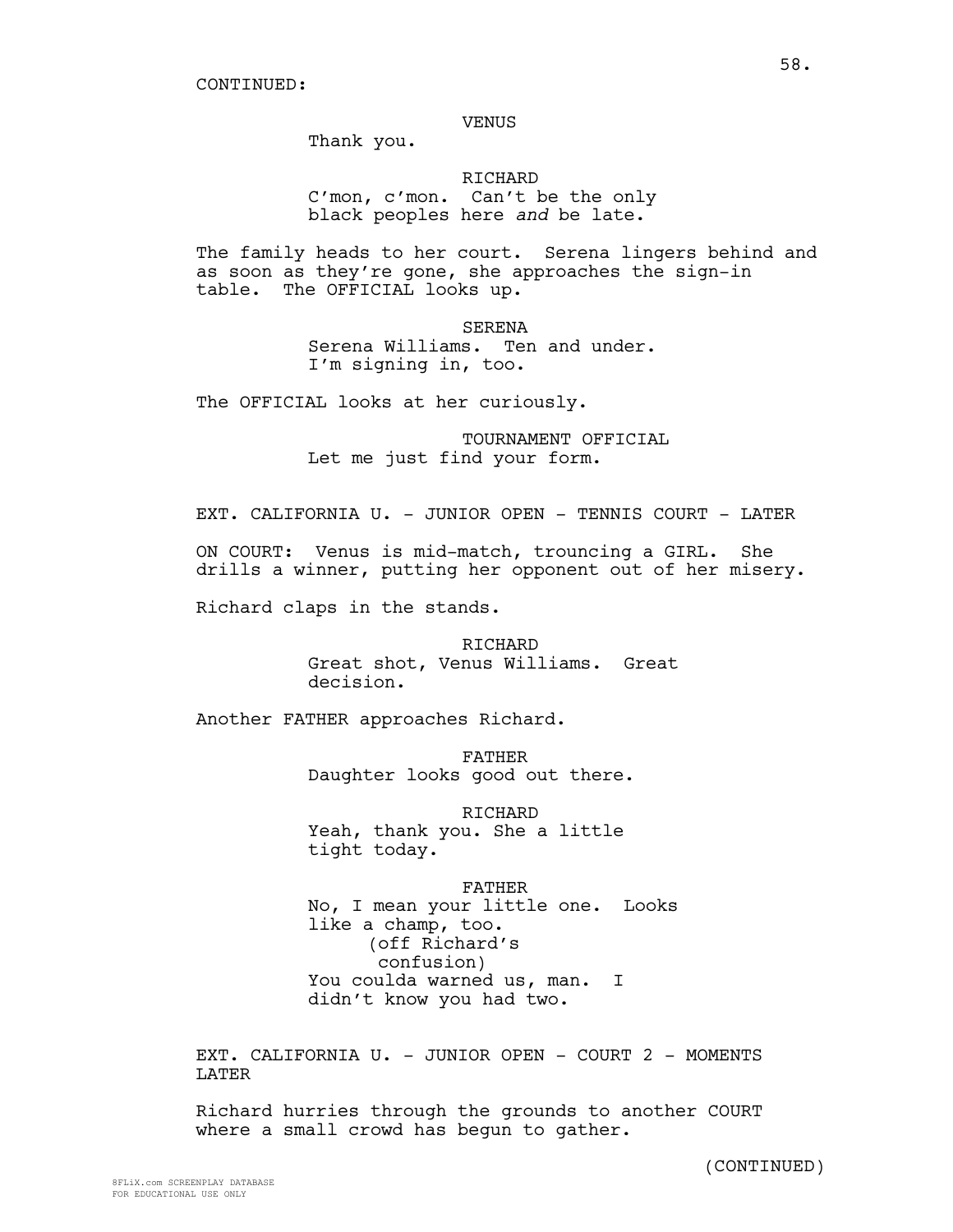CONTINUED:

VENUS
Thank you.

RICHARD
C'mon, c'mon. Can't be the only black peoples here *and* be late.

The family heads to her court. Serena lingers behind and as soon as they're gone, she approaches the sign-in table. The OFFICIAL looks up.

SERENA
Serena Williams. Ten and under. I'm signing in, too.

The OFFICIAL looks at her curiously.

TOURNAMENT OFFICIAL
Let me just find your form.

EXT. CALIFORNIA U. - JUNIOR OPEN - TENNIS COURT - LATER

ON COURT: Venus is mid-match, trouncing a GIRL. She drills a winner, putting her opponent out of her misery.

Richard claps in the stands.

RICHARD
Great shot, Venus Williams. Great decision.

Another FATHER approaches Richard.

FATHER
Daughter looks good out there.

RICHARD
Yeah, thank you. She a little tight today.

FATHER
No, I mean your little one. Looks like a champ, too.
(off Richard's confusion)
You coulda warned us, man. I didn't know you had two.

EXT. CALIFORNIA U. - JUNIOR OPEN - COURT 2 - MOMENTS LATER

Richard hurries through the grounds to another COURT where a small crowd has begun to gather.

(CONTINUED)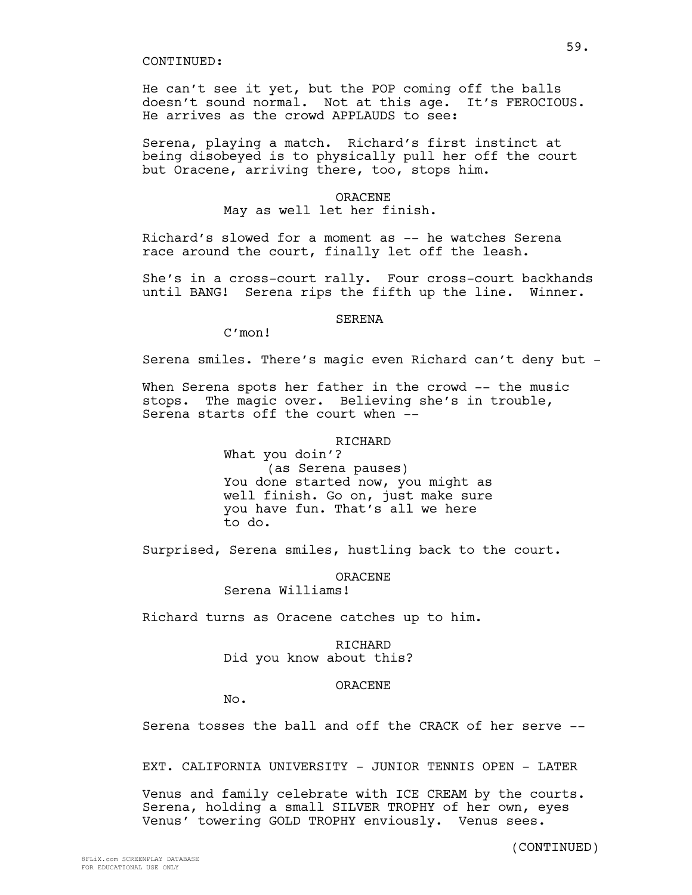CONTINUED:

He can't see it yet, but the POP coming off the balls doesn't sound normal. Not at this age. It's FEROCIOUS. He arrives as the crowd APPLAUDS to see:

Serena, playing a match. Richard's first instinct at being disobeyed is to physically pull her off the court but Oracene, arriving there, too, stops him.

ORACENE

May as well let her finish.

Richard's slowed for a moment as -- he watches Serena race around the court, finally let off the leash.

She's in a cross-court rally. Four cross-court backhands until BANG! Serena rips the fifth up the line. Winner.

SERENA

C'mon!

Serena smiles. There's magic even Richard can't deny but -

When Serena spots her father in the crowd -- the music stops. The magic over. Believing she's in trouble, Serena starts off the court when --

RICHARD

What you doin'?

(as Serena pauses)

You done started now, you might as well finish. Go on, just make sure you have fun. That's all we here to do.

Surprised, Serena smiles, hustling back to the court.

ORACENE

Serena Williams!

Richard turns as Oracene catches up to him.

RICHARD

Did you know about this?

ORACENE

No.

Serena tosses the ball and off the CRACK of her serve --

EXT. CALIFORNIA UNIVERSITY - JUNIOR TENNIS OPEN - LATER

Venus and family celebrate with ICE CREAM by the courts. Serena, holding a small SILVER TROPHY of her own, eyes Venus' towering GOLD TROPHY enviously. Venus sees.

(CONTINUED)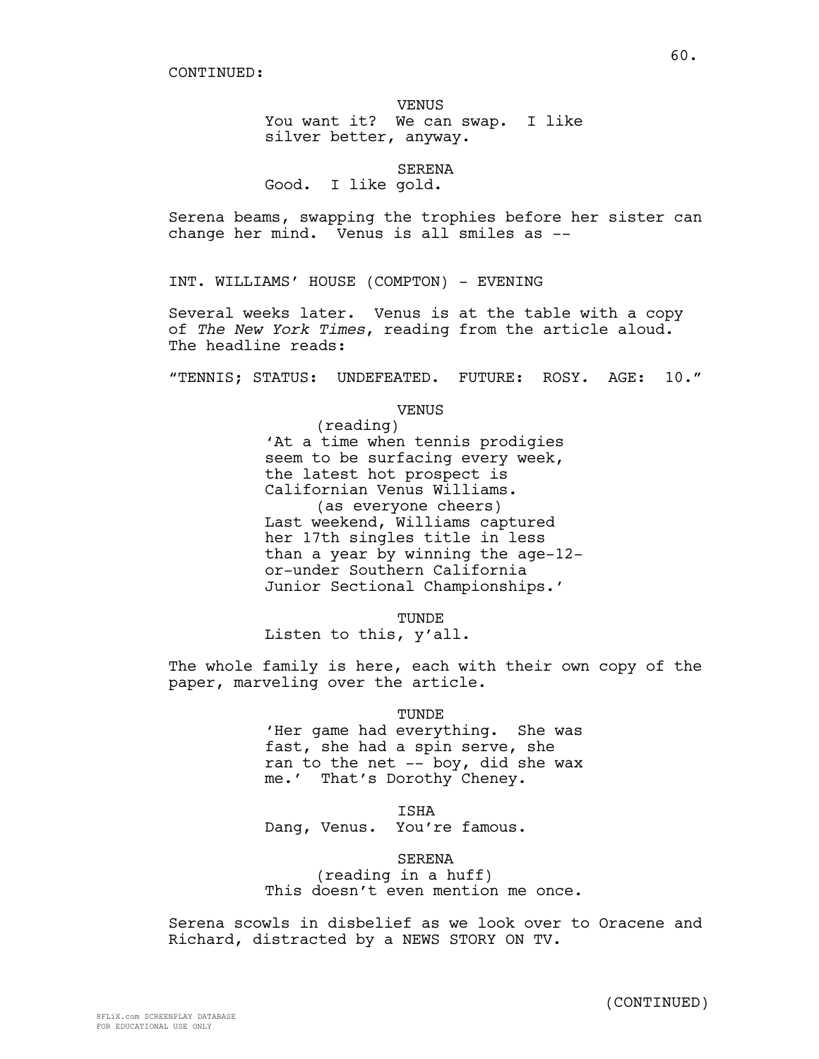CONTINUED:

VENUS
You want it? We can swap. I like silver better, anyway.

SERENA
Good. I like gold.

Serena beams, swapping the trophies before her sister can change her mind. Venus is all smiles as --

INT. WILLIAMS' HOUSE (COMPTON) - EVENING

Several weeks later. Venus is at the table with a copy of *The New York Times*, reading from the article aloud. The headline reads:

"TENNIS; STATUS: UNDEFEATED. FUTURE: ROSY. AGE: 10."

VENUS
(reading)
'At a time when tennis prodigies seem to be surfacing every week, the latest hot prospect is Californian Venus Williams.
(as everyone cheers)
Last weekend, Williams captured her 17th singles title in less than a year by winning the age-12-or-under Southern California Junior Sectional Championships.'

TUNDE
Listen to this, y'all.

The whole family is here, each with their own copy of the paper, marveling over the article.

TUNDE
'Her game had everything. She was fast, she had a spin serve, she ran to the net -- boy, did she wax me.' That's Dorothy Cheney.

ISHA
Dang, Venus. You're famous.

SERENA
(reading in a huff)
This doesn't even mention me once.

Serena scowls in disbelief as we look over to Oracene and Richard, distracted by a NEWS STORY ON TV.

(CONTINUED)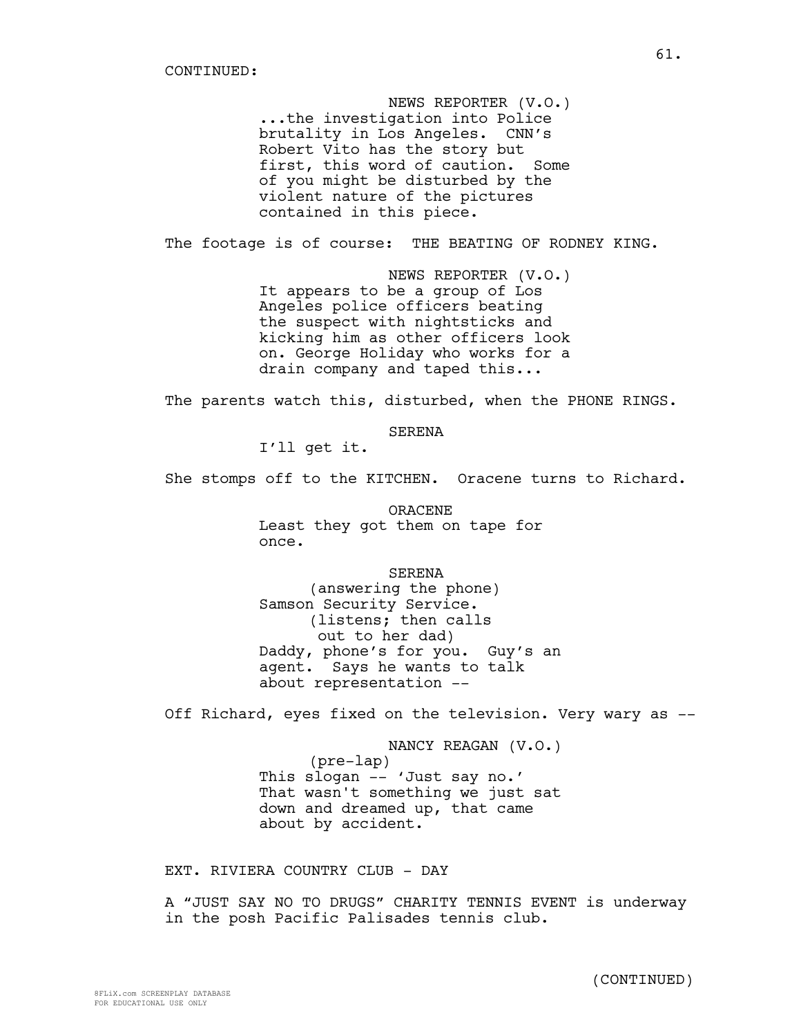CONTINUED:

NEWS REPORTER (V.O.)
...the investigation into Police brutality in Los Angeles. CNN's Robert Vito has the story but first, this word of caution. Some of you might be disturbed by the violent nature of the pictures contained in this piece.

The footage is of course: THE BEATING OF RODNEY KING.

NEWS REPORTER (V.O.)
It appears to be a group of Los Angeles police officers beating the suspect with nightsticks and kicking him as other officers look on. George Holiday who works for a drain company and taped this...

The parents watch this, disturbed, when the PHONE RINGS.

SERENA
I'll get it.

She stomps off to the KITCHEN. Oracene turns to Richard.

ORACENE
Least they got them on tape for once.

SERENA
(answering the phone)
Samson Security Service.
(listens; then calls out to her dad)
Daddy, phone's for you. Guy's an agent. Says he wants to talk about representation --

Off Richard, eyes fixed on the television. Very wary as --

NANCY REAGAN (V.O.)
(pre-lap)
This slogan -- 'Just say no.' That wasn't something we just sat down and dreamed up, that came about by accident.

EXT. RIVIERA COUNTRY CLUB - DAY

A "JUST SAY NO TO DRUGS" CHARITY TENNIS EVENT is underway in the posh Pacific Palisades tennis club.

(CONTINUED)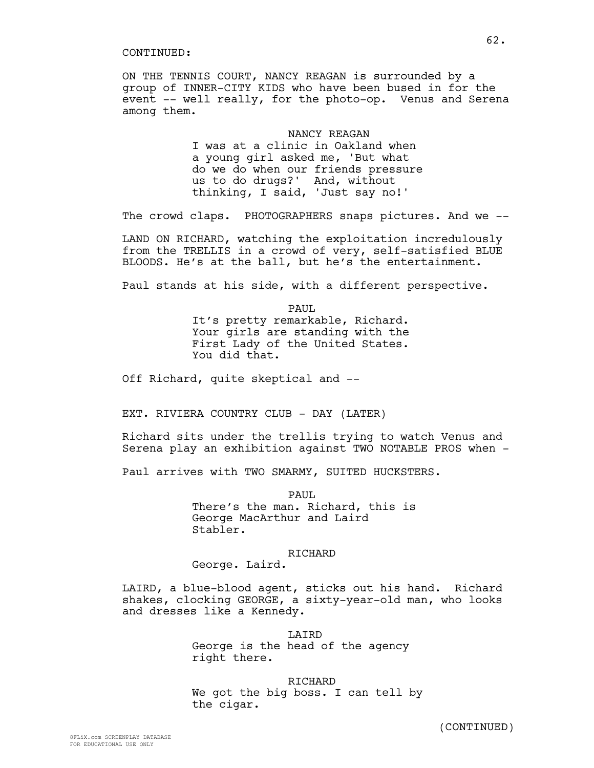CONTINUED:

ON THE TENNIS COURT, NANCY REAGAN is surrounded by a group of INNER-CITY KIDS who have been bused in for the event -- well really, for the photo-op. Venus and Serena among them.

NANCY REAGAN
I was at a clinic in Oakland when a young girl asked me, 'But what do we do when our friends pressure us to do drugs?' And, without thinking, I said, 'Just say no!'

The crowd claps. PHOTOGRAPHERS snaps pictures. And we --

LAND ON RICHARD, watching the exploitation incredulously from the TRELLIS in a crowd of very, self-satisfied BLUE BLOODS. He's at the ball, but he's the entertainment.

Paul stands at his side, with a different perspective.

PAUL
It's pretty remarkable, Richard. Your girls are standing with the First Lady of the United States. You did that.

Off Richard, quite skeptical and --

EXT. RIVIERA COUNTRY CLUB - DAY (LATER)

Richard sits under the trellis trying to watch Venus and Serena play an exhibition against TWO NOTABLE PROS when -

Paul arrives with TWO SMARMY, SUITED HUCKSTERS.

PAUL
There's the man. Richard, this is George MacArthur and Laird Stabler.

RICHARD
George. Laird.

LAIRD, a blue-blood agent, sticks out his hand. Richard shakes, clocking GEORGE, a sixty-year-old man, who looks and dresses like a Kennedy.

LAIRD
George is the head of the agency right there.

RICHARD
We got the big boss. I can tell by the cigar.

(CONTINUED)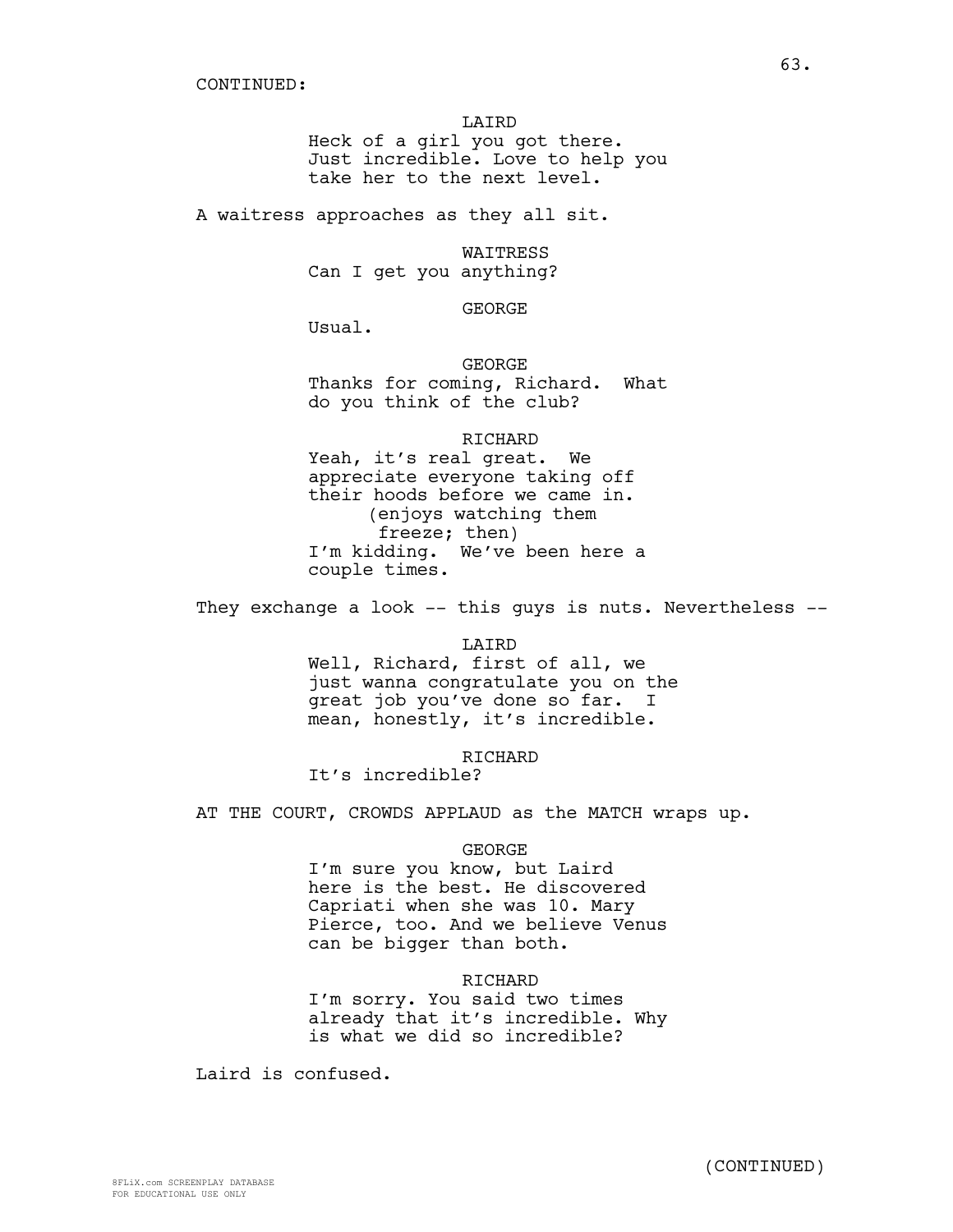CONTINUED:

LAIRD
Heck of a girl you got there. Just incredible. Love to help you take her to the next level.

A waitress approaches as they all sit.

WAITRESS
Can I get you anything?

GEORGE
Usual.

GEORGE
Thanks for coming, Richard. What do you think of the club?

RICHARD
Yeah, it's real great. We appreciate everyone taking off their hoods before we came in.
(enjoys watching them freeze; then)
I'm kidding. We've been here a couple times.

They exchange a look -- this guys is nuts. Nevertheless --

LAIRD
Well, Richard, first of all, we just wanna congratulate you on the great job you've done so far. I mean, honestly, it's incredible.

RICHARD
It's incredible?

AT THE COURT, CROWDS APPLAUD as the MATCH wraps up.

GEORGE
I'm sure you know, but Laird here is the best. He discovered Capriati when she was 10. Mary Pierce, too. And we believe Venus can be bigger than both.

RICHARD
I'm sorry. You said two times already that it's incredible. Why is what we did so incredible?

Laird is confused.

(CONTINUED)

8FLiX.com SCREENPLAY DATABASE
FOR EDUCATIONAL USE ONLY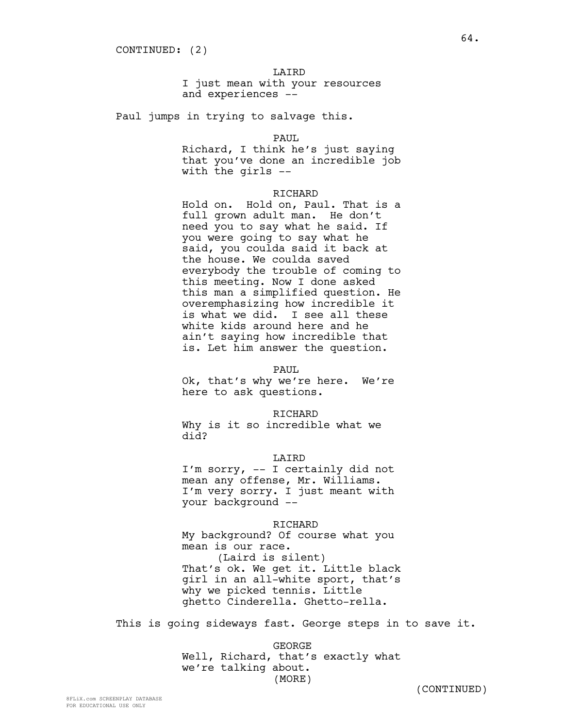CONTINUED: (2)

LAIRD
I just mean with your resources and experiences --

Paul jumps in trying to salvage this.

PAUL
Richard, I think he's just saying that you've done an incredible job with the girls --

RICHARD
Hold on. Hold on, Paul. That is a full grown adult man. He don't need you to say what he said. If you were going to say what he said, you coulda said it back at the house. We coulda saved everybody the trouble of coming to this meeting. Now I done asked this man a simplified question. He overemphasizing how incredible it is what we did. I see all these white kids around here and he ain't saying how incredible that is. Let him answer the question.

PAUL
Ok, that's why we're here. We're here to ask questions.

RICHARD
Why is it so incredible what we did?

LAIRD
I'm sorry, -- I certainly did not mean any offense, Mr. Williams. I'm very sorry. I just meant with your background --

RICHARD
My background? Of course what you mean is our race.
(Laird is silent)
That's ok. We get it. Little black girl in an all-white sport, that's why we picked tennis. Little ghetto Cinderella. Ghetto-rella.

This is going sideways fast. George steps in to save it.

GEORGE
Well, Richard, that's exactly what we're talking about.
(MORE)

(CONTINUED)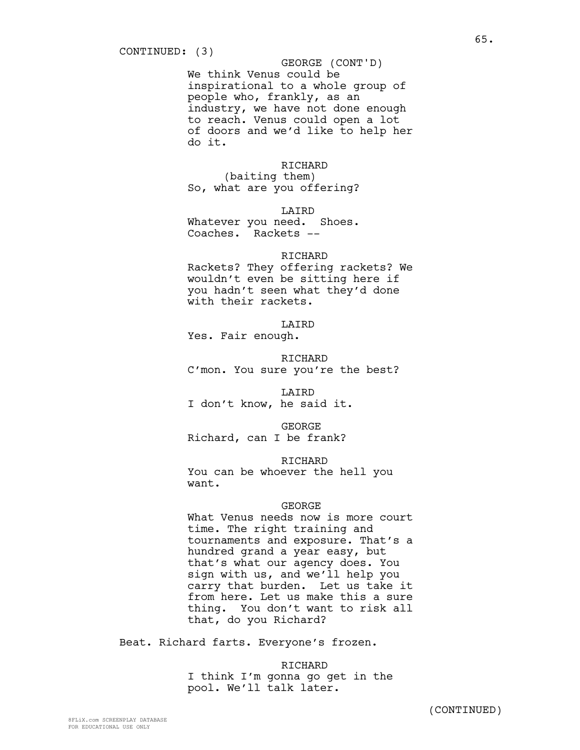CONTINUED: (3)

GEORGE (CONT'D)
We think Venus could be inspirational to a whole group of people who, frankly, as an industry, we have not done enough to reach. Venus could open a lot of doors and we'd like to help her do it.

RICHARD
(baiting them)
So, what are you offering?

LAIRD
Whatever you need. Shoes. Coaches. Rackets --

RICHARD
Rackets? They offering rackets? We wouldn't even be sitting here if you hadn't seen what they'd done with their rackets.

LAIRD
Yes. Fair enough.

RICHARD
C'mon. You sure you're the best?

LAIRD
I don't know, he said it.

GEORGE
Richard, can I be frank?

RICHARD
You can be whoever the hell you want.

GEORGE
What Venus needs now is more court time. The right training and tournaments and exposure. That's a hundred grand a year easy, but that's what our agency does. You sign with us, and we'll help you carry that burden. Let us take it from here. Let us make this a sure thing. You don't want to risk all that, do you Richard?

Beat. Richard farts. Everyone's frozen.

RICHARD
I think I'm gonna go get in the pool. We'll talk later.

(CONTINUED)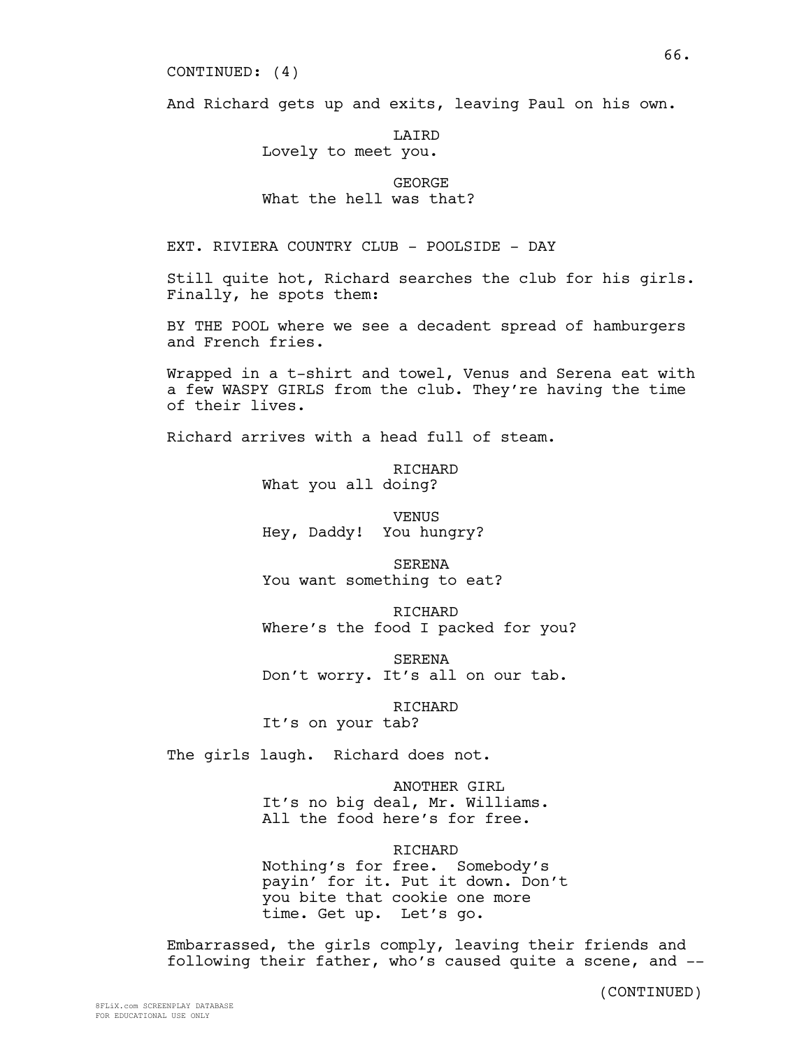CONTINUED: (4)

And Richard gets up and exits, leaving Paul on his own.

LAIRD
Lovely to meet you.

GEORGE
What the hell was that?

EXT. RIVIERA COUNTRY CLUB - POOLSIDE - DAY

Still quite hot, Richard searches the club for his girls. Finally, he spots them:

BY THE POOL where we see a decadent spread of hamburgers and French fries.

Wrapped in a t-shirt and towel, Venus and Serena eat with a few WASPY GIRLS from the club. They're having the time of their lives.

Richard arrives with a head full of steam.

RICHARD
What you all doing?

VENUS
Hey, Daddy! You hungry?

SERENA
You want something to eat?

RICHARD
Where's the food I packed for you?

SERENA
Don't worry. It's all on our tab.

RICHARD
It's on your tab?

The girls laugh. Richard does not.

ANOTHER GIRL
It's no big deal, Mr. Williams. All the food here's for free.

RICHARD
Nothing's for free. Somebody's payin' for it. Put it down. Don't you bite that cookie one more time. Get up. Let's go.

Embarrassed, the girls comply, leaving their friends and following their father, who's caused quite a scene, and --

(CONTINUED)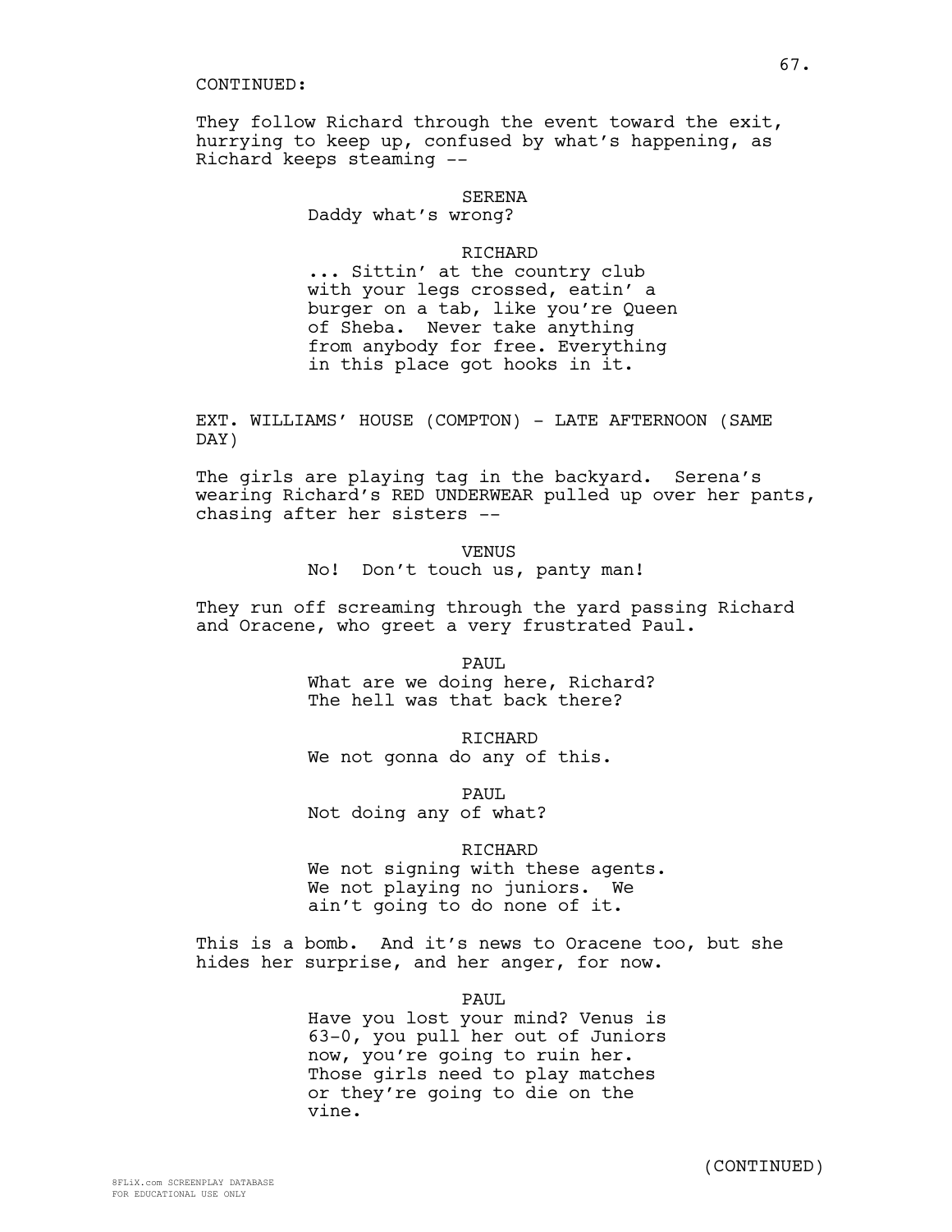CONTINUED:

They follow Richard through the event toward the exit, hurrying to keep up, confused by what's happening, as Richard keeps steaming --

SERENA
Daddy what's wrong?

RICHARD
... Sittin' at the country club with your legs crossed, eatin' a burger on a tab, like you're Queen of Sheba. Never take anything from anybody for free. Everything in this place got hooks in it.

EXT. WILLIAMS' HOUSE (COMPTON) - LATE AFTERNOON (SAME DAY)

The girls are playing tag in the backyard. Serena's wearing Richard's RED UNDERWEAR pulled up over her pants, chasing after her sisters --

VENUS
No! Don't touch us, panty man!

They run off screaming through the yard passing Richard and Oracene, who greet a very frustrated Paul.

PAUL
What are we doing here, Richard? The hell was that back there?

RICHARD
We not gonna do any of this.

PAUL
Not doing any of what?

RICHARD
We not signing with these agents. We not playing no juniors. We ain't going to do none of it.

This is a bomb. And it's news to Oracene too, but she hides her surprise, and her anger, for now.

PAUL
Have you lost your mind? Venus is 63-0, you pull her out of Juniors now, you're going to ruin her. Those girls need to play matches or they're going to die on the vine.

(CONTINUED)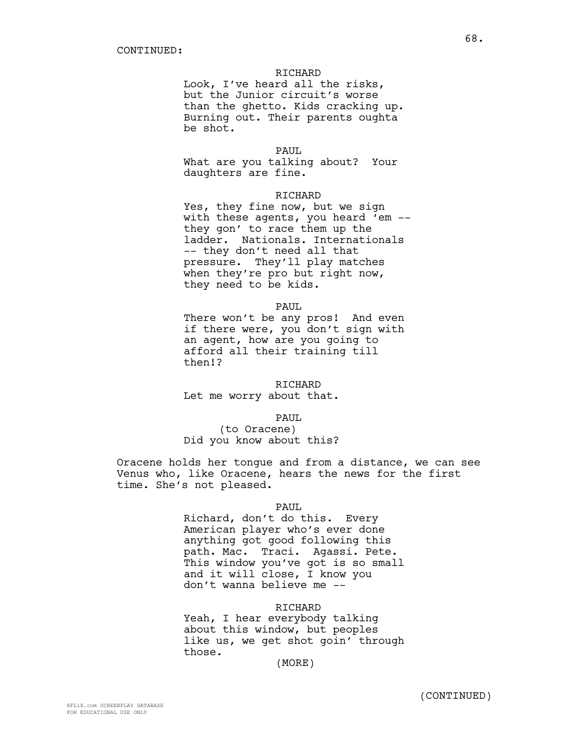CONTINUED:

RICHARD
Look, I've heard all the risks, but the Junior circuit's worse than the ghetto. Kids cracking up. Burning out. Their parents oughta be shot.

PAUL
What are you talking about? Your daughters are fine.

RICHARD
Yes, they fine now, but we sign with these agents, you heard 'em -- they gon' to race them up the ladder. Nationals. Internationals -- they don't need all that pressure. They'll play matches when they're pro but right now, they need to be kids.

PAUL
There won't be any pros! And even if there were, you don't sign with an agent, how are you going to afford all their training till then!?

RICHARD
Let me worry about that.

PAUL
(to Oracene)
Did you know about this?

Oracene holds her tongue and from a distance, we can see Venus who, like Oracene, hears the news for the first time. She's not pleased.

PAUL
Richard, don't do this. Every American player who's ever done anything got good following this path. Mac. Traci. Agassi. Pete. This window you've got is so small and it will close, I know you don't wanna believe me --

RICHARD
Yeah, I hear everybody talking about this window, but peoples like us, we get shot goin' through those.
(MORE)

(CONTINUED)

8FLiX.com SCREENPLAY DATABASE
FOR EDUCATIONAL USE ONLY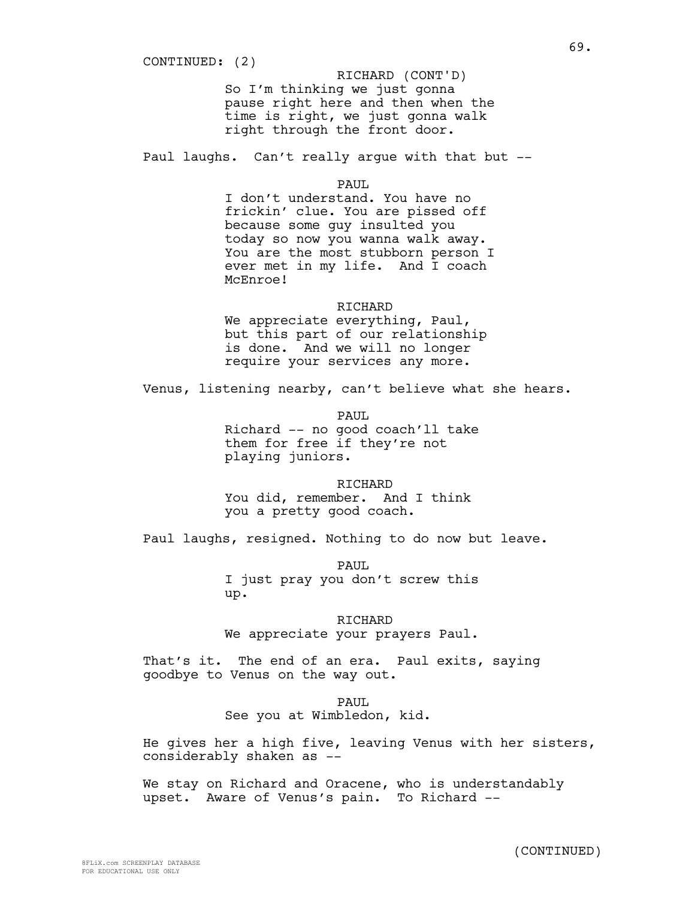CONTINUED: (2)

RICHARD (CONT'D)
So I'm thinking we just gonna pause right here and then when the time is right, we just gonna walk right through the front door.

Paul laughs. Can't really argue with that but --

PAUL
I don't understand. You have no frickin' clue. You are pissed off because some guy insulted you today so now you wanna walk away. You are the most stubborn person I ever met in my life. And I coach McEnroe!

RICHARD
We appreciate everything, Paul, but this part of our relationship is done. And we will no longer require your services any more.

Venus, listening nearby, can't believe what she hears.

PAUL
Richard -- no good coach'll take them for free if they're not playing juniors.

RICHARD
You did, remember. And I think you a pretty good coach.

Paul laughs, resigned. Nothing to do now but leave.

PAUL
I just pray you don't screw this up.

RICHARD
We appreciate your prayers Paul.

That's it. The end of an era. Paul exits, saying goodbye to Venus on the way out.

PAUL
See you at Wimbledon, kid.

He gives her a high five, leaving Venus with her sisters, considerably shaken as --

We stay on Richard and Oracene, who is understandably upset. Aware of Venus's pain. To Richard --

(CONTINUED)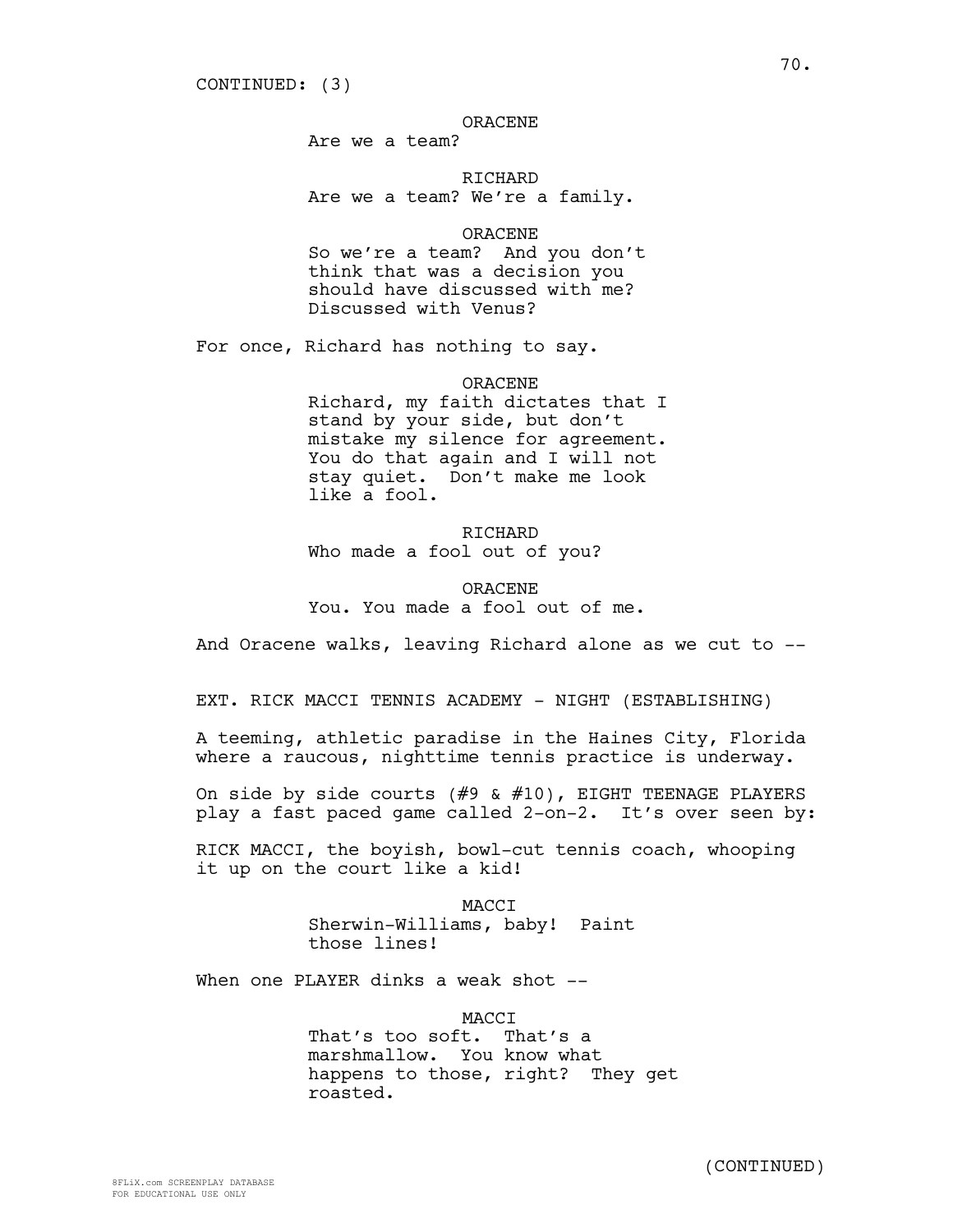CONTINUED: (3)

ORACENE
Are we a team?

RICHARD
Are we a team? We're a family.

ORACENE
So we're a team? And you don't think that was a decision you should have discussed with me? Discussed with Venus?

For once, Richard has nothing to say.

ORACENE
Richard, my faith dictates that I stand by your side, but don't mistake my silence for agreement. You do that again and I will not stay quiet. Don't make me look like a fool.

RICHARD
Who made a fool out of you?

ORACENE
You. You made a fool out of me.

And Oracene walks, leaving Richard alone as we cut to --

EXT. RICK MACCI TENNIS ACADEMY - NIGHT (ESTABLISHING)

A teeming, athletic paradise in the Haines City, Florida where a raucous, nighttime tennis practice is underway.

On side by side courts (#9 & #10), EIGHT TEENAGE PLAYERS play a fast paced game called 2-on-2. It's over seen by:

RICK MACCI, the boyish, bowl-cut tennis coach, whooping it up on the court like a kid!

MACCI
Sherwin-Williams, baby! Paint those lines!

When one PLAYER dinks a weak shot --

MACCI
That's too soft. That's a marshmallow. You know what happens to those, right? They get roasted.

(CONTINUED)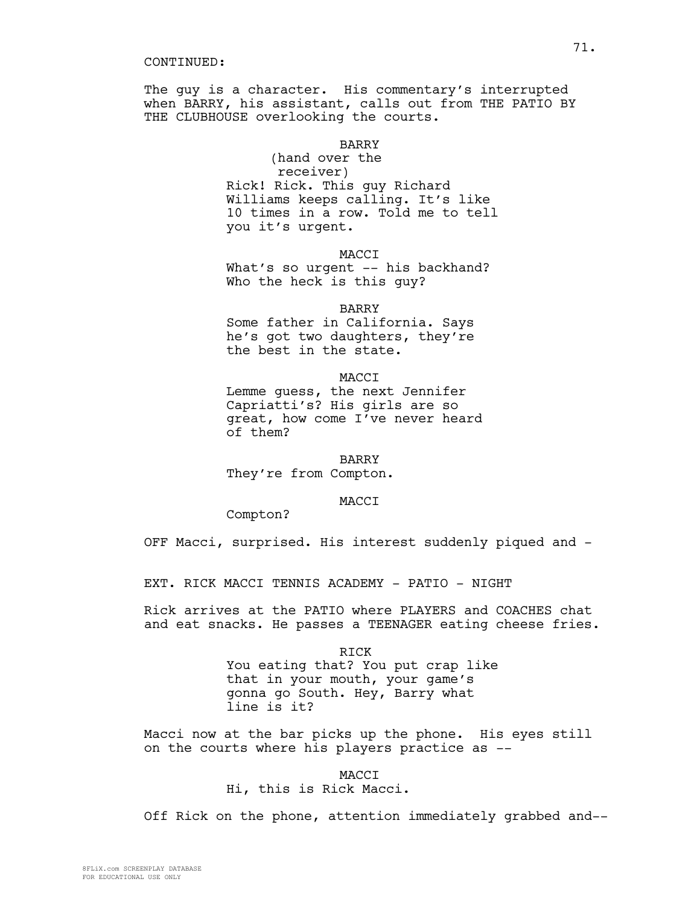CONTINUED:

The guy is a character. His commentary's interrupted when BARRY, his assistant, calls out from THE PATIO BY THE CLUBHOUSE overlooking the courts.

BARRY
(hand over the receiver)
Rick! Rick. This guy Richard Williams keeps calling. It's like 10 times in a row. Told me to tell you it's urgent.

MACCI
What's so urgent -- his backhand? Who the heck is this guy?

BARRY
Some father in California. Says he's got two daughters, they're the best in the state.

MACCI
Lemme guess, the next Jennifer Capriatti's? His girls are so great, how come I've never heard of them?

BARRY
They're from Compton.

MACCI
Compton?

OFF Macci, surprised. His interest suddenly piqued and -

EXT. RICK MACCI TENNIS ACADEMY - PATIO - NIGHT

Rick arrives at the PATIO where PLAYERS and COACHES chat and eat snacks. He passes a TEENAGER eating cheese fries.

RICK
You eating that? You put crap like that in your mouth, your game's gonna go South. Hey, Barry what line is it?

Macci now at the bar picks up the phone. His eyes still on the courts where his players practice as --

MACCI
Hi, this is Rick Macci.

Off Rick on the phone, attention immediately grabbed and--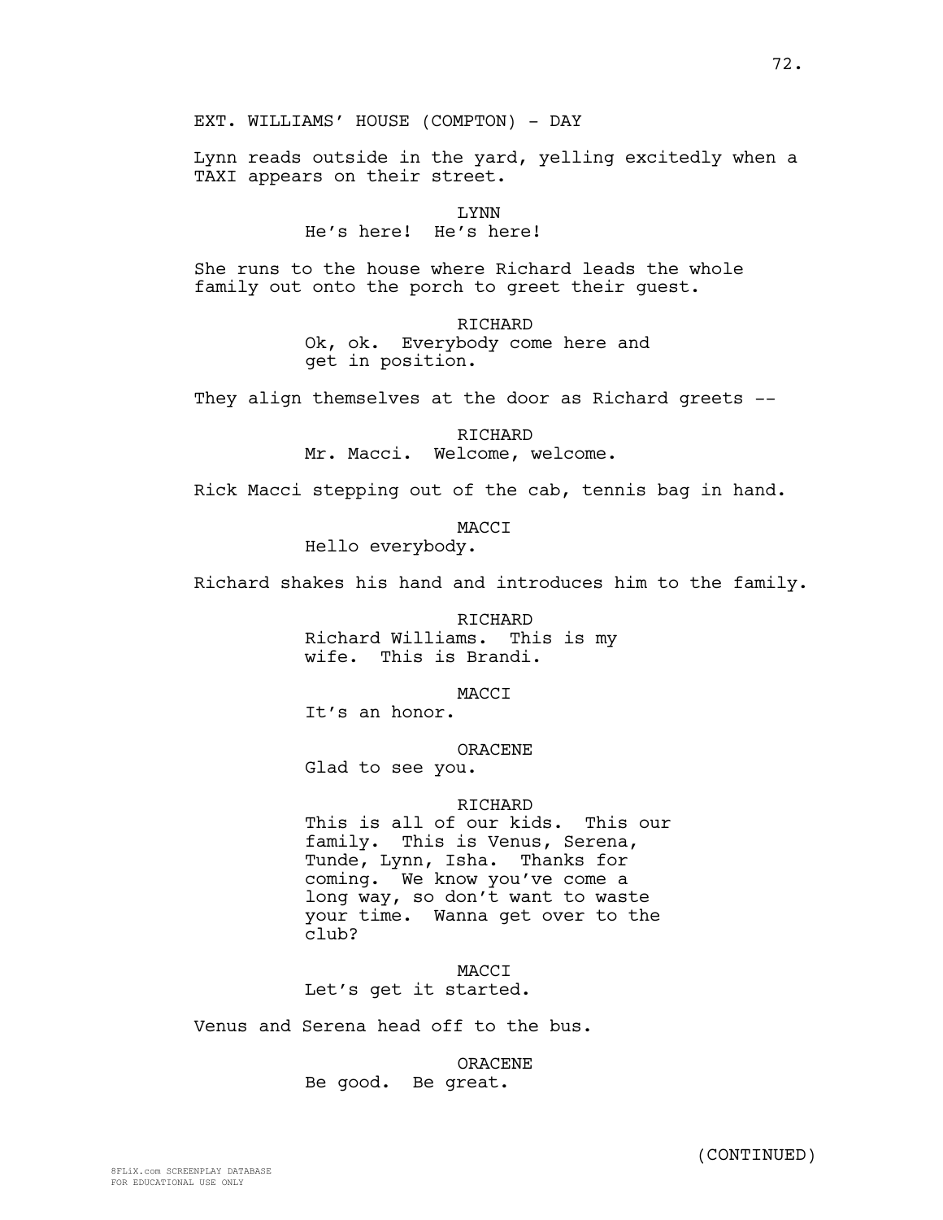EXT. WILLIAMS' HOUSE (COMPTON) - DAY

Lynn reads outside in the yard, yelling excitedly when a TAXI appears on their street.

LYNN
He's here! He's here!

She runs to the house where Richard leads the whole family out onto the porch to greet their guest.

RICHARD
Ok, ok. Everybody come here and get in position.

They align themselves at the door as Richard greets --

RICHARD
Mr. Macci. Welcome, welcome.

Rick Macci stepping out of the cab, tennis bag in hand.

MACCI
Hello everybody.

Richard shakes his hand and introduces him to the family.

RICHARD
Richard Williams. This is my wife. This is Brandi.

MACCI
It's an honor.

ORACENE
Glad to see you.

RICHARD
This is all of our kids. This our family. This is Venus, Serena, Tunde, Lynn, Isha. Thanks for coming. We know you've come a long way, so don't want to waste your time. Wanna get over to the club?

MACCI
Let's get it started.

Venus and Serena head off to the bus.

ORACENE
Be good. Be great.

(CONTINUED)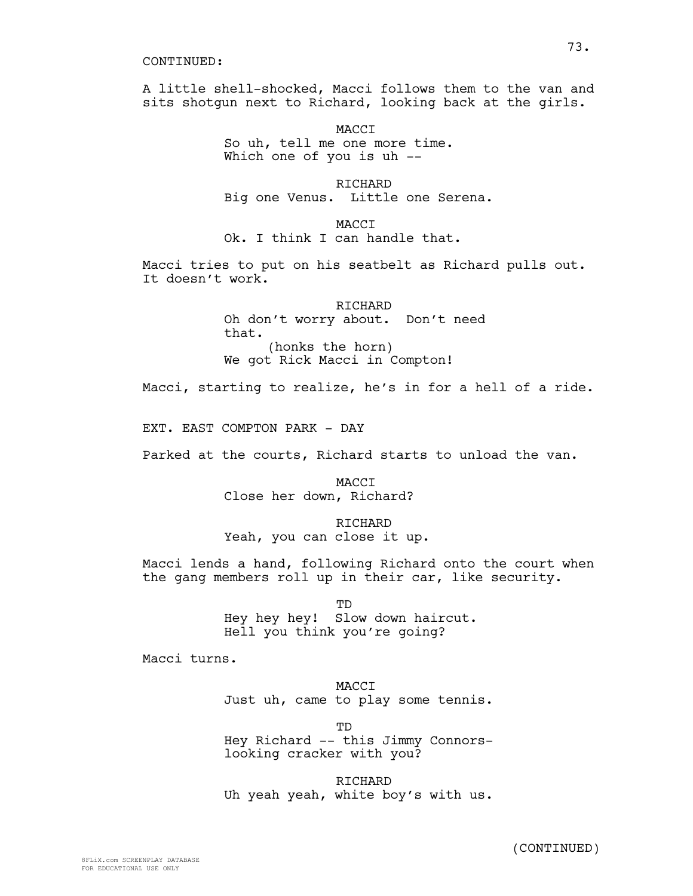CONTINUED:

A little shell-shocked, Macci follows them to the van and sits shotgun next to Richard, looking back at the girls.

MACCI
So uh, tell me one more time. Which one of you is uh --

RICHARD
Big one Venus. Little one Serena.

MACCI
Ok. I think I can handle that.

Macci tries to put on his seatbelt as Richard pulls out. It doesn't work.

RICHARD
Oh don't worry about. Don't need that.
(honks the horn)
We got Rick Macci in Compton!

Macci, starting to realize, he's in for a hell of a ride.

EXT. EAST COMPTON PARK - DAY

Parked at the courts, Richard starts to unload the van.

MACCI
Close her down, Richard?

RICHARD
Yeah, you can close it up.

Macci lends a hand, following Richard onto the court when the gang members roll up in their car, like security.

TD
Hey hey hey! Slow down haircut. Hell you think you're going?

Macci turns.

MACCI
Just uh, came to play some tennis.

TD
Hey Richard -- this Jimmy Connors-looking cracker with you?

RICHARD
Uh yeah yeah, white boy's with us.

(CONTINUED)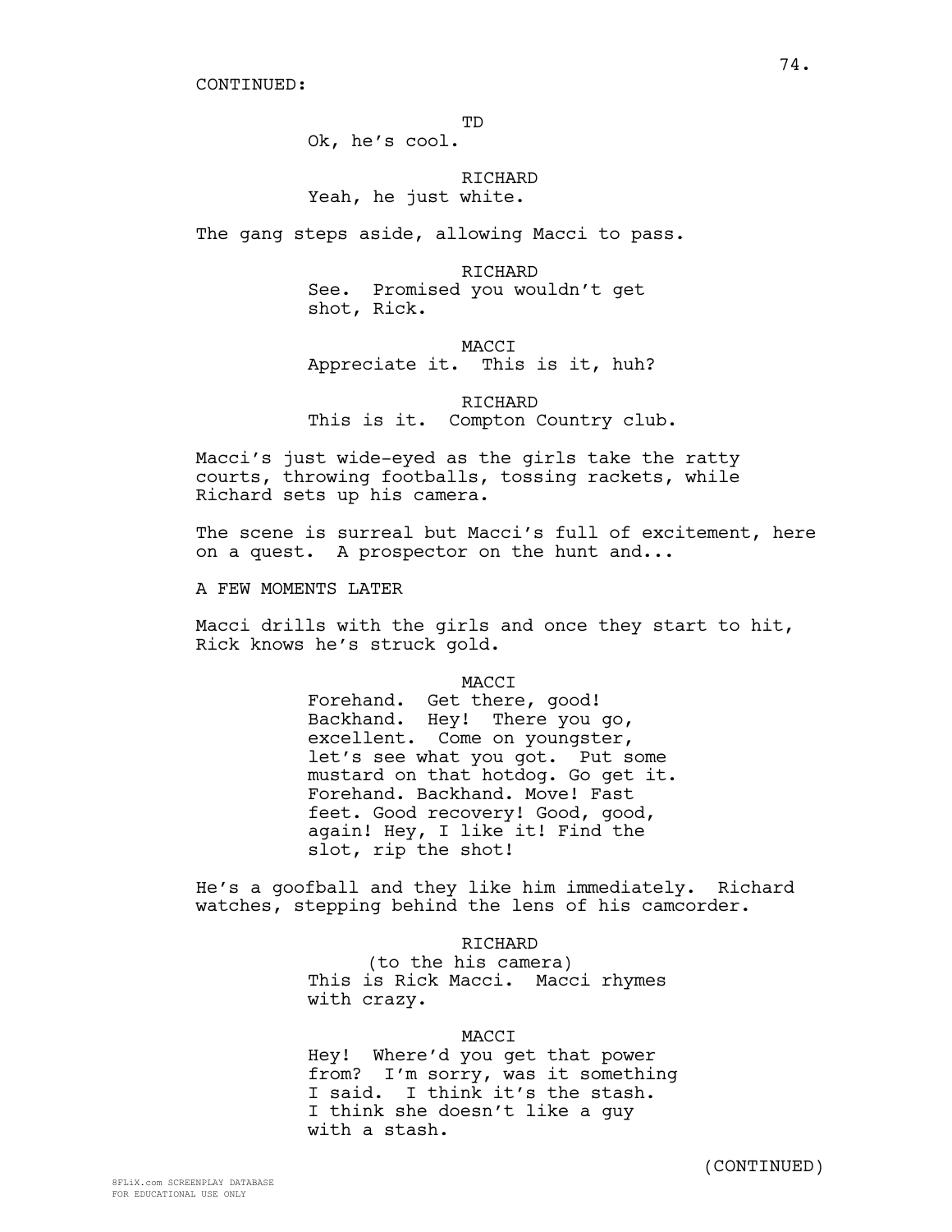CONTINUED:

TD
Ok, he's cool.

RICHARD
Yeah, he just white.

The gang steps aside, allowing Macci to pass.

RICHARD
See. Promised you wouldn't get shot, Rick.

MACCI
Appreciate it. This is it, huh?

RICHARD
This is it. Compton Country club.

Macci's just wide-eyed as the girls take the ratty courts, throwing footballs, tossing rackets, while Richard sets up his camera.

The scene is surreal but Macci's full of excitement, here on a quest. A prospector on the hunt and...

A FEW MOMENTS LATER

Macci drills with the girls and once they start to hit, Rick knows he's struck gold.

MACCI
Forehand. Get there, good! Backhand. Hey! There you go, excellent. Come on youngster, let's see what you got. Put some mustard on that hotdog. Go get it. Forehand. Backhand. Move! Fast feet. Good recovery! Good, good, again! Hey, I like it! Find the slot, rip the shot!

He's a goofball and they like him immediately. Richard watches, stepping behind the lens of his camcorder.

RICHARD
(to the his camera)
This is Rick Macci. Macci rhymes with crazy.

MACCI
Hey! Where'd you get that power from? I'm sorry, was it something I said. I think it's the stash. I think she doesn't like a guy with a stash.

(CONTINUED)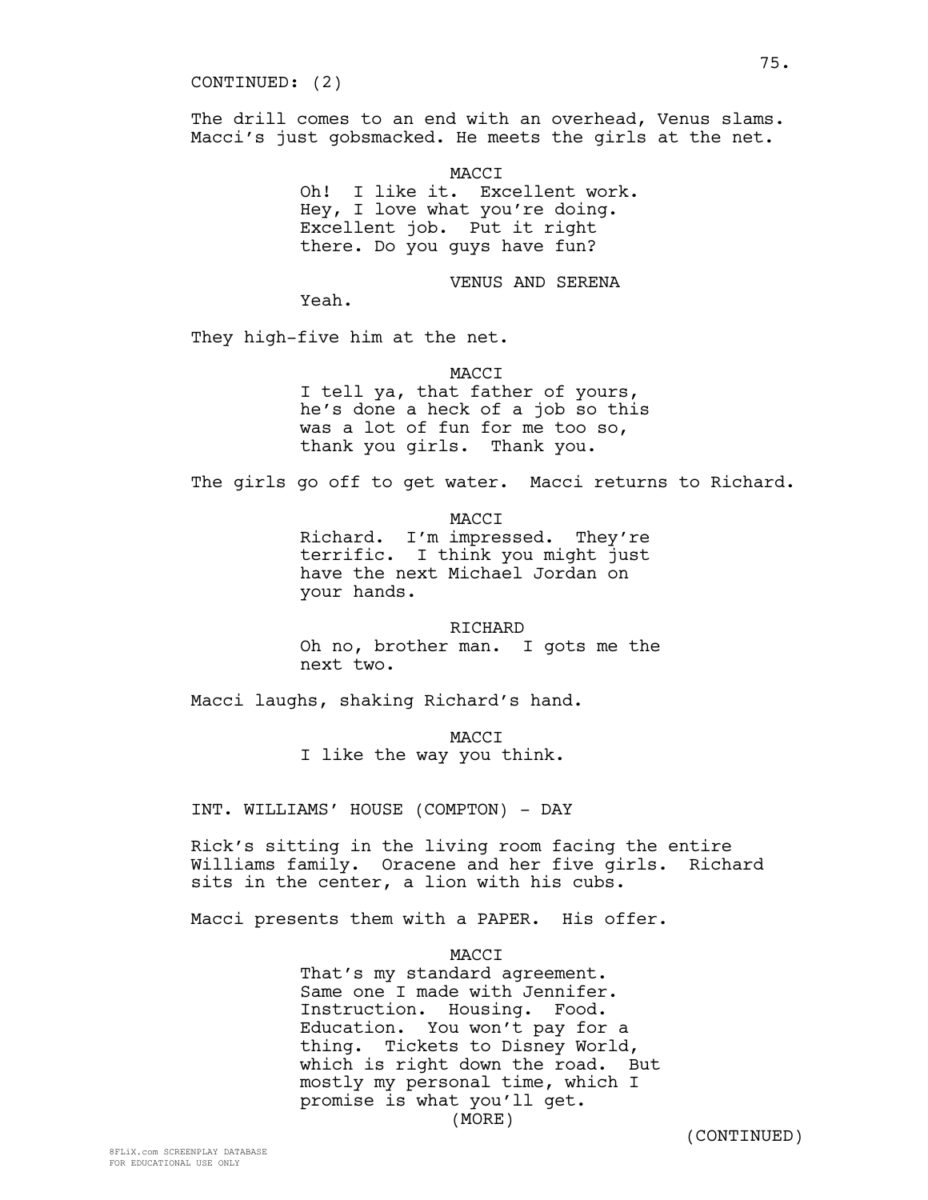CONTINUED: (2)

The drill comes to an end with an overhead, Venus slams. Macci's just gobsmacked. He meets the girls at the net.

MACCI
Oh! I like it. Excellent work. Hey, I love what you're doing. Excellent job. Put it right there. Do you guys have fun?

VENUS AND SERENA
Yeah.

They high-five him at the net.

MACCI
I tell ya, that father of yours, he's done a heck of a job so this was a lot of fun for me too so, thank you girls. Thank you.

The girls go off to get water. Macci returns to Richard.

MACCI
Richard. I'm impressed. They're terrific. I think you might just have the next Michael Jordan on your hands.

RICHARD
Oh no, brother man. I gots me the next two.

Macci laughs, shaking Richard's hand.

MACCI
I like the way you think.

INT. WILLIAMS' HOUSE (COMPTON) - DAY

Rick's sitting in the living room facing the entire Williams family. Oracene and her five girls. Richard sits in the center, a lion with his cubs.

Macci presents them with a PAPER. His offer.

MACCI
That's my standard agreement. Same one I made with Jennifer. Instruction. Housing. Food. Education. You won't pay for a thing. Tickets to Disney World, which is right down the road. But mostly my personal time, which I promise is what you'll get.
(MORE)

(CONTINUED)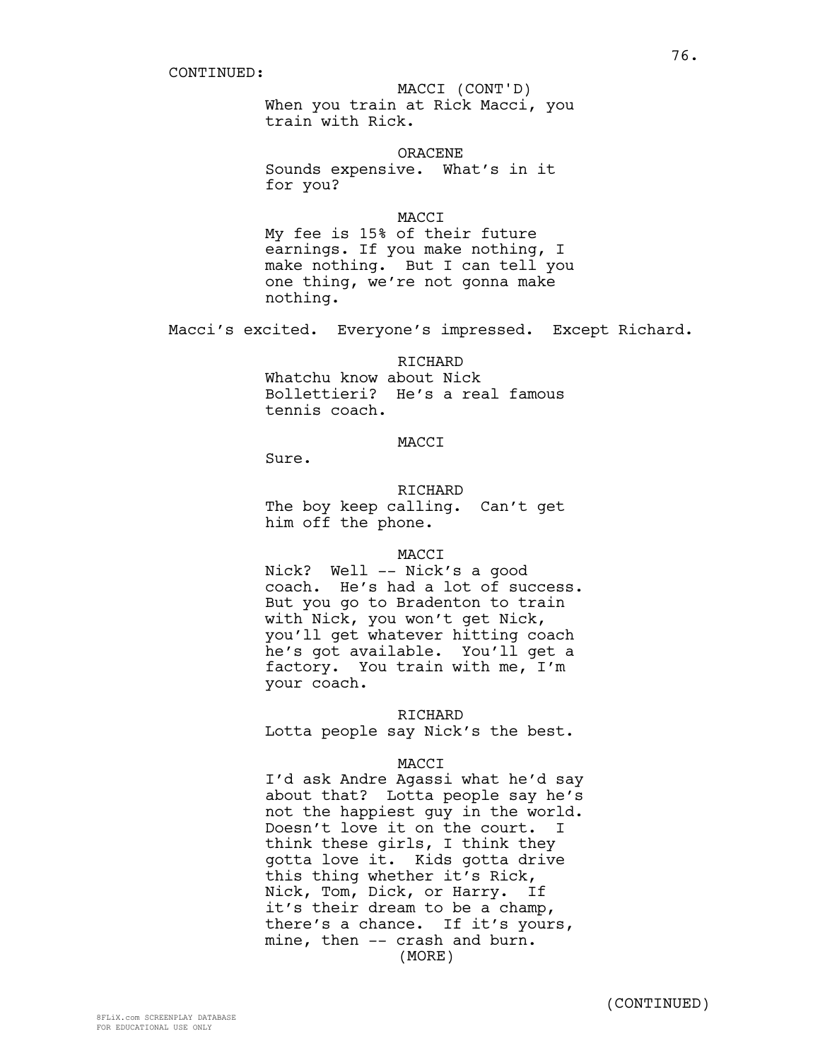CONTINUED:

MACCI (CONT'D)
When you train at Rick Macci, you train with Rick.

ORACENE
Sounds expensive. What's in it for you?

MACCI
My fee is 15% of their future earnings. If you make nothing, I make nothing. But I can tell you one thing, we're not gonna make nothing.

Macci's excited. Everyone's impressed. Except Richard.

RICHARD
Whatchu know about Nick Bollettieri? He's a real famous tennis coach.

MACCI
Sure.

RICHARD
The boy keep calling. Can't get him off the phone.

MACCI
Nick? Well -- Nick's a good coach. He's had a lot of success. But you go to Bradenton to train with Nick, you won't get Nick, you'll get whatever hitting coach he's got available. You'll get a factory. You train with me, I'm your coach.

RICHARD
Lotta people say Nick's the best.

MACCI
I'd ask Andre Agassi what he'd say about that? Lotta people say he's not the happiest guy in the world. Doesn't love it on the court. I think these girls, I think they gotta love it. Kids gotta drive this thing whether it's Rick, Nick, Tom, Dick, or Harry. If it's their dream to be a champ, there's a chance. If it's yours, mine, then -- crash and burn.
(MORE)

(CONTINUED)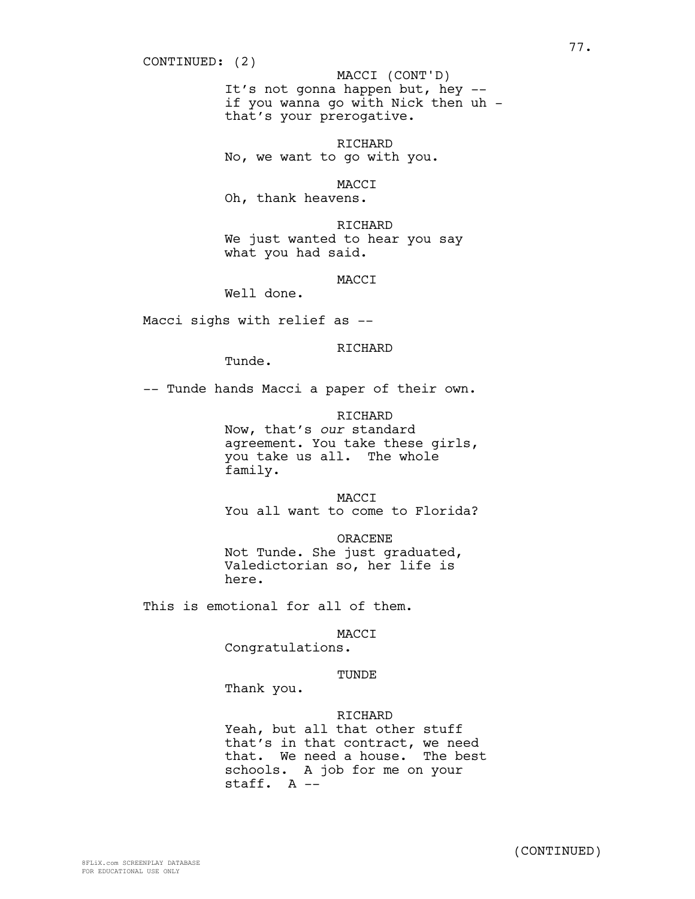CONTINUED: (2)

MACCI (CONT'D)
It's not gonna happen but, hey --
if you wanna go with Nick then uh -
that's your prerogative.

RICHARD
No, we want to go with you.

MACCI
Oh, thank heavens.

RICHARD
We just wanted to hear you say
what you had said.

MACCI
Well done.

Macci sighs with relief as --

RICHARD
Tunde.

-- Tunde hands Macci a paper of their own.

RICHARD
Now, that's *our* standard
agreement. You take these girls,
you take us all. The whole
family.

MACCI
You all want to come to Florida?

ORACENE
Not Tunde. She just graduated,
Valedictorian so, her life is
here.

This is emotional for all of them.

MACCI
Congratulations.

TUNDE
Thank you.

RICHARD
Yeah, but all that other stuff
that's in that contract, we need
that. We need a house. The best
schools. A job for me on your
staff. A --

(CONTINUED)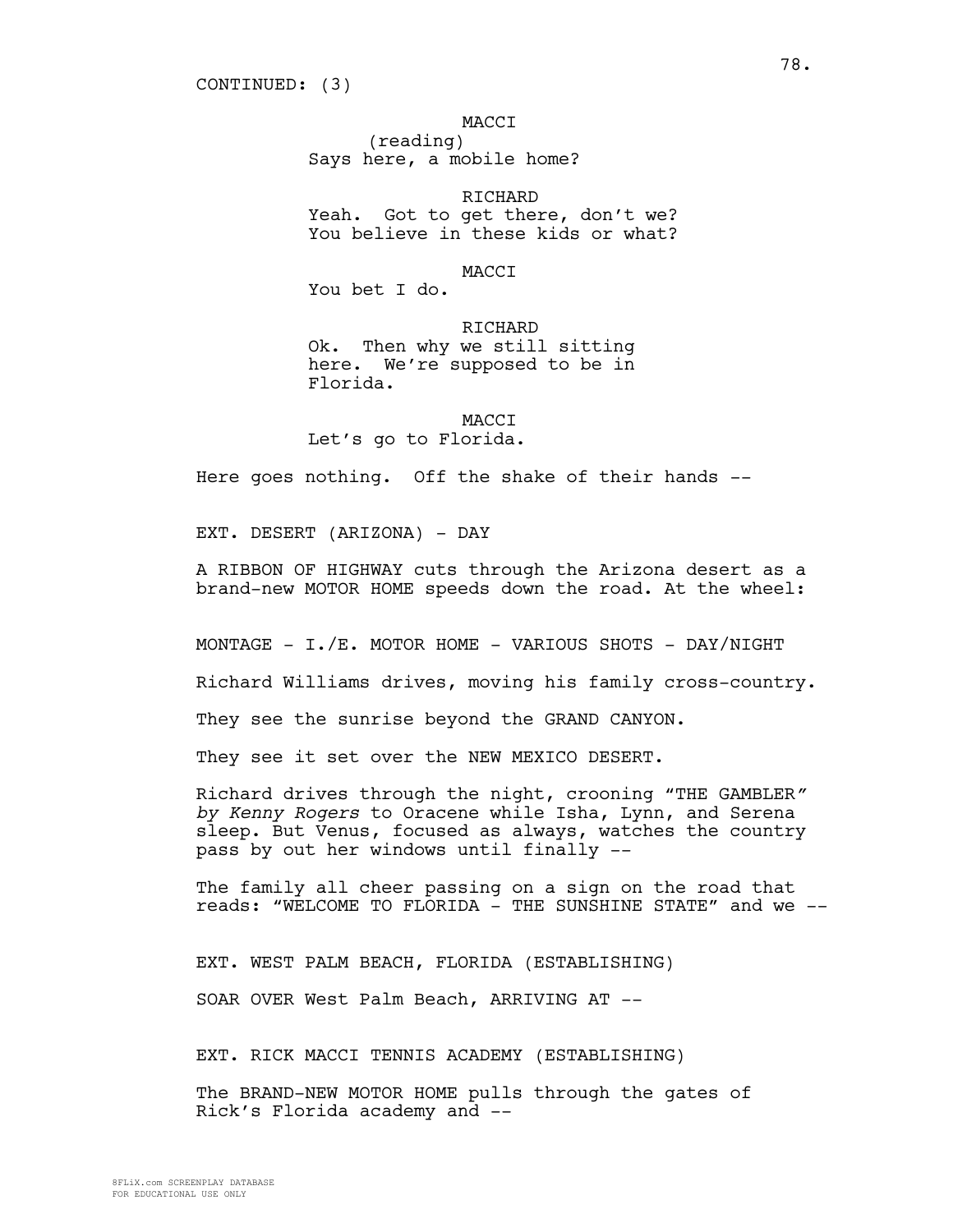CONTINUED: (3)

MACCI
(reading)
Says here, a mobile home?

RICHARD
Yeah. Got to get there, don't we? You believe in these kids or what?

MACCI
You bet I do.

RICHARD
Ok. Then why we still sitting here. We're supposed to be in Florida.

MACCI
Let's go to Florida.

Here goes nothing. Off the shake of their hands --

EXT. DESERT (ARIZONA) - DAY

A RIBBON OF HIGHWAY cuts through the Arizona desert as a brand-new MOTOR HOME speeds down the road. At the wheel:

MONTAGE - I./E. MOTOR HOME - VARIOUS SHOTS - DAY/NIGHT

Richard Williams drives, moving his family cross-country.

They see the sunrise beyond the GRAND CANYON.

They see it set over the NEW MEXICO DESERT.

Richard drives through the night, crooning "THE GAMBLER" *by Kenny Rogers* to Oracene while Isha, Lynn, and Serena sleep. But Venus, focused as always, watches the country pass by out her windows until finally --

The family all cheer passing on a sign on the road that reads: "WELCOME TO FLORIDA - THE SUNSHINE STATE" and we --

EXT. WEST PALM BEACH, FLORIDA (ESTABLISHING)

SOAR OVER West Palm Beach, ARRIVING AT --

EXT. RICK MACCI TENNIS ACADEMY (ESTABLISHING)

The BRAND-NEW MOTOR HOME pulls through the gates of Rick's Florida academy and --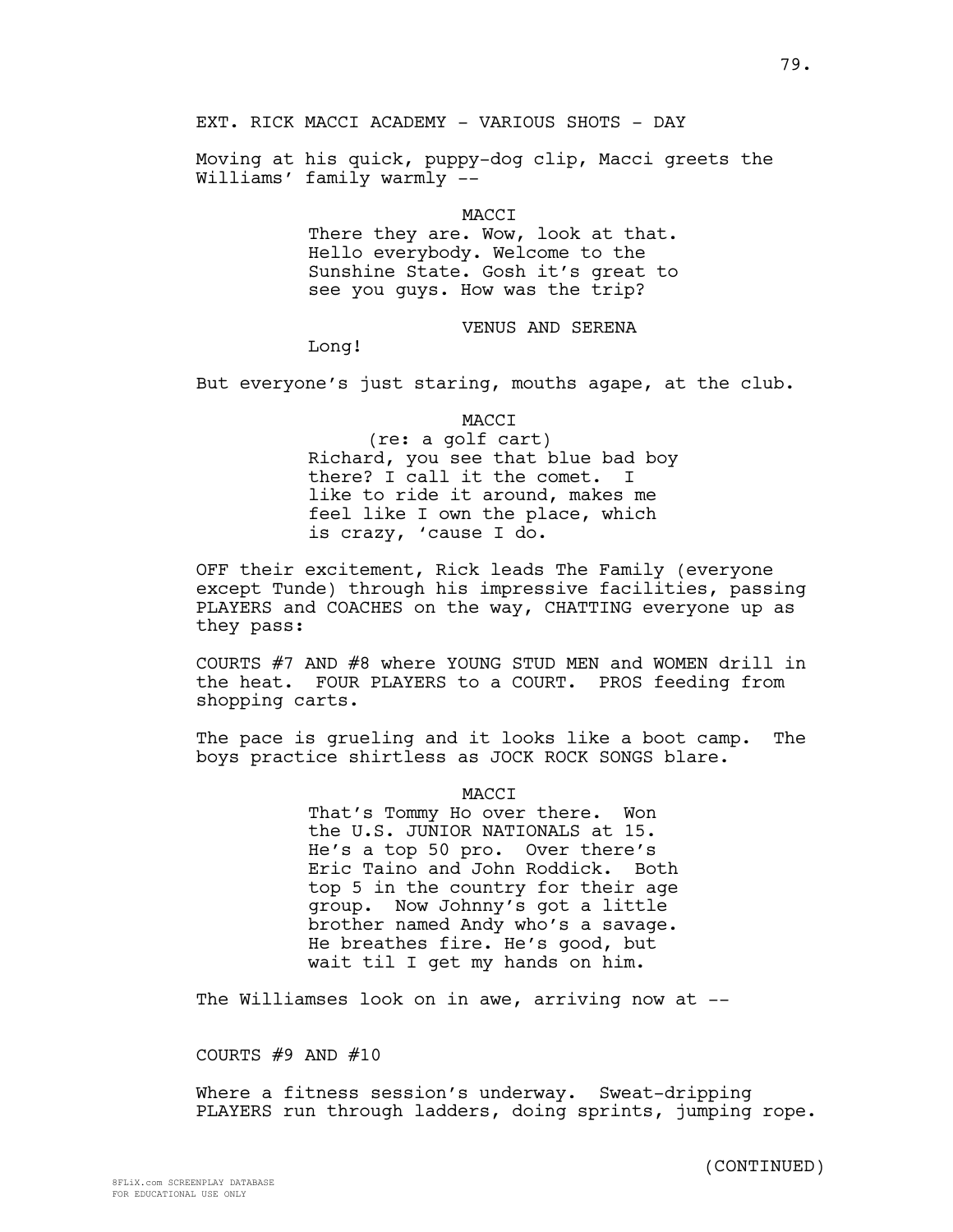EXT. RICK MACCI ACADEMY - VARIOUS SHOTS - DAY

Moving at his quick, puppy-dog clip, Macci greets the Williams' family warmly --

MACCI
There they are. Wow, look at that. Hello everybody. Welcome to the Sunshine State. Gosh it's great to see you guys. How was the trip?

VENUS AND SERENA
Long!

But everyone's just staring, mouths agape, at the club.

MACCI
(re: a golf cart)
Richard, you see that blue bad boy there? I call it the comet. I like to ride it around, makes me feel like I own the place, which is crazy, 'cause I do.

OFF their excitement, Rick leads The Family (everyone except Tunde) through his impressive facilities, passing PLAYERS and COACHES on the way, CHATTING everyone up as they pass:

COURTS #7 AND #8 where YOUNG STUD MEN and WOMEN drill in the heat. FOUR PLAYERS to a COURT. PROS feeding from shopping carts.

The pace is grueling and it looks like a boot camp. The boys practice shirtless as JOCK ROCK SONGS blare.

MACCI
That's Tommy Ho over there. Won the U.S. JUNIOR NATIONALS at 15. He's a top 50 pro. Over there's Eric Taino and John Roddick. Both top 5 in the country for their age group. Now Johnny's got a little brother named Andy who's a savage. He breathes fire. He's good, but wait til I get my hands on him.

The Williamses look on in awe, arriving now at --

COURTS #9 AND #10

Where a fitness session's underway. Sweat-dripping PLAYERS run through ladders, doing sprints, jumping rope.

(CONTINUED)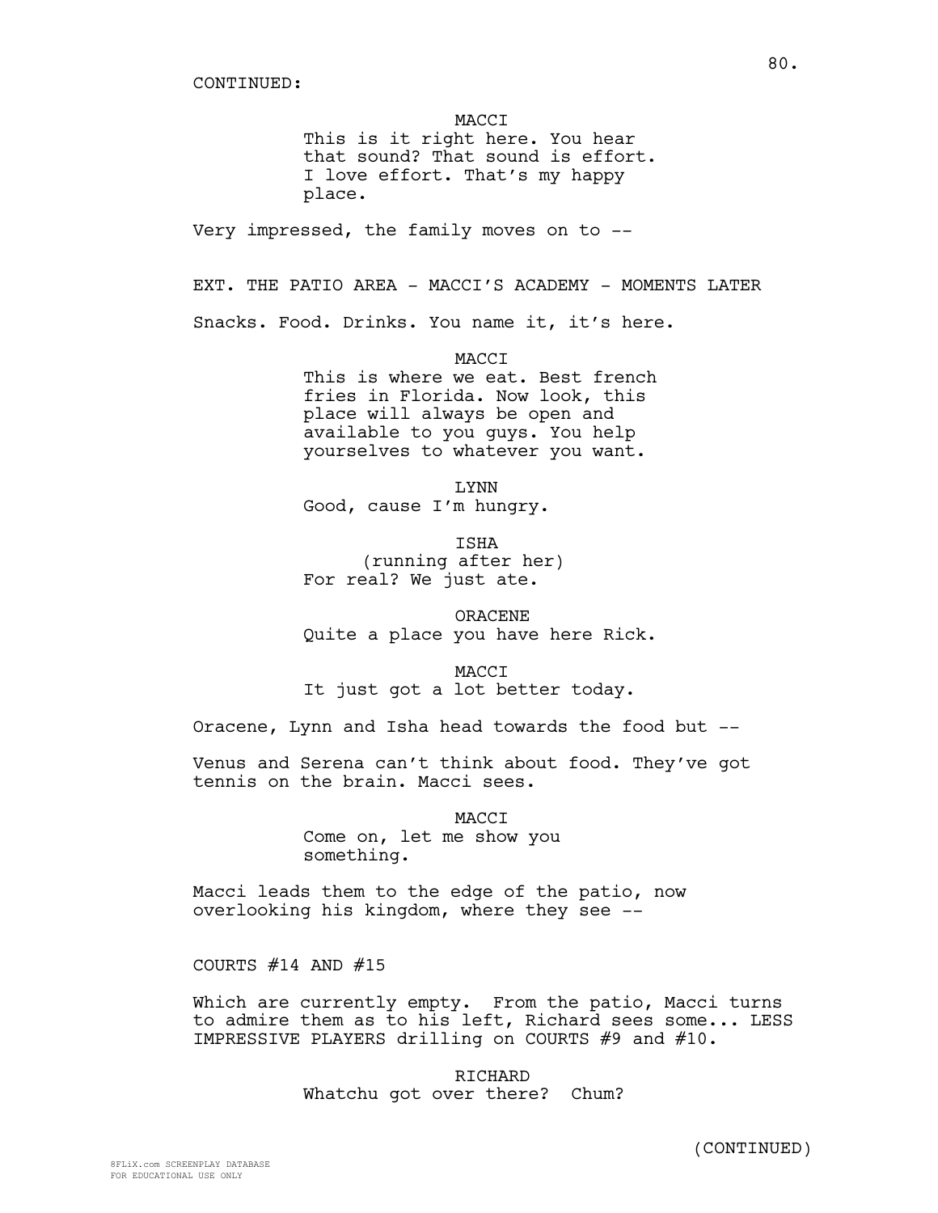CONTINUED:

MACCI
This is it right here. You hear that sound? That sound is effort. I love effort. That's my happy place.

Very impressed, the family moves on to --

EXT. THE PATIO AREA - MACCI'S ACADEMY - MOMENTS LATER

Snacks. Food. Drinks. You name it, it's here.

MACCI
This is where we eat. Best french fries in Florida. Now look, this place will always be open and available to you guys. You help yourselves to whatever you want.

LYNN
Good, cause I'm hungry.

ISHA
(running after her)
For real? We just ate.

ORACENE
Quite a place you have here Rick.

MACCI
It just got a lot better today.

Oracene, Lynn and Isha head towards the food but --

Venus and Serena can't think about food. They've got tennis on the brain. Macci sees.

MACCI
Come on, let me show you something.

Macci leads them to the edge of the patio, now overlooking his kingdom, where they see --

COURTS #14 AND #15

Which are currently empty. From the patio, Macci turns to admire them as to his left, Richard sees some... LESS IMPRESSIVE PLAYERS drilling on COURTS #9 and #10.

RICHARD
Whatchu got over there? Chum?

(CONTINUED)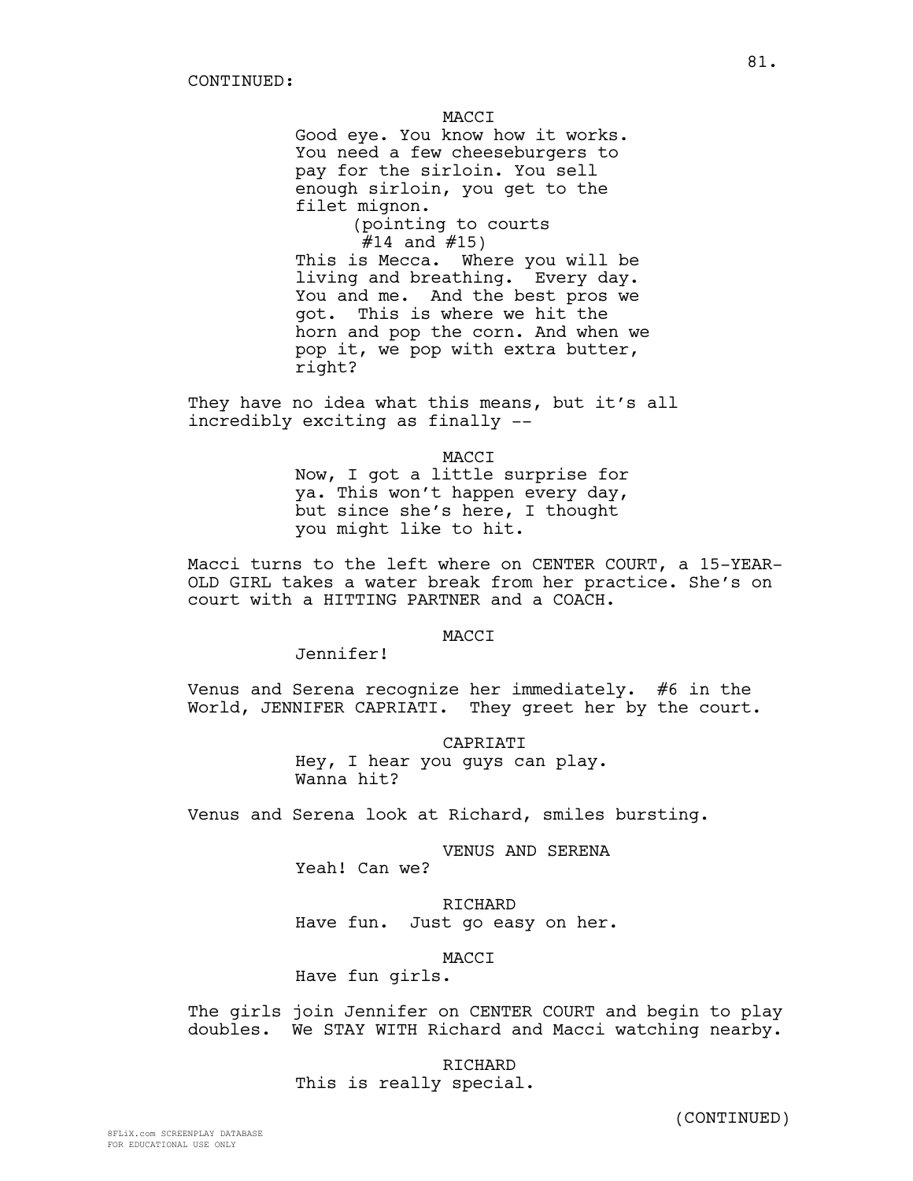CONTINUED:

MACCI

Good eye. You know how it works. You need a few cheeseburgers to pay for the sirloin. You sell enough sirloin, you get to the filet mignon.

(pointing to courts #14 and #15)

This is Mecca. Where you will be living and breathing. Every day. You and me. And the best pros we got. This is where we hit the horn and pop the corn. And when we pop it, we pop with extra butter, right?

They have no idea what this means, but it's all incredibly exciting as finally --

MACCI

Now, I got a little surprise for ya. This won't happen every day, but since she's here, I thought you might like to hit.

Macci turns to the left where on CENTER COURT, a 15-YEAR-OLD GIRL takes a water break from her practice. She's on court with a HITTING PARTNER and a COACH.

MACCI

Jennifer!

Venus and Serena recognize her immediately. #6 in the World, JENNIFER CAPRIATI. They greet her by the court.

CAPRIATI

Hey, I hear you guys can play. Wanna hit?

Venus and Serena look at Richard, smiles bursting.

VENUS AND SERENA

Yeah! Can we?

RICHARD

Have fun. Just go easy on her.

MACCI

Have fun girls.

The girls join Jennifer on CENTER COURT and begin to play doubles. We STAY WITH Richard and Macci watching nearby.

RICHARD

This is really special.

(CONTINUED)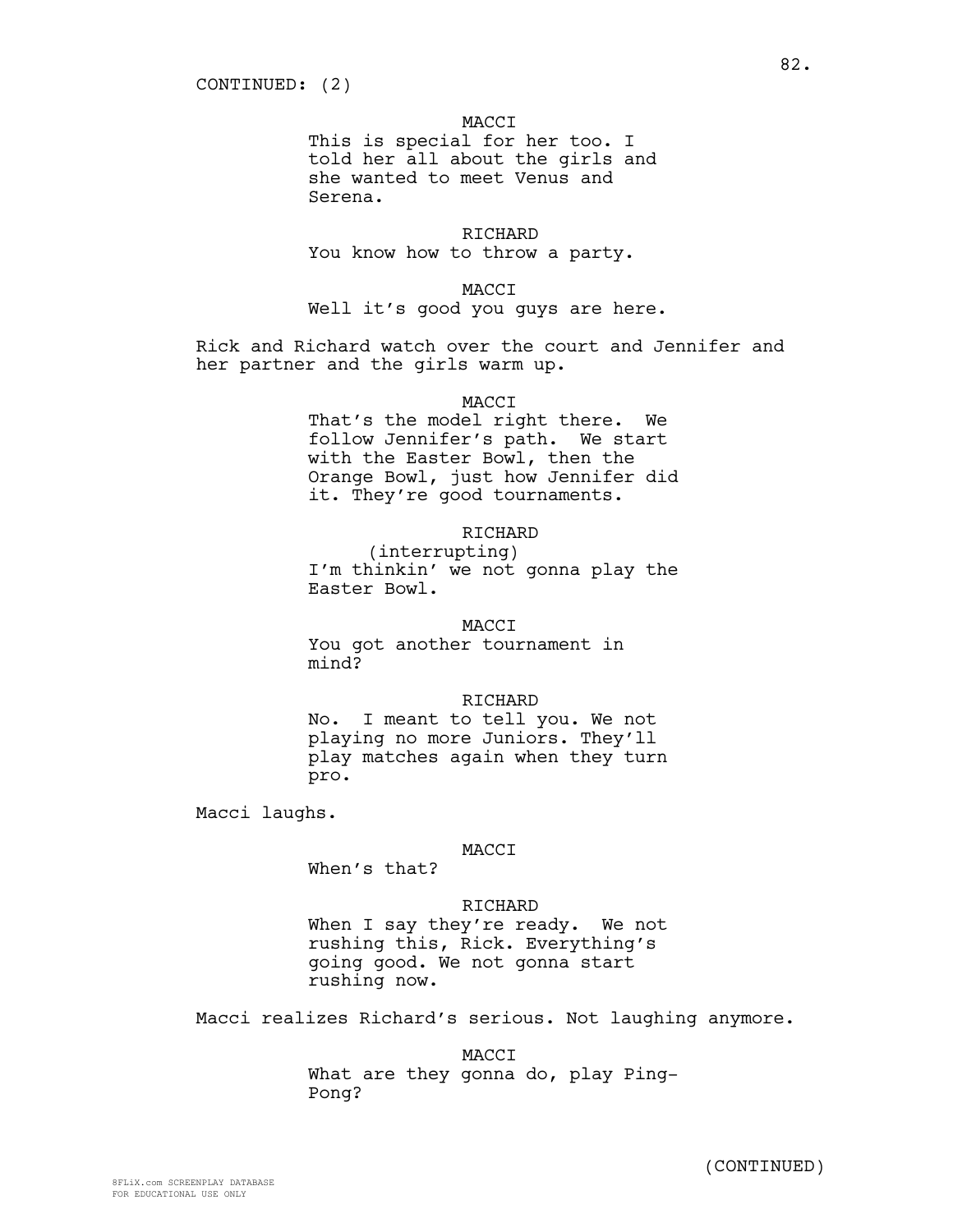CONTINUED: (2)

MACCI
This is special for her too. I told her all about the girls and she wanted to meet Venus and Serena.

RICHARD
You know how to throw a party.

MACCI
Well it's good you guys are here.

Rick and Richard watch over the court and Jennifer and her partner and the girls warm up.

MACCI
That's the model right there. We follow Jennifer's path. We start with the Easter Bowl, then the Orange Bowl, just how Jennifer did it. They're good tournaments.

RICHARD
(interrupting)
I'm thinkin' we not gonna play the Easter Bowl.

MACCI
You got another tournament in mind?

RICHARD
No. I meant to tell you. We not playing no more Juniors. They'll play matches again when they turn pro.

Macci laughs.

MACCI
When's that?

RICHARD
When I say they're ready. We not rushing this, Rick. Everything's going good. We not gonna start rushing now.

Macci realizes Richard's serious. Not laughing anymore.

MACCI
What are they gonna do, play Ping-Pong?

(CONTINUED)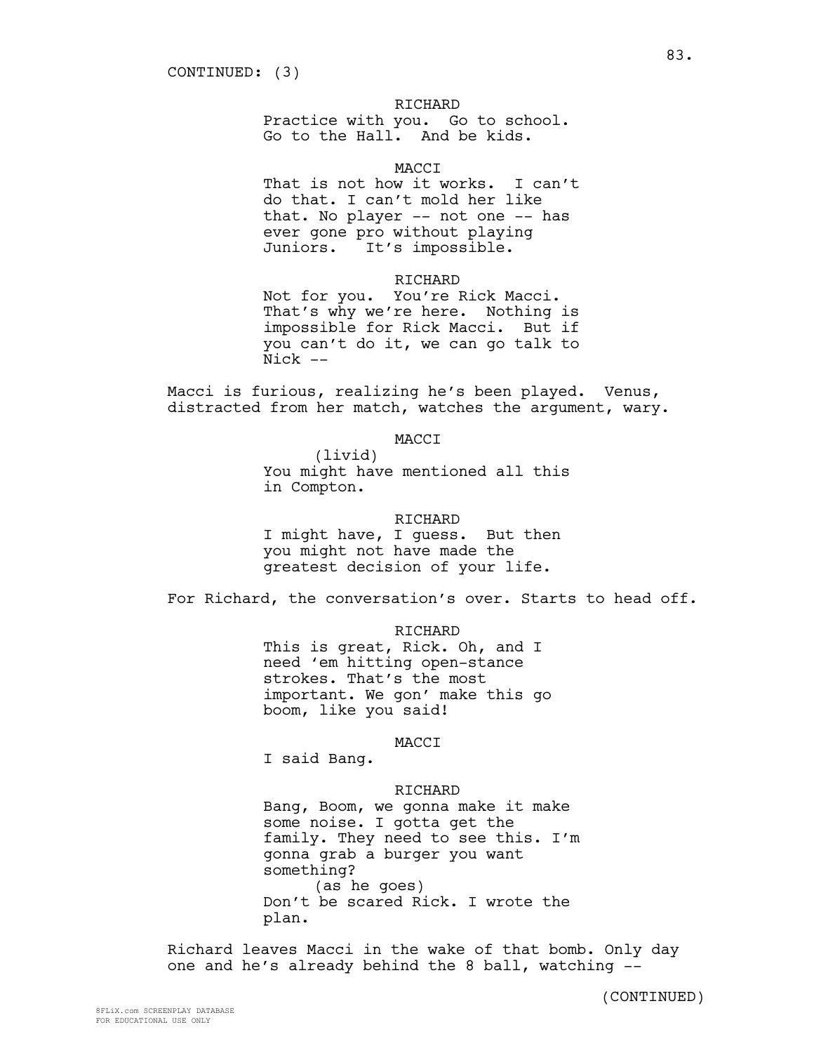CONTINUED: (3)

RICHARD
Practice with you. Go to school. Go to the Hall. And be kids.

MACCI
That is not how it works. I can't do that. I can't mold her like that. No player -- not one -- has ever gone pro without playing Juniors. It's impossible.

RICHARD
Not for you. You're Rick Macci. That's why we're here. Nothing is impossible for Rick Macci. But if you can't do it, we can go talk to Nick --

Macci is furious, realizing he's been played. Venus, distracted from her match, watches the argument, wary.

MACCI
(livid)
You might have mentioned all this in Compton.

RICHARD
I might have, I guess. But then you might not have made the greatest decision of your life.

For Richard, the conversation's over. Starts to head off.

RICHARD
This is great, Rick. Oh, and I need 'em hitting open-stance strokes. That's the most important. We gon' make this go boom, like you said!

MACCI
I said Bang.

RICHARD
Bang, Boom, we gonna make it make some noise. I gotta get the family. They need to see this. I'm gonna grab a burger you want something?
(as he goes)
Don't be scared Rick. I wrote the plan.

Richard leaves Macci in the wake of that bomb. Only day one and he's already behind the 8 ball, watching --

(CONTINUED)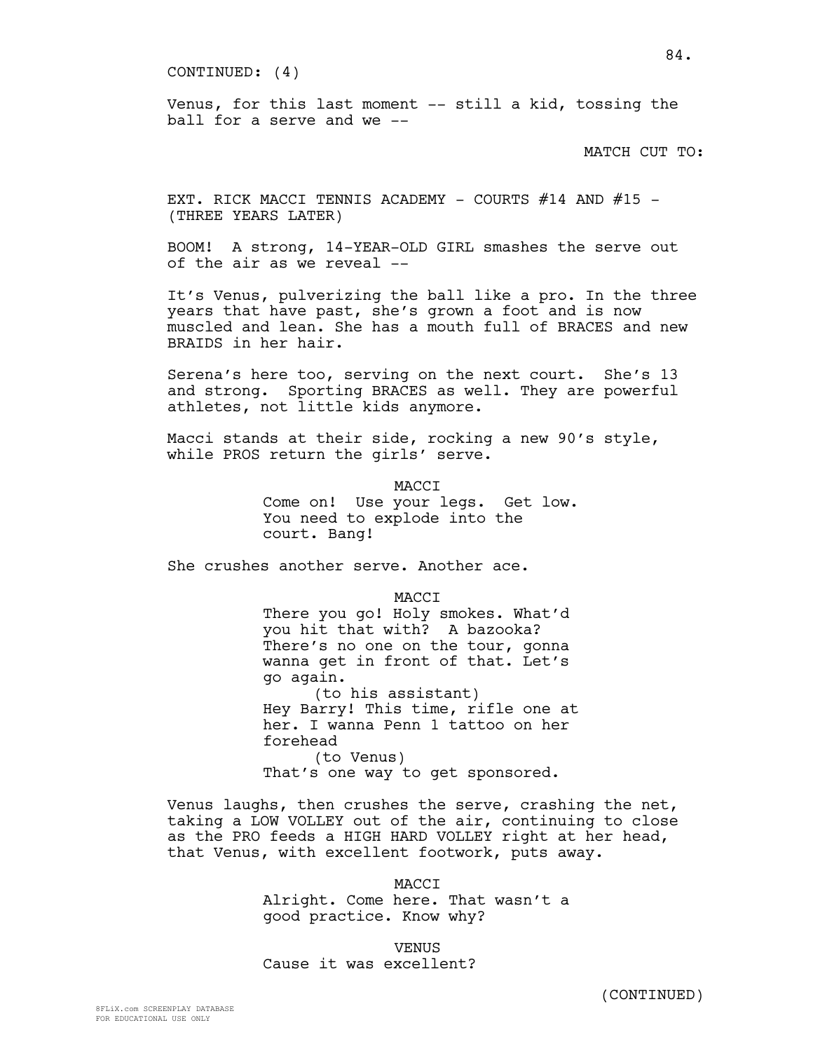CONTINUED: (4)

Venus, for this last moment -- still a kid, tossing the ball for a serve and we --

MATCH CUT TO:

EXT. RICK MACCI TENNIS ACADEMY - COURTS #14 AND #15 - (THREE YEARS LATER)

BOOM! A strong, 14-YEAR-OLD GIRL smashes the serve out of the air as we reveal --

It's Venus, pulverizing the ball like a pro. In the three years that have past, she's grown a foot and is now muscled and lean. She has a mouth full of BRACES and new BRAIDS in her hair.

Serena's here too, serving on the next court. She's 13 and strong. Sporting BRACES as well. They are powerful athletes, not little kids anymore.

Macci stands at their side, rocking a new 90's style, while PROS return the girls' serve.

MACCI
Come on! Use your legs. Get low. You need to explode into the court. Bang!

She crushes another serve. Another ace.

MACCI
There you go! Holy smokes. What'd you hit that with? A bazooka? There's no one on the tour, gonna wanna get in front of that. Let's go again.
(to his assistant)
Hey Barry! This time, rifle one at her. I wanna Penn 1 tattoo on her forehead
(to Venus)
That's one way to get sponsored.

Venus laughs, then crushes the serve, crashing the net, taking a LOW VOLLEY out of the air, continuing to close as the PRO feeds a HIGH HARD VOLLEY right at her head, that Venus, with excellent footwork, puts away.

MACCI
Alright. Come here. That wasn't a good practice. Know why?

VENUS
Cause it was excellent?

(CONTINUED)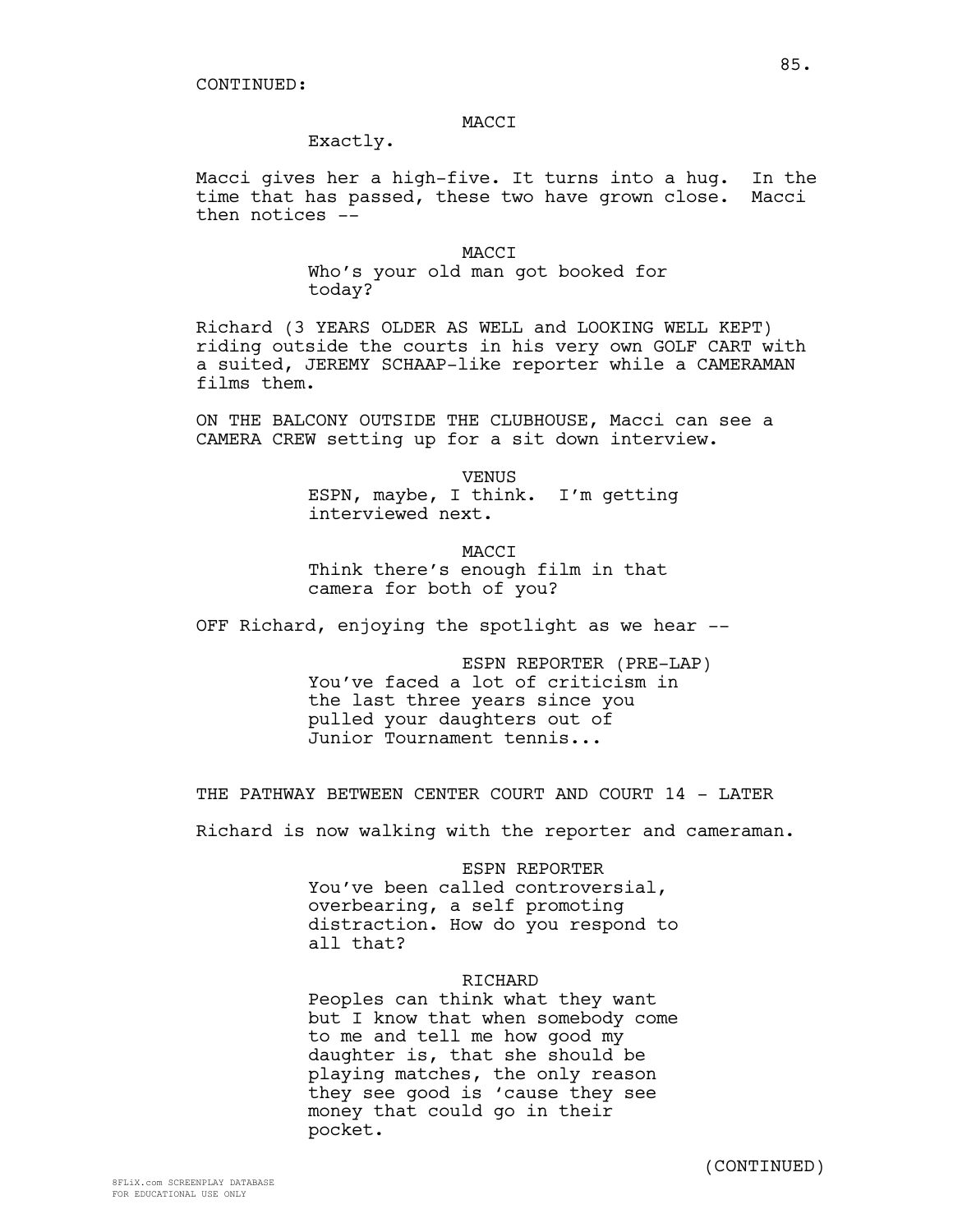CONTINUED:

MACCI

Exactly.

Macci gives her a high-five. It turns into a hug. In the time that has passed, these two have grown close. Macci then notices --

MACCI

Who's your old man got booked for today?

Richard (3 YEARS OLDER AS WELL and LOOKING WELL KEPT) riding outside the courts in his very own GOLF CART with a suited, JEREMY SCHAAP-like reporter while a CAMERAMAN films them.

ON THE BALCONY OUTSIDE THE CLUBHOUSE, Macci can see a CAMERA CREW setting up for a sit down interview.

VENUS

ESPN, maybe, I think. I'm getting interviewed next.

MACCI

Think there's enough film in that camera for both of you?

OFF Richard, enjoying the spotlight as we hear --

ESPN REPORTER (PRE-LAP)

You've faced a lot of criticism in the last three years since you pulled your daughters out of Junior Tournament tennis...

THE PATHWAY BETWEEN CENTER COURT AND COURT 14 - LATER

Richard is now walking with the reporter and cameraman.

ESPN REPORTER

You've been called controversial, overbearing, a self promoting distraction. How do you respond to all that?

RICHARD

Peoples can think what they want but I know that when somebody come to me and tell me how good my daughter is, that she should be playing matches, the only reason they see good is 'cause they see money that could go in their pocket.

(CONTINUED)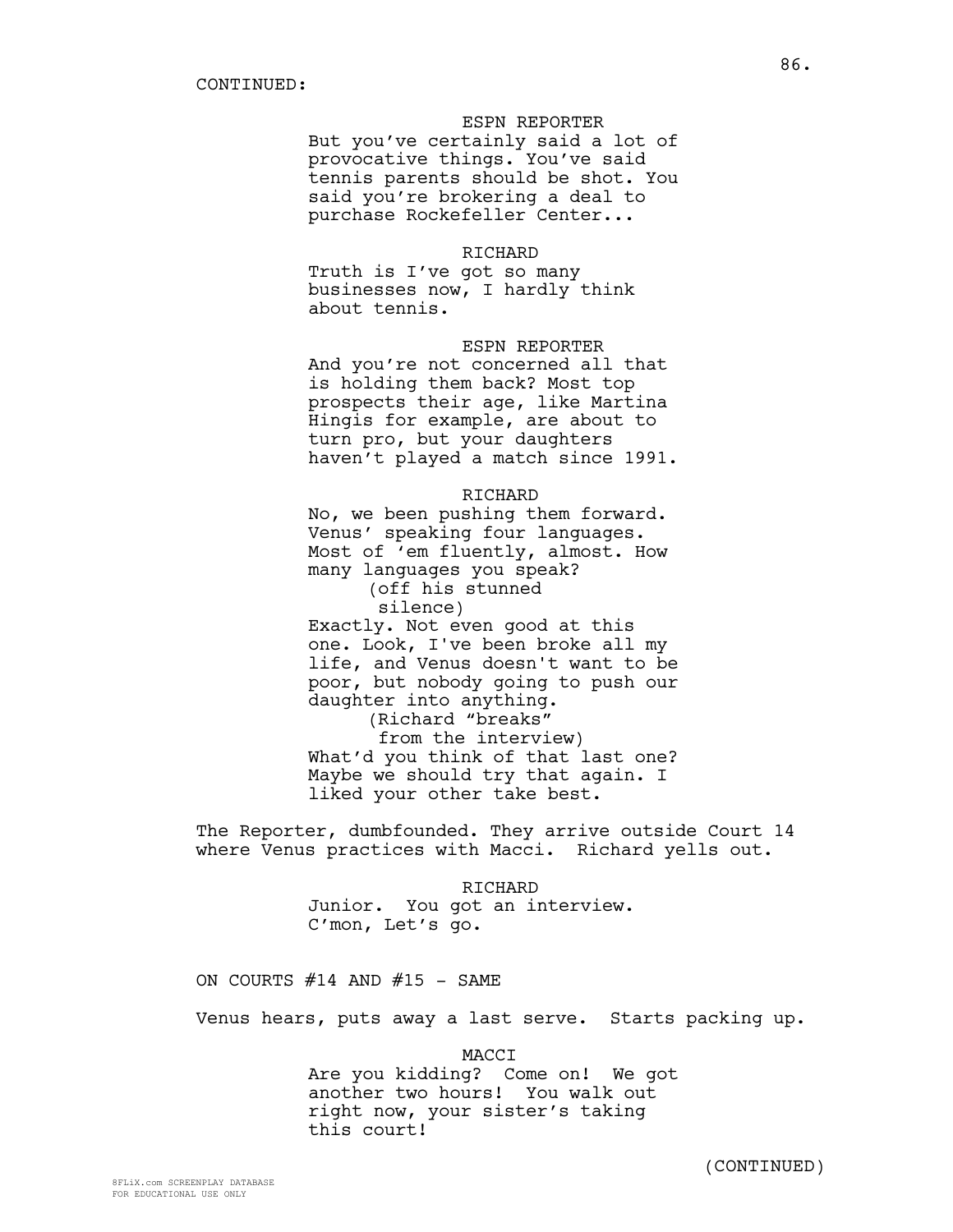CONTINUED:

ESPN REPORTER
But you've certainly said a lot of provocative things. You've said tennis parents should be shot. You said you're brokering a deal to purchase Rockefeller Center...

RICHARD
Truth is I've got so many businesses now, I hardly think about tennis.

ESPN REPORTER
And you're not concerned all that is holding them back? Most top prospects their age, like Martina Hingis for example, are about to turn pro, but your daughters haven't played a match since 1991.

RICHARD
No, we been pushing them forward. Venus' speaking four languages. Most of 'em fluently, almost. How many languages you speak?
(off his stunned silence)
Exactly. Not even good at this one. Look, I've been broke all my life, and Venus doesn't want to be poor, but nobody going to push our daughter into anything.
(Richard "breaks" from the interview)
What'd you think of that last one? Maybe we should try that again. I liked your other take best.

The Reporter, dumbfounded. They arrive outside Court 14 where Venus practices with Macci. Richard yells out.

RICHARD
Junior. You got an interview. C'mon, Let's go.

ON COURTS #14 AND #15 - SAME

Venus hears, puts away a last serve. Starts packing up.

MACCI
Are you kidding? Come on! We got another two hours! You walk out right now, your sister's taking this court!

(CONTINUED)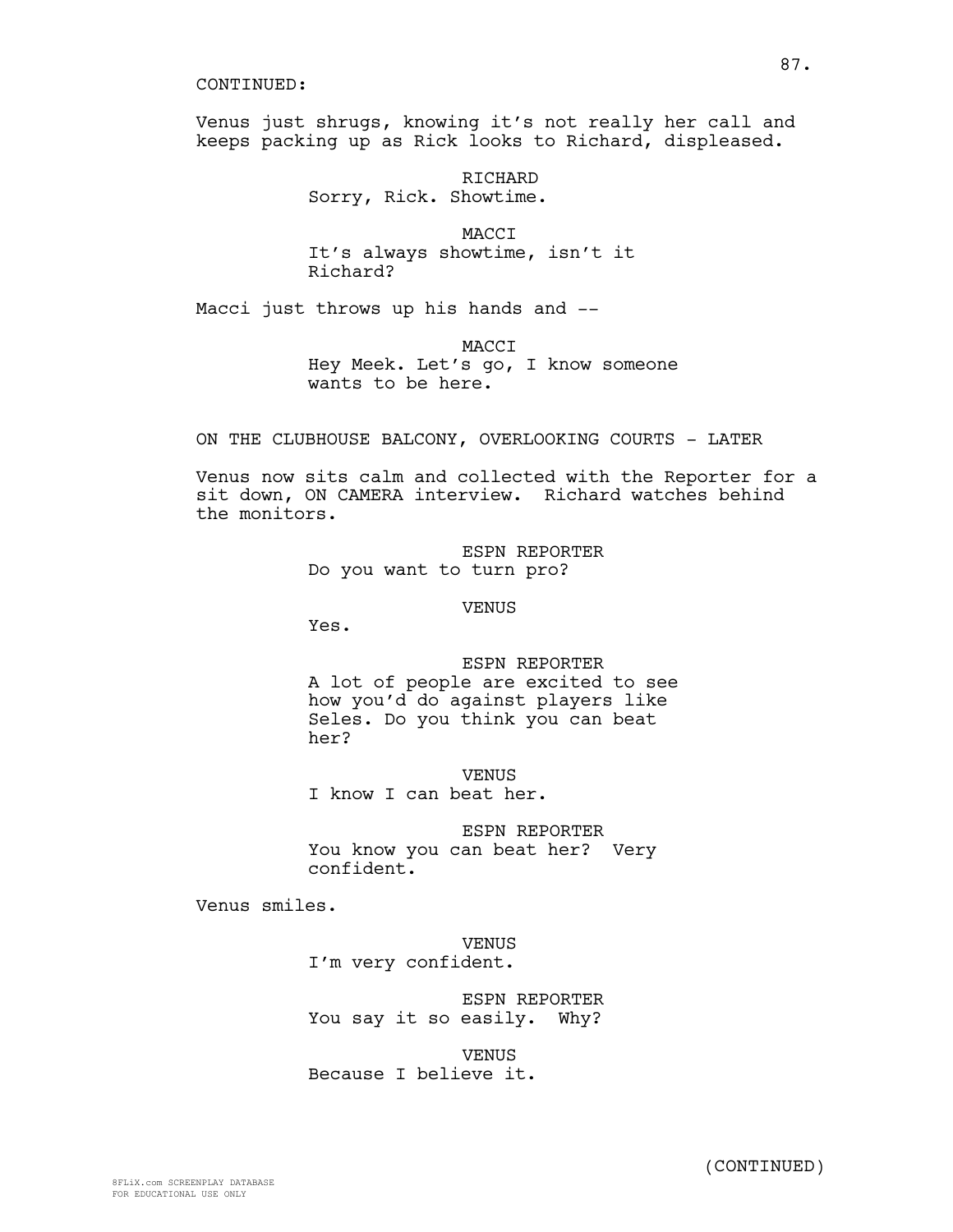CONTINUED:

Venus just shrugs, knowing it's not really her call and keeps packing up as Rick looks to Richard, displeased.

RICHARD
Sorry, Rick. Showtime.

MACCI
It's always showtime, isn't it Richard?

Macci just throws up his hands and --

MACCI
Hey Meek. Let's go, I know someone wants to be here.

ON THE CLUBHOUSE BALCONY, OVERLOOKING COURTS - LATER

Venus now sits calm and collected with the Reporter for a sit down, ON CAMERA interview. Richard watches behind the monitors.

ESPN REPORTER
Do you want to turn pro?

VENUS
Yes.

ESPN REPORTER
A lot of people are excited to see how you'd do against players like Seles. Do you think you can beat her?

VENUS
I know I can beat her.

ESPN REPORTER
You know you can beat her? Very confident.

Venus smiles.

VENUS
I'm very confident.

ESPN REPORTER
You say it so easily. Why?

VENUS
Because I believe it.

(CONTINUED)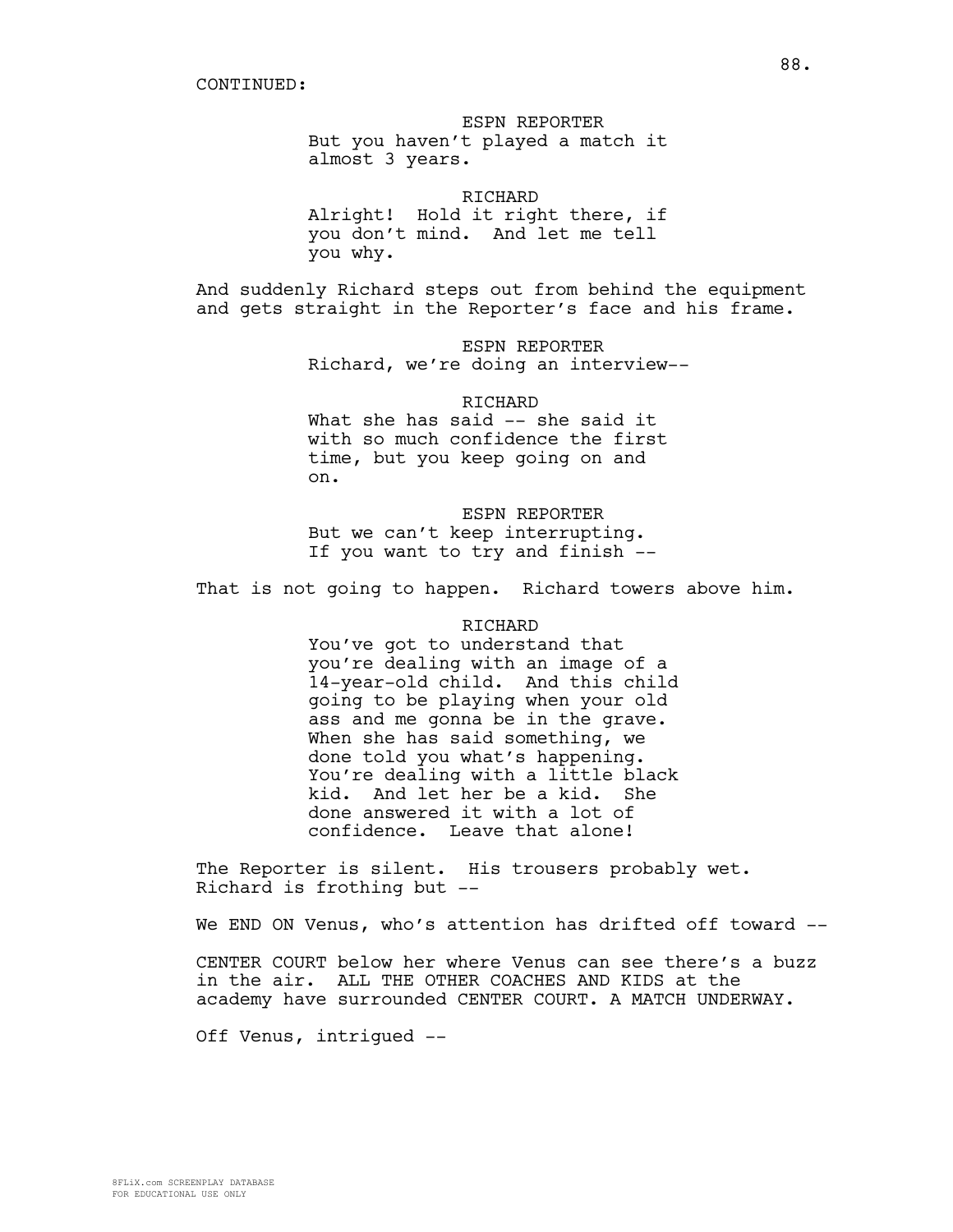CONTINUED:

ESPN REPORTER
But you haven't played a match it almost 3 years.

RICHARD
Alright! Hold it right there, if you don't mind. And let me tell you why.

And suddenly Richard steps out from behind the equipment and gets straight in the Reporter's face and his frame.

ESPN REPORTER
Richard, we're doing an interview--

RICHARD
What she has said -- she said it with so much confidence the first time, but you keep going on and on.

ESPN REPORTER
But we can't keep interrupting. If you want to try and finish --

That is not going to happen. Richard towers above him.

RICHARD
You've got to understand that you're dealing with an image of a 14-year-old child. And this child going to be playing when your old ass and me gonna be in the grave. When she has said something, we done told you what's happening. You're dealing with a little black kid. And let her be a kid. She done answered it with a lot of confidence. Leave that alone!

The Reporter is silent. His trousers probably wet. Richard is frothing but --

We END ON Venus, who's attention has drifted off toward --

CENTER COURT below her where Venus can see there's a buzz in the air. ALL THE OTHER COACHES AND KIDS at the academy have surrounded CENTER COURT. A MATCH UNDERWAY.

Off Venus, intrigued --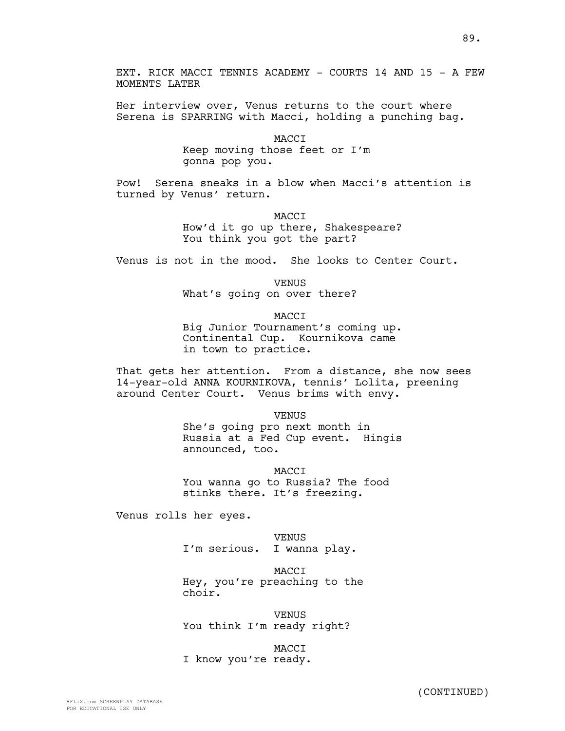EXT. RICK MACCI TENNIS ACADEMY - COURTS 14 AND 15 - A FEW MOMENTS LATER

Her interview over, Venus returns to the court where Serena is SPARRING with Macci, holding a punching bag.

MACCI
Keep moving those feet or I'm gonna pop you.

Pow! Serena sneaks in a blow when Macci's attention is turned by Venus' return.

MACCI
How'd it go up there, Shakespeare? You think you got the part?

Venus is not in the mood. She looks to Center Court.

VENUS
What's going on over there?

MACCI
Big Junior Tournament's coming up. Continental Cup. Kournikova came in town to practice.

That gets her attention. From a distance, she now sees 14-year-old ANNA KOURNIKOVA, tennis' Lolita, preening around Center Court. Venus brims with envy.

VENUS
She's going pro next month in Russia at a Fed Cup event. Hingis announced, too.

MACCI
You wanna go to Russia? The food stinks there. It's freezing.

Venus rolls her eyes.

VENUS
I'm serious. I wanna play.

MACCI
Hey, you're preaching to the choir.

VENUS
You think I'm ready right?

MACCI
I know you're ready.

(CONTINUED)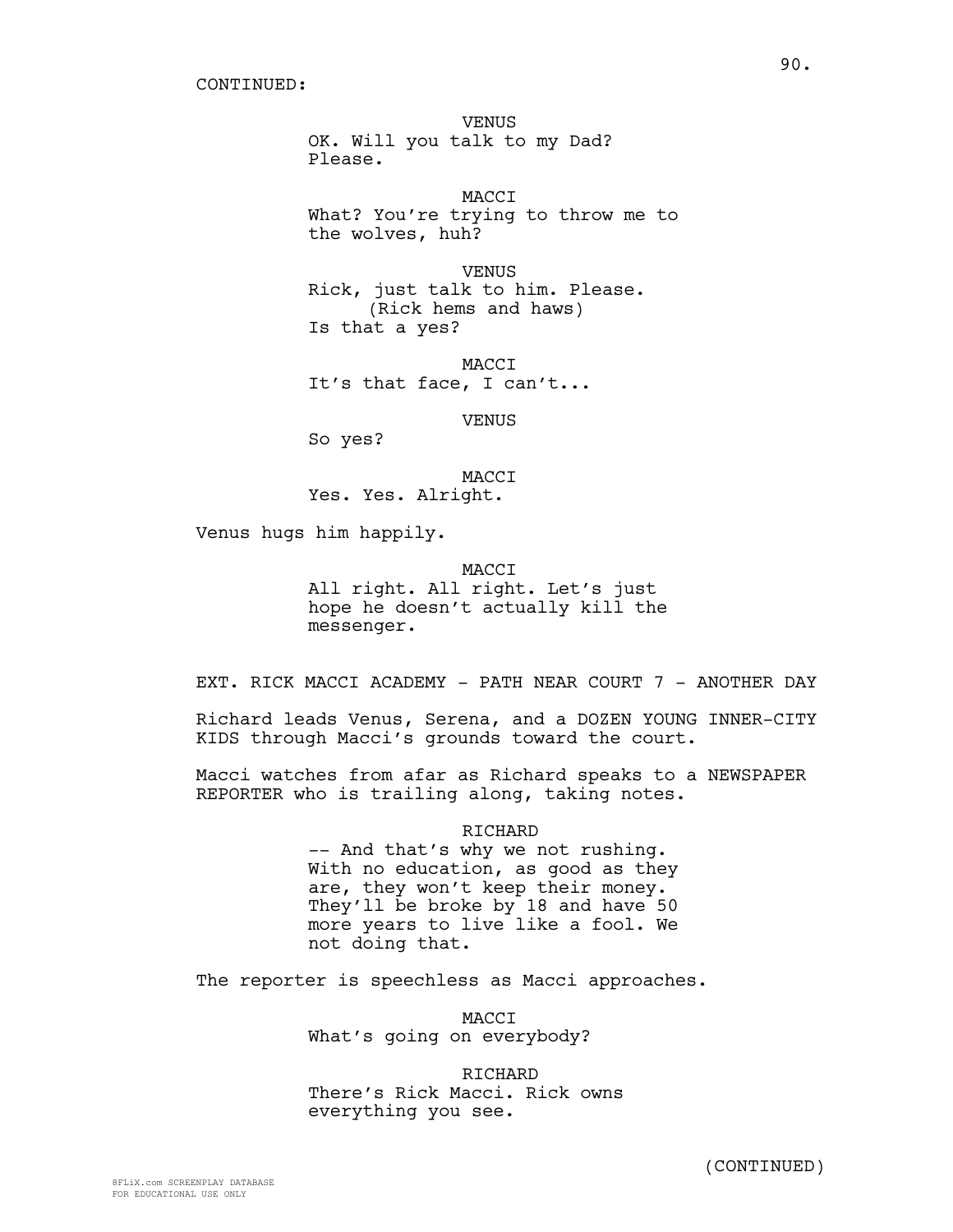CONTINUED:

VENUS
OK. Will you talk to my Dad?
Please.

MACCI
What? You're trying to throw me to
the wolves, huh?

VENUS
Rick, just talk to him. Please.
(Rick hems and haws)
Is that a yes?

MACCI
It's that face, I can't...

VENUS
So yes?

MACCI
Yes. Yes. Alright.

Venus hugs him happily.

MACCI
All right. All right. Let's just
hope he doesn't actually kill the
messenger.

EXT. RICK MACCI ACADEMY - PATH NEAR COURT 7 - ANOTHER DAY

Richard leads Venus, Serena, and a DOZEN YOUNG INNER-CITY KIDS through Macci's grounds toward the court.

Macci watches from afar as Richard speaks to a NEWSPAPER REPORTER who is trailing along, taking notes.

RICHARD
-- And that's why we not rushing.
With no education, as good as they
are, they won't keep their money.
They'll be broke by 18 and have 50
more years to live like a fool. We
not doing that.

The reporter is speechless as Macci approaches.

MACCI
What's going on everybody?

RICHARD
There's Rick Macci. Rick owns
everything you see.

(CONTINUED)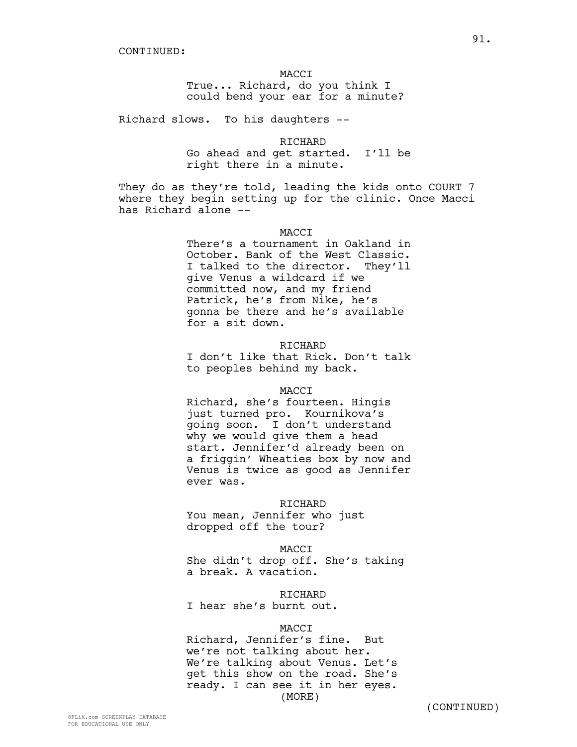CONTINUED:

MACCI

True... Richard, do you think I could bend your ear for a minute?

Richard slows. To his daughters --

RICHARD

Go ahead and get started. I'll be right there in a minute.

They do as they're told, leading the kids onto COURT 7 where they begin setting up for the clinic. Once Macci has Richard alone --

MACCI

There's a tournament in Oakland in October. Bank of the West Classic. I talked to the director. They'll give Venus a wildcard if we committed now, and my friend Patrick, he's from Nike, he's gonna be there and he's available for a sit down.

RICHARD

I don't like that Rick. Don't talk to peoples behind my back.

MACCI

Richard, she's fourteen. Hingis just turned pro. Kournikova's going soon. I don't understand why we would give them a head start. Jennifer'd already been on a friggin' Wheaties box by now and Venus is twice as good as Jennifer ever was.

RICHARD

You mean, Jennifer who just dropped off the tour?

MACCI

She didn't drop off. She's taking a break. A vacation.

RICHARD

I hear she's burnt out.

MACCI

Richard, Jennifer's fine. But we're not talking about her. We're talking about Venus. Let's get this show on the road. She's ready. I can see it in her eyes.

(MORE)

(CONTINUED)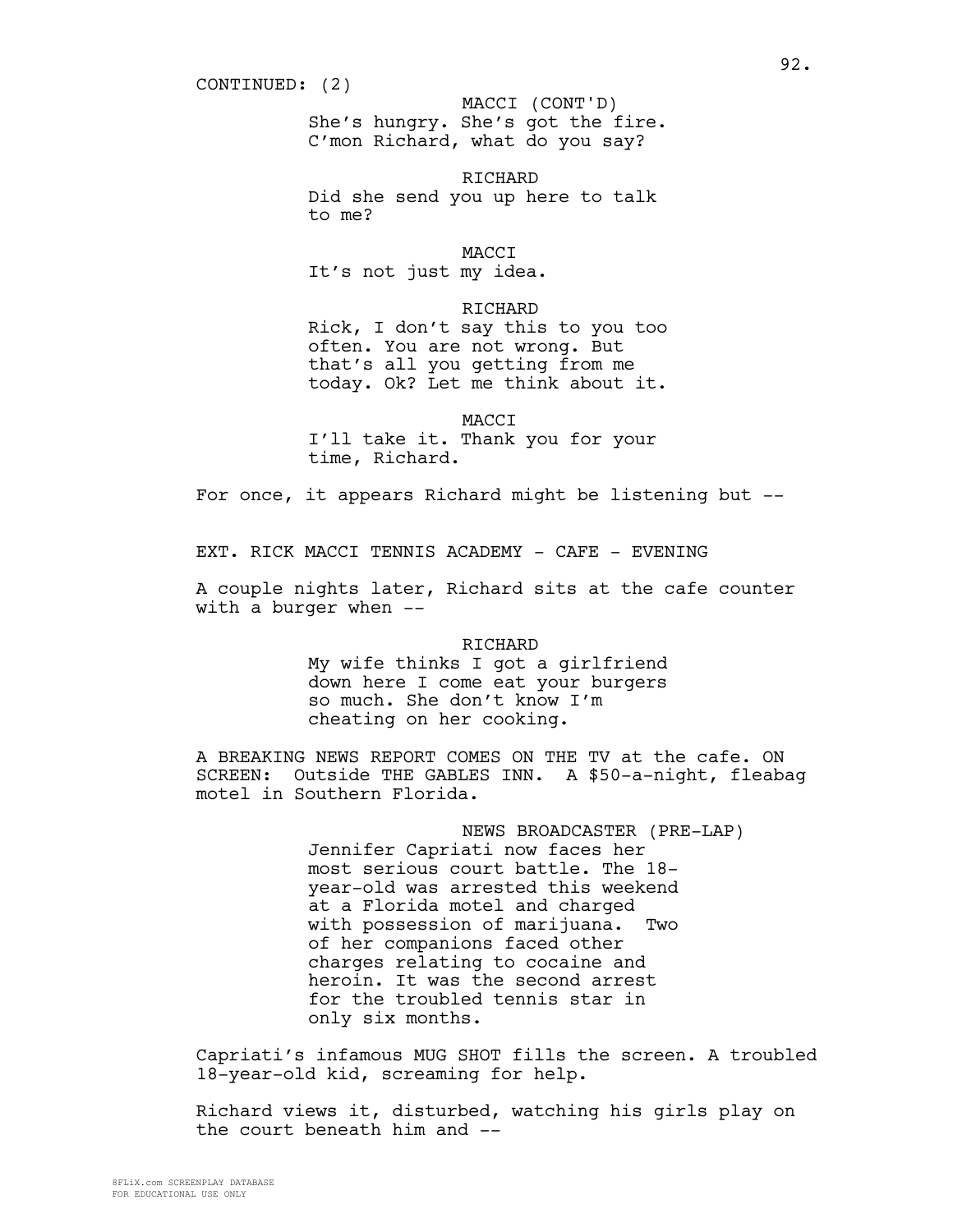CONTINUED: (2)

MACCI (CONT'D)
She's hungry. She's got the fire.
C'mon Richard, what do you say?

RICHARD
Did she send you up here to talk
to me?

MACCI
It's not just my idea.

RICHARD
Rick, I don't say this to you too
often. You are not wrong. But
that's all you getting from me
today. Ok? Let me think about it.

MACCI
I'll take it. Thank you for your
time, Richard.

For once, it appears Richard might be listening but --

EXT. RICK MACCI TENNIS ACADEMY - CAFE - EVENING

A couple nights later, Richard sits at the cafe counter with a burger when --

RICHARD
My wife thinks I got a girlfriend
down here I come eat your burgers
so much. She don't know I'm
cheating on her cooking.

A BREAKING NEWS REPORT COMES ON THE TV at the cafe. ON SCREEN: Outside THE GABLES INN. A $50-a-night, fleabag motel in Southern Florida.

NEWS BROADCASTER (PRE-LAP)
Jennifer Capriati now faces her
most serious court battle. The 18-
year-old was arrested this weekend
at a Florida motel and charged
with possession of marijuana. Two
of her companions faced other
charges relating to cocaine and
heroin. It was the second arrest
for the troubled tennis star in
only six months.

Capriati's infamous MUG SHOT fills the screen. A troubled 18-year-old kid, screaming for help.

Richard views it, disturbed, watching his girls play on the court beneath him and --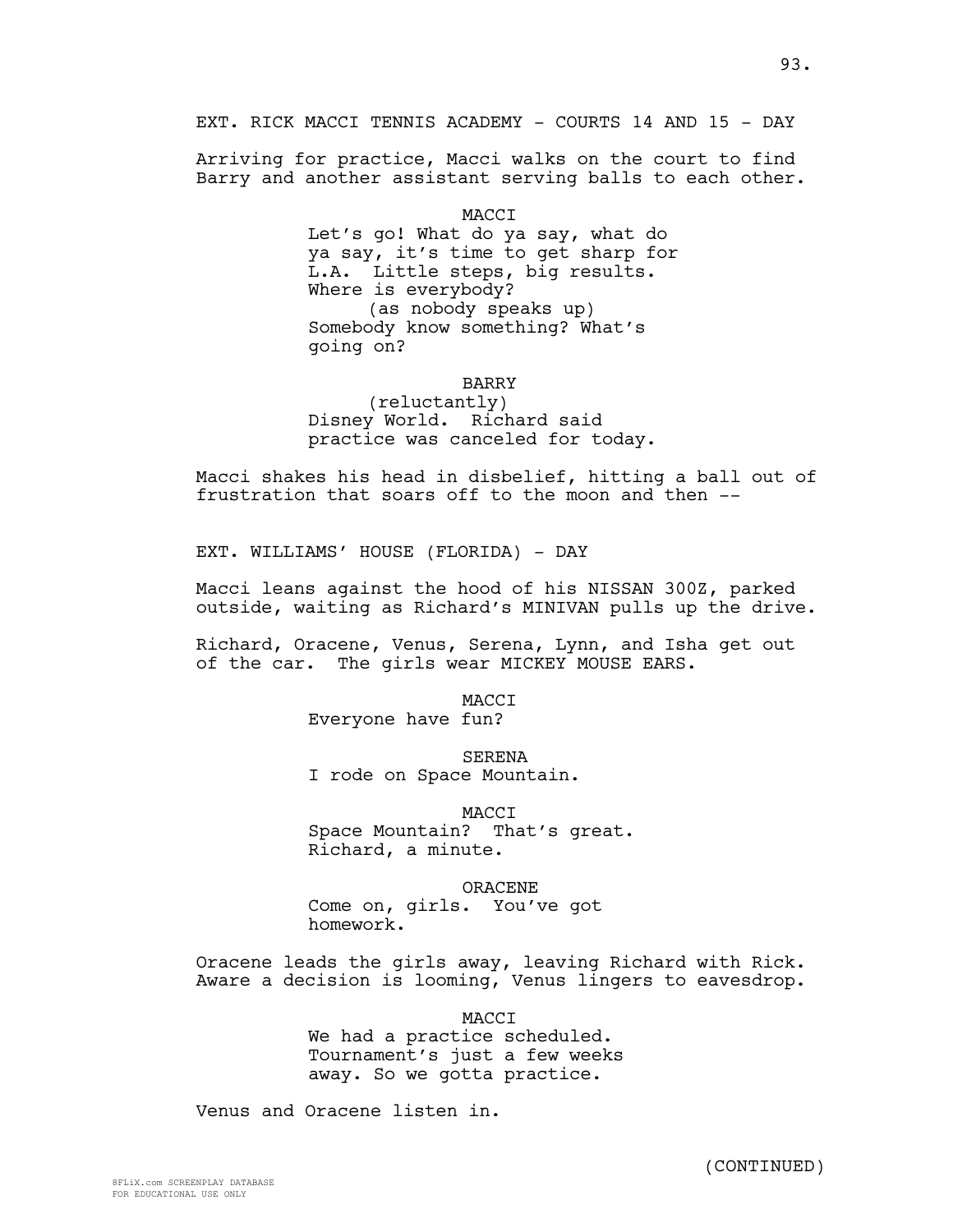EXT. RICK MACCI TENNIS ACADEMY - COURTS 14 AND 15 - DAY

Arriving for practice, Macci walks on the court to find Barry and another assistant serving balls to each other.

MACCI
Let's go! What do ya say, what do ya say, it's time to get sharp for L.A. Little steps, big results. Where is everybody?
(as nobody speaks up)
Somebody know something? What's going on?

BARRY
(reluctantly)
Disney World. Richard said practice was canceled for today.

Macci shakes his head in disbelief, hitting a ball out of frustration that soars off to the moon and then --

EXT. WILLIAMS' HOUSE (FLORIDA) - DAY

Macci leans against the hood of his NISSAN 300Z, parked outside, waiting as Richard's MINIVAN pulls up the drive.

Richard, Oracene, Venus, Serena, Lynn, and Isha get out of the car. The girls wear MICKEY MOUSE EARS.

MACCI
Everyone have fun?

SERENA
I rode on Space Mountain.

MACCI
Space Mountain? That's great. Richard, a minute.

ORACENE
Come on, girls. You've got homework.

Oracene leads the girls away, leaving Richard with Rick. Aware a decision is looming, Venus lingers to eavesdrop.

MACCI
We had a practice scheduled. Tournament's just a few weeks away. So we gotta practice.

Venus and Oracene listen in.

(CONTINUED)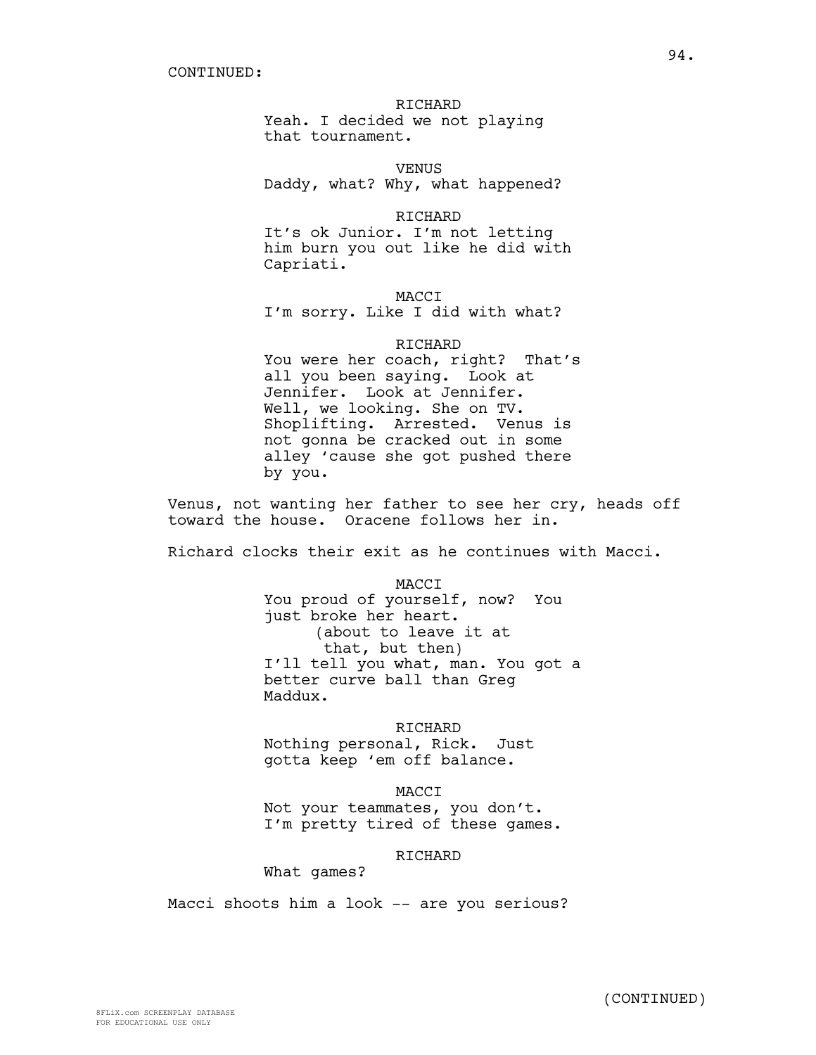CONTINUED:

RICHARD
Yeah. I decided we not playing that tournament.

VENUS
Daddy, what? Why, what happened?

RICHARD
It's ok Junior. I'm not letting him burn you out like he did with Capriati.

MACCI
I'm sorry. Like I did with what?

RICHARD
You were her coach, right? That's all you been saying. Look at Jennifer. Look at Jennifer. Well, we looking. She on TV. Shoplifting. Arrested. Venus is not gonna be cracked out in some alley 'cause she got pushed there by you.

Venus, not wanting her father to see her cry, heads off toward the house. Oracene follows her in.

Richard clocks their exit as he continues with Macci.

MACCI
You proud of yourself, now? You just broke her heart.
(about to leave it at that, but then)
I'll tell you what, man. You got a better curve ball than Greg Maddux.

RICHARD
Nothing personal, Rick. Just gotta keep 'em off balance.

MACCI
Not your teammates, you don't. I'm pretty tired of these games.

RICHARD
What games?

Macci shoots him a look -- are you serious?

(CONTINUED)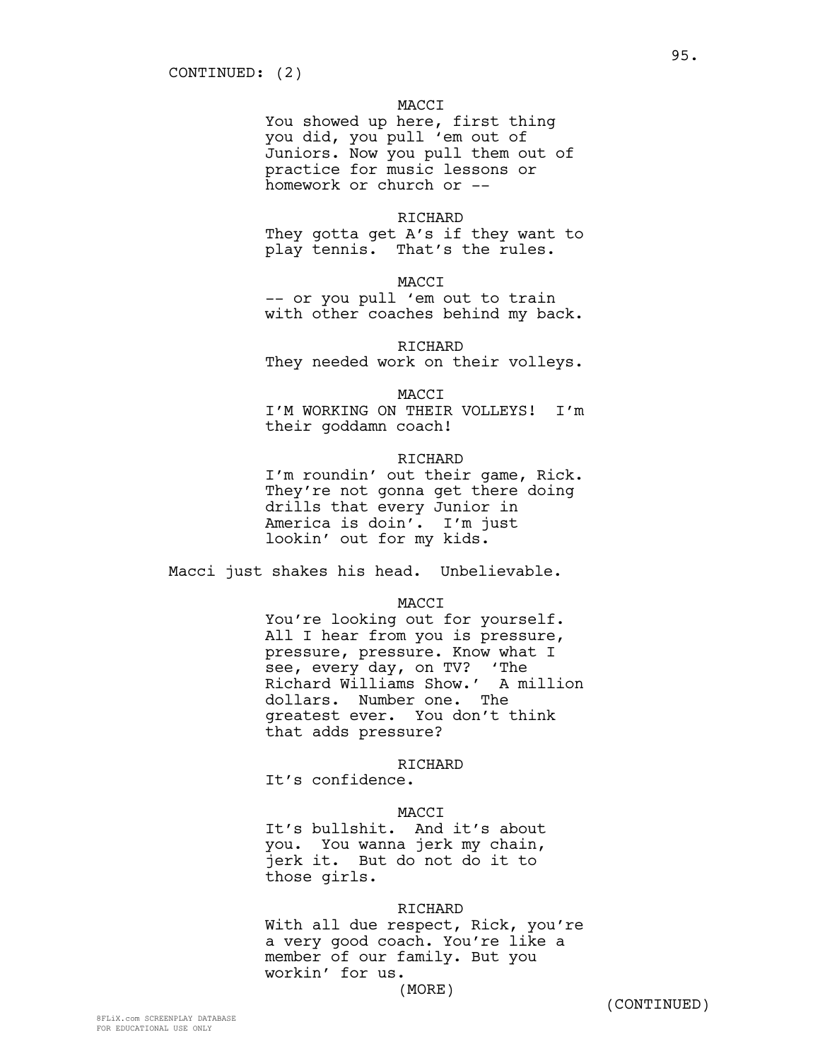CONTINUED: (2)

MACCI
You showed up here, first thing you did, you pull 'em out of Juniors. Now you pull them out of practice for music lessons or homework or church or --

RICHARD
They gotta get A's if they want to play tennis. That's the rules.

MACCI
-- or you pull 'em out to train with other coaches behind my back.

RICHARD
They needed work on their volleys.

MACCI
I'M WORKING ON THEIR VOLLEYS! I'm their goddamn coach!

RICHARD
I'm roundin' out their game, Rick. They're not gonna get there doing drills that every Junior in America is doin'. I'm just lookin' out for my kids.

Macci just shakes his head. Unbelievable.

MACCI
You're looking out for yourself. All I hear from you is pressure, pressure, pressure. Know what I see, every day, on TV? 'The Richard Williams Show.' A million dollars. Number one. The greatest ever. You don't think that adds pressure?

RICHARD
It's confidence.

MACCI
It's bullshit. And it's about you. You wanna jerk my chain, jerk it. But do not do it to those girls.

RICHARD
With all due respect, Rick, you're a very good coach. You're like a member of our family. But you workin' for us.
(MORE)

(CONTINUED)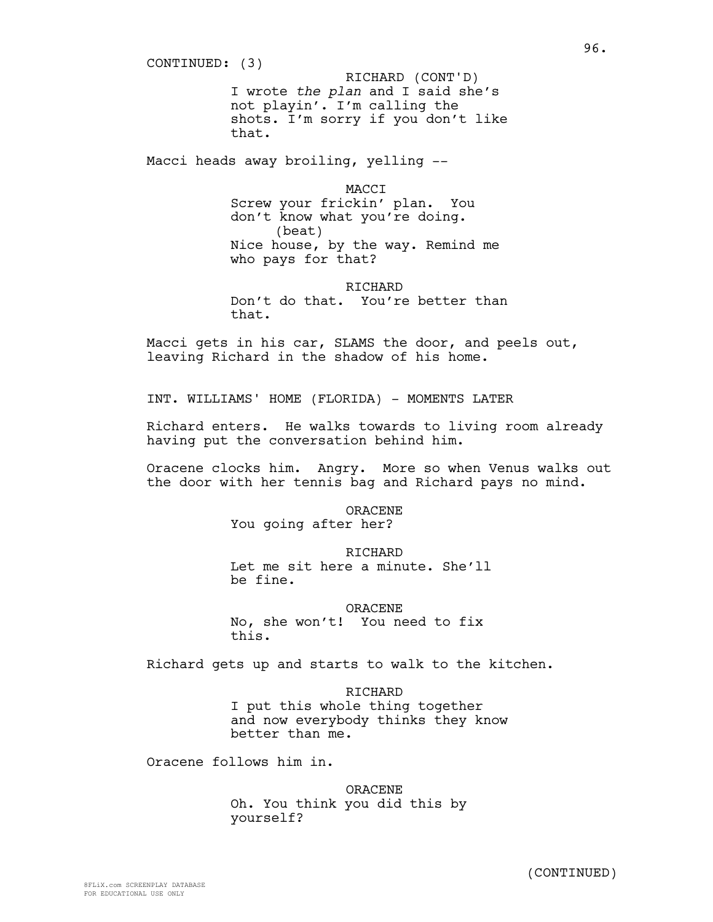CONTINUED: (3)

RICHARD (CONT'D)
I wrote *the plan* and I said she's not playin'. I'm calling the shots. I'm sorry if you don't like that.

Macci heads away broiling, yelling --

MACCI
Screw your frickin' plan. You don't know what you're doing.
(beat)
Nice house, by the way. Remind me who pays for that?

RICHARD
Don't do that. You're better than that.

Macci gets in his car, SLAMS the door, and peels out, leaving Richard in the shadow of his home.

INT. WILLIAMS' HOME (FLORIDA) - MOMENTS LATER

Richard enters. He walks towards to living room already having put the conversation behind him.

Oracene clocks him. Angry. More so when Venus walks out the door with her tennis bag and Richard pays no mind.

ORACENE
You going after her?

RICHARD
Let me sit here a minute. She'll be fine.

ORACENE
No, she won't! You need to fix this.

Richard gets up and starts to walk to the kitchen.

RICHARD
I put this whole thing together and now everybody thinks they know better than me.

Oracene follows him in.

ORACENE
Oh. You think you did this by yourself?

(CONTINUED)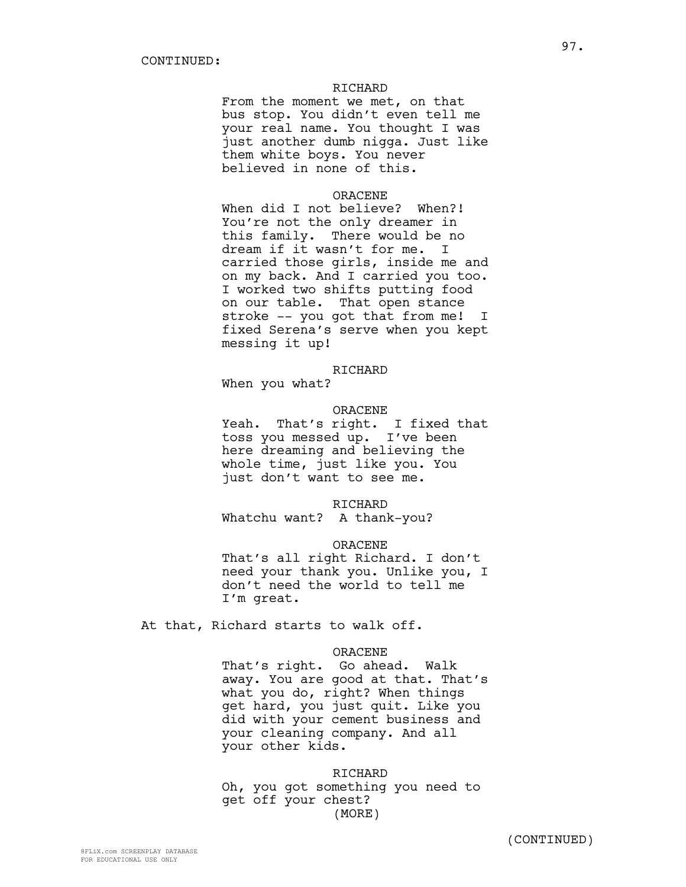CONTINUED:

RICHARD
From the moment we met, on that bus stop. You didn't even tell me your real name. You thought I was just another dumb nigga. Just like them white boys. You never believed in none of this.

ORACENE
When did I not believe? When?! You're not the only dreamer in this family. There would be no dream if it wasn't for me. I carried those girls, inside me and on my back. And I carried you too. I worked two shifts putting food on our table. That open stance stroke -- you got that from me! I fixed Serena's serve when you kept messing it up!

RICHARD
When you what?

ORACENE
Yeah. That's right. I fixed that toss you messed up. I've been here dreaming and believing the whole time, just like you. You just don't want to see me.

RICHARD
Whatchu want? A thank-you?

ORACENE
That's all right Richard. I don't need your thank you. Unlike you, I don't need the world to tell me I'm great.

At that, Richard starts to walk off.

ORACENE
That's right. Go ahead. Walk away. You are good at that. That's what you do, right? When things get hard, you just quit. Like you did with your cement business and your cleaning company. And all your other kids.

RICHARD
Oh, you got something you need to get off your chest?
(MORE)

(CONTINUED)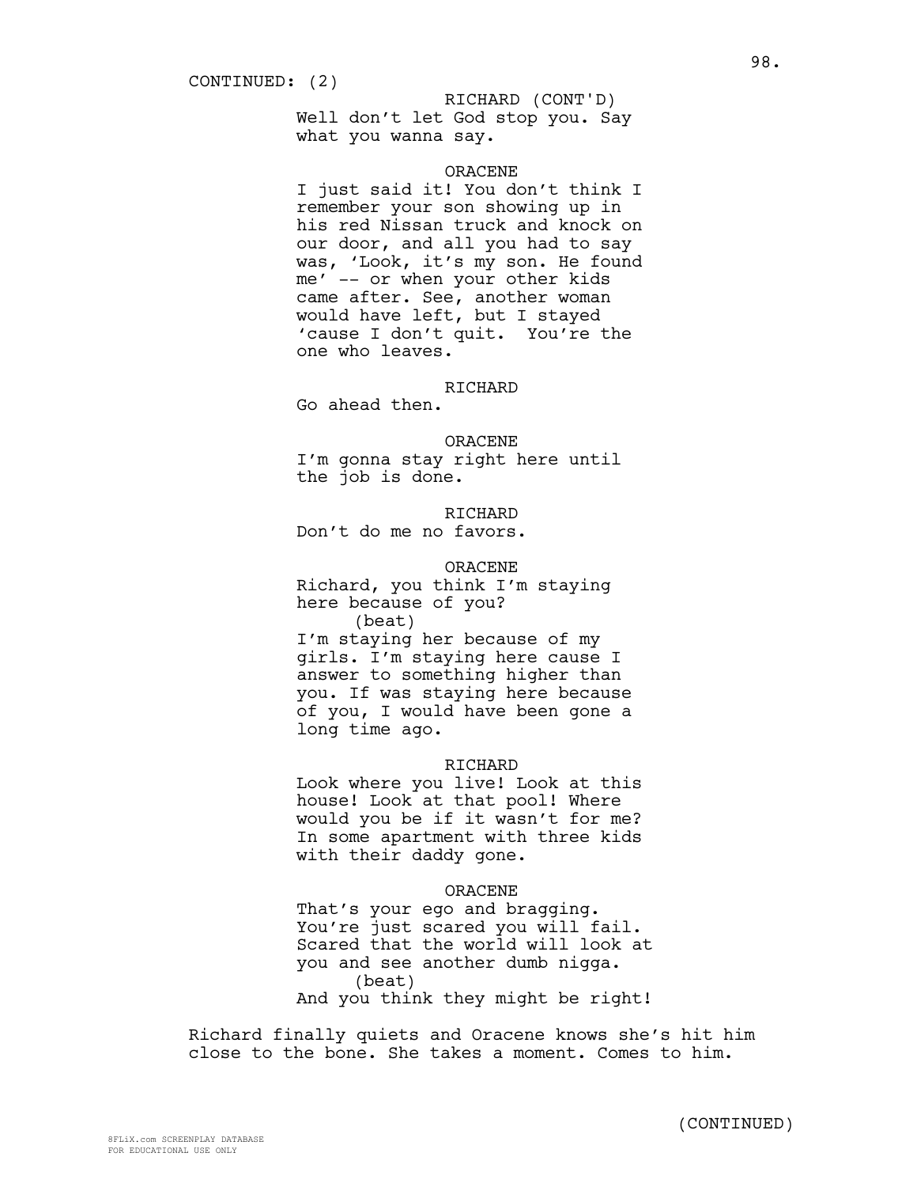CONTINUED: (2)

RICHARD (CONT'D)
Well don't let God stop you. Say what you wanna say.

ORACENE
I just said it! You don't think I remember your son showing up in his red Nissan truck and knock on our door, and all you had to say was, 'Look, it's my son. He found me' -- or when your other kids came after. See, another woman would have left, but I stayed 'cause I don't quit. You're the one who leaves.

RICHARD
Go ahead then.

ORACENE
I'm gonna stay right here until the job is done.

RICHARD
Don't do me no favors.

ORACENE
Richard, you think I'm staying here because of you?
(beat)
I'm staying her because of my girls. I'm staying here cause I answer to something higher than you. If was staying here because of you, I would have been gone a long time ago.

RICHARD
Look where you live! Look at this house! Look at that pool! Where would you be if it wasn't for me? In some apartment with three kids with their daddy gone.

ORACENE
That's your ego and bragging. You're just scared you will fail. Scared that the world will look at you and see another dumb nigga.
(beat)
And you think they might be right!

Richard finally quiets and Oracene knows she's hit him close to the bone. She takes a moment. Comes to him.

(CONTINUED)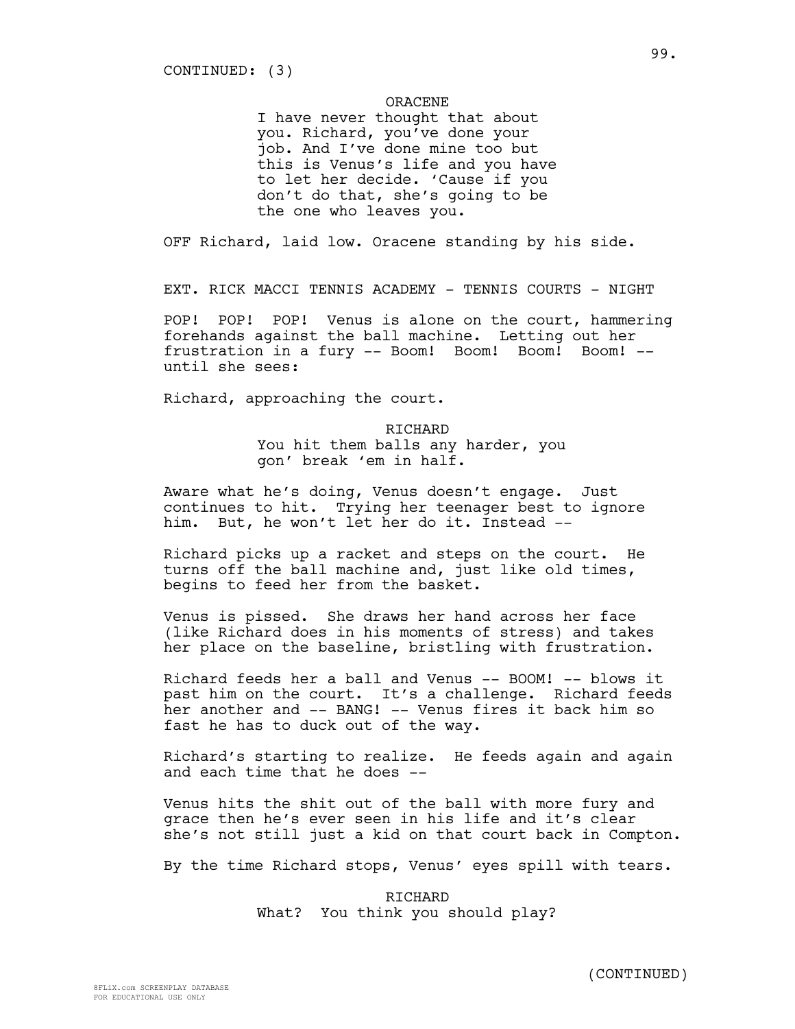CONTINUED: (3)

ORACENE

I have never thought that about you. Richard, you've done your job. And I've done mine too but this is Venus's life and you have to let her decide. 'Cause if you don't do that, she's going to be the one who leaves you.

OFF Richard, laid low. Oracene standing by his side.

EXT. RICK MACCI TENNIS ACADEMY - TENNIS COURTS - NIGHT

POP! POP! POP! Venus is alone on the court, hammering forehands against the ball machine. Letting out her frustration in a fury -- Boom! Boom! Boom! Boom! -- until she sees:

Richard, approaching the court.

RICHARD

You hit them balls any harder, you gon' break 'em in half.

Aware what he's doing, Venus doesn't engage. Just continues to hit. Trying her teenager best to ignore him. But, he won't let her do it. Instead --

Richard picks up a racket and steps on the court. He turns off the ball machine and, just like old times, begins to feed her from the basket.

Venus is pissed. She draws her hand across her face (like Richard does in his moments of stress) and takes her place on the baseline, bristling with frustration.

Richard feeds her a ball and Venus -- BOOM! -- blows it past him on the court. It's a challenge. Richard feeds her another and -- BANG! -- Venus fires it back him so fast he has to duck out of the way.

Richard's starting to realize. He feeds again and again and each time that he does --

Venus hits the shit out of the ball with more fury and grace then he's ever seen in his life and it's clear she's not still just a kid on that court back in Compton.

By the time Richard stops, Venus' eyes spill with tears.

RICHARD

What? You think you should play?

(CONTINUED)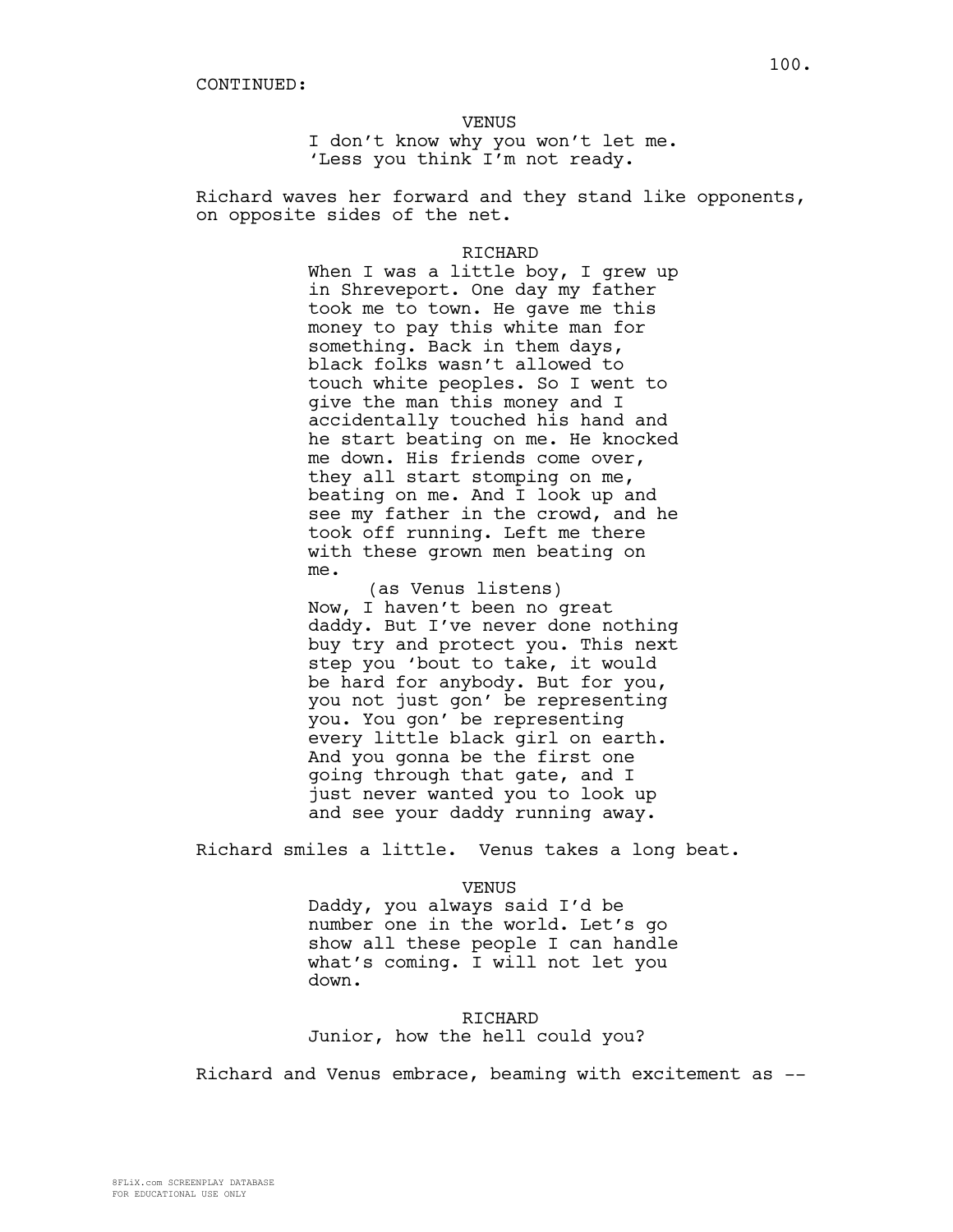CONTINUED:

VENUS

I don't know why you won't let me. 'Less you think I'm not ready.

Richard waves her forward and they stand like opponents, on opposite sides of the net.

RICHARD

When I was a little boy, I grew up in Shreveport. One day my father took me to town. He gave me this money to pay this white man for something. Back in them days, black folks wasn't allowed to touch white peoples. So I went to give the man this money and I accidentally touched his hand and he start beating on me. He knocked me down. His friends come over, they all start stomping on me, beating on me. And I look up and see my father in the crowd, and he took off running. Left me there with these grown men beating on me.

(as Venus listens)

Now, I haven't been no great daddy. But I've never done nothing buy try and protect you. This next step you 'bout to take, it would be hard for anybody. But for you, you not just gon' be representing you. You gon' be representing every little black girl on earth. And you gonna be the first one going through that gate, and I just never wanted you to look up and see your daddy running away.

Richard smiles a little. Venus takes a long beat.

VENUS

Daddy, you always said I'd be number one in the world. Let's go show all these people I can handle what's coming. I will not let you down.

RICHARD

Junior, how the hell could you?

Richard and Venus embrace, beaming with excitement as --

8FLiX.com SCREENPLAY DATABASE
FOR EDUCATIONAL USE ONLY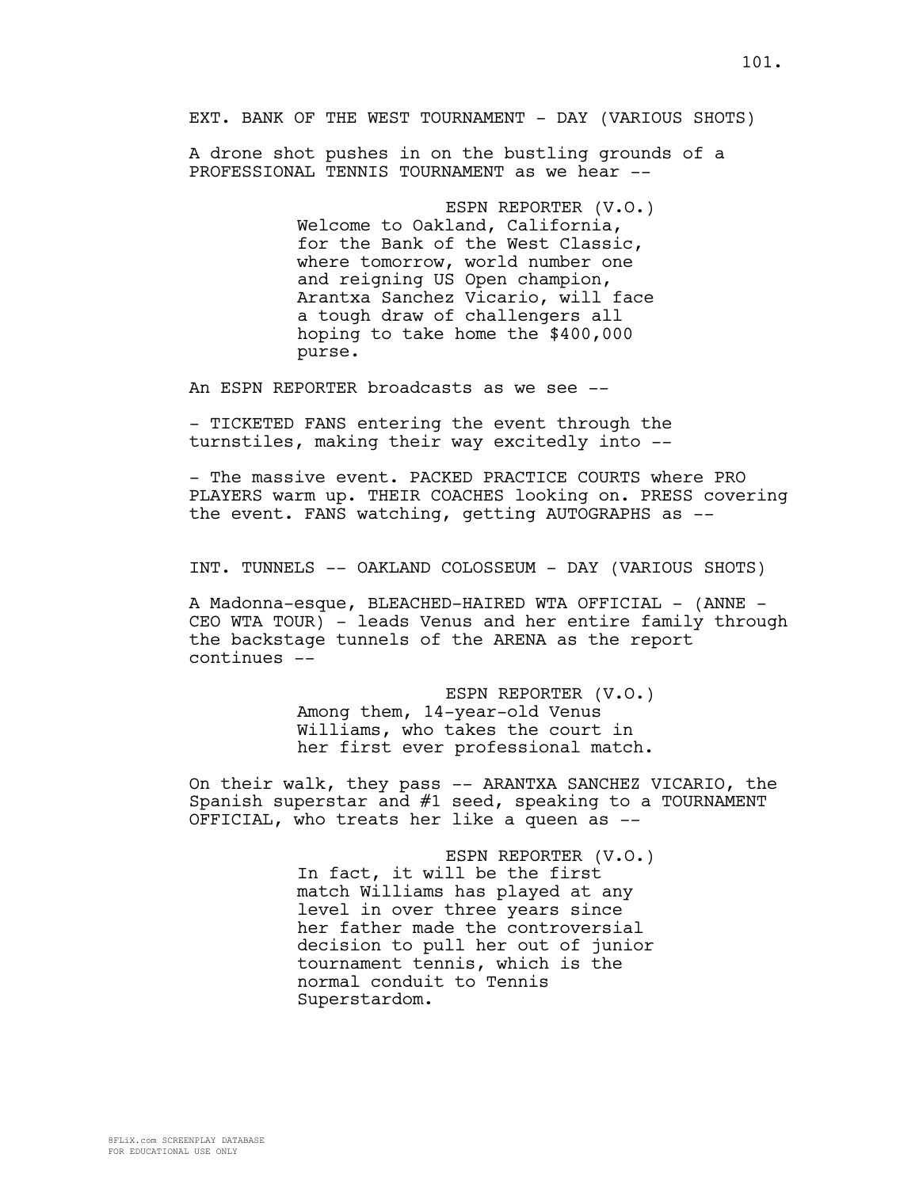EXT. BANK OF THE WEST TOURNAMENT - DAY (VARIOUS SHOTS)

A drone shot pushes in on the bustling grounds of a PROFESSIONAL TENNIS TOURNAMENT as we hear --

ESPN REPORTER (V.O.)
Welcome to Oakland, California, for the Bank of the West Classic, where tomorrow, world number one and reigning US Open champion, Arantxa Sanchez Vicario, will face a tough draw of challengers all hoping to take home the $400,000 purse.

An ESPN REPORTER broadcasts as we see --

- TICKETED FANS entering the event through the turnstiles, making their way excitedly into --

- The massive event. PACKED PRACTICE COURTS where PRO PLAYERS warm up. THEIR COACHES looking on. PRESS covering the event. FANS watching, getting AUTOGRAPHS as --

INT. TUNNELS -- OAKLAND COLOSSEUM - DAY (VARIOUS SHOTS)

A Madonna-esque, BLEACHED-HAIRED WTA OFFICIAL - (ANNE - CEO WTA TOUR) - leads Venus and her entire family through the backstage tunnels of the ARENA as the report continues --

ESPN REPORTER (V.O.)
Among them, 14-year-old Venus Williams, who takes the court in her first ever professional match.

On their walk, they pass -- ARANTXA SANCHEZ VICARIO, the Spanish superstar and #1 seed, speaking to a TOURNAMENT OFFICIAL, who treats her like a queen as --

ESPN REPORTER (V.O.)
In fact, it will be the first match Williams has played at any level in over three years since her father made the controversial decision to pull her out of junior tournament tennis, which is the normal conduit to Tennis Superstardom.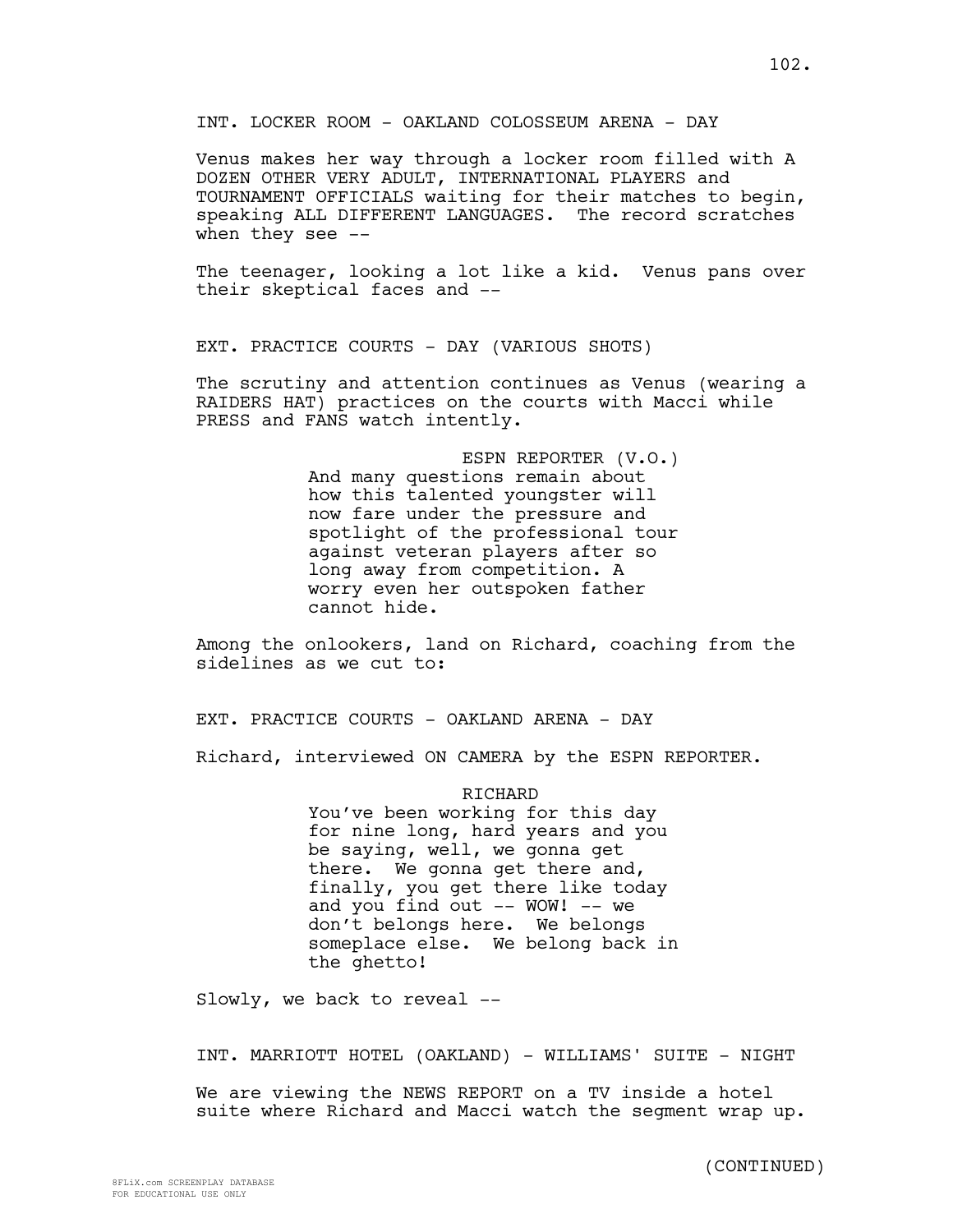INT. LOCKER ROOM - OAKLAND COLOSSEUM ARENA - DAY

Venus makes her way through a locker room filled with A DOZEN OTHER VERY ADULT, INTERNATIONAL PLAYERS and TOURNAMENT OFFICIALS waiting for their matches to begin, speaking ALL DIFFERENT LANGUAGES. The record scratches when they see --

The teenager, looking a lot like a kid. Venus pans over their skeptical faces and --

EXT. PRACTICE COURTS - DAY (VARIOUS SHOTS)

The scrutiny and attention continues as Venus (wearing a RAIDERS HAT) practices on the courts with Macci while PRESS and FANS watch intently.

ESPN REPORTER (V.O.)
And many questions remain about how this talented youngster will now fare under the pressure and spotlight of the professional tour against veteran players after so long away from competition. A worry even her outspoken father cannot hide.

Among the onlookers, land on Richard, coaching from the sidelines as we cut to:

EXT. PRACTICE COURTS - OAKLAND ARENA - DAY

Richard, interviewed ON CAMERA by the ESPN REPORTER.

RICHARD
You've been working for this day for nine long, hard years and you be saying, well, we gonna get there. We gonna get there and, finally, you get there like today and you find out -- WOW! -- we don't belongs here. We belongs someplace else. We belong back in the ghetto!

Slowly, we back to reveal --

INT. MARRIOTT HOTEL (OAKLAND) - WILLIAMS' SUITE - NIGHT

We are viewing the NEWS REPORT on a TV inside a hotel suite where Richard and Macci watch the segment wrap up.

(CONTINUED)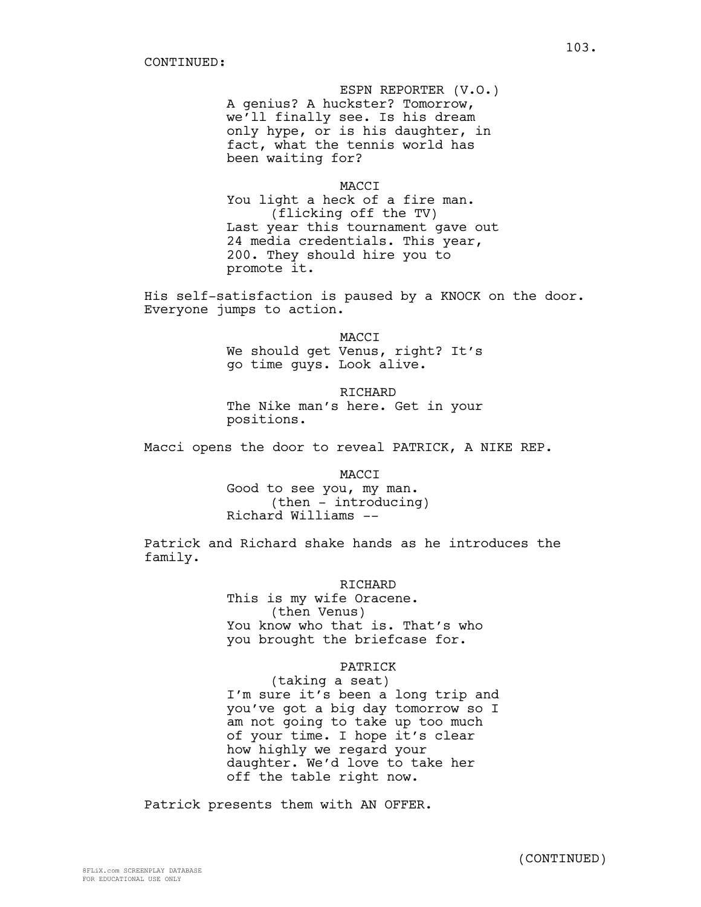CONTINUED:

ESPN REPORTER (V.O.)
A genius? A huckster? Tomorrow, we'll finally see. Is his dream only hype, or is his daughter, in fact, what the tennis world has been waiting for?

MACCI
You light a heck of a fire man.
(flicking off the TV)
Last year this tournament gave out 24 media credentials. This year, 200. They should hire you to promote it.

His self-satisfaction is paused by a KNOCK on the door. Everyone jumps to action.

MACCI
We should get Venus, right? It's go time guys. Look alive.

RICHARD
The Nike man's here. Get in your positions.

Macci opens the door to reveal PATRICK, A NIKE REP.

MACCI
Good to see you, my man.
(then - introducing)
Richard Williams --

Patrick and Richard shake hands as he introduces the family.

RICHARD
This is my wife Oracene.
(then Venus)
You know who that is. That's who you brought the briefcase for.

PATRICK
(taking a seat)
I'm sure it's been a long trip and you've got a big day tomorrow so I am not going to take up too much of your time. I hope it's clear how highly we regard your daughter. We'd love to take her off the table right now.

Patrick presents them with AN OFFER.

(CONTINUED)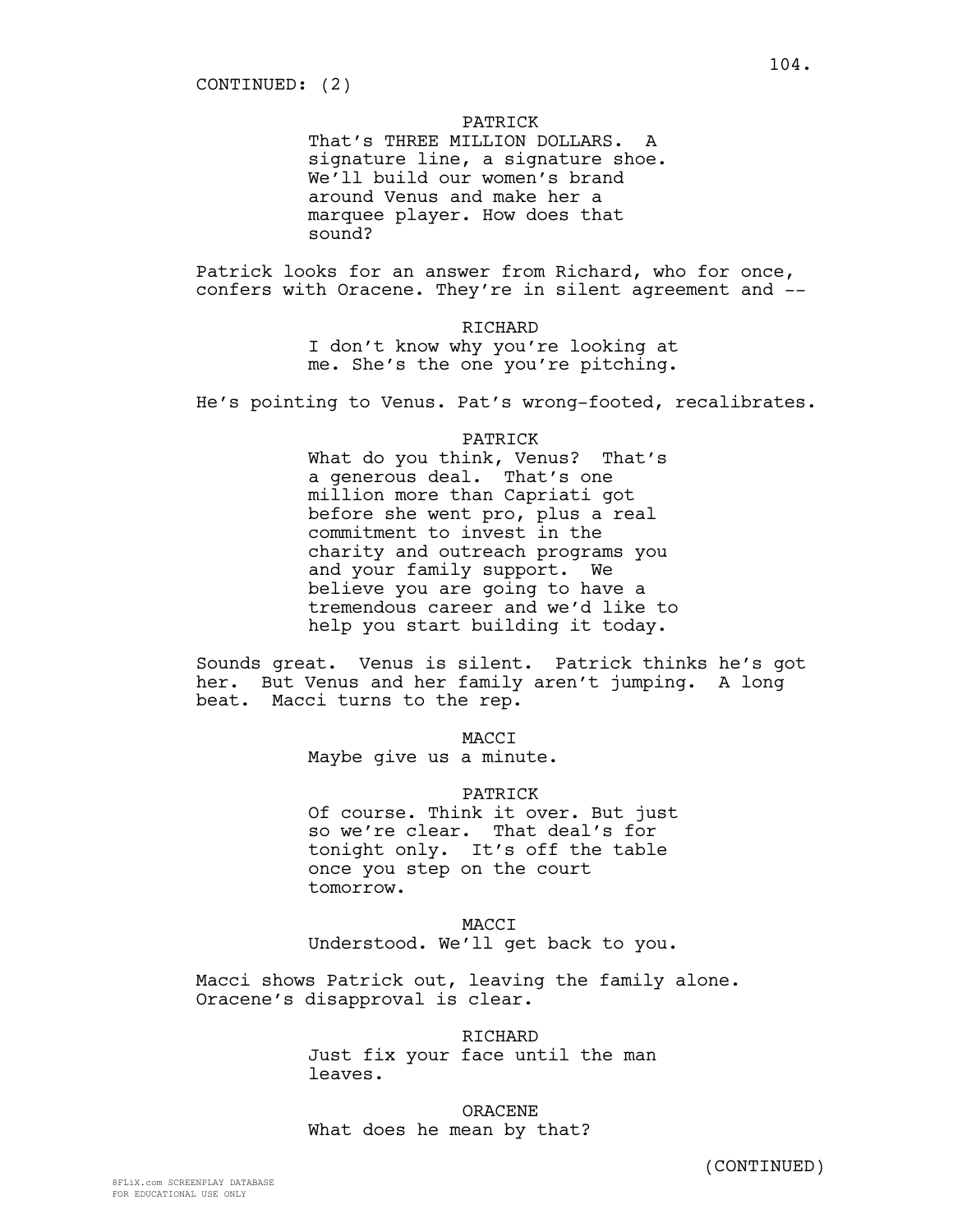CONTINUED: (2)

PATRICK
That's THREE MILLION DOLLARS. A signature line, a signature shoe. We'll build our women's brand around Venus and make her a marquee player. How does that sound?

Patrick looks for an answer from Richard, who for once, confers with Oracene. They're in silent agreement and --

RICHARD
I don't know why you're looking at me. She's the one you're pitching.

He's pointing to Venus. Pat's wrong-footed, recalibrates.

PATRICK
What do you think, Venus? That's a generous deal. That's one million more than Capriati got before she went pro, plus a real commitment to invest in the charity and outreach programs you and your family support. We believe you are going to have a tremendous career and we'd like to help you start building it today.

Sounds great. Venus is silent. Patrick thinks he's got her. But Venus and her family aren't jumping. A long beat. Macci turns to the rep.

MACCI
Maybe give us a minute.

PATRICK
Of course. Think it over. But just so we're clear. That deal's for tonight only. It's off the table once you step on the court tomorrow.

MACCI
Understood. We'll get back to you.

Macci shows Patrick out, leaving the family alone. Oracene's disapproval is clear.

RICHARD
Just fix your face until the man leaves.

ORACENE
What does he mean by that?

(CONTINUED)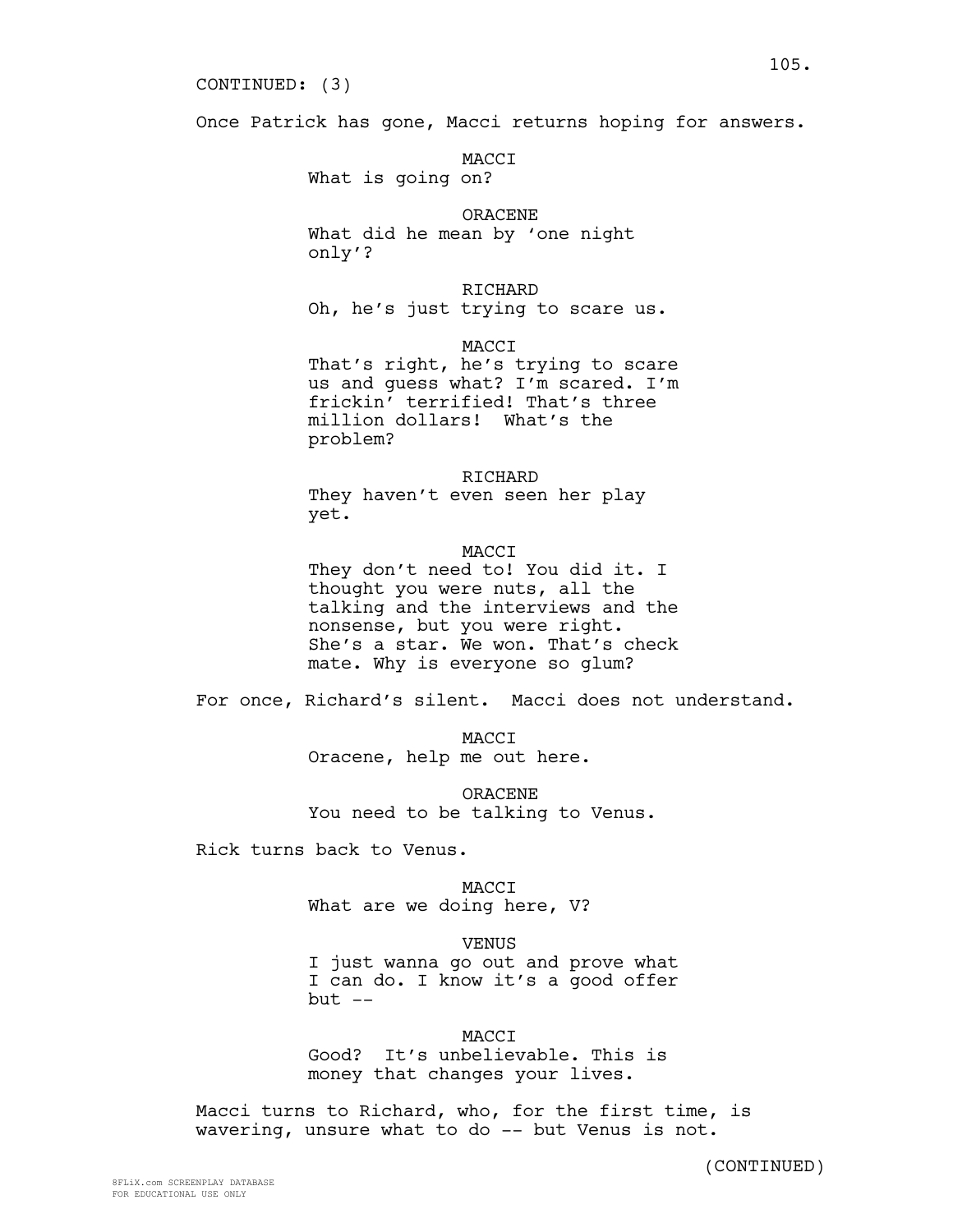CONTINUED: (3)

Once Patrick has gone, Macci returns hoping for answers.

MACCI
What is going on?

ORACENE
What did he mean by 'one night only'?

RICHARD
Oh, he's just trying to scare us.

MACCI
That's right, he's trying to scare us and guess what? I'm scared. I'm frickin' terrified! That's three million dollars! What's the problem?

RICHARD
They haven't even seen her play yet.

MACCI
They don't need to! You did it. I thought you were nuts, all the talking and the interviews and the nonsense, but you were right. She's a star. We won. That's check mate. Why is everyone so glum?

For once, Richard's silent. Macci does not understand.

MACCI
Oracene, help me out here.

ORACENE
You need to be talking to Venus.

Rick turns back to Venus.

MACCI
What are we doing here, V?

VENUS
I just wanna go out and prove what I can do. I know it's a good offer but --

MACCI
Good? It's unbelievable. This is money that changes your lives.

Macci turns to Richard, who, for the first time, is wavering, unsure what to do -- but Venus is not.

(CONTINUED)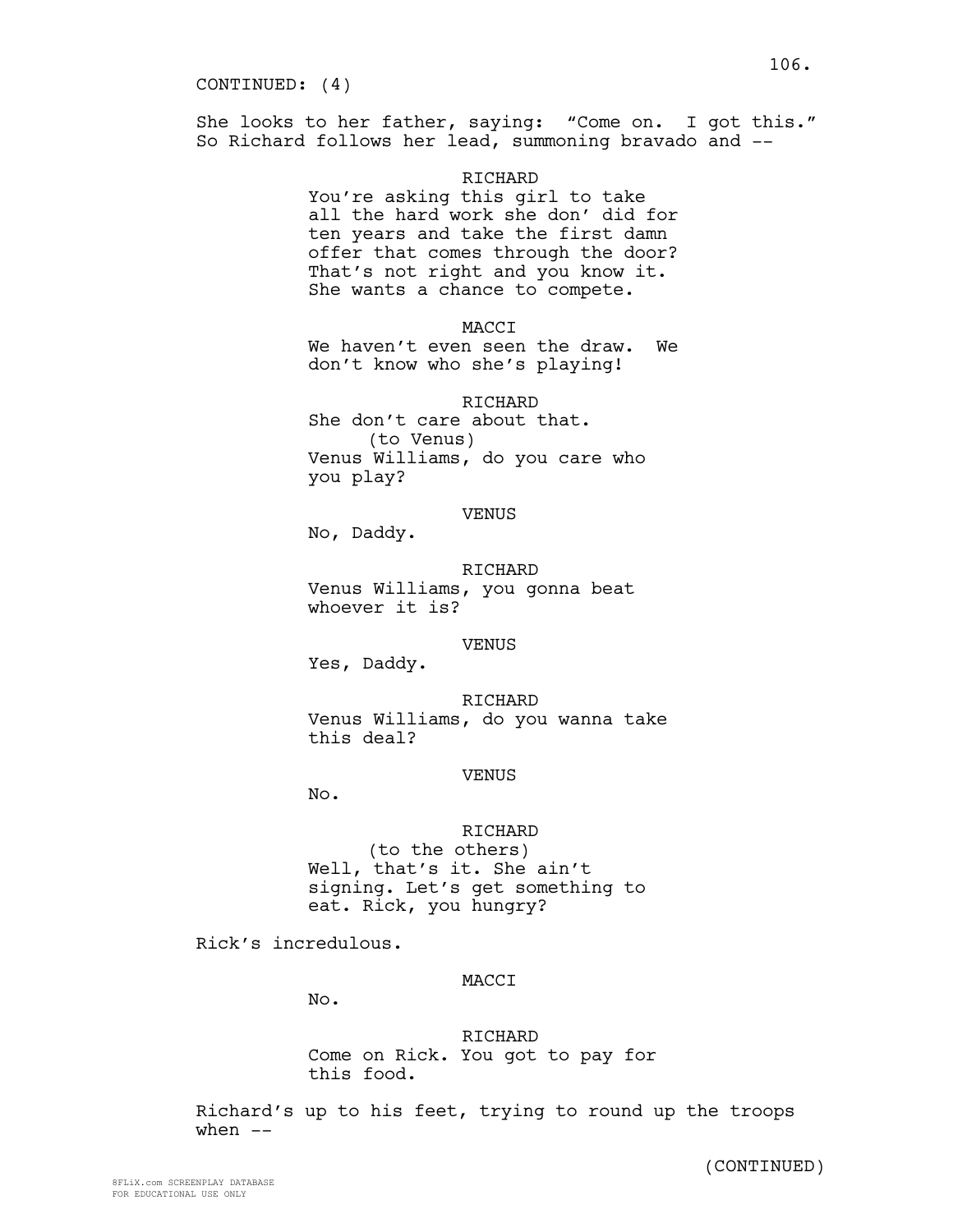CONTINUED: (4)

She looks to her father, saying: "Come on. I got this." So Richard follows her lead, summoning bravado and --

RICHARD
You're asking this girl to take all the hard work she don' did for ten years and take the first damn offer that comes through the door? That's not right and you know it. She wants a chance to compete.

MACCI
We haven't even seen the draw. We don't know who she's playing!

RICHARD
She don't care about that.
(to Venus)
Venus Williams, do you care who you play?

VENUS
No, Daddy.

RICHARD
Venus Williams, you gonna beat whoever it is?

VENUS
Yes, Daddy.

RICHARD
Venus Williams, do you wanna take this deal?

VENUS
No.

RICHARD
(to the others)
Well, that's it. She ain't signing. Let's get something to eat. Rick, you hungry?

Rick's incredulous.

MACCI
No.

RICHARD
Come on Rick. You got to pay for this food.

Richard's up to his feet, trying to round up the troops when --

(CONTINUED)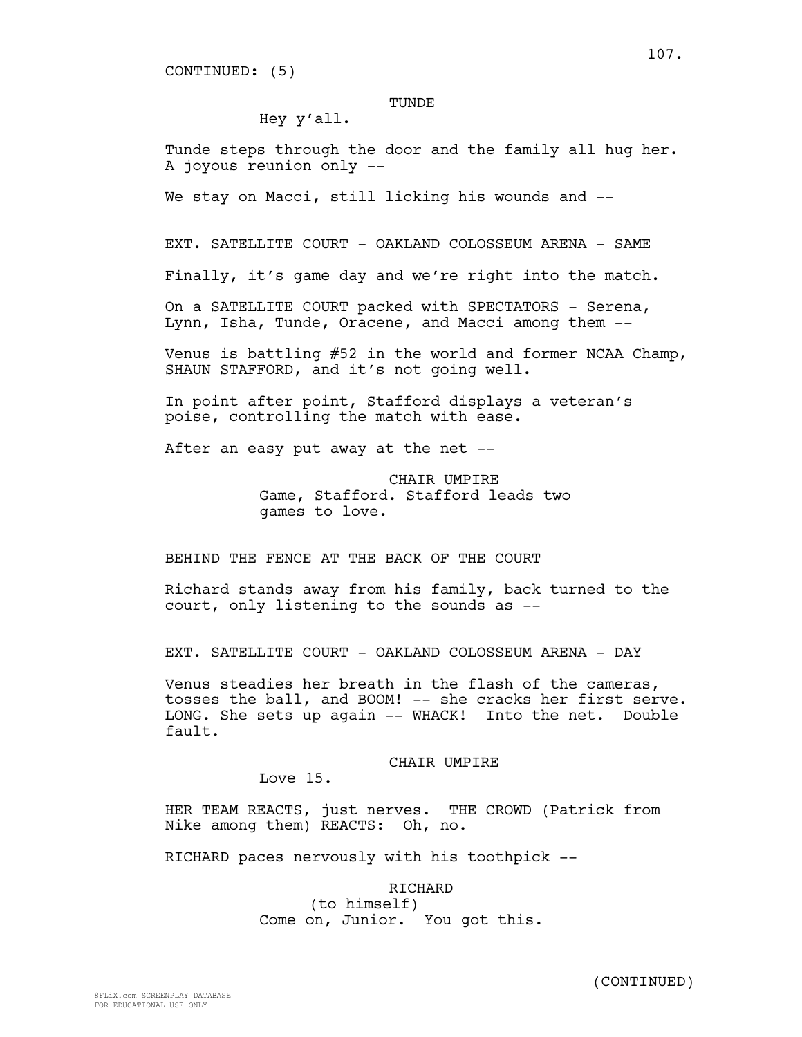CONTINUED: (5)

TUNDE

Hey y'all.

Tunde steps through the door and the family all hug her. A joyous reunion only --

We stay on Macci, still licking his wounds and --

EXT. SATELLITE COURT - OAKLAND COLOSSEUM ARENA - SAME

Finally, it's game day and we're right into the match.

On a SATELLITE COURT packed with SPECTATORS - Serena, Lynn, Isha, Tunde, Oracene, and Macci among them --

Venus is battling #52 in the world and former NCAA Champ, SHAUN STAFFORD, and it's not going well.

In point after point, Stafford displays a veteran's poise, controlling the match with ease.

After an easy put away at the net --

CHAIR UMPIRE

Game, Stafford. Stafford leads two games to love.

BEHIND THE FENCE AT THE BACK OF THE COURT

Richard stands away from his family, back turned to the court, only listening to the sounds as --

EXT. SATELLITE COURT - OAKLAND COLOSSEUM ARENA - DAY

Venus steadies her breath in the flash of the cameras, tosses the ball, and BOOM! -- she cracks her first serve. LONG. She sets up again -- WHACK! Into the net. Double fault.

CHAIR UMPIRE

Love 15.

HER TEAM REACTS, just nerves. THE CROWD (Patrick from Nike among them) REACTS: Oh, no.

RICHARD paces nervously with his toothpick --

RICHARD

(to himself)

Come on, Junior. You got this.

(CONTINUED)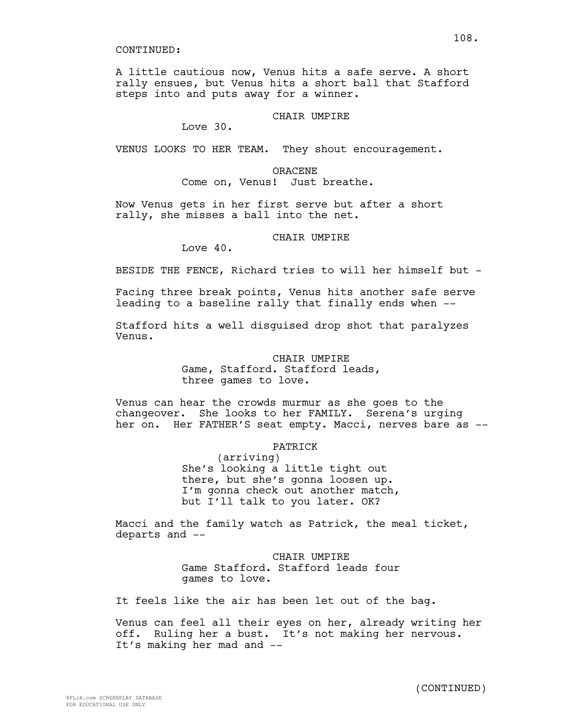CONTINUED:

A little cautious now, Venus hits a safe serve. A short rally ensues, but Venus hits a short ball that Stafford steps into and puts away for a winner.

CHAIR UMPIRE
Love 30.

VENUS LOOKS TO HER TEAM. They shout encouragement.

ORACENE
Come on, Venus! Just breathe.

Now Venus gets in her first serve but after a short rally, she misses a ball into the net.

CHAIR UMPIRE
Love 40.

BESIDE THE FENCE, Richard tries to will her himself but -

Facing three break points, Venus hits another safe serve leading to a baseline rally that finally ends when --

Stafford hits a well disguised drop shot that paralyzes Venus.

CHAIR UMPIRE
Game, Stafford. Stafford leads, three games to love.

Venus can hear the crowds murmur as she goes to the changeover. She looks to her FAMILY. Serena's urging her on. Her FATHER'S seat empty. Macci, nerves bare as --

PATRICK
(arriving)
She's looking a little tight out there, but she's gonna loosen up. I'm gonna check out another match, but I'll talk to you later. OK?

Macci and the family watch as Patrick, the meal ticket, departs and --

CHAIR UMPIRE
Game Stafford. Stafford leads four games to love.

It feels like the air has been let out of the bag.

Venus can feel all their eyes on her, already writing her off. Ruling her a bust. It's not making her nervous. It's making her mad and --

(CONTINUED)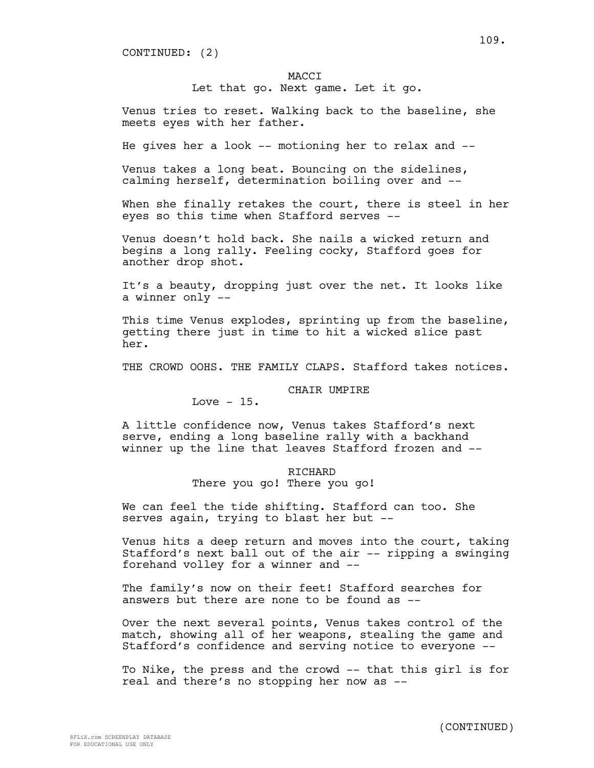CONTINUED: (2)

MACCI

Let that go. Next game. Let it go.

Venus tries to reset. Walking back to the baseline, she meets eyes with her father.

He gives her a look -- motioning her to relax and --

Venus takes a long beat. Bouncing on the sidelines, calming herself, determination boiling over and --

When she finally retakes the court, there is steel in her eyes so this time when Stafford serves --

Venus doesn't hold back. She nails a wicked return and begins a long rally. Feeling cocky, Stafford goes for another drop shot.

It's a beauty, dropping just over the net. It looks like a winner only --

This time Venus explodes, sprinting up from the baseline, getting there just in time to hit a wicked slice past her.

THE CROWD OOHS. THE FAMILY CLAPS. Stafford takes notices.

CHAIR UMPIRE

Love - 15.

A little confidence now, Venus takes Stafford's next serve, ending a long baseline rally with a backhand winner up the line that leaves Stafford frozen and --

RICHARD

There you go! There you go!

We can feel the tide shifting. Stafford can too. She serves again, trying to blast her but --

Venus hits a deep return and moves into the court, taking Stafford's next ball out of the air -- ripping a swinging forehand volley for a winner and --

The family's now on their feet! Stafford searches for answers but there are none to be found as --

Over the next several points, Venus takes control of the match, showing all of her weapons, stealing the game and Stafford's confidence and serving notice to everyone --

To Nike, the press and the crowd -- that this girl is for real and there's no stopping her now as --

(CONTINUED)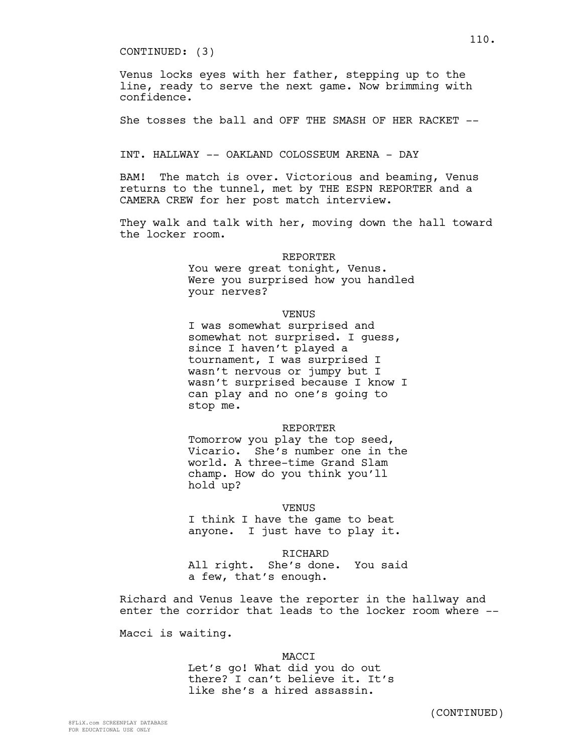CONTINUED: (3)

Venus locks eyes with her father, stepping up to the line, ready to serve the next game. Now brimming with confidence.

She tosses the ball and OFF THE SMASH OF HER RACKET --

INT. HALLWAY -- OAKLAND COLOSSEUM ARENA - DAY

BAM! The match is over. Victorious and beaming, Venus returns to the tunnel, met by THE ESPN REPORTER and a CAMERA CREW for her post match interview.

They walk and talk with her, moving down the hall toward the locker room.

REPORTER
You were great tonight, Venus. Were you surprised how you handled your nerves?

VENUS
I was somewhat surprised and somewhat not surprised. I guess, since I haven't played a tournament, I was surprised I wasn't nervous or jumpy but I wasn't surprised because I know I can play and no one's going to stop me.

REPORTER
Tomorrow you play the top seed, Vicario. She's number one in the world. A three-time Grand Slam champ. How do you think you'll hold up?

VENUS
I think I have the game to beat anyone. I just have to play it.

RICHARD
All right. She's done. You said a few, that's enough.

Richard and Venus leave the reporter in the hallway and enter the corridor that leads to the locker room where --

Macci is waiting.

MACCI
Let's go! What did you do out there? I can't believe it. It's like she's a hired assassin.

(CONTINUED)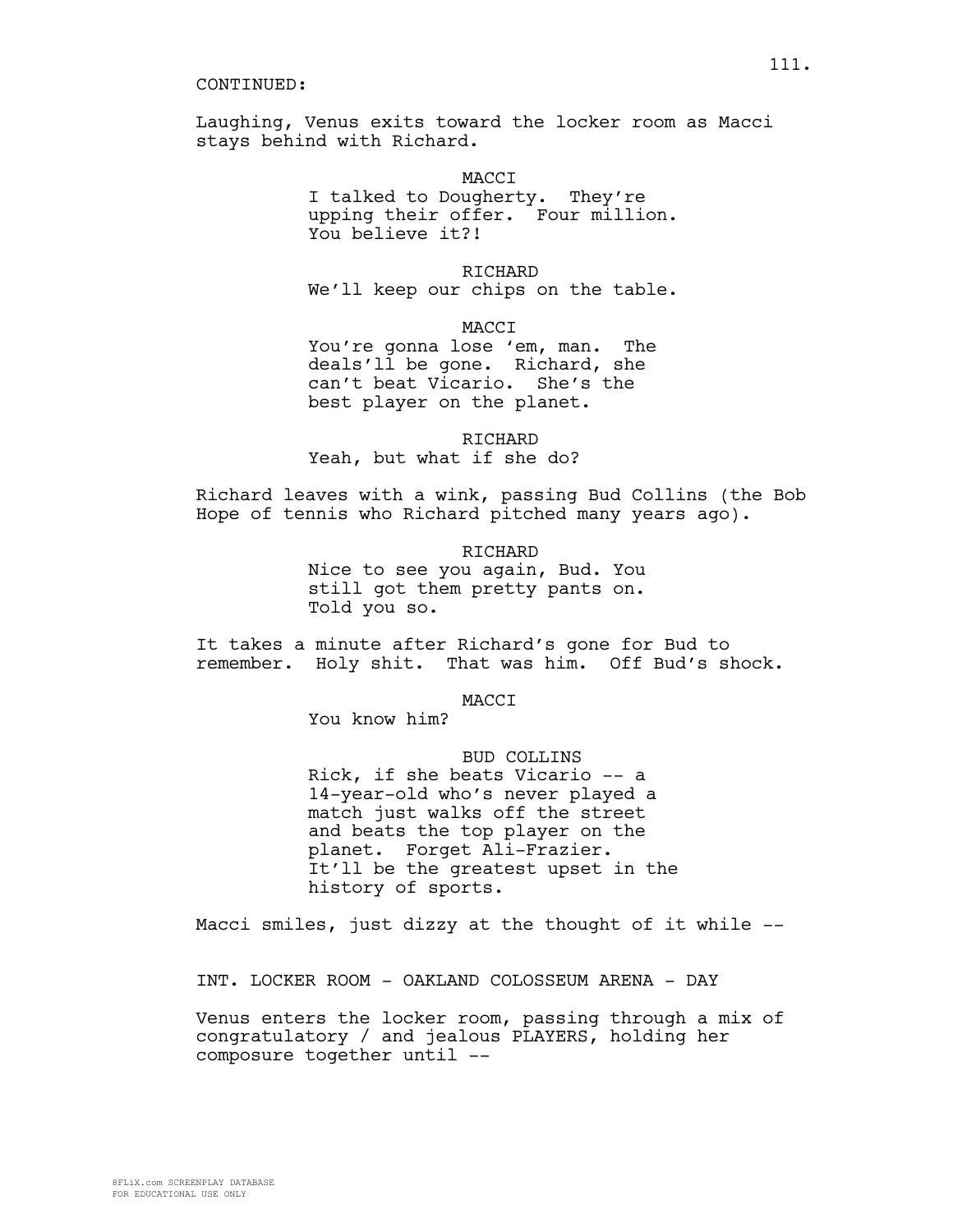CONTINUED:

Laughing, Venus exits toward the locker room as Macci stays behind with Richard.

MACCI
I talked to Dougherty. They're upping their offer. Four million. You believe it?!

RICHARD
We'll keep our chips on the table.

MACCI
You're gonna lose 'em, man. The deals'll be gone. Richard, she can't beat Vicario. She's the best player on the planet.

RICHARD
Yeah, but what if she do?

Richard leaves with a wink, passing Bud Collins (the Bob Hope of tennis who Richard pitched many years ago).

RICHARD
Nice to see you again, Bud. You still got them pretty pants on. Told you so.

It takes a minute after Richard's gone for Bud to remember. Holy shit. That was him. Off Bud's shock.

MACCI
You know him?

BUD COLLINS
Rick, if she beats Vicario -- a 14-year-old who's never played a match just walks off the street and beats the top player on the planet. Forget Ali-Frazier. It'll be the greatest upset in the history of sports.

Macci smiles, just dizzy at the thought of it while --

INT. LOCKER ROOM - OAKLAND COLOSSEUM ARENA - DAY

Venus enters the locker room, passing through a mix of congratulatory / and jealous PLAYERS, holding her composure together until --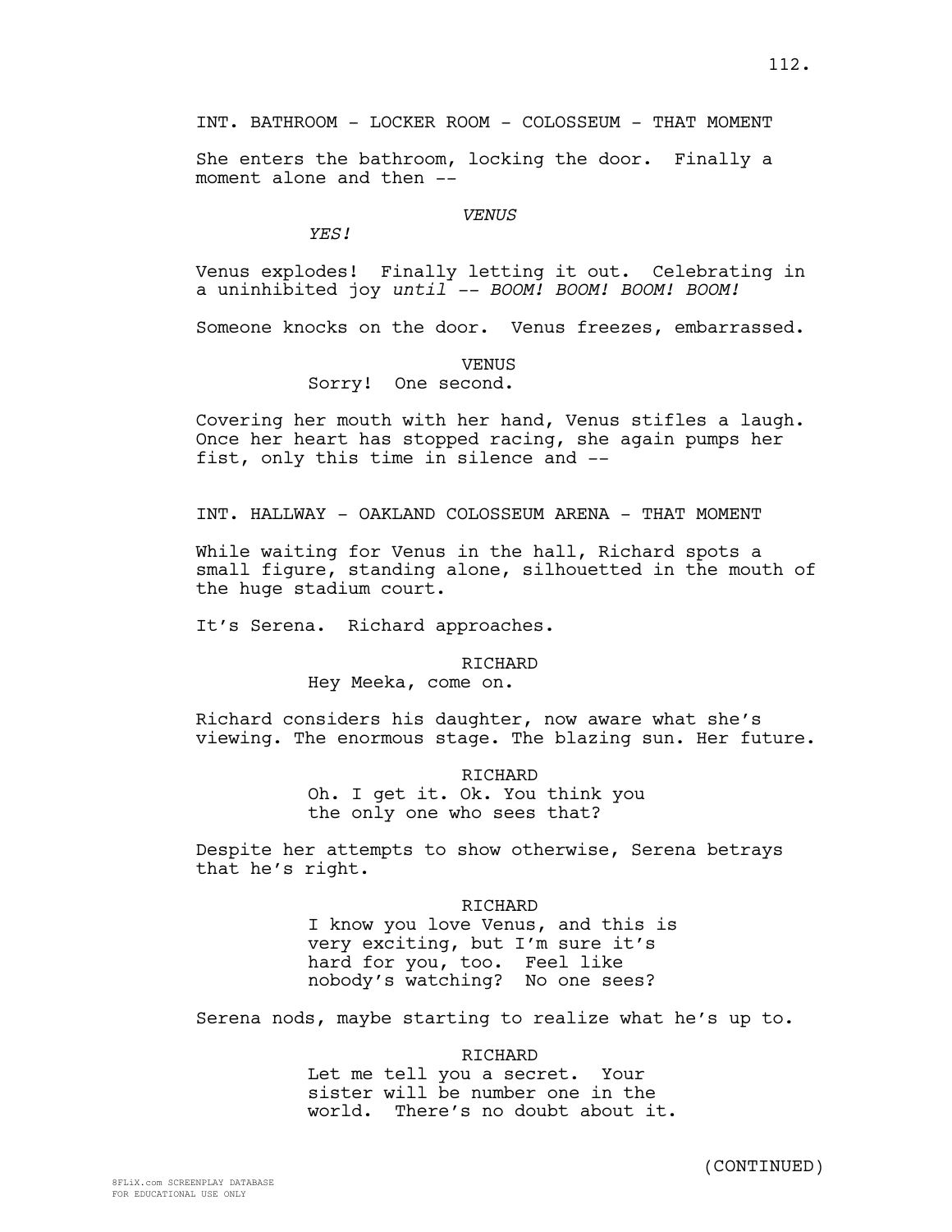INT. BATHROOM - LOCKER ROOM - COLOSSEUM - THAT MOMENT

She enters the bathroom, locking the door. Finally a moment alone and then --

*VENUS*

*YES!*

Venus explodes! Finally letting it out. Celebrating in a uninhibited joy *until -- BOOM! BOOM! BOOM! BOOM!*

Someone knocks on the door. Venus freezes, embarrassed.

VENUS

Sorry! One second.

Covering her mouth with her hand, Venus stifles a laugh. Once her heart has stopped racing, she again pumps her fist, only this time in silence and --

INT. HALLWAY - OAKLAND COLOSSEUM ARENA - THAT MOMENT

While waiting for Venus in the hall, Richard spots a small figure, standing alone, silhouetted in the mouth of the huge stadium court.

It's Serena. Richard approaches.

RICHARD

Hey Meeka, come on.

Richard considers his daughter, now aware what she's viewing. The enormous stage. The blazing sun. Her future.

RICHARD

Oh. I get it. Ok. You think you the only one who sees that?

Despite her attempts to show otherwise, Serena betrays that he's right.

RICHARD

I know you love Venus, and this is very exciting, but I'm sure it's hard for you, too. Feel like nobody's watching? No one sees?

Serena nods, maybe starting to realize what he's up to.

RICHARD

Let me tell you a secret. Your sister will be number one in the world. There's no doubt about it.

(CONTINUED)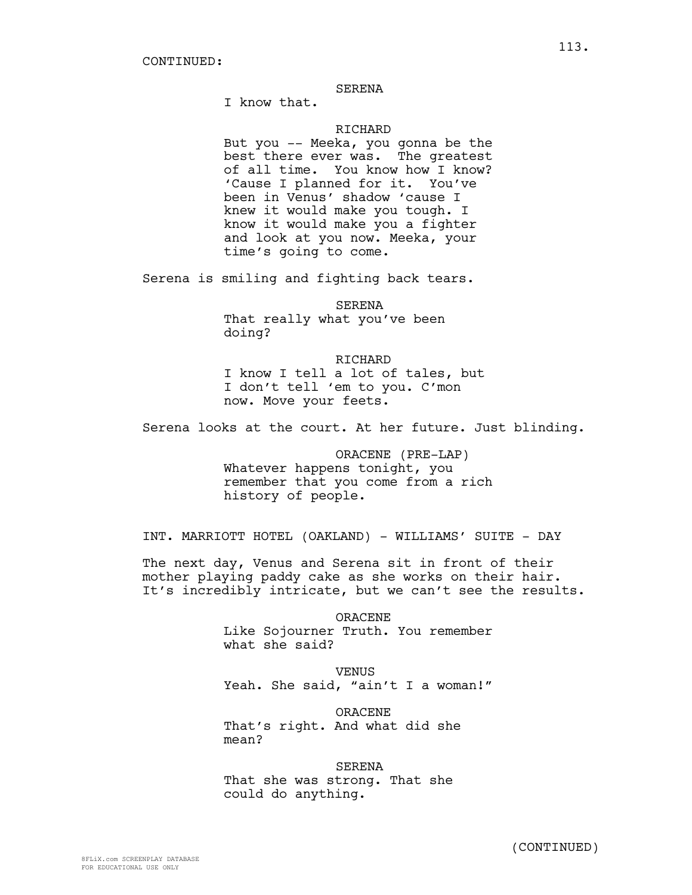CONTINUED:

SERENA
I know that.

RICHARD
But you -- Meeka, you gonna be the best there ever was. The greatest of all time. You know how I know? 'Cause I planned for it. You've been in Venus' shadow 'cause I knew it would make you tough. I know it would make you a fighter and look at you now. Meeka, your time's going to come.

Serena is smiling and fighting back tears.

SERENA
That really what you've been doing?

RICHARD
I know I tell a lot of tales, but I don't tell 'em to you. C'mon now. Move your feets.

Serena looks at the court. At her future. Just blinding.

ORACENE (PRE-LAP)
Whatever happens tonight, you remember that you come from a rich history of people.

INT. MARRIOTT HOTEL (OAKLAND) - WILLIAMS' SUITE - DAY

The next day, Venus and Serena sit in front of their mother playing paddy cake as she works on their hair. It's incredibly intricate, but we can't see the results.

ORACENE
Like Sojourner Truth. You remember what she said?

VENUS
Yeah. She said, "ain't I a woman!"

ORACENE
That's right. And what did she mean?

SERENA
That she was strong. That she could do anything.

(CONTINUED)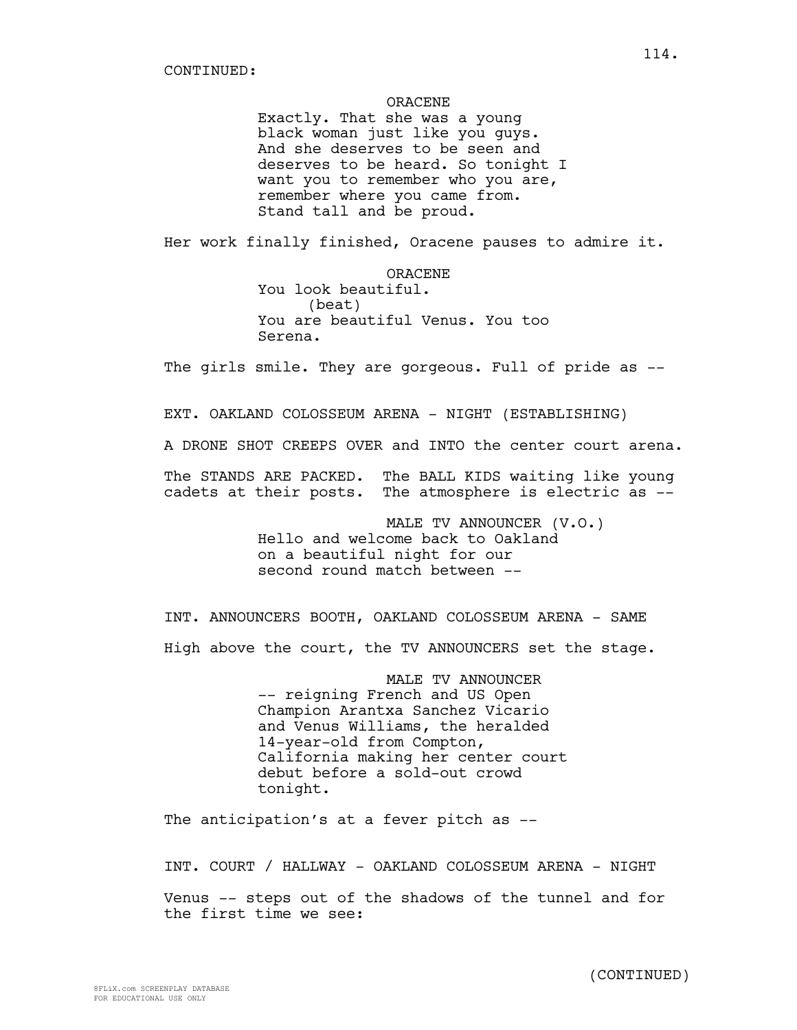CONTINUED:

ORACENE
Exactly. That she was a young black woman just like you guys. And she deserves to be seen and deserves to be heard. So tonight I want you to remember who you are, remember where you came from. Stand tall and be proud.

Her work finally finished, Oracene pauses to admire it.

ORACENE
You look beautiful.
(beat)
You are beautiful Venus. You too Serena.

The girls smile. They are gorgeous. Full of pride as --

EXT. OAKLAND COLOSSEUM ARENA - NIGHT (ESTABLISHING)

A DRONE SHOT CREEPS OVER and INTO the center court arena.

The STANDS ARE PACKED. The BALL KIDS waiting like young cadets at their posts. The atmosphere is electric as --

MALE TV ANNOUNCER (V.O.)
Hello and welcome back to Oakland on a beautiful night for our second round match between --

INT. ANNOUNCERS BOOTH, OAKLAND COLOSSEUM ARENA - SAME

High above the court, the TV ANNOUNCERS set the stage.

MALE TV ANNOUNCER
-- reigning French and US Open Champion Arantxa Sanchez Vicario and Venus Williams, the heralded 14-year-old from Compton, California making her center court debut before a sold-out crowd tonight.

The anticipation's at a fever pitch as --

INT. COURT / HALLWAY - OAKLAND COLOSSEUM ARENA - NIGHT

Venus -- steps out of the shadows of the tunnel and for the first time we see:

(CONTINUED)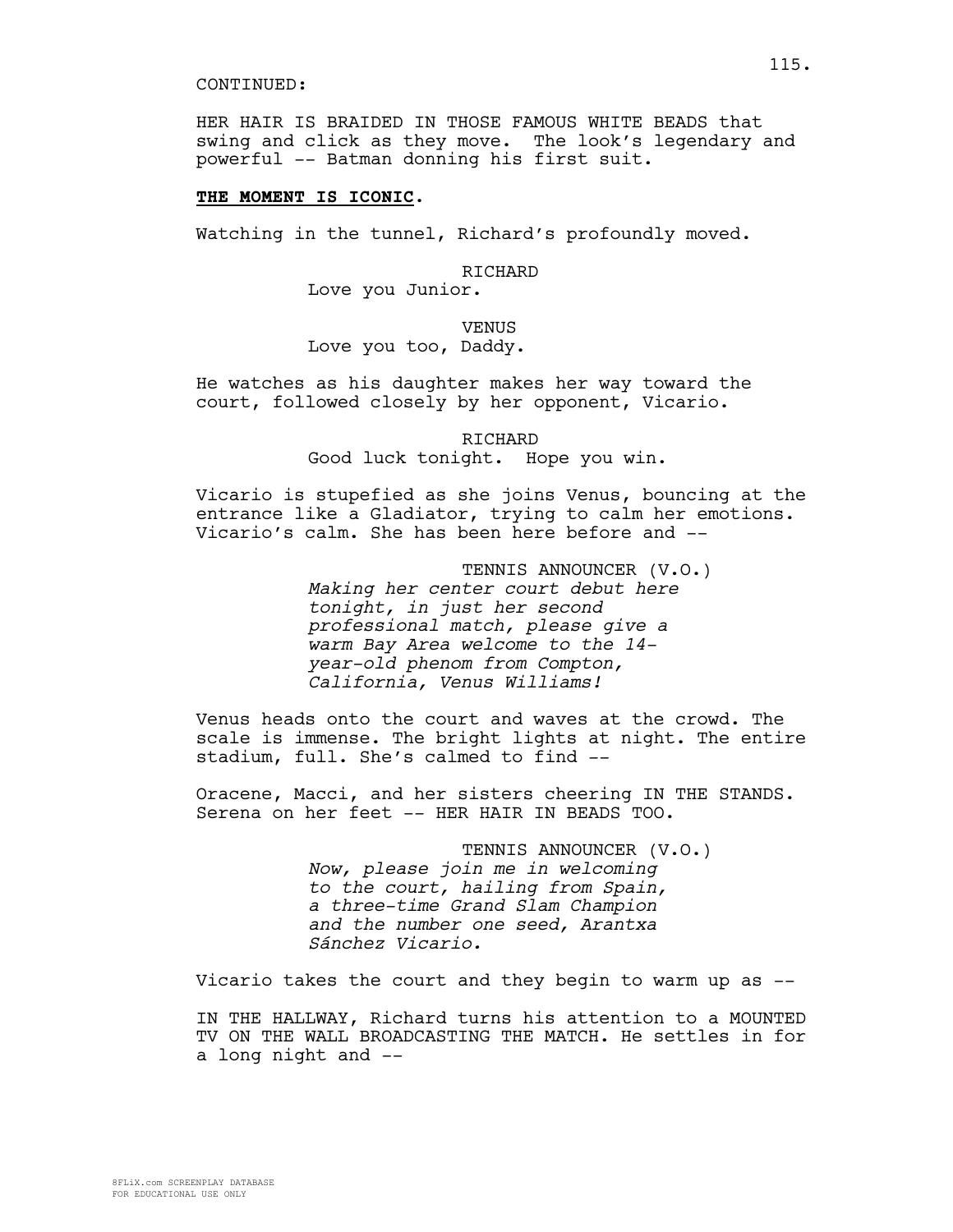CONTINUED:

HER HAIR IS BRAIDED IN THOSE FAMOUS WHITE BEADS that swing and click as they move. The look's legendary and powerful -- Batman donning his first suit.

**THE MOMENT IS ICONIC.**

Watching in the tunnel, Richard's profoundly moved.

RICHARD
Love you Junior.

VENUS
Love you too, Daddy.

He watches as his daughter makes her way toward the court, followed closely by her opponent, Vicario.

RICHARD
Good luck tonight. Hope you win.

Vicario is stupefied as she joins Venus, bouncing at the entrance like a Gladiator, trying to calm her emotions. Vicario's calm. She has been here before and --

TENNIS ANNOUNCER (V.O.)
*Making her center court debut here tonight, in just her second professional match, please give a warm Bay Area welcome to the 14-year-old phenom from Compton, California, Venus Williams!*

Venus heads onto the court and waves at the crowd. The scale is immense. The bright lights at night. The entire stadium, full. She's calmed to find --

Oracene, Macci, and her sisters cheering IN THE STANDS. Serena on her feet -- HER HAIR IN BEADS TOO.

TENNIS ANNOUNCER (V.O.)
*Now, please join me in welcoming to the court, hailing from Spain, a three-time Grand Slam Champion and the number one seed, Arantxa Sánchez Vicario.*

Vicario takes the court and they begin to warm up as --

IN THE HALLWAY, Richard turns his attention to a MOUNTED TV ON THE WALL BROADCASTING THE MATCH. He settles in for a long night and --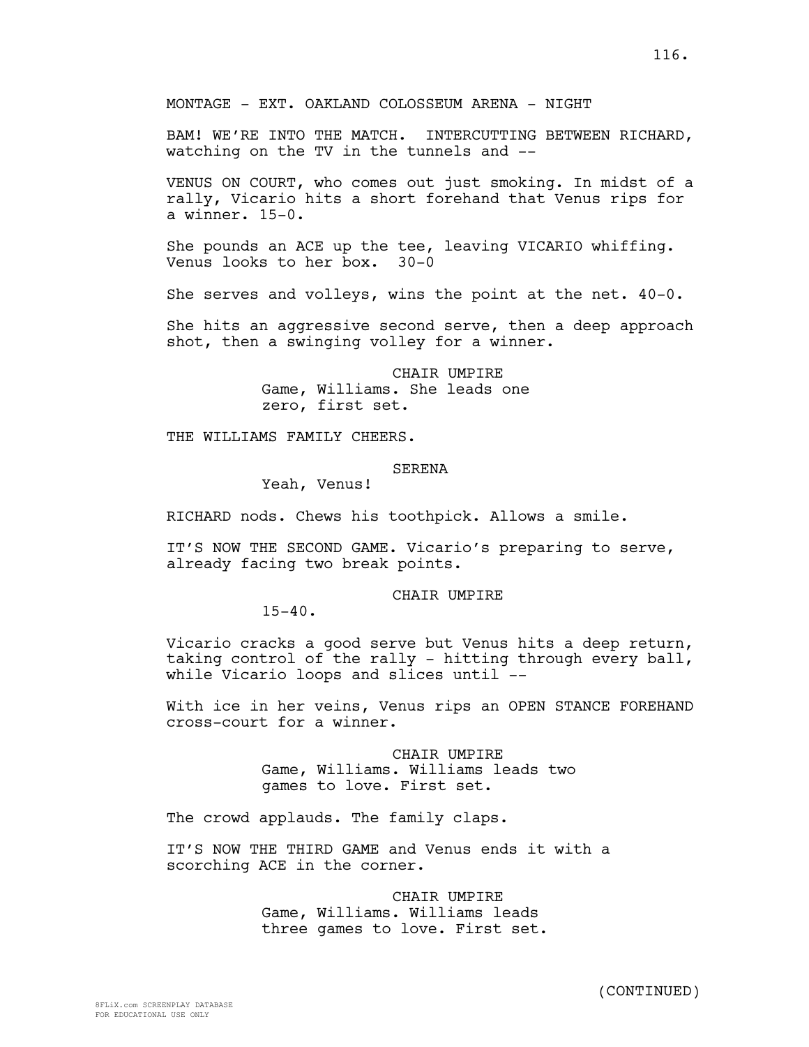MONTAGE - EXT. OAKLAND COLOSSEUM ARENA - NIGHT

BAM! WE'RE INTO THE MATCH. INTERCUTTING BETWEEN RICHARD, watching on the TV in the tunnels and --

VENUS ON COURT, who comes out just smoking. In midst of a rally, Vicario hits a short forehand that Venus rips for a winner. 15-0.

She pounds an ACE up the tee, leaving VICARIO whiffing. Venus looks to her box. 30-0

She serves and volleys, wins the point at the net. 40-0.

She hits an aggressive second serve, then a deep approach shot, then a swinging volley for a winner.

CHAIR UMPIRE
Game, Williams. She leads one zero, first set.

THE WILLIAMS FAMILY CHEERS.

SERENA
Yeah, Venus!

RICHARD nods. Chews his toothpick. Allows a smile.

IT'S NOW THE SECOND GAME. Vicario's preparing to serve, already facing two break points.

CHAIR UMPIRE
15-40.

Vicario cracks a good serve but Venus hits a deep return, taking control of the rally - hitting through every ball, while Vicario loops and slices until --

With ice in her veins, Venus rips an OPEN STANCE FOREHAND cross-court for a winner.

CHAIR UMPIRE
Game, Williams. Williams leads two games to love. First set.

The crowd applauds. The family claps.

IT'S NOW THE THIRD GAME and Venus ends it with a scorching ACE in the corner.

CHAIR UMPIRE
Game, Williams. Williams leads three games to love. First set.

(CONTINUED)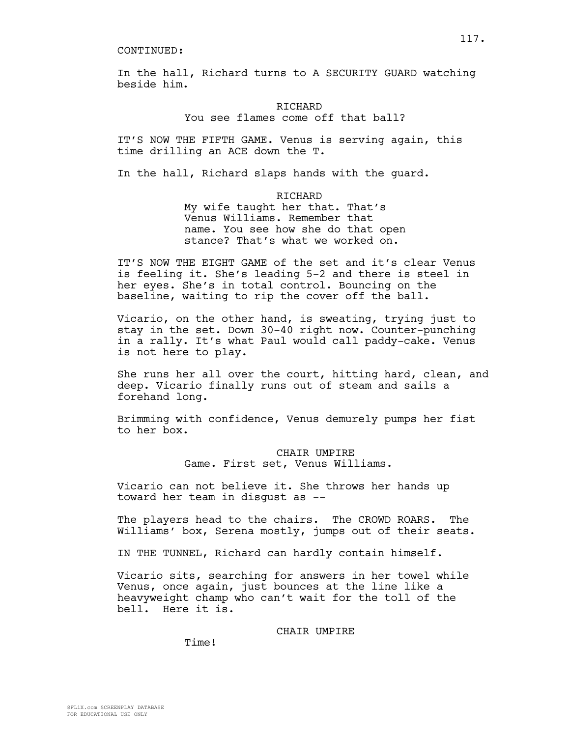CONTINUED:

In the hall, Richard turns to A SECURITY GUARD watching beside him.

RICHARD
You see flames come off that ball?

IT'S NOW THE FIFTH GAME. Venus is serving again, this time drilling an ACE down the T.

In the hall, Richard slaps hands with the guard.

RICHARD
My wife taught her that. That's Venus Williams. Remember that name. You see how she do that open stance? That's what we worked on.

IT'S NOW THE EIGHT GAME of the set and it's clear Venus is feeling it. She's leading 5-2 and there is steel in her eyes. She's in total control. Bouncing on the baseline, waiting to rip the cover off the ball.

Vicario, on the other hand, is sweating, trying just to stay in the set. Down 30-40 right now. Counter-punching in a rally. It's what Paul would call paddy-cake. Venus is not here to play.

She runs her all over the court, hitting hard, clean, and deep. Vicario finally runs out of steam and sails a forehand long.

Brimming with confidence, Venus demurely pumps her fist to her box.

CHAIR UMPIRE
Game. First set, Venus Williams.

Vicario can not believe it. She throws her hands up toward her team in disgust as --

The players head to the chairs. The CROWD ROARS. The Williams' box, Serena mostly, jumps out of their seats.

IN THE TUNNEL, Richard can hardly contain himself.

Vicario sits, searching for answers in her towel while Venus, once again, just bounces at the line like a heavyweight champ who can't wait for the toll of the bell. Here it is.

CHAIR UMPIRE
Time!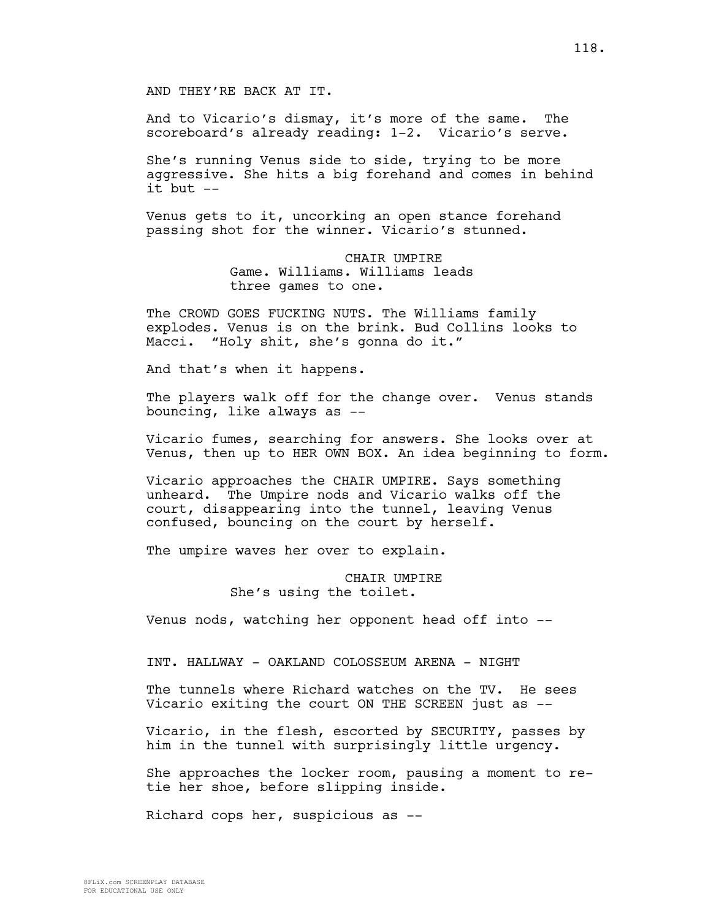AND THEY'RE BACK AT IT.

And to Vicario's dismay, it's more of the same. The scoreboard's already reading: 1-2. Vicario's serve.

She's running Venus side to side, trying to be more aggressive. She hits a big forehand and comes in behind it but --

Venus gets to it, uncorking an open stance forehand passing shot for the winner. Vicario's stunned.

CHAIR UMPIRE

Game. Williams. Williams leads three games to one.

The CROWD GOES FUCKING NUTS. The Williams family explodes. Venus is on the brink. Bud Collins looks to Macci. "Holy shit, she's gonna do it."

And that's when it happens.

The players walk off for the change over. Venus stands bouncing, like always as --

Vicario fumes, searching for answers. She looks over at Venus, then up to HER OWN BOX. An idea beginning to form.

Vicario approaches the CHAIR UMPIRE. Says something unheard. The Umpire nods and Vicario walks off the court, disappearing into the tunnel, leaving Venus confused, bouncing on the court by herself.

The umpire waves her over to explain.

CHAIR UMPIRE

She's using the toilet.

Venus nods, watching her opponent head off into --

INT. HALLWAY - OAKLAND COLOSSEUM ARENA - NIGHT

The tunnels where Richard watches on the TV. He sees Vicario exiting the court ON THE SCREEN just as --

Vicario, in the flesh, escorted by SECURITY, passes by him in the tunnel with surprisingly little urgency.

She approaches the locker room, pausing a moment to re-tie her shoe, before slipping inside.

Richard cops her, suspicious as --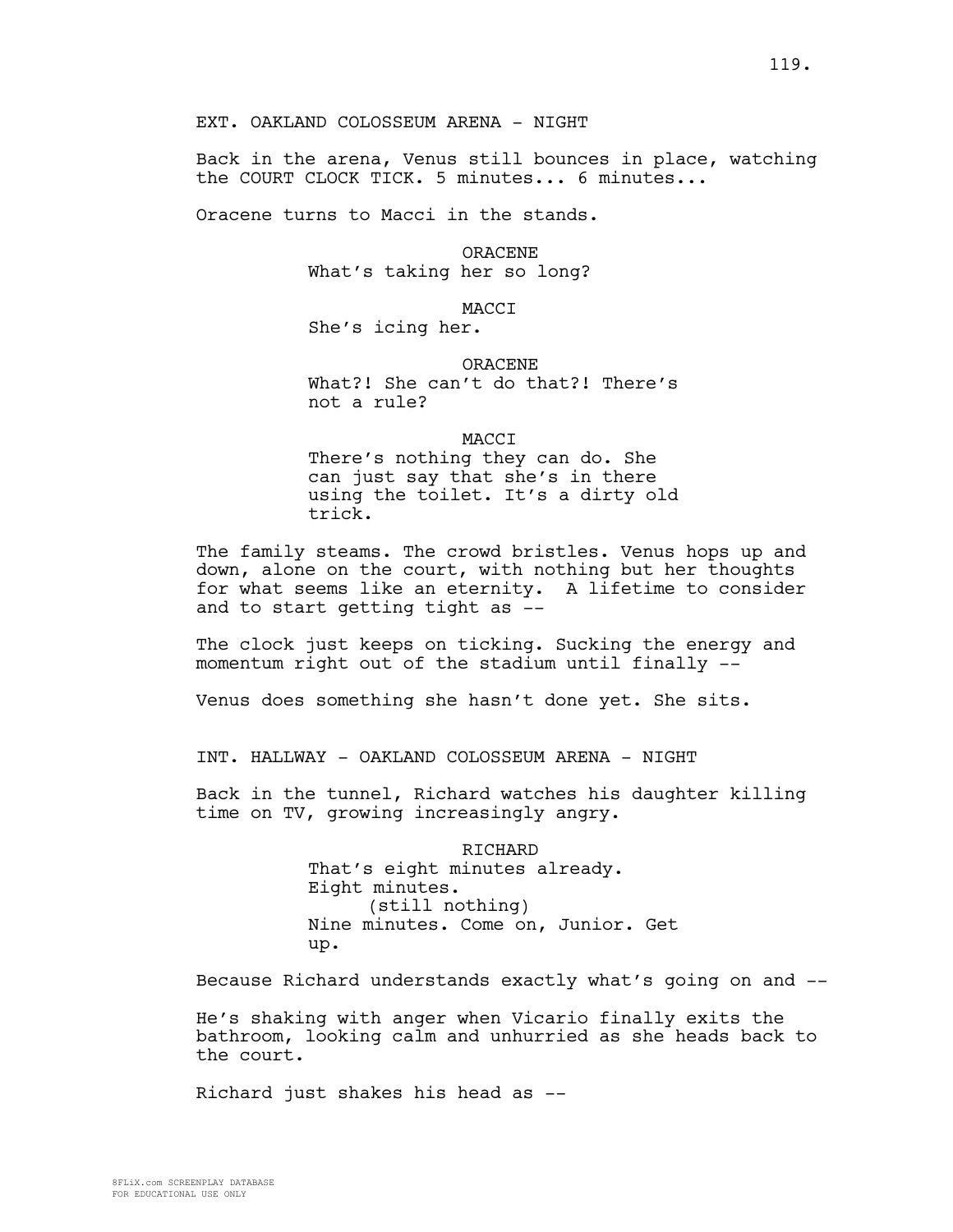EXT. OAKLAND COLOSSEUM ARENA - NIGHT

Back in the arena, Venus still bounces in place, watching the COURT CLOCK TICK. 5 minutes... 6 minutes...

Oracene turns to Macci in the stands.

ORACENE
What's taking her so long?

MACCI
She's icing her.

ORACENE
What?! She can't do that?! There's not a rule?

MACCI
There's nothing they can do. She can just say that she's in there using the toilet. It's a dirty old trick.

The family steams. The crowd bristles. Venus hops up and down, alone on the court, with nothing but her thoughts for what seems like an eternity. A lifetime to consider and to start getting tight as --

The clock just keeps on ticking. Sucking the energy and momentum right out of the stadium until finally --

Venus does something she hasn't done yet. She sits.

INT. HALLWAY - OAKLAND COLOSSEUM ARENA - NIGHT

Back in the tunnel, Richard watches his daughter killing time on TV, growing increasingly angry.

RICHARD
That's eight minutes already. Eight minutes.
(still nothing)
Nine minutes. Come on, Junior. Get up.

Because Richard understands exactly what's going on and --

He's shaking with anger when Vicario finally exits the bathroom, looking calm and unhurried as she heads back to the court.

Richard just shakes his head as --

8FLiX.com SCREENPLAY DATABASE
FOR EDUCATIONAL USE ONLY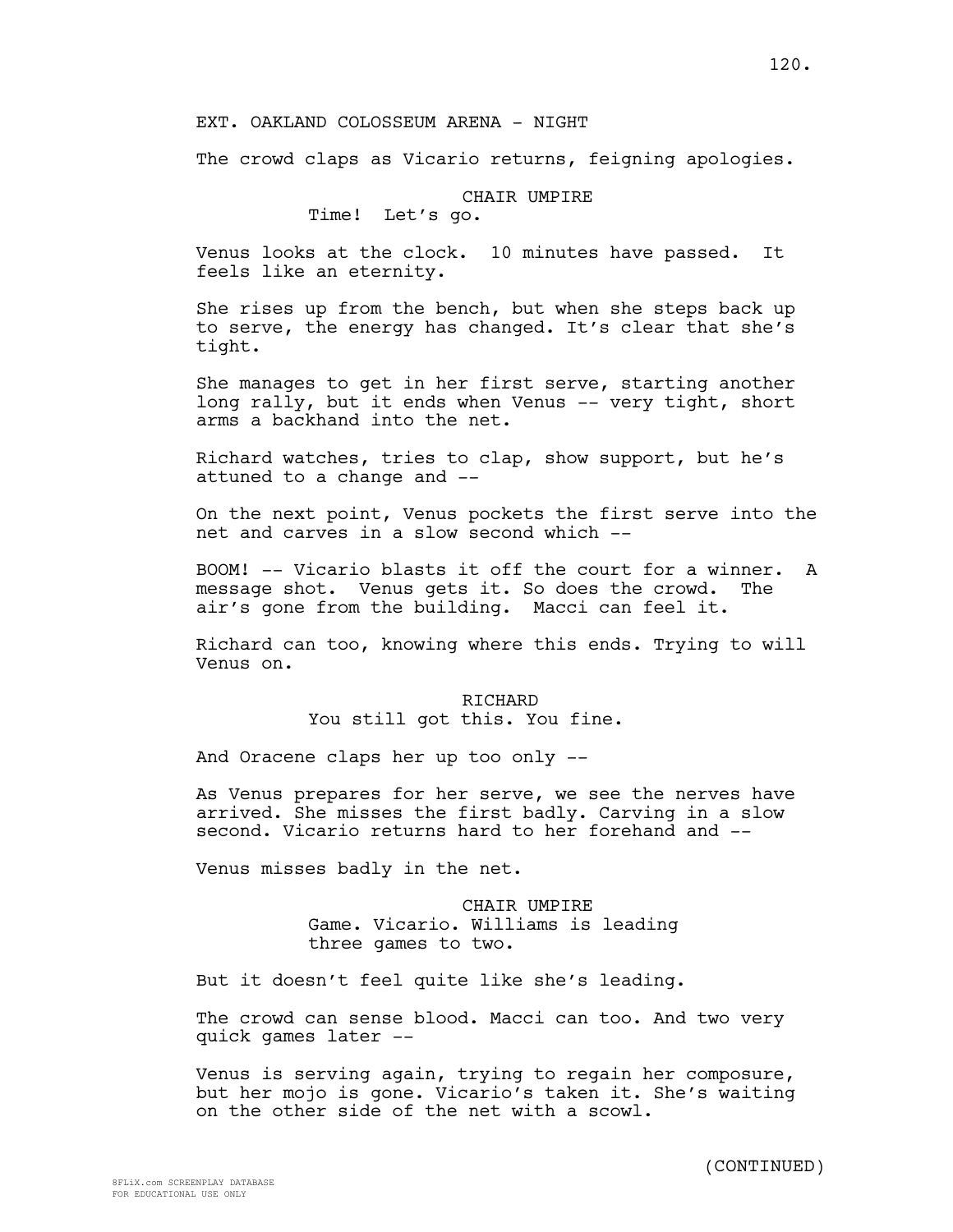EXT. OAKLAND COLOSSEUM ARENA - NIGHT

The crowd claps as Vicario returns, feigning apologies.

CHAIR UMPIRE
Time! Let's go.

Venus looks at the clock. 10 minutes have passed. It feels like an eternity.

She rises up from the bench, but when she steps back up to serve, the energy has changed. It's clear that she's tight.

She manages to get in her first serve, starting another long rally, but it ends when Venus -- very tight, short arms a backhand into the net.

Richard watches, tries to clap, show support, but he's attuned to a change and --

On the next point, Venus pockets the first serve into the net and carves in a slow second which --

BOOM! -- Vicario blasts it off the court for a winner. A message shot. Venus gets it. So does the crowd. The air's gone from the building. Macci can feel it.

Richard can too, knowing where this ends. Trying to will Venus on.

RICHARD
You still got this. You fine.

And Oracene claps her up too only --

As Venus prepares for her serve, we see the nerves have arrived. She misses the first badly. Carving in a slow second. Vicario returns hard to her forehand and --

Venus misses badly in the net.

CHAIR UMPIRE
Game. Vicario. Williams is leading three games to two.

But it doesn't feel quite like she's leading.

The crowd can sense blood. Macci can too. And two very quick games later --

Venus is serving again, trying to regain her composure, but her mojo is gone. Vicario's taken it. She's waiting on the other side of the net with a scowl.

(CONTINUED)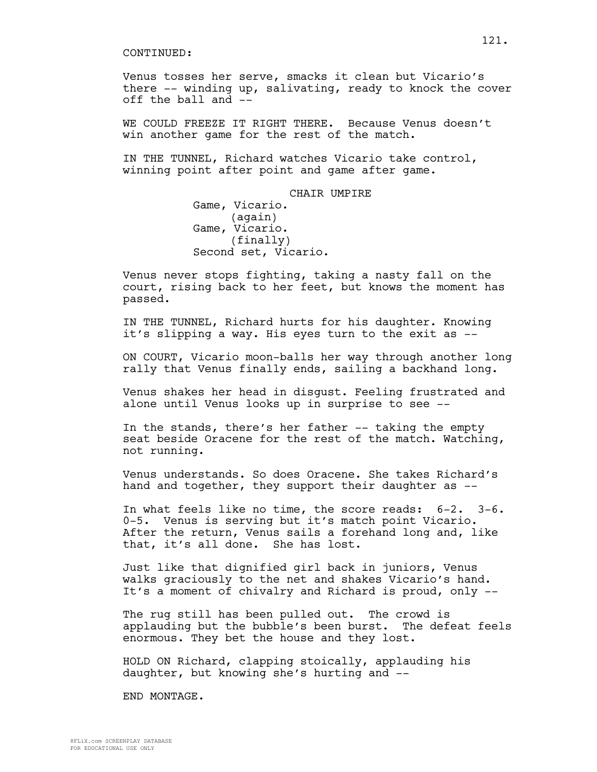CONTINUED:

Venus tosses her serve, smacks it clean but Vicario's there -- winding up, salivating, ready to knock the cover off the ball and --

WE COULD FREEZE IT RIGHT THERE. Because Venus doesn't win another game for the rest of the match.

IN THE TUNNEL, Richard watches Vicario take control, winning point after point and game after game.

CHAIR UMPIRE
Game, Vicario.
(again)
Game, Vicario.
(finally)
Second set, Vicario.

Venus never stops fighting, taking a nasty fall on the court, rising back to her feet, but knows the moment has passed.

IN THE TUNNEL, Richard hurts for his daughter. Knowing it's slipping a way. His eyes turn to the exit as --

ON COURT, Vicario moon-balls her way through another long rally that Venus finally ends, sailing a backhand long.

Venus shakes her head in disgust. Feeling frustrated and alone until Venus looks up in surprise to see --

In the stands, there's her father -- taking the empty seat beside Oracene for the rest of the match. Watching, not running.

Venus understands. So does Oracene. She takes Richard's hand and together, they support their daughter as --

In what feels like no time, the score reads: 6-2. 3-6. 0-5. Venus is serving but it's match point Vicario. After the return, Venus sails a forehand long and, like that, it's all done. She has lost.

Just like that dignified girl back in juniors, Venus walks graciously to the net and shakes Vicario's hand. It's a moment of chivalry and Richard is proud, only --

The rug still has been pulled out. The crowd is applauding but the bubble's been burst. The defeat feels enormous. They bet the house and they lost.

HOLD ON Richard, clapping stoically, applauding his daughter, but knowing she's hurting and --

END MONTAGE.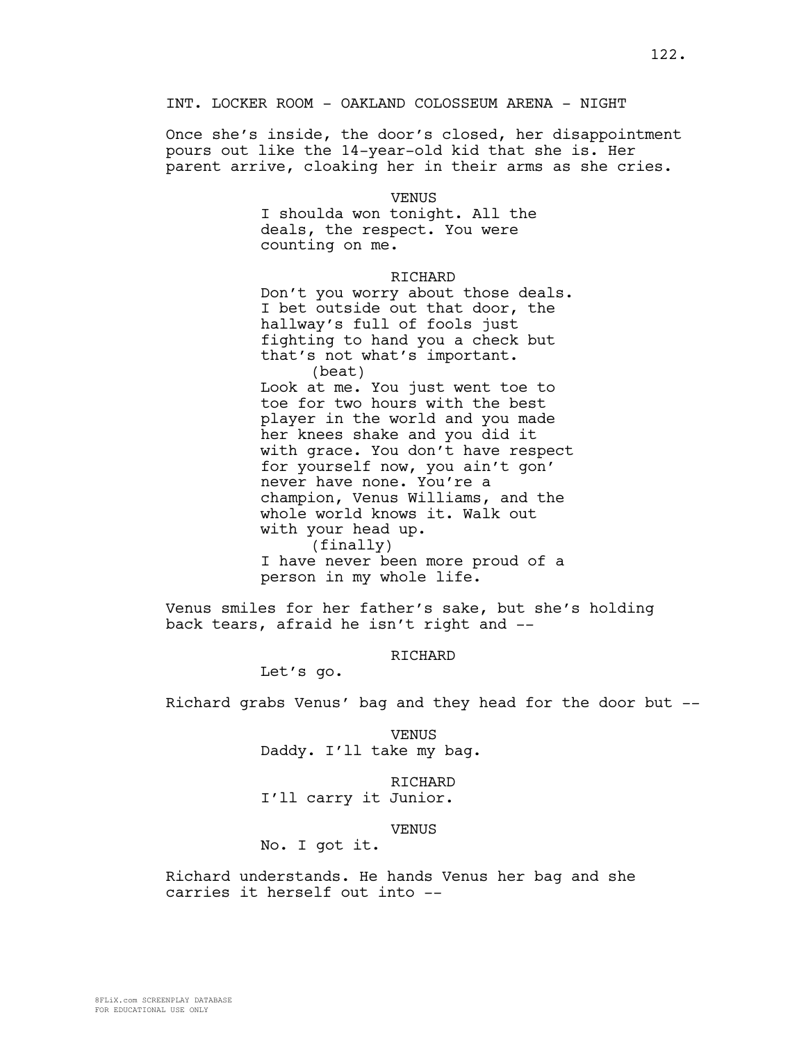INT. LOCKER ROOM - OAKLAND COLOSSEUM ARENA - NIGHT

Once she's inside, the door's closed, her disappointment pours out like the 14-year-old kid that she is. Her parent arrive, cloaking her in their arms as she cries.

VENUS
I shoulda won tonight. All the deals, the respect. You were counting on me.

RICHARD
Don't you worry about those deals. I bet outside out that door, the hallway's full of fools just fighting to hand you a check but that's not what's important.
(beat)
Look at me. You just went toe to toe for two hours with the best player in the world and you made her knees shake and you did it with grace. You don't have respect for yourself now, you ain't gon' never have none. You're a champion, Venus Williams, and the whole world knows it. Walk out with your head up.
(finally)
I have never been more proud of a person in my whole life.

Venus smiles for her father's sake, but she's holding back tears, afraid he isn't right and --

RICHARD
Let's go.

Richard grabs Venus' bag and they head for the door but --

VENUS
Daddy. I'll take my bag.

RICHARD
I'll carry it Junior.

VENUS
No. I got it.

Richard understands. He hands Venus her bag and she carries it herself out into --

8FLiX.com SCREENPLAY DATABASE
FOR EDUCATIONAL USE ONLY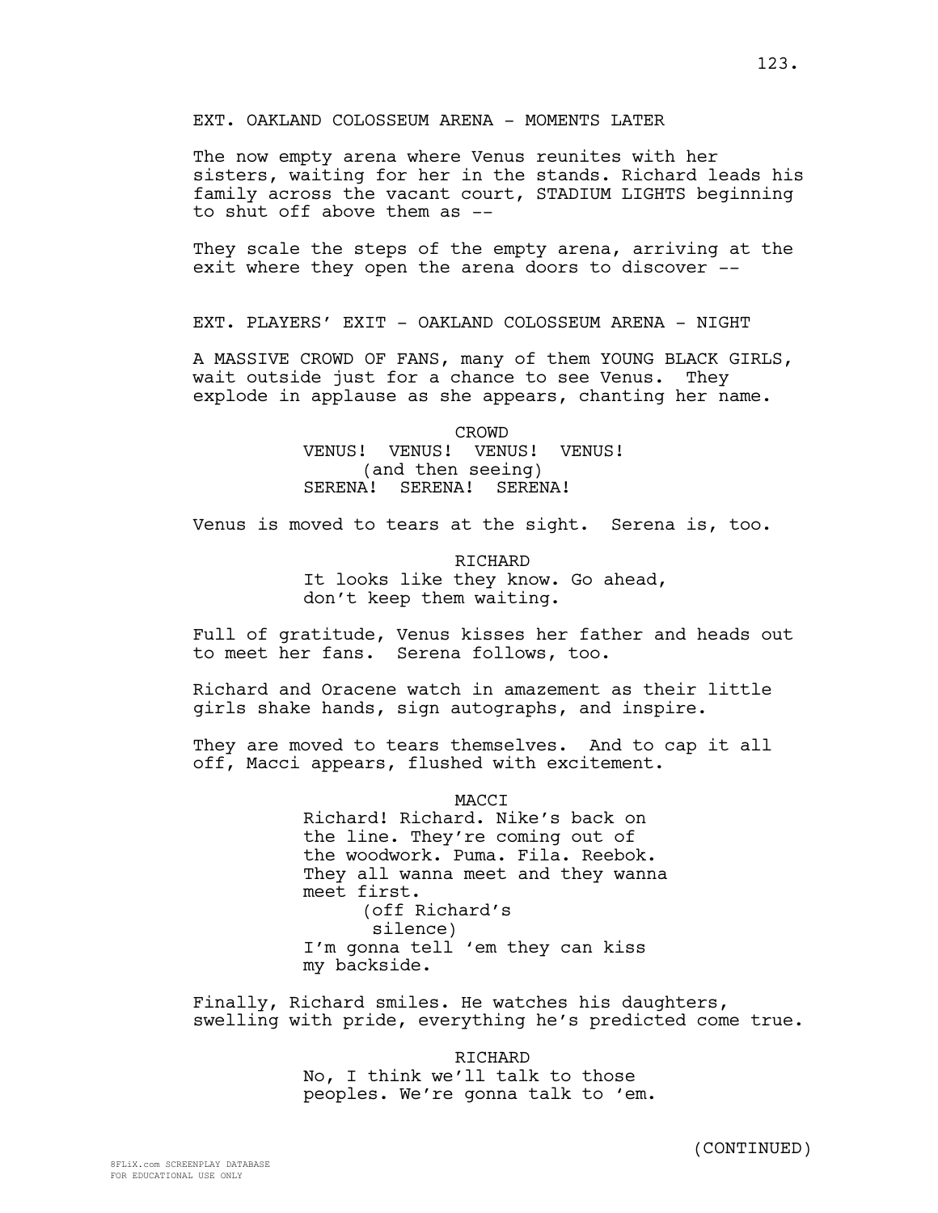EXT. OAKLAND COLOSSEUM ARENA - MOMENTS LATER

The now empty arena where Venus reunites with her sisters, waiting for her in the stands. Richard leads his family across the vacant court, STADIUM LIGHTS beginning to shut off above them as --

They scale the steps of the empty arena, arriving at the exit where they open the arena doors to discover --

EXT. PLAYERS' EXIT - OAKLAND COLOSSEUM ARENA - NIGHT

A MASSIVE CROWD OF FANS, many of them YOUNG BLACK GIRLS, wait outside just for a chance to see Venus. They explode in applause as she appears, chanting her name.

CROWD
VENUS! VENUS! VENUS! VENUS!
(and then seeing)
SERENA! SERENA! SERENA!

Venus is moved to tears at the sight. Serena is, too.

RICHARD
It looks like they know. Go ahead, don't keep them waiting.

Full of gratitude, Venus kisses her father and heads out to meet her fans. Serena follows, too.

Richard and Oracene watch in amazement as their little girls shake hands, sign autographs, and inspire.

They are moved to tears themselves. And to cap it all off, Macci appears, flushed with excitement.

MACCI
Richard! Richard. Nike's back on the line. They're coming out of the woodwork. Puma. Fila. Reebok. They all wanna meet and they wanna meet first.
(off Richard's silence)
I'm gonna tell 'em they can kiss my backside.

Finally, Richard smiles. He watches his daughters, swelling with pride, everything he's predicted come true.

RICHARD
No, I think we'll talk to those peoples. We're gonna talk to 'em.

(CONTINUED)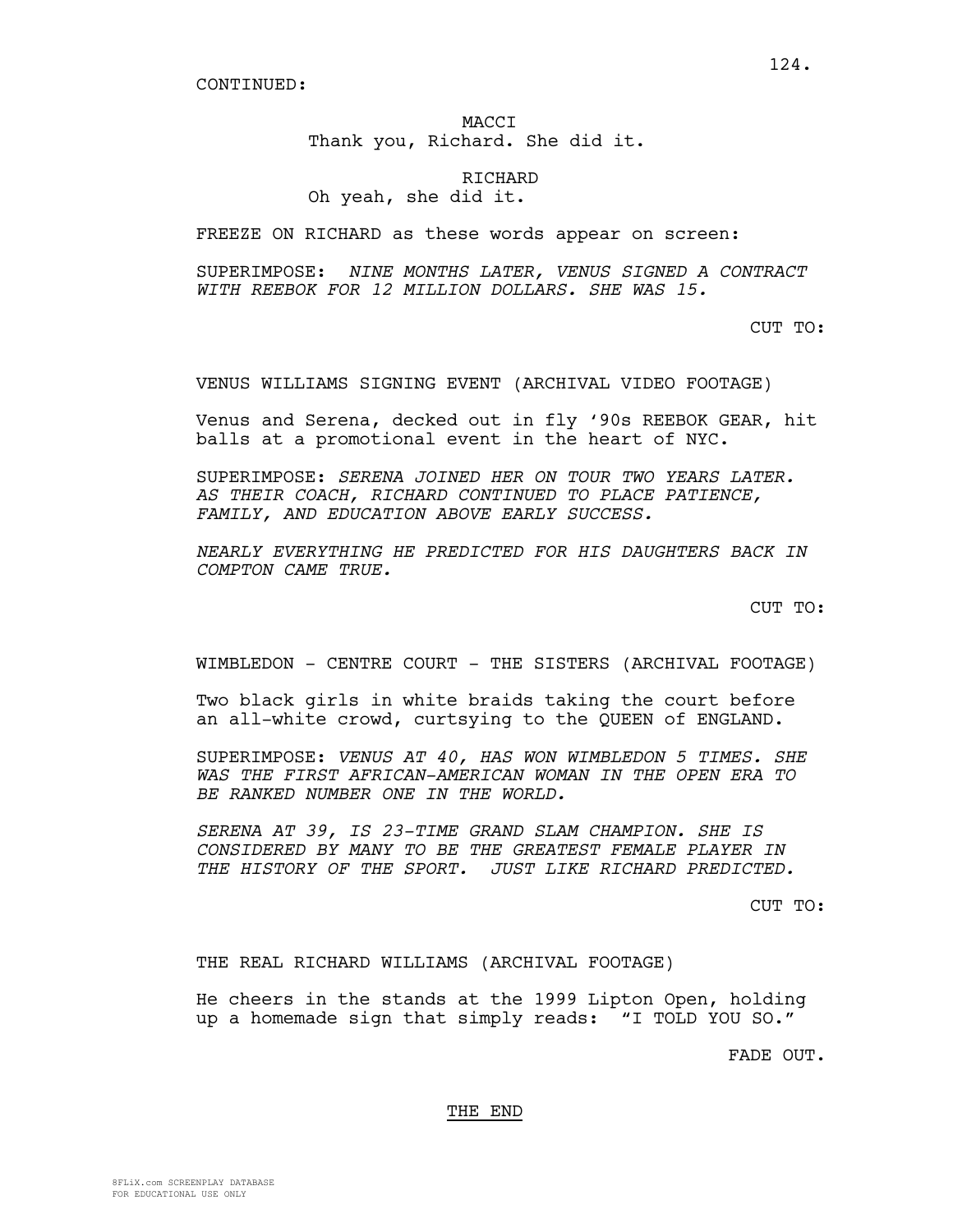CONTINUED:

MACCI
Thank you, Richard. She did it.

RICHARD
Oh yeah, she did it.

FREEZE ON RICHARD as these words appear on screen:

SUPERIMPOSE: *NINE MONTHS LATER, VENUS SIGNED A CONTRACT WITH REEBOK FOR 12 MILLION DOLLARS. SHE WAS 15.*

CUT TO:

VENUS WILLIAMS SIGNING EVENT (ARCHIVAL VIDEO FOOTAGE)

Venus and Serena, decked out in fly '90s REEBOK GEAR, hit balls at a promotional event in the heart of NYC.

SUPERIMPOSE: *SERENA JOINED HER ON TOUR TWO YEARS LATER. AS THEIR COACH, RICHARD CONTINUED TO PLACE PATIENCE, FAMILY, AND EDUCATION ABOVE EARLY SUCCESS.*

*NEARLY EVERYTHING HE PREDICTED FOR HIS DAUGHTERS BACK IN COMPTON CAME TRUE.*

CUT TO:

WIMBLEDON - CENTRE COURT - THE SISTERS (ARCHIVAL FOOTAGE)

Two black girls in white braids taking the court before an all-white crowd, curtsying to the QUEEN of ENGLAND.

SUPERIMPOSE: *VENUS AT 40, HAS WON WIMBLEDON 5 TIMES. SHE WAS THE FIRST AFRICAN-AMERICAN WOMAN IN THE OPEN ERA TO BE RANKED NUMBER ONE IN THE WORLD.*

*SERENA AT 39, IS 23-TIME GRAND SLAM CHAMPION. SHE IS CONSIDERED BY MANY TO BE THE GREATEST FEMALE PLAYER IN THE HISTORY OF THE SPORT. JUST LIKE RICHARD PREDICTED.*

CUT TO:

THE REAL RICHARD WILLIAMS (ARCHIVAL FOOTAGE)

He cheers in the stands at the 1999 Lipton Open, holding up a homemade sign that simply reads: "I TOLD YOU SO."

FADE OUT.

THE END

8FLiX.com SCREENPLAY DATABASE
FOR EDUCATIONAL USE ONLY